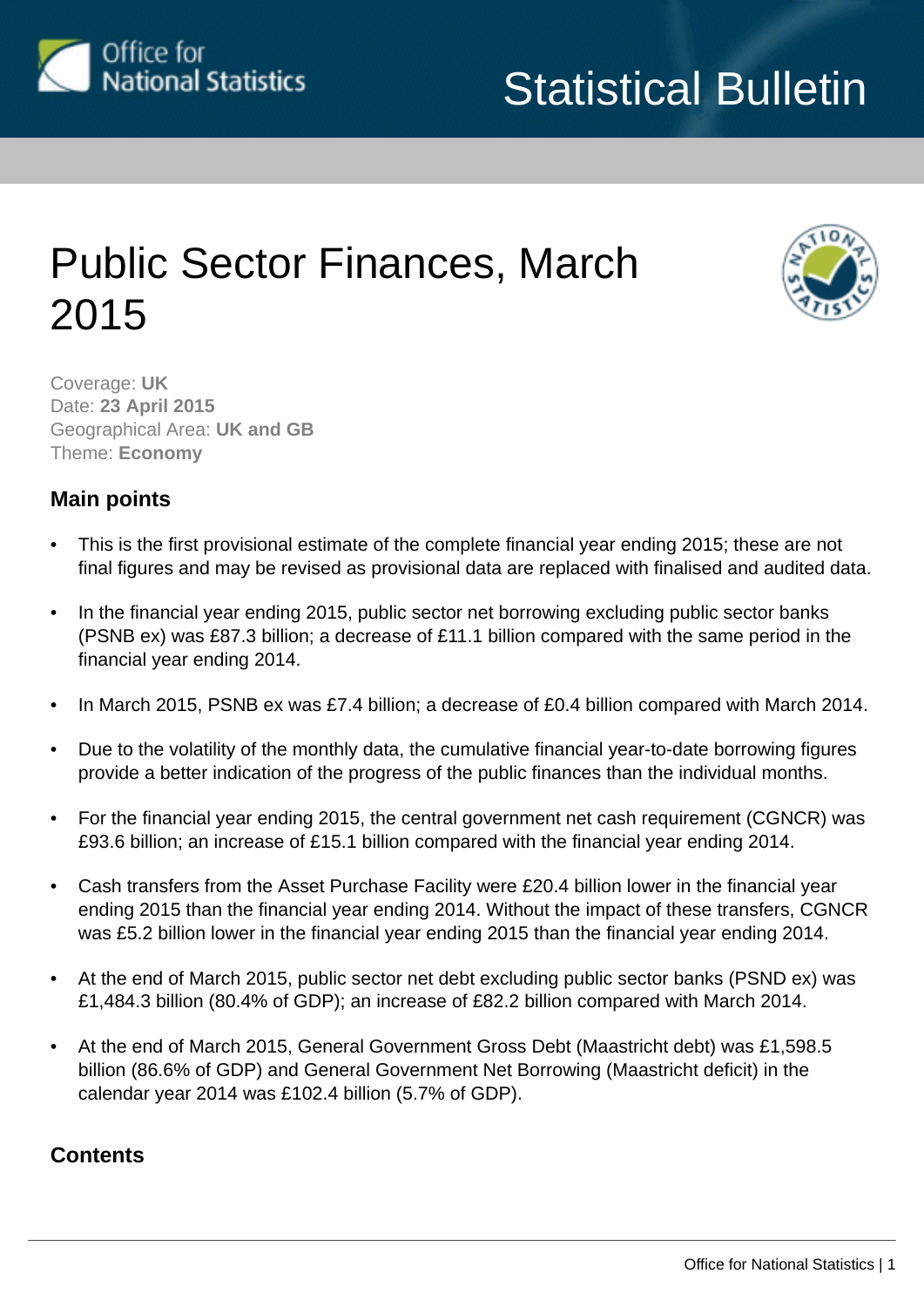# Public Sector Finances, March 2015

Coverage: **UK**
Date: **23 April 2015**
Geographical Area: **UK and GB**
Theme: **Economy**

## Main points

- This is the first provisional estimate of the complete financial year ending 2015; these are not final figures and may be revised as provisional data are replaced with finalised and audited data.
- In the financial year ending 2015, public sector net borrowing excluding public sector banks (PSNB ex) was £87.3 billion; a decrease of £11.1 billion compared with the same period in the financial year ending 2014.
- In March 2015, PSNB ex was £7.4 billion; a decrease of £0.4 billion compared with March 2014.
- Due to the volatility of the monthly data, the cumulative financial year-to-date borrowing figures provide a better indication of the progress of the public finances than the individual months.
- For the financial year ending 2015, the central government net cash requirement (CGNCR) was £93.6 billion; an increase of £15.1 billion compared with the financial year ending 2014.
- Cash transfers from the Asset Purchase Facility were £20.4 billion lower in the financial year ending 2015 than the financial year ending 2014. Without the impact of these transfers, CGNCR was £5.2 billion lower in the financial year ending 2015 than the financial year ending 2014.
- At the end of March 2015, public sector net debt excluding public sector banks (PSND ex) was £1,484.3 billion (80.4% of GDP); an increase of £82.2 billion compared with March 2014.
- At the end of March 2015, General Government Gross Debt (Maastricht debt) was £1,598.5 billion (86.6% of GDP) and General Government Net Borrowing (Maastricht deficit) in the calendar year 2014 was £102.4 billion (5.7% of GDP).

## Contents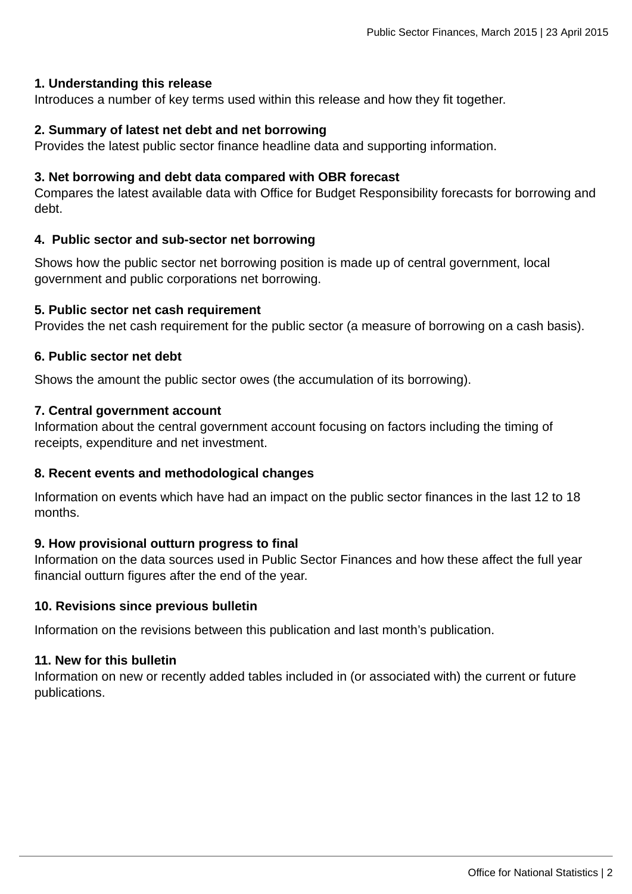**1. Understanding this release**
Introduces a number of key terms used within this release and how they fit together.

**2. Summary of latest net debt and net borrowing**
Provides the latest public sector finance headline data and supporting information.

**3. Net borrowing and debt data compared with OBR forecast**
Compares the latest available data with Office for Budget Responsibility forecasts for borrowing and debt.

**4. Public sector and sub-sector net borrowing**

Shows how the public sector net borrowing position is made up of central government, local government and public corporations net borrowing.

**5. Public sector net cash requirement**
Provides the net cash requirement for the public sector (a measure of borrowing on a cash basis).

**6. Public sector net debt**

Shows the amount the public sector owes (the accumulation of its borrowing).

**7. Central government account**
Information about the central government account focusing on factors including the timing of receipts, expenditure and net investment.

**8. Recent events and methodological changes**

Information on events which have had an impact on the public sector finances in the last 12 to 18 months.

**9. How provisional outturn progress to final**
Information on the data sources used in Public Sector Finances and how these affect the full year financial outturn figures after the end of the year.

**10. Revisions since previous bulletin**

Information on the revisions between this publication and last month's publication.

**11. New for this bulletin**
Information on new or recently added tables included in (or associated with) the current or future publications.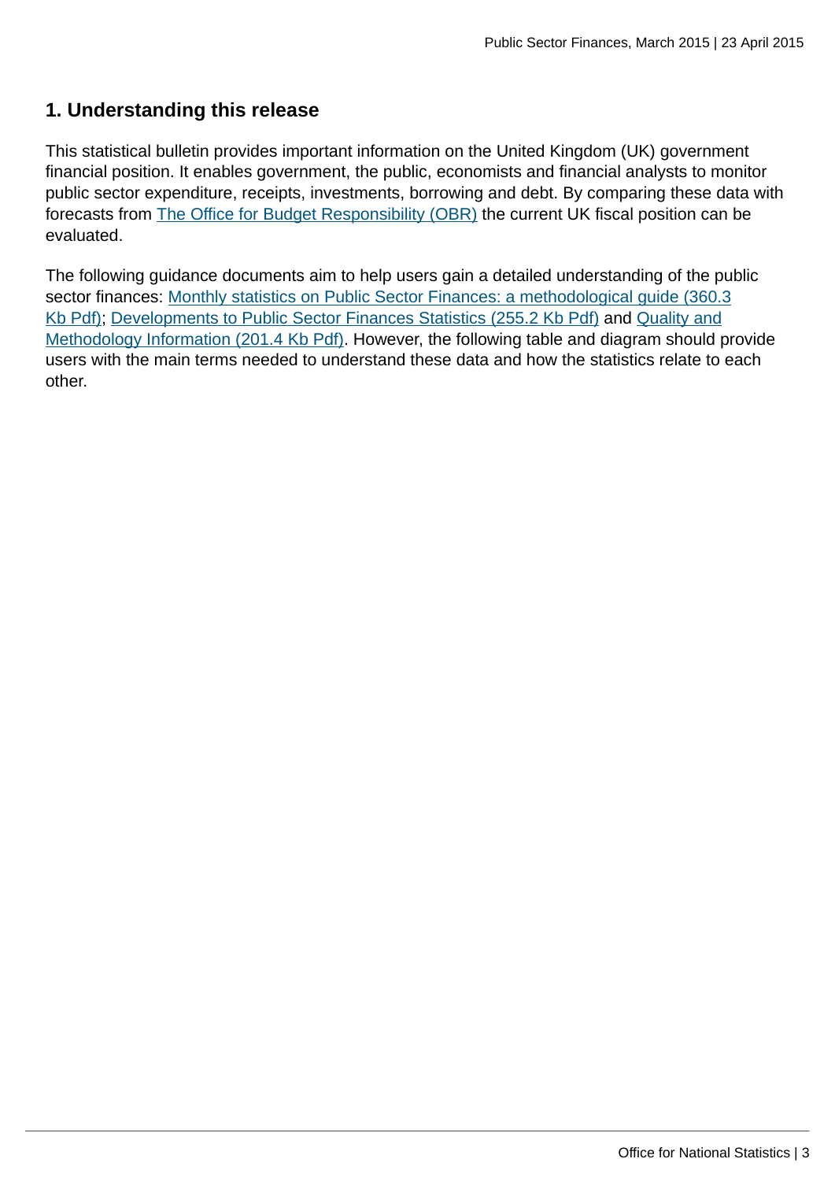## 1. Understanding this release

This statistical bulletin provides important information on the United Kingdom (UK) government financial position. It enables government, the public, economists and financial analysts to monitor public sector expenditure, receipts, investments, borrowing and debt. By comparing these data with forecasts from The Office for Budget Responsibility (OBR) the current UK fiscal position can be evaluated.

The following guidance documents aim to help users gain a detailed understanding of the public sector finances: Monthly statistics on Public Sector Finances: a methodological guide (360.3 Kb Pdf); Developments to Public Sector Finances Statistics (255.2 Kb Pdf) and Quality and Methodology Information (201.4 Kb Pdf). However, the following table and diagram should provide users with the main terms needed to understand these data and how the statistics relate to each other.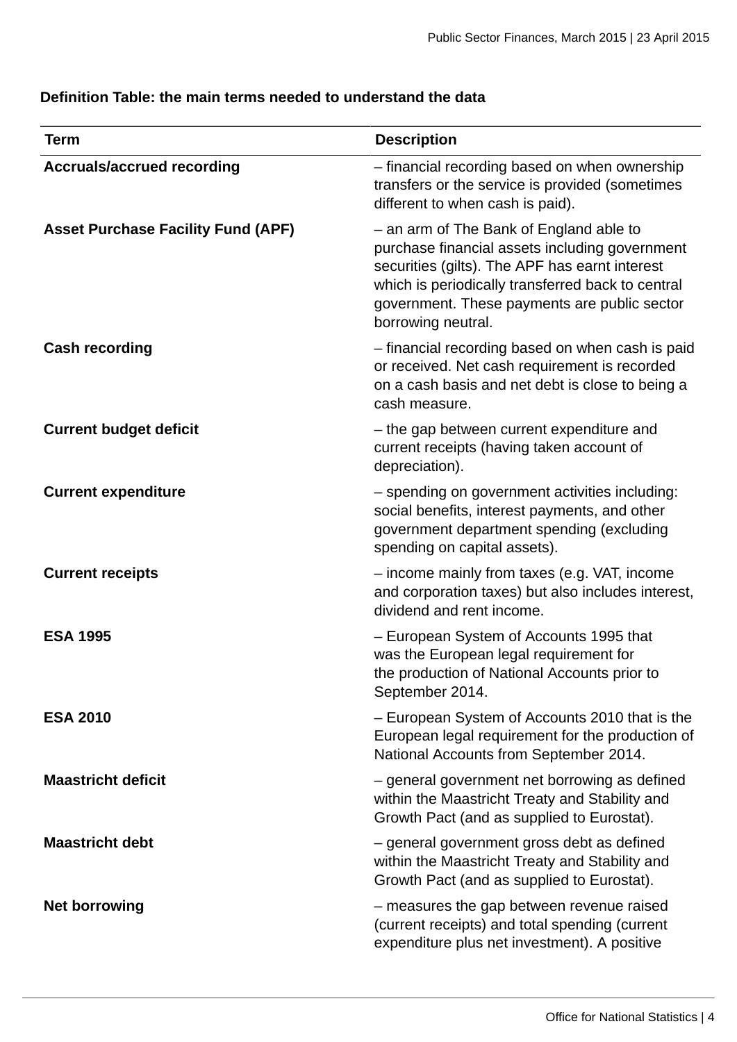**Definition Table: the main terms needed to understand the data**

| Term | Description |
|---|---|
| **Accruals/accrued recording** | – financial recording based on when ownership transfers or the service is provided (sometimes different to when cash is paid). |
| **Asset Purchase Facility Fund (APF)** | – an arm of The Bank of England able to purchase financial assets including government securities (gilts). The APF has earnt interest which is periodically transferred back to central government. These payments are public sector borrowing neutral. |
| **Cash recording** | – financial recording based on when cash is paid or received. Net cash requirement is recorded on a cash basis and net debt is close to being a cash measure. |
| **Current budget deficit** | – the gap between current expenditure and current receipts (having taken account of depreciation). |
| **Current expenditure** | – spending on government activities including: social benefits, interest payments, and other government department spending (excluding spending on capital assets). |
| **Current receipts** | – income mainly from taxes (e.g. VAT, income and corporation taxes) but also includes interest, dividend and rent income. |
| **ESA 1995** | – European System of Accounts 1995 that was the European legal requirement for the production of National Accounts prior to September 2014. |
| **ESA 2010** | – European System of Accounts 2010 that is the European legal requirement for the production of National Accounts from September 2014. |
| **Maastricht deficit** | – general government net borrowing as defined within the Maastricht Treaty and Stability and Growth Pact (and as supplied to Eurostat). |
| **Maastricht debt** | – general government gross debt as defined within the Maastricht Treaty and Stability and Growth Pact (and as supplied to Eurostat). |
| **Net borrowing** | – measures the gap between revenue raised (current receipts) and total spending (current expenditure plus net investment). A positive |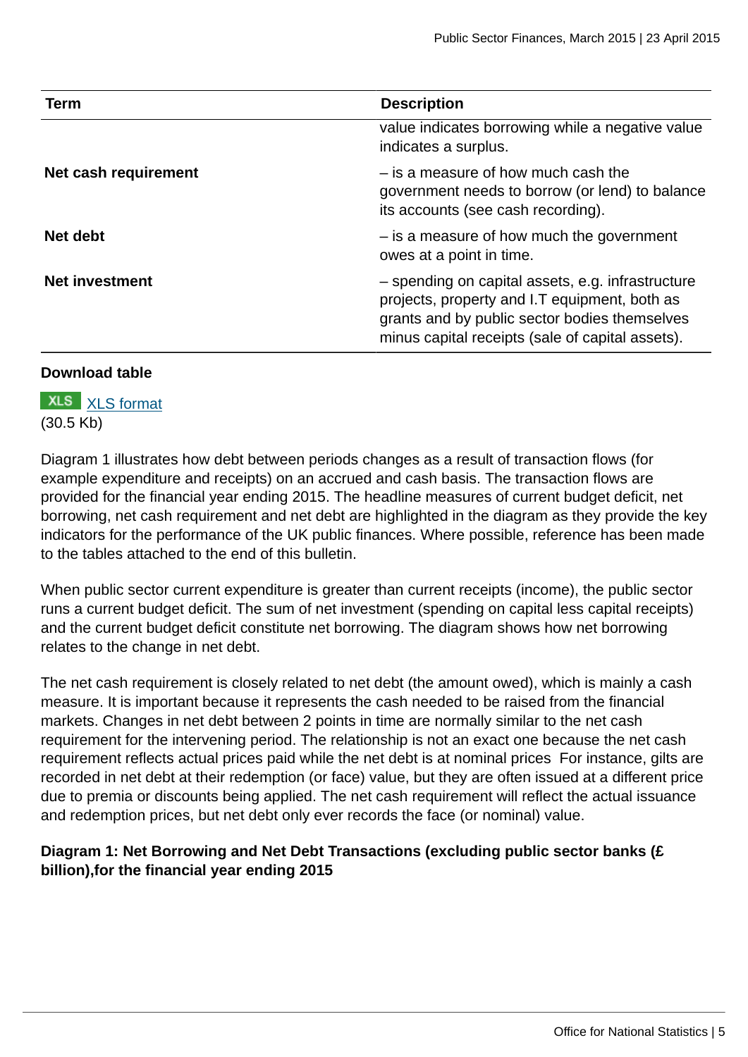| Term | Description |
|---|---|
| | value indicates borrowing while a negative value indicates a surplus. |
| **Net cash requirement** | – is a measure of how much cash the government needs to borrow (or lend) to balance its accounts (see cash recording). |
| **Net debt** | – is a measure of how much the government owes at a point in time. |
| **Net investment** | – spending on capital assets, e.g. infrastructure projects, property and I.T equipment, both as grants and by public sector bodies themselves minus capital receipts (sale of capital assets). |

**Download table**

XLS [XLS format](#)
(30.5 Kb)

Diagram 1 illustrates how debt between periods changes as a result of transaction flows (for example expenditure and receipts) on an accrued and cash basis. The transaction flows are provided for the financial year ending 2015. The headline measures of current budget deficit, net borrowing, net cash requirement and net debt are highlighted in the diagram as they provide the key indicators for the performance of the UK public finances. Where possible, reference has been made to the tables attached to the end of this bulletin.

When public sector current expenditure is greater than current receipts (income), the public sector runs a current budget deficit. The sum of net investment (spending on capital less capital receipts) and the current budget deficit constitute net borrowing. The diagram shows how net borrowing relates to the change in net debt.

The net cash requirement is closely related to net debt (the amount owed), which is mainly a cash measure. It is important because it represents the cash needed to be raised from the financial markets. Changes in net debt between 2 points in time are normally similar to the net cash requirement for the intervening period. The relationship is not an exact one because the net cash requirement reflects actual prices paid while the net debt is at nominal prices For instance, gilts are recorded in net debt at their redemption (or face) value, but they are often issued at a different price due to premia or discounts being applied. The net cash requirement will reflect the actual issuance and redemption prices, but net debt only ever records the face (or nominal) value.

**Diagram 1: Net Borrowing and Net Debt Transactions (excluding public sector banks (£ billion),for the financial year ending 2015**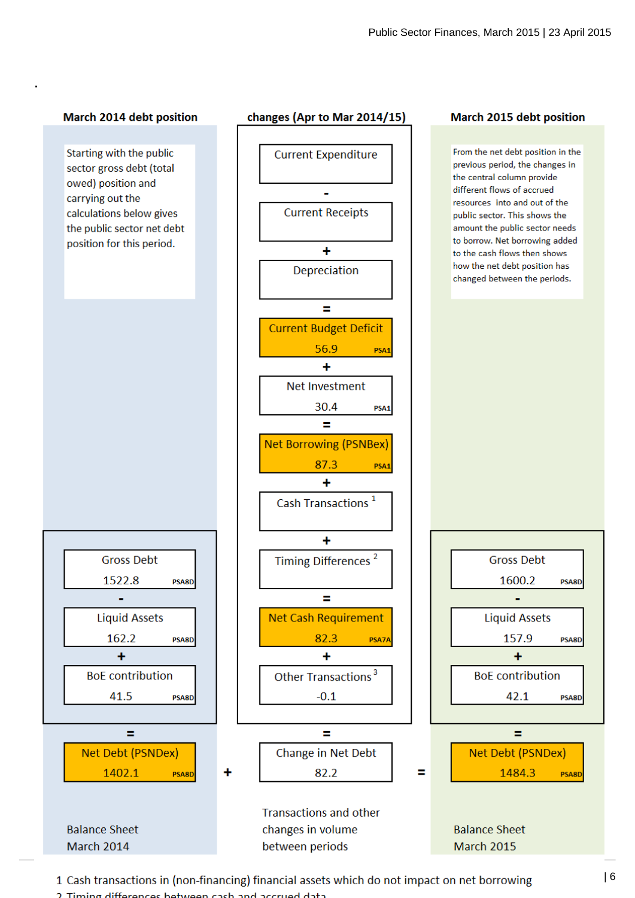| March 2014 debt position | changes (Apr to Mar 2014/15) | March 2015 debt position |
|---|---|---|
| Starting with the public sector gross debt (total owed) position and carrying out the calculations below gives the public sector net debt position for this period. | Current Expenditure | From the net debt position in the previous period, the changes in the central column provide different flows of accrued resources into and out of the public sector. This shows the amount the public sector needs to borrow. Net borrowing added to the cash flows then shows how the net debt position has changed between the periods. |
| | - | |
| | Current Receipts | |
| | + | |
| | Depreciation | |
| | = | |
| | Current Budget Deficit 56.9 (PSA1) | |
| | + | |
| | Net Investment 30.4 (PSA1) | |
| | = | |
| | Net Borrowing (PSNBex) 87.3 (PSA1) | |
| | + | |
| | Cash Transactions [1] | |
| | + | |
| Gross Debt 1522.8 (PSA8D) | Timing Differences [2] | Gross Debt 1600.2 (PSA8D) |
| - | = | - |
| Liquid Assets 162.2 (PSA8D) | Net Cash Requirement 82.3 (PSA7A) | Liquid Assets 157.9 (PSA8D) |
| + | + | + |
| BoE contribution 41.5 (PSA8D) | Other Transactions [3] -0.1 | BoE contribution 42.1 (PSA8D) |
| = | = | = |
| Net Debt (PSNDex) 1402.1 (PSA8D) **+** | Change in Net Debt 82.2 **=** | Net Debt (PSNDex) 1484.3 (PSA8D) |
| Balance Sheet March 2014 | Transactions and other changes in volume between periods | Balance Sheet March 2015 |

1 Cash transactions in (non-financing) financial assets which do not impact on net borrowing

2 Timing differences between cash and accrued data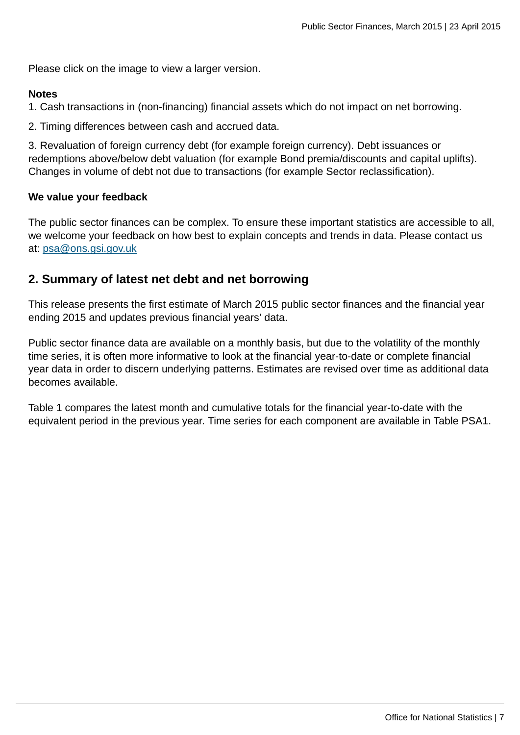Please click on the image to view a larger version.

**Notes**

1. Cash transactions in (non-financing) financial assets which do not impact on net borrowing.

2. Timing differences between cash and accrued data.

3. Revaluation of foreign currency debt (for example foreign currency). Debt issuances or redemptions above/below debt valuation (for example Bond premia/discounts and capital uplifts). Changes in volume of debt not due to transactions (for example Sector reclassification).

**We value your feedback**

The public sector finances can be complex. To ensure these important statistics are accessible to all, we welcome your feedback on how best to explain concepts and trends in data. Please contact us at: psa@ons.gsi.gov.uk

## 2. Summary of latest net debt and net borrowing

This release presents the first estimate of March 2015 public sector finances and the financial year ending 2015 and updates previous financial years' data.

Public sector finance data are available on a monthly basis, but due to the volatility of the monthly time series, it is often more informative to look at the financial year-to-date or complete financial year data in order to discern underlying patterns. Estimates are revised over time as additional data becomes available.

Table 1 compares the latest month and cumulative totals for the financial year-to-date with the equivalent period in the previous year. Time series for each component are available in Table PSA1.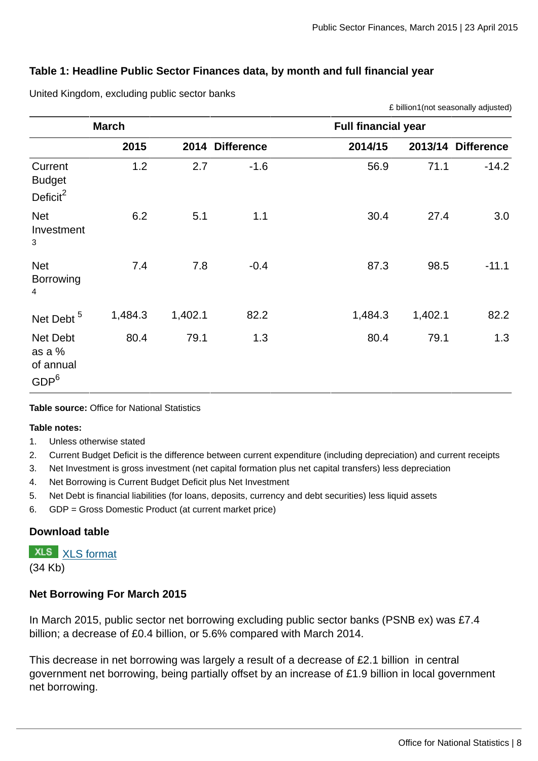### Table 1: Headline Public Sector Finances data, by month and full financial year

United Kingdom, excluding public sector banks

£ billion[1] (not seasonally adjusted)

| | March | | | Full financial year | | |
|---|---|---|---|---|---|---|
| | 2015 | 2014 | Difference | 2014/15 | 2013/14 | Difference |
| Current Budget Deficit[2] | 1.2 | 2.7 | -1.6 | 56.9 | 71.1 | -14.2 |
| Net Investment[3] | 6.2 | 5.1 | 1.1 | 30.4 | 27.4 | 3.0 |
| Net Borrowing[4] | 7.4 | 7.8 | -0.4 | 87.3 | 98.5 | -11.1 |
| Net Debt[5] | 1,484.3 | 1,402.1 | 82.2 | 1,484.3 | 1,402.1 | 82.2 |
| Net Debt as a % of annual GDP[6] | 80.4 | 79.1 | 1.3 | 80.4 | 79.1 | 1.3 |

**Table source:** Office for National Statistics

**Table notes:**

1. Unless otherwise stated
2. Current Budget Deficit is the difference between current expenditure (including depreciation) and current receipts
3. Net Investment is gross investment (net capital formation plus net capital transfers) less depreciation
4. Net Borrowing is Current Budget Deficit plus Net Investment
5. Net Debt is financial liabilities (for loans, deposits, currency and debt securities) less liquid assets
6. GDP = Gross Domestic Product (at current market price)

### Download table

XLS [XLS format](#)
(34 Kb)

### Net Borrowing For March 2015

In March 2015, public sector net borrowing excluding public sector banks (PSNB ex) was £7.4 billion; a decrease of £0.4 billion, or 5.6% compared with March 2014.

This decrease in net borrowing was largely a result of a decrease of £2.1 billion in central government net borrowing, being partially offset by an increase of £1.9 billion in local government net borrowing.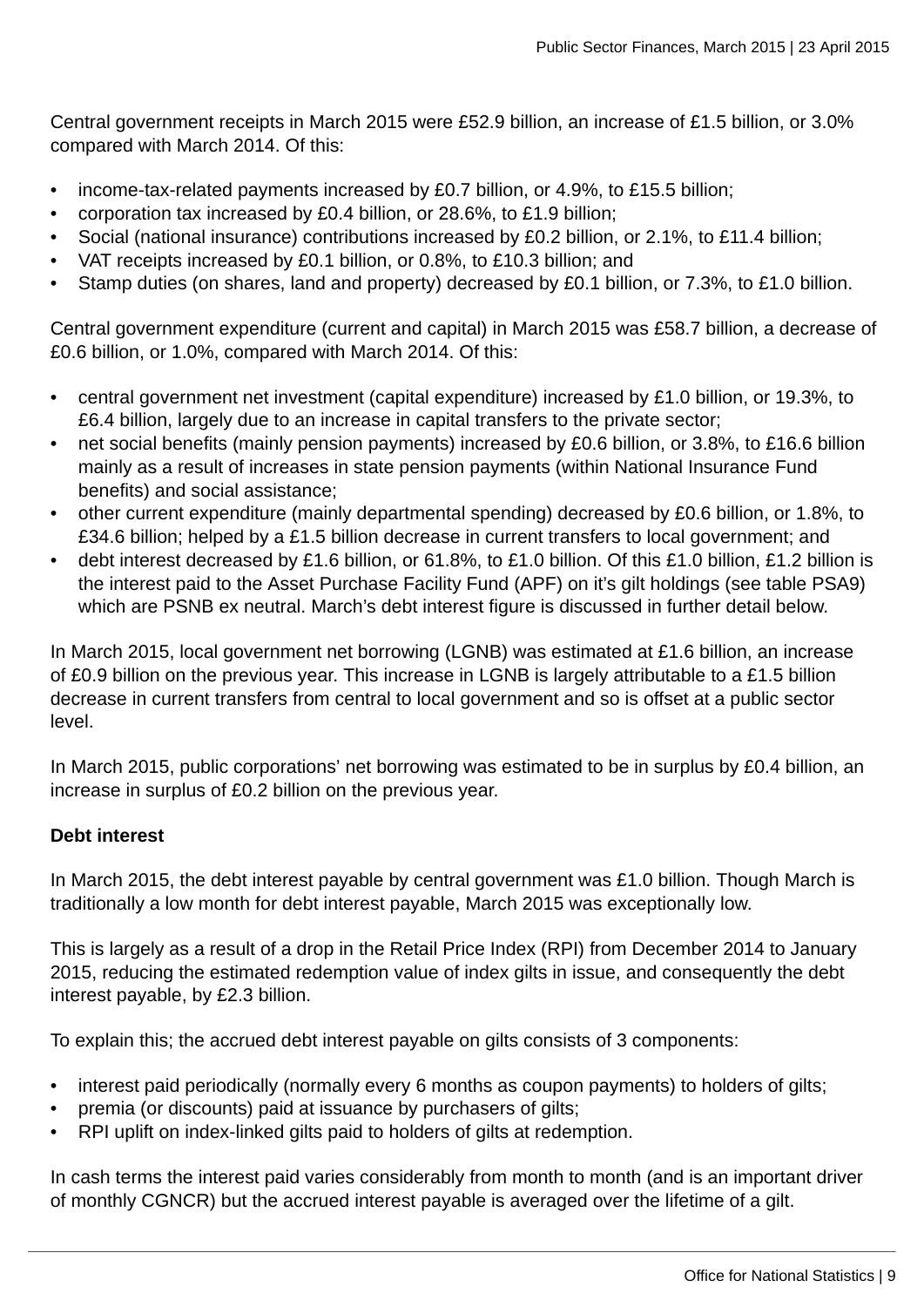Central government receipts in March 2015 were £52.9 billion, an increase of £1.5 billion, or 3.0% compared with March 2014. Of this:

- income-tax-related payments increased by £0.7 billion, or 4.9%, to £15.5 billion;
- corporation tax increased by £0.4 billion, or 28.6%, to £1.9 billion;
- Social (national insurance) contributions increased by £0.2 billion, or 2.1%, to £11.4 billion;
- VAT receipts increased by £0.1 billion, or 0.8%, to £10.3 billion; and
- Stamp duties (on shares, land and property) decreased by £0.1 billion, or 7.3%, to £1.0 billion.

Central government expenditure (current and capital) in March 2015 was £58.7 billion, a decrease of £0.6 billion, or 1.0%, compared with March 2014. Of this:

- central government net investment (capital expenditure) increased by £1.0 billion, or 19.3%, to £6.4 billion, largely due to an increase in capital transfers to the private sector;
- net social benefits (mainly pension payments) increased by £0.6 billion, or 3.8%, to £16.6 billion mainly as a result of increases in state pension payments (within National Insurance Fund benefits) and social assistance;
- other current expenditure (mainly departmental spending) decreased by £0.6 billion, or 1.8%, to £34.6 billion; helped by a £1.5 billion decrease in current transfers to local government; and
- debt interest decreased by £1.6 billion, or 61.8%, to £1.0 billion. Of this £1.0 billion, £1.2 billion is the interest paid to the Asset Purchase Facility Fund (APF) on it's gilt holdings (see table PSA9) which are PSNB ex neutral. March's debt interest figure is discussed in further detail below.

In March 2015, local government net borrowing (LGNB) was estimated at £1.6 billion, an increase of £0.9 billion on the previous year. This increase in LGNB is largely attributable to a £1.5 billion decrease in current transfers from central to local government and so is offset at a public sector level.

In March 2015, public corporations' net borrowing was estimated to be in surplus by £0.4 billion, an increase in surplus of £0.2 billion on the previous year.

**Debt interest**

In March 2015, the debt interest payable by central government was £1.0 billion. Though March is traditionally a low month for debt interest payable, March 2015 was exceptionally low.

This is largely as a result of a drop in the Retail Price Index (RPI) from December 2014 to January 2015, reducing the estimated redemption value of index gilts in issue, and consequently the debt interest payable, by £2.3 billion.

To explain this; the accrued debt interest payable on gilts consists of 3 components:

- interest paid periodically (normally every 6 months as coupon payments) to holders of gilts;
- premia (or discounts) paid at issuance by purchasers of gilts;
- RPI uplift on index-linked gilts paid to holders of gilts at redemption.

In cash terms the interest paid varies considerably from month to month (and is an important driver of monthly CGNCR) but the accrued interest payable is averaged over the lifetime of a gilt.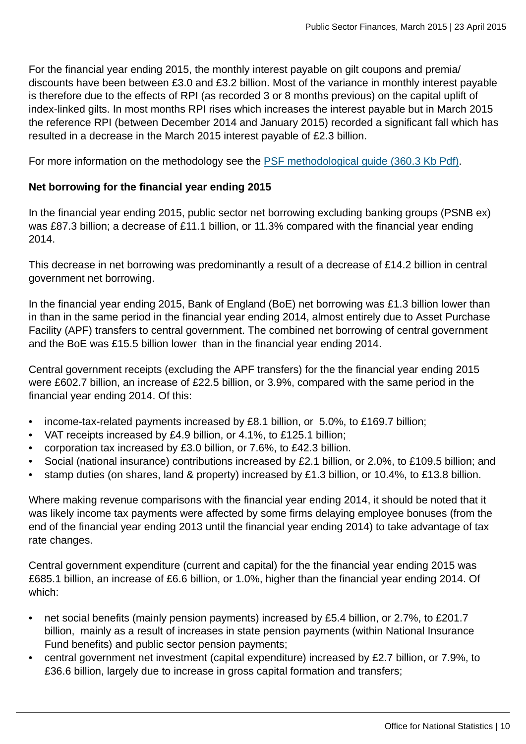For the financial year ending 2015, the monthly interest payable on gilt coupons and premia/ discounts have been between £3.0 and £3.2 billion. Most of the variance in monthly interest payable is therefore due to the effects of RPI (as recorded 3 or 8 months previous) on the capital uplift of index-linked gilts. In most months RPI rises which increases the interest payable but in March 2015 the reference RPI (between December 2014 and January 2015) recorded a significant fall which has resulted in a decrease in the March 2015 interest payable of £2.3 billion.

For more information on the methodology see the PSF methodological guide (360.3 Kb Pdf).

**Net borrowing for the financial year ending 2015**

In the financial year ending 2015, public sector net borrowing excluding banking groups (PSNB ex) was £87.3 billion; a decrease of £11.1 billion, or 11.3% compared with the financial year ending 2014.

This decrease in net borrowing was predominantly a result of a decrease of £14.2 billion in central government net borrowing.

In the financial year ending 2015, Bank of England (BoE) net borrowing was £1.3 billion lower than in than in the same period in the financial year ending 2014, almost entirely due to Asset Purchase Facility (APF) transfers to central government. The combined net borrowing of central government and the BoE was £15.5 billion lower than in the financial year ending 2014.

Central government receipts (excluding the APF transfers) for the the financial year ending 2015 were £602.7 billion, an increase of £22.5 billion, or 3.9%, compared with the same period in the financial year ending 2014. Of this:

- income-tax-related payments increased by £8.1 billion, or 5.0%, to £169.7 billion;
- VAT receipts increased by £4.9 billion, or 4.1%, to £125.1 billion;
- corporation tax increased by £3.0 billion, or 7.6%, to £42.3 billion.
- Social (national insurance) contributions increased by £2.1 billion, or 2.0%, to £109.5 billion; and
- stamp duties (on shares, land & property) increased by £1.3 billion, or 10.4%, to £13.8 billion.

Where making revenue comparisons with the financial year ending 2014, it should be noted that it was likely income tax payments were affected by some firms delaying employee bonuses (from the end of the financial year ending 2013 until the financial year ending 2014) to take advantage of tax rate changes.

Central government expenditure (current and capital) for the the financial year ending 2015 was £685.1 billion, an increase of £6.6 billion, or 1.0%, higher than the financial year ending 2014. Of which:

- net social benefits (mainly pension payments) increased by £5.4 billion, or 2.7%, to £201.7 billion, mainly as a result of increases in state pension payments (within National Insurance Fund benefits) and public sector pension payments;
- central government net investment (capital expenditure) increased by £2.7 billion, or 7.9%, to £36.6 billion, largely due to increase in gross capital formation and transfers;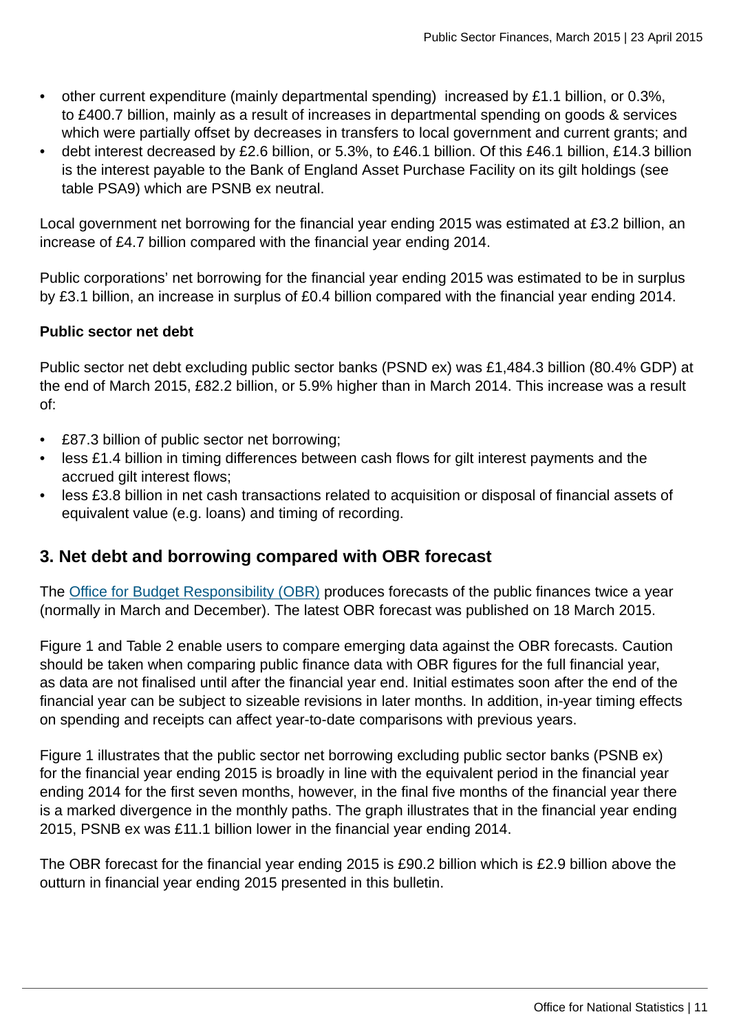- other current expenditure (mainly departmental spending) increased by £1.1 billion, or 0.3%, to £400.7 billion, mainly as a result of increases in departmental spending on goods & services which were partially offset by decreases in transfers to local government and current grants; and
- debt interest decreased by £2.6 billion, or 5.3%, to £46.1 billion. Of this £46.1 billion, £14.3 billion is the interest payable to the Bank of England Asset Purchase Facility on its gilt holdings (see table PSA9) which are PSNB ex neutral.

Local government net borrowing for the financial year ending 2015 was estimated at £3.2 billion, an increase of £4.7 billion compared with the financial year ending 2014.

Public corporations' net borrowing for the financial year ending 2015 was estimated to be in surplus by £3.1 billion, an increase in surplus of £0.4 billion compared with the financial year ending 2014.

**Public sector net debt**

Public sector net debt excluding public sector banks (PSND ex) was £1,484.3 billion (80.4% GDP) at the end of March 2015, £82.2 billion, or 5.9% higher than in March 2014. This increase was a result of:

- £87.3 billion of public sector net borrowing;
- less £1.4 billion in timing differences between cash flows for gilt interest payments and the accrued gilt interest flows;
- less £3.8 billion in net cash transactions related to acquisition or disposal of financial assets of equivalent value (e.g. loans) and timing of recording.

## 3. Net debt and borrowing compared with OBR forecast

The Office for Budget Responsibility (OBR) produces forecasts of the public finances twice a year (normally in March and December). The latest OBR forecast was published on 18 March 2015.

Figure 1 and Table 2 enable users to compare emerging data against the OBR forecasts. Caution should be taken when comparing public finance data with OBR figures for the full financial year, as data are not finalised until after the financial year end. Initial estimates soon after the end of the financial year can be subject to sizeable revisions in later months. In addition, in-year timing effects on spending and receipts can affect year-to-date comparisons with previous years.

Figure 1 illustrates that the public sector net borrowing excluding public sector banks (PSNB ex) for the financial year ending 2015 is broadly in line with the equivalent period in the financial year ending 2014 for the first seven months, however, in the final five months of the financial year there is a marked divergence in the monthly paths. The graph illustrates that in the financial year ending 2015, PSNB ex was £11.1 billion lower in the financial year ending 2014.

The OBR forecast for the financial year ending 2015 is £90.2 billion which is £2.9 billion above the outturn in financial year ending 2015 presented in this bulletin.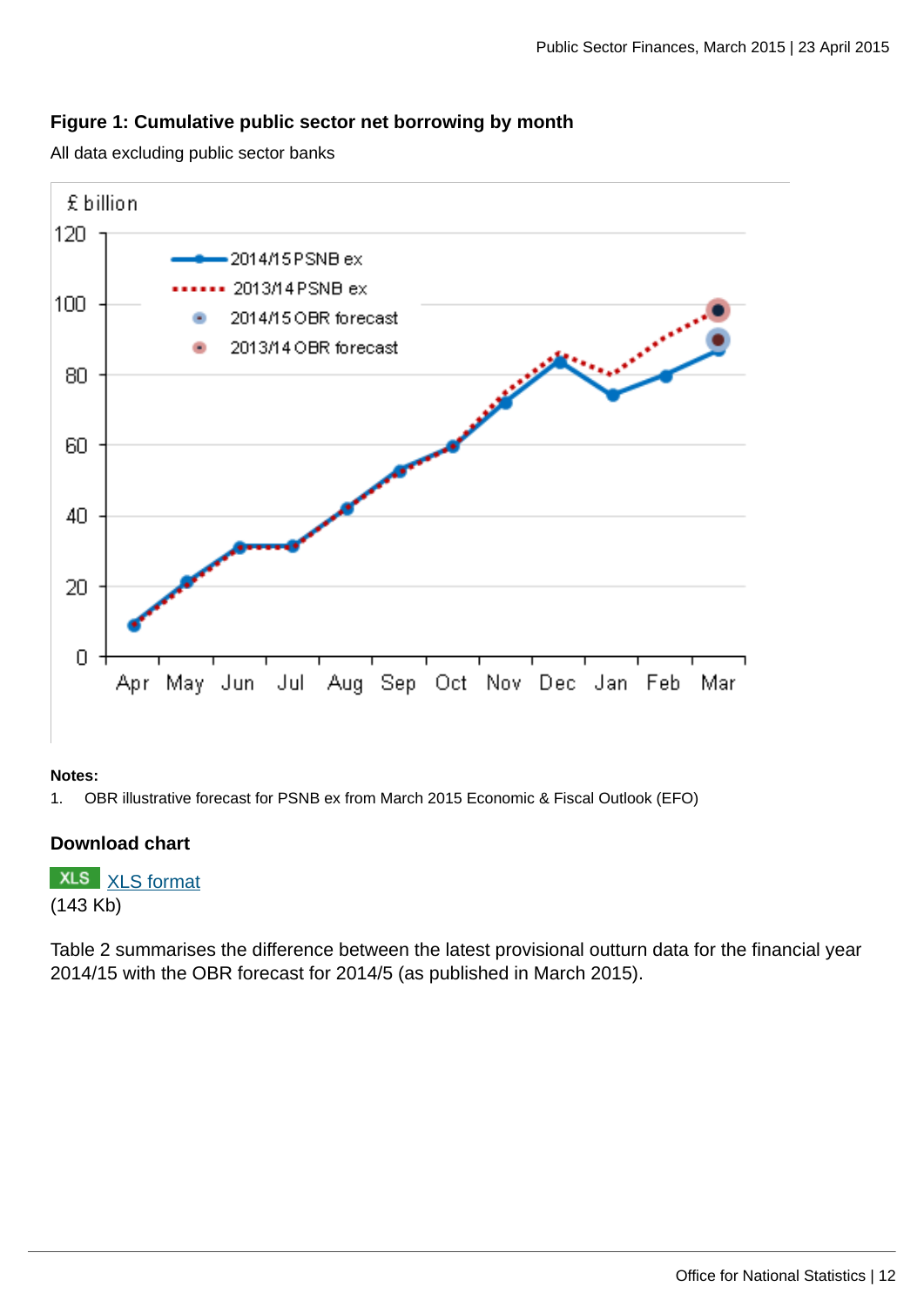### Figure 1: Cumulative public sector net borrowing by month

All data excluding public sector banks

**Notes:**

1. OBR illustrative forecast for PSNB ex from March 2015 Economic & Fiscal Outlook (EFO)

### Download chart

XLS [XLS format](#)
(143 Kb)

Table 2 summarises the difference between the latest provisional outturn data for the financial year 2014/15 with the OBR forecast for 2014/5 (as published in March 2015).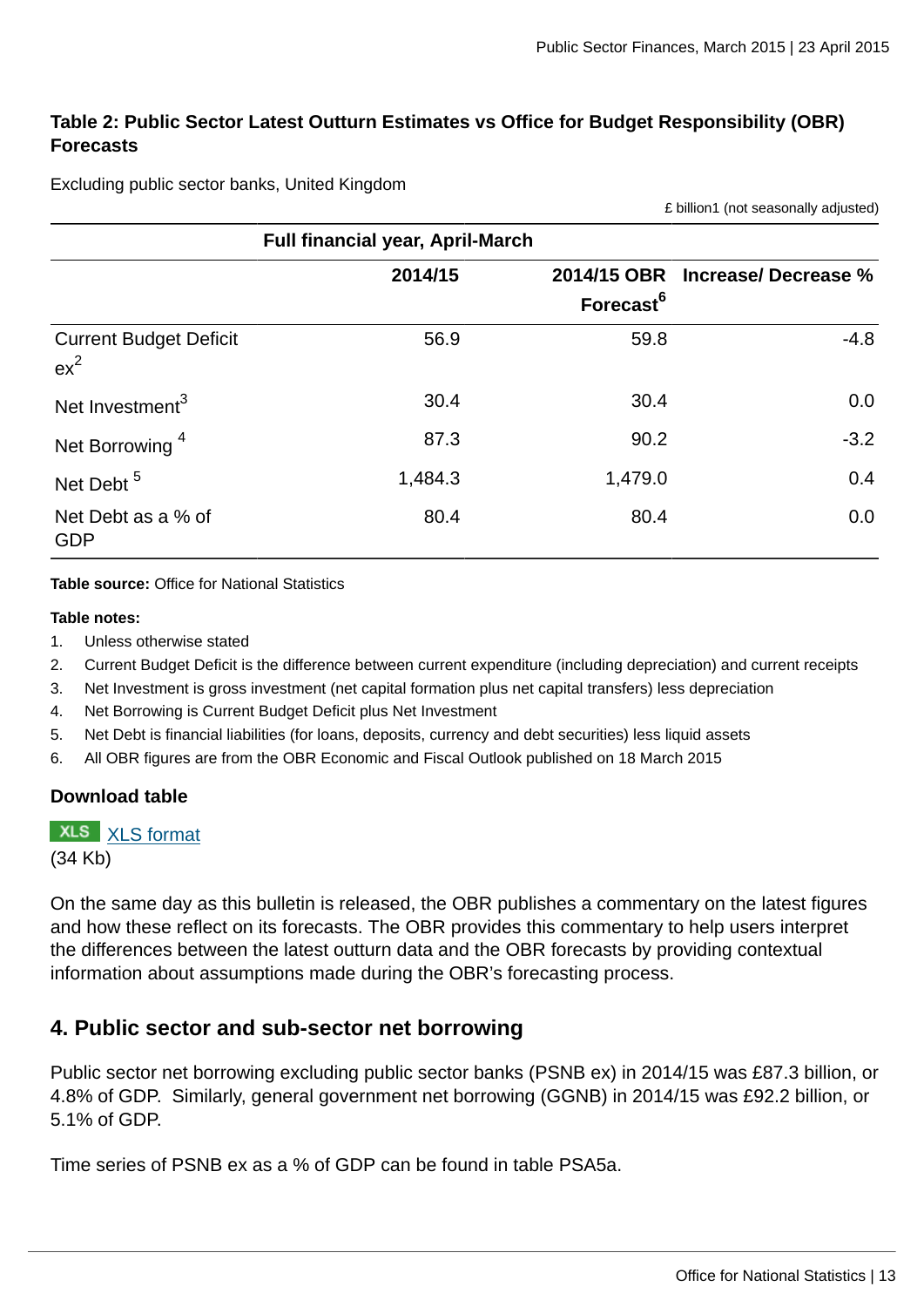### Table 2: Public Sector Latest Outturn Estimates vs Office for Budget Responsibility (OBR) Forecasts

Excluding public sector banks, United Kingdom

£ billion1 (not seasonally adjusted)

| | Full financial year, April-March | | |
|---|---|---|---|
| | 2014/15 | 2014/15 OBR Forecast[6] | Increase/ Decrease % |
| Current Budget Deficit ex[2] | 56.9 | 59.8 | -4.8 |
| Net Investment[3] | 30.4 | 30.4 | 0.0 |
| Net Borrowing [4] | 87.3 | 90.2 | -3.2 |
| Net Debt [5] | 1,484.3 | 1,479.0 | 0.4 |
| Net Debt as a % of GDP | 80.4 | 80.4 | 0.0 |

**Table source:** Office for National Statistics

**Table notes:**

1. Unless otherwise stated
2. Current Budget Deficit is the difference between current expenditure (including depreciation) and current receipts
3. Net Investment is gross investment (net capital formation plus net capital transfers) less depreciation
4. Net Borrowing is Current Budget Deficit plus Net Investment
5. Net Debt is financial liabilities (for loans, deposits, currency and debt securities) less liquid assets
6. All OBR figures are from the OBR Economic and Fiscal Outlook published on 18 March 2015

**Download table**

XLS format
(34 Kb)

On the same day as this bulletin is released, the OBR publishes a commentary on the latest figures and how these reflect on its forecasts. The OBR provides this commentary to help users interpret the differences between the latest outturn data and the OBR forecasts by providing contextual information about assumptions made during the OBR's forecasting process.

## 4. Public sector and sub-sector net borrowing

Public sector net borrowing excluding public sector banks (PSNB ex) in 2014/15 was £87.3 billion, or 4.8% of GDP. Similarly, general government net borrowing (GGNB) in 2014/15 was £92.2 billion, or 5.1% of GDP.

Time series of PSNB ex as a % of GDP can be found in table PSA5a.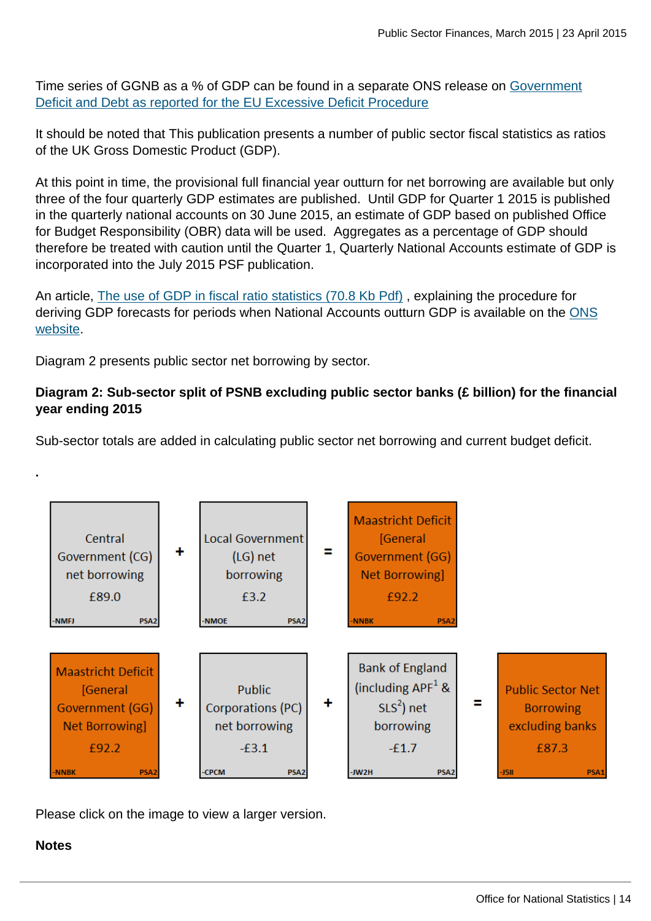Time series of GGNB as a % of GDP can be found in a separate ONS release on [Government Deficit and Debt as reported for the EU Excessive Deficit Procedure]

It should be noted that This publication presents a number of public sector fiscal statistics as ratios of the UK Gross Domestic Product (GDP).

At this point in time, the provisional full financial year outturn for net borrowing are available but only three of the four quarterly GDP estimates are published. Until GDP for Quarter 1 2015 is published in the quarterly national accounts on 30 June 2015, an estimate of GDP based on published Office for Budget Responsibility (OBR) data will be used. Aggregates as a percentage of GDP should therefore be treated with caution until the Quarter 1, Quarterly National Accounts estimate of GDP is incorporated into the July 2015 PSF publication.

An article, [The use of GDP in fiscal ratio statistics (70.8 Kb Pdf)] , explaining the procedure for deriving GDP forecasts for periods when National Accounts outturn GDP is available on the [ONS website].

Diagram 2 presents public sector net borrowing by sector.

**Diagram 2: Sub-sector split of PSNB excluding public sector banks (£ billion) for the financial year ending 2015**

Sub-sector totals are added in calculating public sector net borrowing and current budget deficit.

.

| Central Government (CG) net borrowing £89.0 (-NMFJ, PSA2) | + | Local Government (LG) net borrowing £3.2 (-NMOE, PSA2) | = | Maastricht Deficit [General Government (GG) Net Borrowing] £92.2 (-NNBK, PSA2) | | |
|---|---|---|---|---|---|---|
| Maastricht Deficit [General Government (GG) Net Borrowing] £92.2 (-NNBK, PSA2) | + | Public Corporations (PC) net borrowing -£3.1 (-CPCM, PSA2) | + | Bank of England (including APF[1] & SLS[2]) net borrowing -£1.7 (-JW2H, PSA2) | = | Public Sector Net Borrowing excluding banks £87.3 (-J5II, PSA1) |

Please click on the image to view a larger version.

**Notes**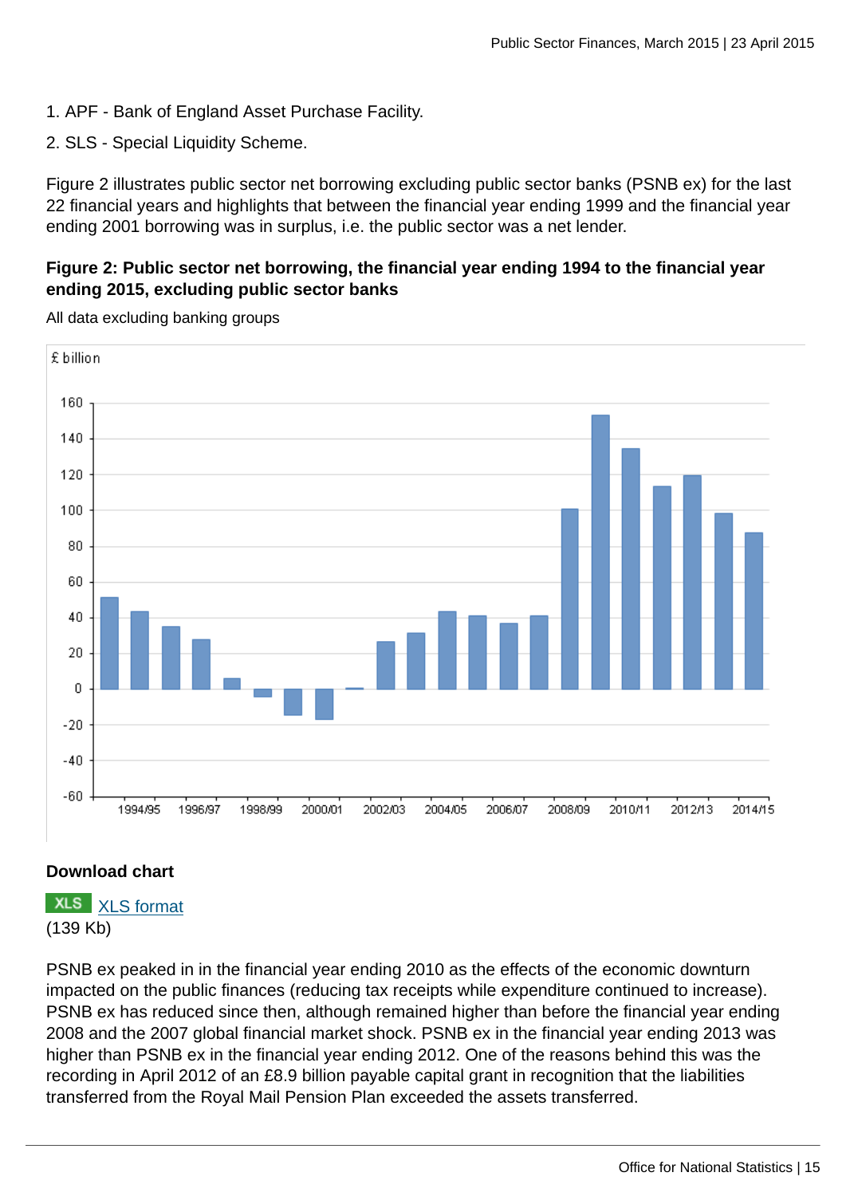1. APF - Bank of England Asset Purchase Facility.
2. SLS - Special Liquidity Scheme.

Figure 2 illustrates public sector net borrowing excluding public sector banks (PSNB ex) for the last 22 financial years and highlights that between the financial year ending 1999 and the financial year ending 2001 borrowing was in surplus, i.e. the public sector was a net lender.

**Figure 2: Public sector net borrowing, the financial year ending 1994 to the financial year ending 2015, excluding public sector banks**

All data excluding banking groups

**Download chart**

XLS [XLS format](#)
(139 Kb)

PSNB ex peaked in in the financial year ending 2010 as the effects of the economic downturn impacted on the public finances (reducing tax receipts while expenditure continued to increase). PSNB ex has reduced since then, although remained higher than before the financial year ending 2008 and the 2007 global financial market shock. PSNB ex in the financial year ending 2013 was higher than PSNB ex in the financial year ending 2012. One of the reasons behind this was the recording in April 2012 of an £8.9 billion payable capital grant in recognition that the liabilities transferred from the Royal Mail Pension Plan exceeded the assets transferred.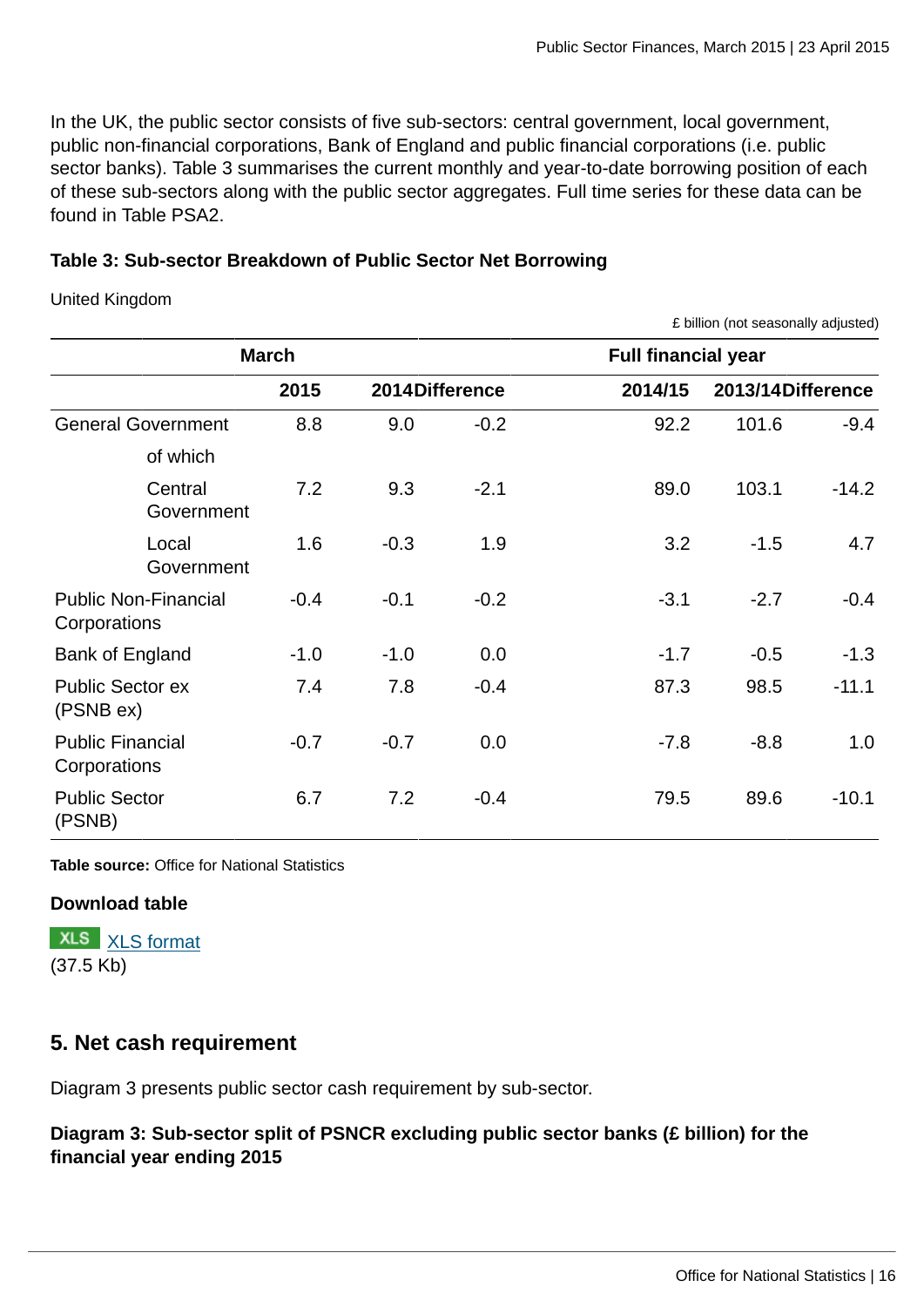In the UK, the public sector consists of five sub-sectors: central government, local government, public non-financial corporations, Bank of England and public financial corporations (i.e. public sector banks). Table 3 summarises the current monthly and year-to-date borrowing position of each of these sub-sectors along with the public sector aggregates. Full time series for these data can be found in Table PSA2.

**Table 3: Sub-sector Breakdown of Public Sector Net Borrowing**

United Kingdom

£ billion (not seasonally adjusted)

| | March | | | Full financial year | | |
|---|---|---|---|---|---|---|
| | **2015** | **2014** | **Difference** | **2014/15** | **2013/14** | **Difference** |
| General Government | 8.8 | 9.0 | -0.2 | 92.2 | 101.6 | -9.4 |
| of which | | | | | | |
| Central Government | 7.2 | 9.3 | -2.1 | 89.0 | 103.1 | -14.2 |
| Local Government | 1.6 | -0.3 | 1.9 | 3.2 | -1.5 | 4.7 |
| Public Non-Financial Corporations | -0.4 | -0.1 | -0.2 | -3.1 | -2.7 | -0.4 |
| Bank of England | -1.0 | -1.0 | 0.0 | -1.7 | -0.5 | -1.3 |
| Public Sector ex (PSNB ex) | 7.4 | 7.8 | -0.4 | 87.3 | 98.5 | -11.1 |
| Public Financial Corporations | -0.7 | -0.7 | 0.0 | -7.8 | -8.8 | 1.0 |
| Public Sector (PSNB) | 6.7 | 7.2 | -0.4 | 79.5 | 89.6 | -10.1 |

**Table source:** Office for National Statistics

**Download table**

XLS [XLS format](#)
(37.5 Kb)

## 5. Net cash requirement

Diagram 3 presents public sector cash requirement by sub-sector.

**Diagram 3: Sub-sector split of PSNCR excluding public sector banks (£ billion) for the financial year ending 2015**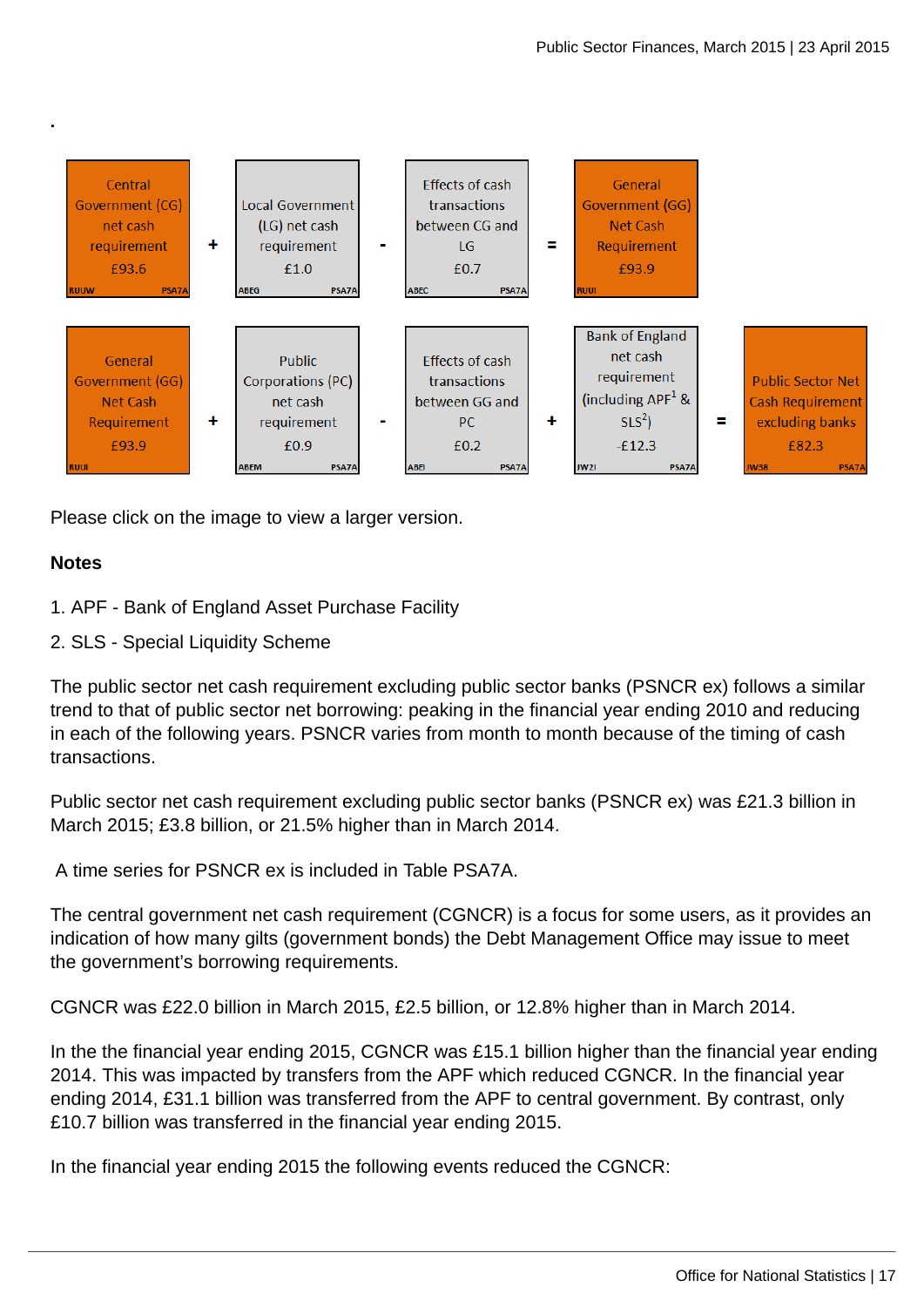.

| Central Government (CG) net cash requirement £93.6 (RUUW, PSA7A) | + | Local Government (LG) net cash requirement £1.0 (ABEG, PSA7A) | - | Effects of cash transactions between CG and LG £0.7 (ABEC, PSA7A) | = | General Government (GG) Net Cash Requirement £93.9 (RUUI) | | |
|---|---|---|---|---|---|---|---|---|
| General Government (GG) Net Cash Requirement £93.9 (RUUI) | + | Public Corporations (PC) net cash requirement £0.9 (ABEM, PSA7A) | - | Effects of cash transactions between GG and PC £0.2 (ABEI, PSA7A) | + | Bank of England net cash requirement (including APF[1] & SLS[2]) -£12.3 (JW2I, PSA7A) | = | Public Sector Net Cash Requirement excluding banks £82.3 (JW38, PSA7A) |

Please click on the image to view a larger version.

**Notes**

1. APF - Bank of England Asset Purchase Facility
2. SLS - Special Liquidity Scheme

The public sector net cash requirement excluding public sector banks (PSNCR ex) follows a similar trend to that of public sector net borrowing: peaking in the financial year ending 2010 and reducing in each of the following years. PSNCR varies from month to month because of the timing of cash transactions.

Public sector net cash requirement excluding public sector banks (PSNCR ex) was £21.3 billion in March 2015; £3.8 billion, or 21.5% higher than in March 2014.

A time series for PSNCR ex is included in Table PSA7A.

The central government net cash requirement (CGNCR) is a focus for some users, as it provides an indication of how many gilts (government bonds) the Debt Management Office may issue to meet the government's borrowing requirements.

CGNCR was £22.0 billion in March 2015, £2.5 billion, or 12.8% higher than in March 2014.

In the the financial year ending 2015, CGNCR was £15.1 billion higher than the financial year ending 2014. This was impacted by transfers from the APF which reduced CGNCR. In the financial year ending 2014, £31.1 billion was transferred from the APF to central government. By contrast, only £10.7 billion was transferred in the financial year ending 2015.

In the financial year ending 2015 the following events reduced the CGNCR: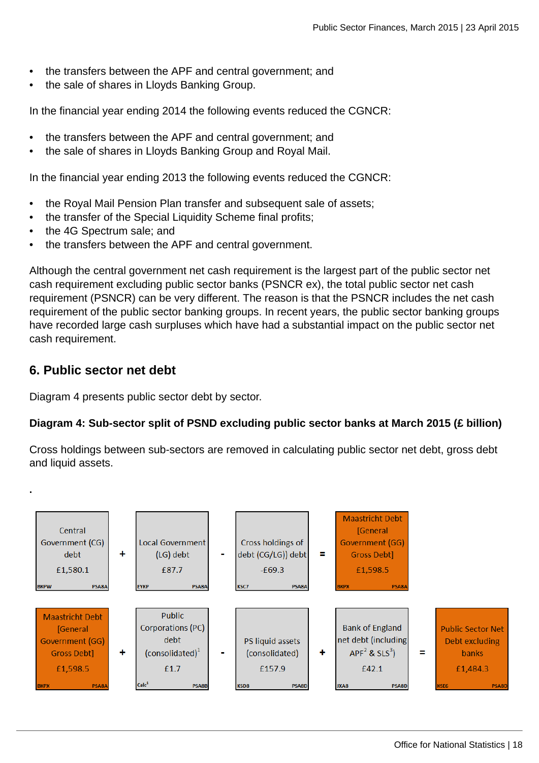- the transfers between the APF and central government; and
- the sale of shares in Lloyds Banking Group.

In the financial year ending 2014 the following events reduced the CGNCR:

- the transfers between the APF and central government; and
- the sale of shares in Lloyds Banking Group and Royal Mail.

In the financial year ending 2013 the following events reduced the CGNCR:

- the Royal Mail Pension Plan transfer and subsequent sale of assets;
- the transfer of the Special Liquidity Scheme final profits;
- the 4G Spectrum sale; and
- the transfers between the APF and central government.

Although the central government net cash requirement is the largest part of the public sector net cash requirement excluding public sector banks (PSNCR ex), the total public sector net cash requirement (PSNCR) can be very different. The reason is that the PSNCR includes the net cash requirement of the public sector banking groups. In recent years, the public sector banking groups have recorded large cash surpluses which have had a substantial impact on the public sector net cash requirement.

## 6. Public sector net debt

Diagram 4 presents public sector debt by sector.

**Diagram 4: Sub-sector split of PSND excluding public sector banks at March 2015 (£ billion)**

Cross holdings between sub-sectors are removed in calculating public sector net debt, gross debt and liquid assets.

.

| Central Government (CG) debt £1,580.1 (BKPW, PSA8A) | + | Local Government (LG) debt £87.7 (EYKP, PSA8A) | - | Cross holdings of debt (CG/LG)) debt -£69.3 (KSC7, PSA8A) | = | Maastricht Debt [General Government (GG) Gross Debt] £1,598.5 (BKPX, PSA8A) | | |
|---|---|---|---|---|---|---|---|---|
| Maastricht Debt [General Government (GG) Gross Debt] £1,598.5 (BKPX, PSA8A) | + | Public Corporations (PC) debt (consolidated)[1] £1.7 (Calc[1], PSA8B) | - | PS liquid assets (consolidated) £157.9 (KSD8, PSA8D) | + | Bank of England net debt (including APF[2] & SLS[3]) £42.1 (JXA8, PSA8D) | = | Public Sector Net Debt excluding banks £1,484.3 (KSE6, PSA8D) |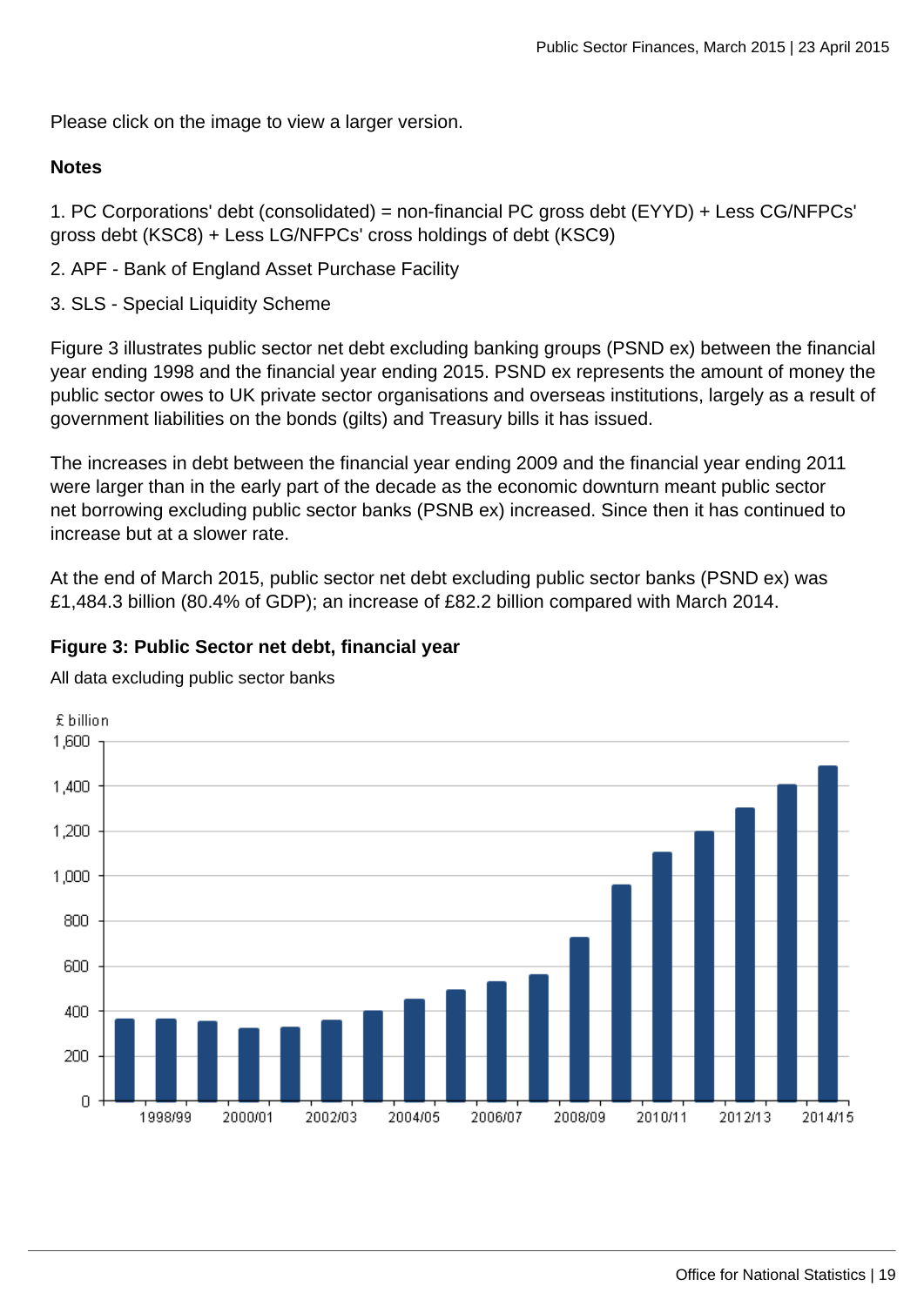Please click on the image to view a larger version.

**Notes**

1. PC Corporations' debt (consolidated) = non-financial PC gross debt (EYYD) + Less CG/NFPCs' gross debt (KSC8) + Less LG/NFPCs' cross holdings of debt (KSC9)
2. APF - Bank of England Asset Purchase Facility
3. SLS - Special Liquidity Scheme

Figure 3 illustrates public sector net debt excluding banking groups (PSND ex) between the financial year ending 1998 and the financial year ending 2015. PSND ex represents the amount of money the public sector owes to UK private sector organisations and overseas institutions, largely as a result of government liabilities on the bonds (gilts) and Treasury bills it has issued.

The increases in debt between the financial year ending 2009 and the financial year ending 2011 were larger than in the early part of the decade as the economic downturn meant public sector net borrowing excluding public sector banks (PSNB ex) increased. Since then it has continued to increase but at a slower rate.

At the end of March 2015, public sector net debt excluding public sector banks (PSND ex) was £1,484.3 billion (80.4% of GDP); an increase of £82.2 billion compared with March 2014.

**Figure 3: Public Sector net debt, financial year**

All data excluding public sector banks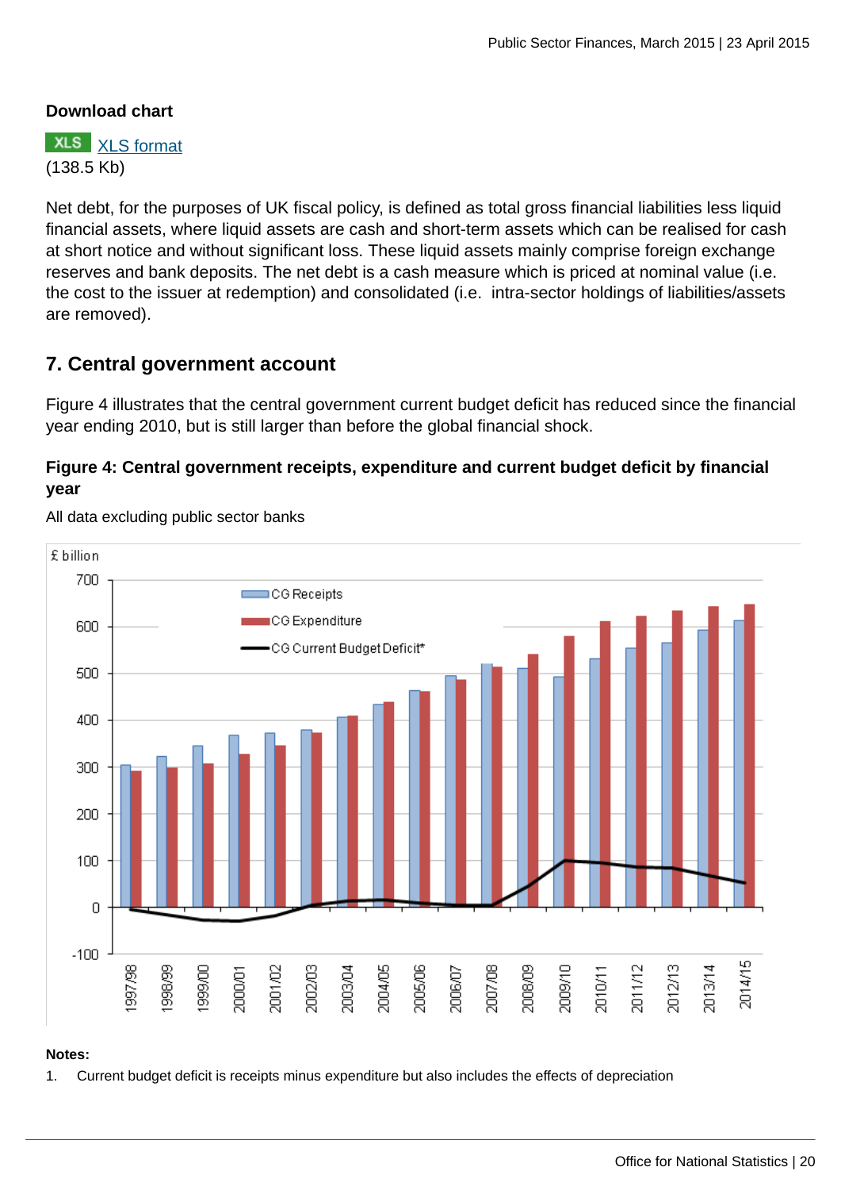**Download chart**

XLS XLS format
(138.5 Kb)

Net debt, for the purposes of UK fiscal policy, is defined as total gross financial liabilities less liquid financial assets, where liquid assets are cash and short-term assets which can be realised for cash at short notice and without significant loss. These liquid assets mainly comprise foreign exchange reserves and bank deposits. The net debt is a cash measure which is priced at nominal value (i.e. the cost to the issuer at redemption) and consolidated (i.e. intra-sector holdings of liabilities/assets are removed).

## 7. Central government account

Figure 4 illustrates that the central government current budget deficit has reduced since the financial year ending 2010, but is still larger than before the global financial shock.

### Figure 4: Central government receipts, expenditure and current budget deficit by financial year

All data excluding public sector banks

**Notes:**

1. Current budget deficit is receipts minus expenditure but also includes the effects of depreciation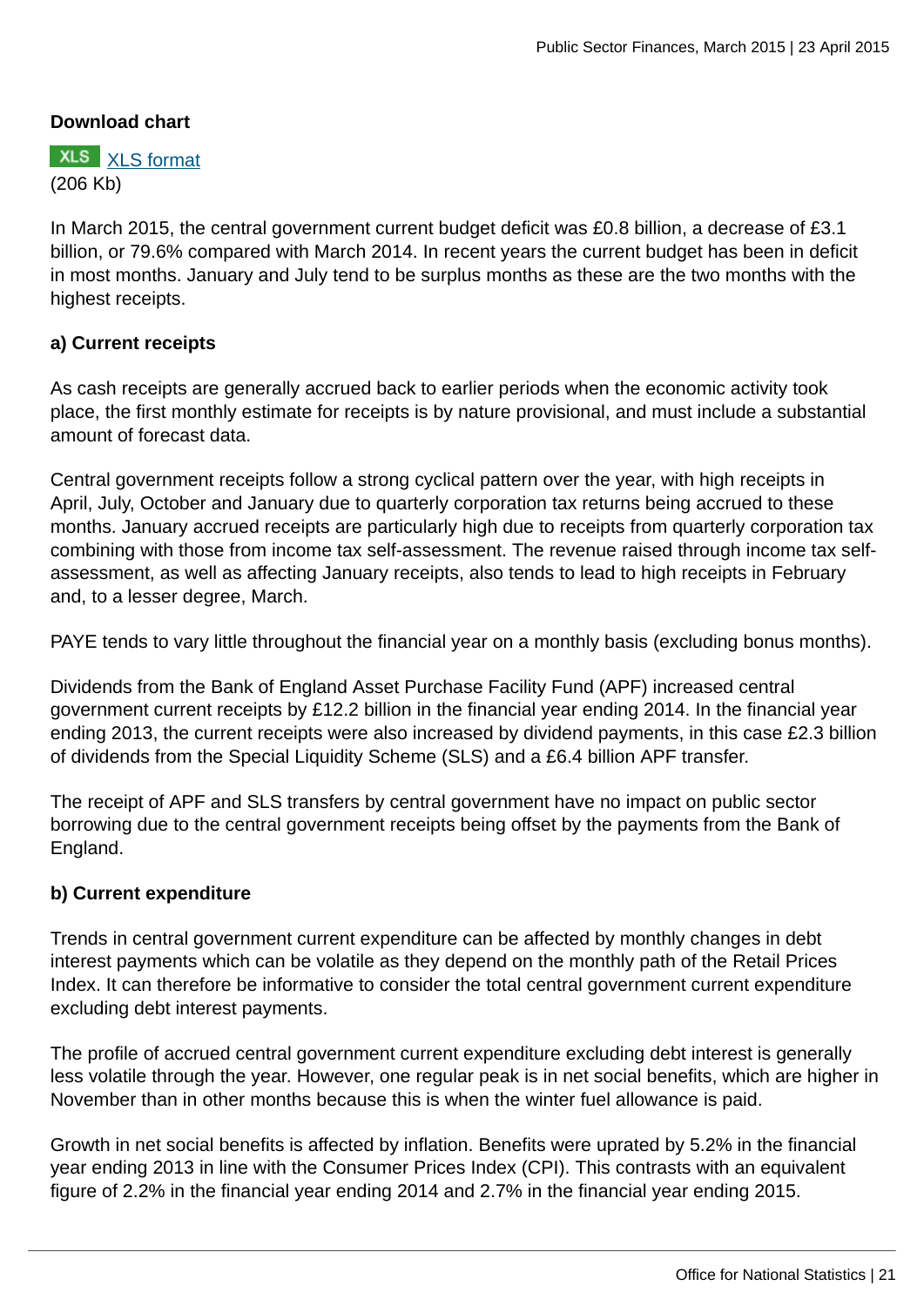**Download chart**

XLS [XLS format](#)
(206 Kb)

In March 2015, the central government current budget deficit was £0.8 billion, a decrease of £3.1 billion, or 79.6% compared with March 2014. In recent years the current budget has been in deficit in most months. January and July tend to be surplus months as these are the two months with the highest receipts.

**a) Current receipts**

As cash receipts are generally accrued back to earlier periods when the economic activity took place, the first monthly estimate for receipts is by nature provisional, and must include a substantial amount of forecast data.

Central government receipts follow a strong cyclical pattern over the year, with high receipts in April, July, October and January due to quarterly corporation tax returns being accrued to these months. January accrued receipts are particularly high due to receipts from quarterly corporation tax combining with those from income tax self-assessment. The revenue raised through income tax self-assessment, as well as affecting January receipts, also tends to lead to high receipts in February and, to a lesser degree, March.

PAYE tends to vary little throughout the financial year on a monthly basis (excluding bonus months).

Dividends from the Bank of England Asset Purchase Facility Fund (APF) increased central government current receipts by £12.2 billion in the financial year ending 2014. In the financial year ending 2013, the current receipts were also increased by dividend payments, in this case £2.3 billion of dividends from the Special Liquidity Scheme (SLS) and a £6.4 billion APF transfer.

The receipt of APF and SLS transfers by central government have no impact on public sector borrowing due to the central government receipts being offset by the payments from the Bank of England.

**b) Current expenditure**

Trends in central government current expenditure can be affected by monthly changes in debt interest payments which can be volatile as they depend on the monthly path of the Retail Prices Index. It can therefore be informative to consider the total central government current expenditure excluding debt interest payments.

The profile of accrued central government current expenditure excluding debt interest is generally less volatile through the year. However, one regular peak is in net social benefits, which are higher in November than in other months because this is when the winter fuel allowance is paid.

Growth in net social benefits is affected by inflation. Benefits were uprated by 5.2% in the financial year ending 2013 in line with the Consumer Prices Index (CPI). This contrasts with an equivalent figure of 2.2% in the financial year ending 2014 and 2.7% in the financial year ending 2015.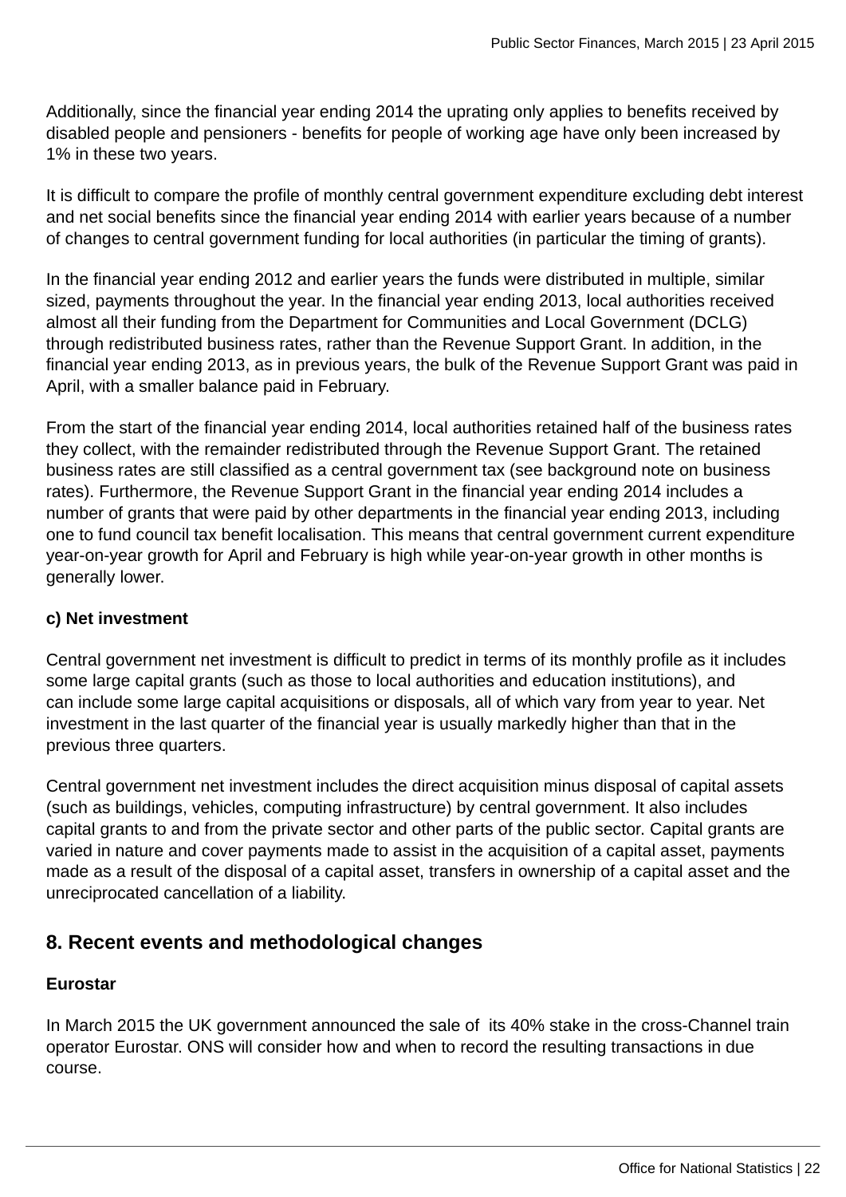Additionally, since the financial year ending 2014 the uprating only applies to benefits received by disabled people and pensioners - benefits for people of working age have only been increased by 1% in these two years.

It is difficult to compare the profile of monthly central government expenditure excluding debt interest and net social benefits since the financial year ending 2014 with earlier years because of a number of changes to central government funding for local authorities (in particular the timing of grants).

In the financial year ending 2012 and earlier years the funds were distributed in multiple, similar sized, payments throughout the year. In the financial year ending 2013, local authorities received almost all their funding from the Department for Communities and Local Government (DCLG) through redistributed business rates, rather than the Revenue Support Grant. In addition, in the financial year ending 2013, as in previous years, the bulk of the Revenue Support Grant was paid in April, with a smaller balance paid in February.

From the start of the financial year ending 2014, local authorities retained half of the business rates they collect, with the remainder redistributed through the Revenue Support Grant. The retained business rates are still classified as a central government tax (see background note on business rates). Furthermore, the Revenue Support Grant in the financial year ending 2014 includes a number of grants that were paid by other departments in the financial year ending 2013, including one to fund council tax benefit localisation. This means that central government current expenditure year-on-year growth for April and February is high while year-on-year growth in other months is generally lower.

**c) Net investment**

Central government net investment is difficult to predict in terms of its monthly profile as it includes some large capital grants (such as those to local authorities and education institutions), and can include some large capital acquisitions or disposals, all of which vary from year to year. Net investment in the last quarter of the financial year is usually markedly higher than that in the previous three quarters.

Central government net investment includes the direct acquisition minus disposal of capital assets (such as buildings, vehicles, computing infrastructure) by central government. It also includes capital grants to and from the private sector and other parts of the public sector. Capital grants are varied in nature and cover payments made to assist in the acquisition of a capital asset, payments made as a result of the disposal of a capital asset, transfers in ownership of a capital asset and the unreciprocated cancellation of a liability.

## 8. Recent events and methodological changes

**Eurostar**

In March 2015 the UK government announced the sale of its 40% stake in the cross-Channel train operator Eurostar. ONS will consider how and when to record the resulting transactions in due course.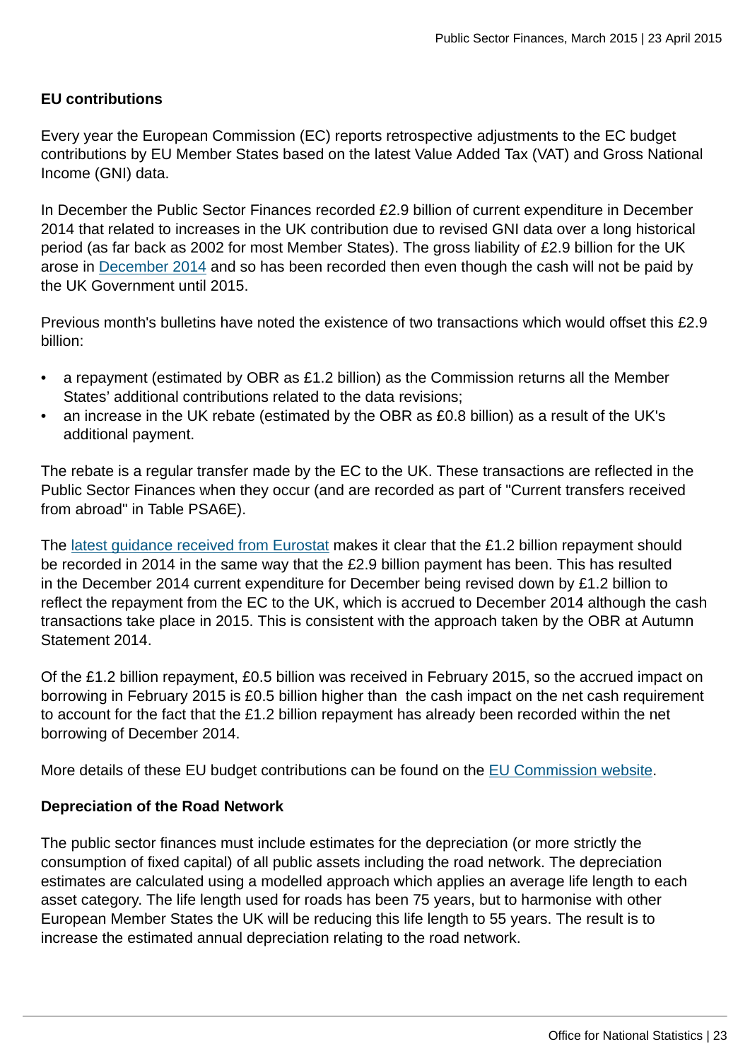**EU contributions**

Every year the European Commission (EC) reports retrospective adjustments to the EC budget contributions by EU Member States based on the latest Value Added Tax (VAT) and Gross National Income (GNI) data.

In December the Public Sector Finances recorded £2.9 billion of current expenditure in December 2014 that related to increases in the UK contribution due to revised GNI data over a long historical period (as far back as 2002 for most Member States). The gross liability of £2.9 billion for the UK arose in December 2014 and so has been recorded then even though the cash will not be paid by the UK Government until 2015.

Previous month's bulletins have noted the existence of two transactions which would offset this £2.9 billion:

- a repayment (estimated by OBR as £1.2 billion) as the Commission returns all the Member States' additional contributions related to the data revisions;
- an increase in the UK rebate (estimated by the OBR as £0.8 billion) as a result of the UK's additional payment.

The rebate is a regular transfer made by the EC to the UK. These transactions are reflected in the Public Sector Finances when they occur (and are recorded as part of "Current transfers received from abroad" in Table PSA6E).

The latest guidance received from Eurostat makes it clear that the £1.2 billion repayment should be recorded in 2014 in the same way that the £2.9 billion payment has been. This has resulted in the December 2014 current expenditure for December being revised down by £1.2 billion to reflect the repayment from the EC to the UK, which is accrued to December 2014 although the cash transactions take place in 2015. This is consistent with the approach taken by the OBR at Autumn Statement 2014.

Of the £1.2 billion repayment, £0.5 billion was received in February 2015, so the accrued impact on borrowing in February 2015 is £0.5 billion higher than the cash impact on the net cash requirement to account for the fact that the £1.2 billion repayment has already been recorded within the net borrowing of December 2014.

More details of these EU budget contributions can be found on the EU Commission website.

**Depreciation of the Road Network**

The public sector finances must include estimates for the depreciation (or more strictly the consumption of fixed capital) of all public assets including the road network. The depreciation estimates are calculated using a modelled approach which applies an average life length to each asset category. The life length used for roads has been 75 years, but to harmonise with other European Member States the UK will be reducing this life length to 55 years. The result is to increase the estimated annual depreciation relating to the road network.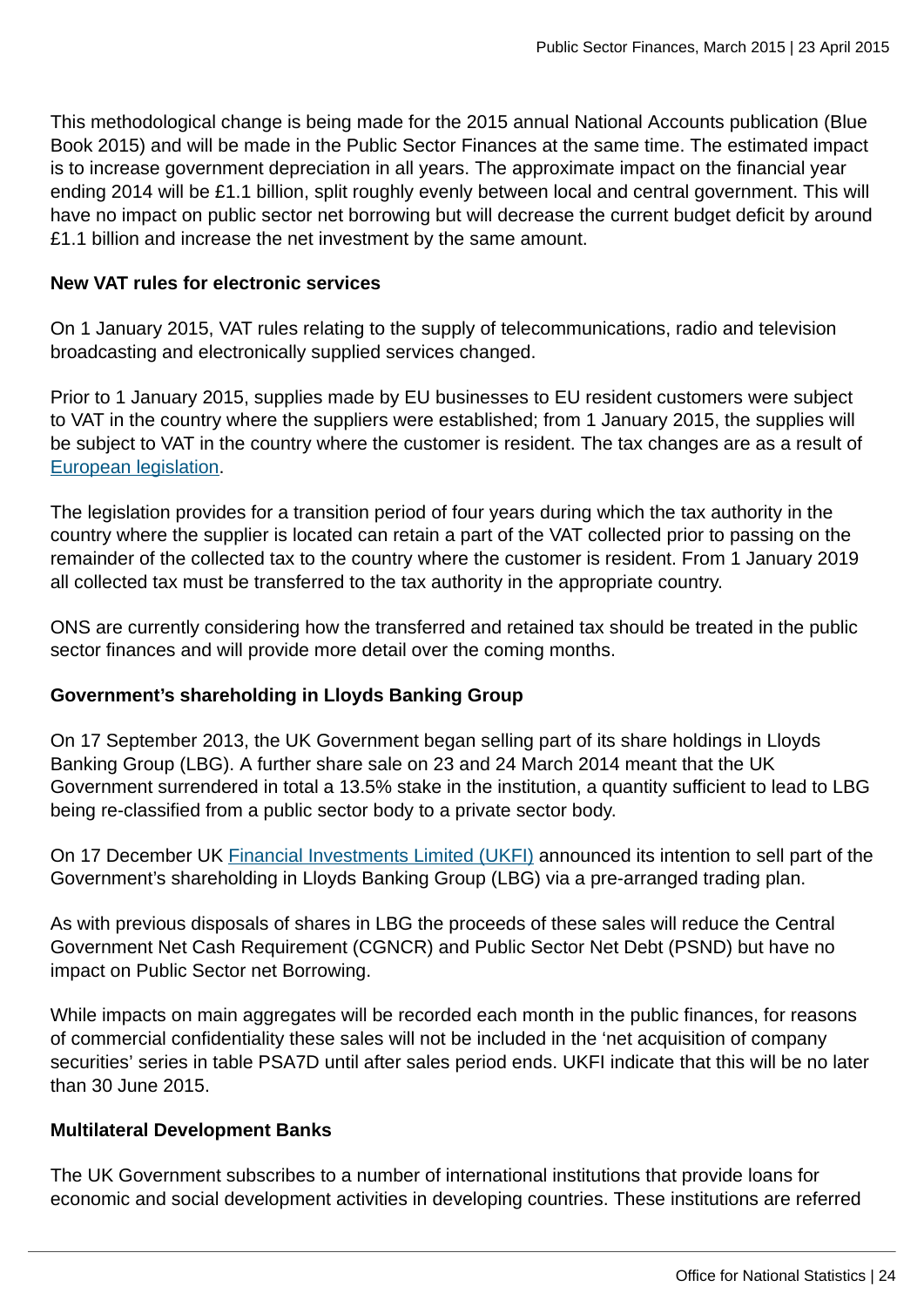This methodological change is being made for the 2015 annual National Accounts publication (Blue Book 2015) and will be made in the Public Sector Finances at the same time. The estimated impact is to increase government depreciation in all years. The approximate impact on the financial year ending 2014 will be £1.1 billion, split roughly evenly between local and central government. This will have no impact on public sector net borrowing but will decrease the current budget deficit by around £1.1 billion and increase the net investment by the same amount.

**New VAT rules for electronic services**

On 1 January 2015, VAT rules relating to the supply of telecommunications, radio and television broadcasting and electronically supplied services changed.

Prior to 1 January 2015, supplies made by EU businesses to EU resident customers were subject to VAT in the country where the suppliers were established; from 1 January 2015, the supplies will be subject to VAT in the country where the customer is resident. The tax changes are as a result of European legislation.

The legislation provides for a transition period of four years during which the tax authority in the country where the supplier is located can retain a part of the VAT collected prior to passing on the remainder of the collected tax to the country where the customer is resident. From 1 January 2019 all collected tax must be transferred to the tax authority in the appropriate country.

ONS are currently considering how the transferred and retained tax should be treated in the public sector finances and will provide more detail over the coming months.

**Government's shareholding in Lloyds Banking Group**

On 17 September 2013, the UK Government began selling part of its share holdings in Lloyds Banking Group (LBG). A further share sale on 23 and 24 March 2014 meant that the UK Government surrendered in total a 13.5% stake in the institution, a quantity sufficient to lead to LBG being re-classified from a public sector body to a private sector body.

On 17 December UK Financial Investments Limited (UKFI) announced its intention to sell part of the Government's shareholding in Lloyds Banking Group (LBG) via a pre-arranged trading plan.

As with previous disposals of shares in LBG the proceeds of these sales will reduce the Central Government Net Cash Requirement (CGNCR) and Public Sector Net Debt (PSND) but have no impact on Public Sector net Borrowing.

While impacts on main aggregates will be recorded each month in the public finances, for reasons of commercial confidentiality these sales will not be included in the 'net acquisition of company securities' series in table PSA7D until after sales period ends. UKFI indicate that this will be no later than 30 June 2015.

**Multilateral Development Banks**

The UK Government subscribes to a number of international institutions that provide loans for economic and social development activities in developing countries. These institutions are referred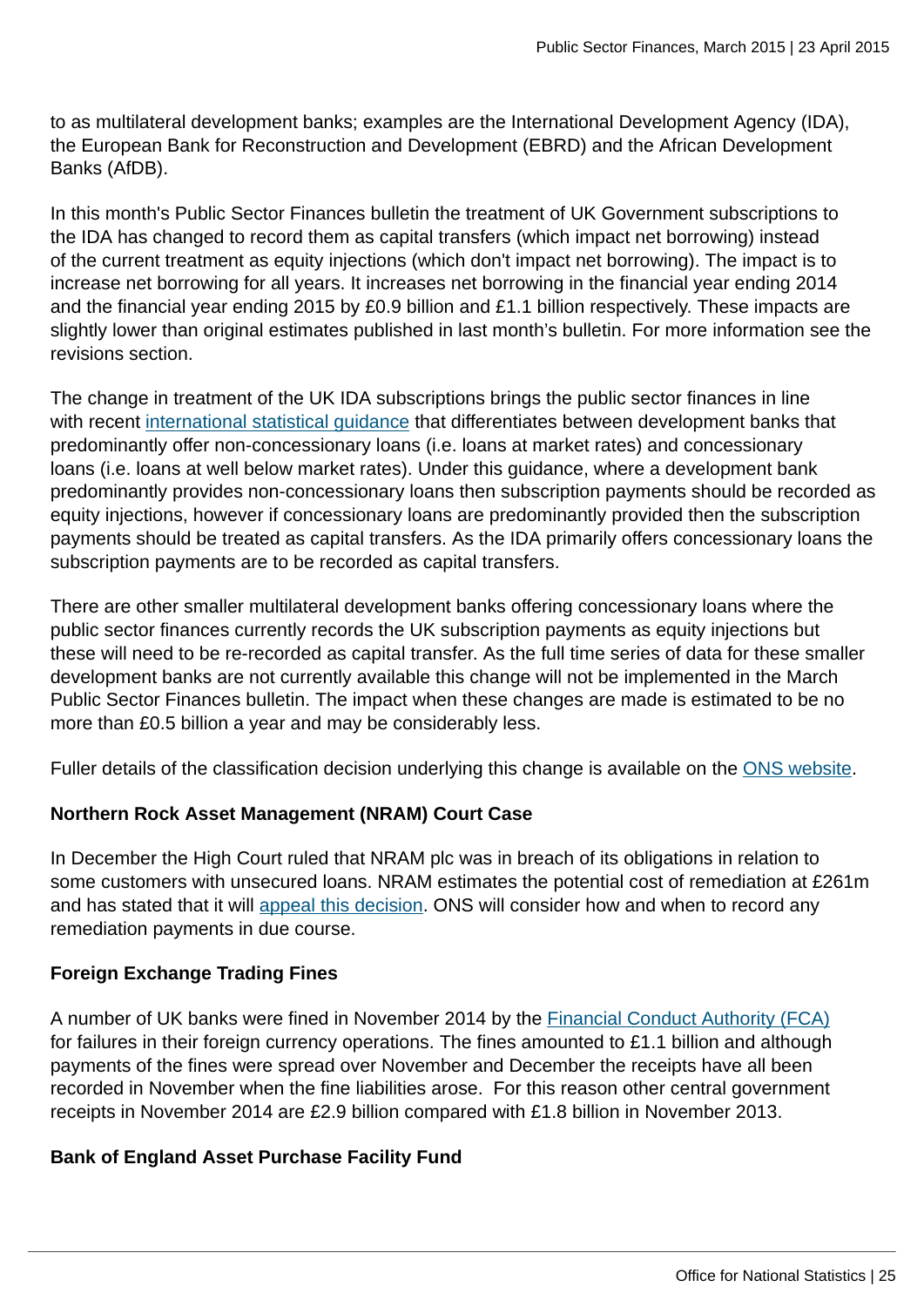to as multilateral development banks; examples are the International Development Agency (IDA), the European Bank for Reconstruction and Development (EBRD) and the African Development Banks (AfDB).

In this month's Public Sector Finances bulletin the treatment of UK Government subscriptions to the IDA has changed to record them as capital transfers (which impact net borrowing) instead of the current treatment as equity injections (which don't impact net borrowing). The impact is to increase net borrowing for all years. It increases net borrowing in the financial year ending 2014 and the financial year ending 2015 by £0.9 billion and £1.1 billion respectively. These impacts are slightly lower than original estimates published in last month's bulletin. For more information see the revisions section.

The change in treatment of the UK IDA subscriptions brings the public sector finances in line with recent international statistical guidance that differentiates between development banks that predominantly offer non-concessionary loans (i.e. loans at market rates) and concessionary loans (i.e. loans at well below market rates). Under this guidance, where a development bank predominantly provides non-concessionary loans then subscription payments should be recorded as equity injections, however if concessionary loans are predominantly provided then the subscription payments should be treated as capital transfers. As the IDA primarily offers concessionary loans the subscription payments are to be recorded as capital transfers.

There are other smaller multilateral development banks offering concessionary loans where the public sector finances currently records the UK subscription payments as equity injections but these will need to be re-recorded as capital transfer. As the full time series of data for these smaller development banks are not currently available this change will not be implemented in the March Public Sector Finances bulletin. The impact when these changes are made is estimated to be no more than £0.5 billion a year and may be considerably less.

Fuller details of the classification decision underlying this change is available on the ONS website.

**Northern Rock Asset Management (NRAM) Court Case**

In December the High Court ruled that NRAM plc was in breach of its obligations in relation to some customers with unsecured loans. NRAM estimates the potential cost of remediation at £261m and has stated that it will appeal this decision. ONS will consider how and when to record any remediation payments in due course.

**Foreign Exchange Trading Fines**

A number of UK banks were fined in November 2014 by the Financial Conduct Authority (FCA) for failures in their foreign currency operations. The fines amounted to £1.1 billion and although payments of the fines were spread over November and December the receipts have all been recorded in November when the fine liabilities arose. For this reason other central government receipts in November 2014 are £2.9 billion compared with £1.8 billion in November 2013.

**Bank of England Asset Purchase Facility Fund**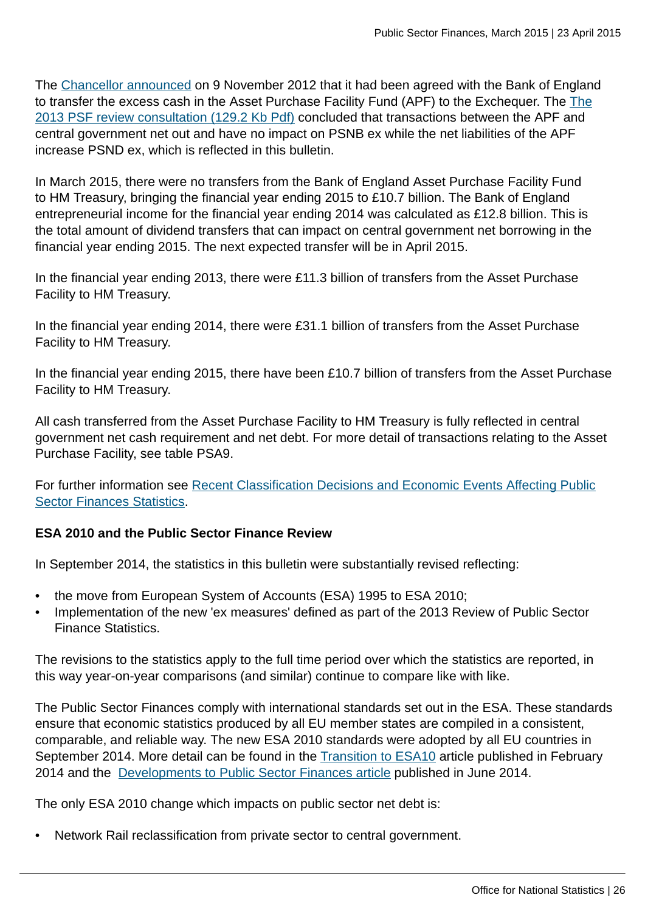The [Chancellor announced](#) on 9 November 2012 that it had been agreed with the Bank of England to transfer the excess cash in the Asset Purchase Facility Fund (APF) to the Exchequer. The [The 2013 PSF review consultation (129.2 Kb Pdf)](#) concluded that transactions between the APF and central government net out and have no impact on PSNB ex while the net liabilities of the APF increase PSND ex, which is reflected in this bulletin.

In March 2015, there were no transfers from the Bank of England Asset Purchase Facility Fund to HM Treasury, bringing the financial year ending 2015 to £10.7 billion. The Bank of England entrepreneurial income for the financial year ending 2014 was calculated as £12.8 billion. This is the total amount of dividend transfers that can impact on central government net borrowing in the financial year ending 2015. The next expected transfer will be in April 2015.

In the financial year ending 2013, there were £11.3 billion of transfers from the Asset Purchase Facility to HM Treasury.

In the financial year ending 2014, there were £31.1 billion of transfers from the Asset Purchase Facility to HM Treasury.

In the financial year ending 2015, there have been £10.7 billion of transfers from the Asset Purchase Facility to HM Treasury.

All cash transferred from the Asset Purchase Facility to HM Treasury is fully reflected in central government net cash requirement and net debt. For more detail of transactions relating to the Asset Purchase Facility, see table PSA9.

For further information see [Recent Classification Decisions and Economic Events Affecting Public Sector Finances Statistics](#).

**ESA 2010 and the Public Sector Finance Review**

In September 2014, the statistics in this bulletin were substantially revised reflecting:

- the move from European System of Accounts (ESA) 1995 to ESA 2010;
- Implementation of the new 'ex measures' defined as part of the 2013 Review of Public Sector Finance Statistics.

The revisions to the statistics apply to the full time period over which the statistics are reported, in this way year-on-year comparisons (and similar) continue to compare like with like.

The Public Sector Finances comply with international standards set out in the ESA. These standards ensure that economic statistics produced by all EU member states are compiled in a consistent, comparable, and reliable way. The new ESA 2010 standards were adopted by all EU countries in September 2014. More detail can be found in the [Transition to ESA10](#) article published in February 2014 and the [Developments to Public Sector Finances article](#) published in June 2014.

The only ESA 2010 change which impacts on public sector net debt is:

- Network Rail reclassification from private sector to central government.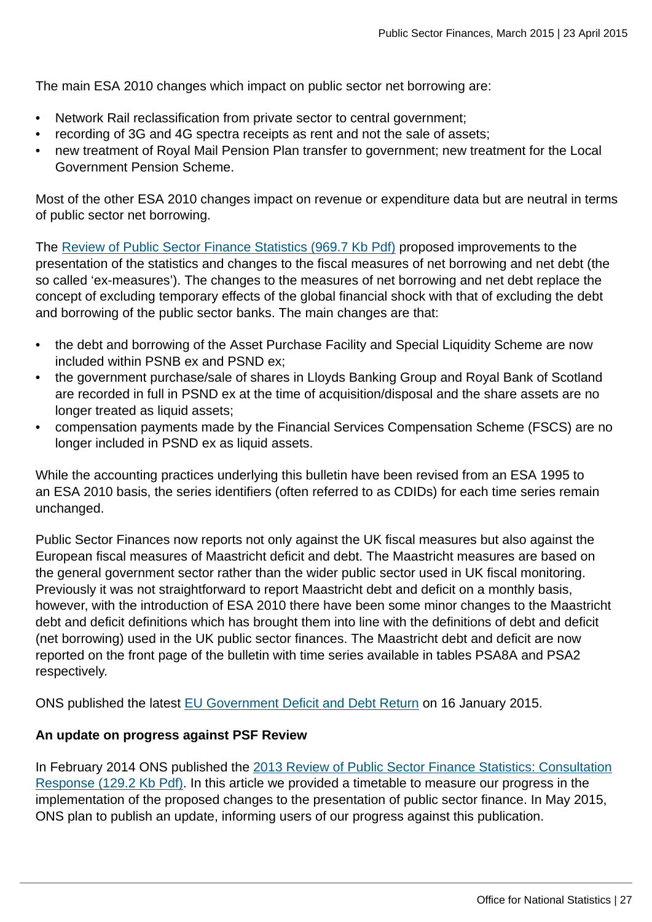The main ESA 2010 changes which impact on public sector net borrowing are:

- Network Rail reclassification from private sector to central government;
- recording of 3G and 4G spectra receipts as rent and not the sale of assets;
- new treatment of Royal Mail Pension Plan transfer to government; new treatment for the Local Government Pension Scheme.

Most of the other ESA 2010 changes impact on revenue or expenditure data but are neutral in terms of public sector net borrowing.

The Review of Public Sector Finance Statistics (969.7 Kb Pdf) proposed improvements to the presentation of the statistics and changes to the fiscal measures of net borrowing and net debt (the so called 'ex-measures'). The changes to the measures of net borrowing and net debt replace the concept of excluding temporary effects of the global financial shock with that of excluding the debt and borrowing of the public sector banks. The main changes are that:

- the debt and borrowing of the Asset Purchase Facility and Special Liquidity Scheme are now included within PSNB ex and PSND ex;
- the government purchase/sale of shares in Lloyds Banking Group and Royal Bank of Scotland are recorded in full in PSND ex at the time of acquisition/disposal and the share assets are no longer treated as liquid assets;
- compensation payments made by the Financial Services Compensation Scheme (FSCS) are no longer included in PSND ex as liquid assets.

While the accounting practices underlying this bulletin have been revised from an ESA 1995 to an ESA 2010 basis, the series identifiers (often referred to as CDIDs) for each time series remain unchanged.

Public Sector Finances now reports not only against the UK fiscal measures but also against the European fiscal measures of Maastricht deficit and debt. The Maastricht measures are based on the general government sector rather than the wider public sector used in UK fiscal monitoring. Previously it was not straightforward to report Maastricht debt and deficit on a monthly basis, however, with the introduction of ESA 2010 there have been some minor changes to the Maastricht debt and deficit definitions which has brought them into line with the definitions of debt and deficit (net borrowing) used in the UK public sector finances. The Maastricht debt and deficit are now reported on the front page of the bulletin with time series available in tables PSA8A and PSA2 respectively.

ONS published the latest EU Government Deficit and Debt Return on 16 January 2015.

**An update on progress against PSF Review**

In February 2014 ONS published the 2013 Review of Public Sector Finance Statistics: Consultation Response (129.2 Kb Pdf). In this article we provided a timetable to measure our progress in the implementation of the proposed changes to the presentation of public sector finance. In May 2015, ONS plan to publish an update, informing users of our progress against this publication.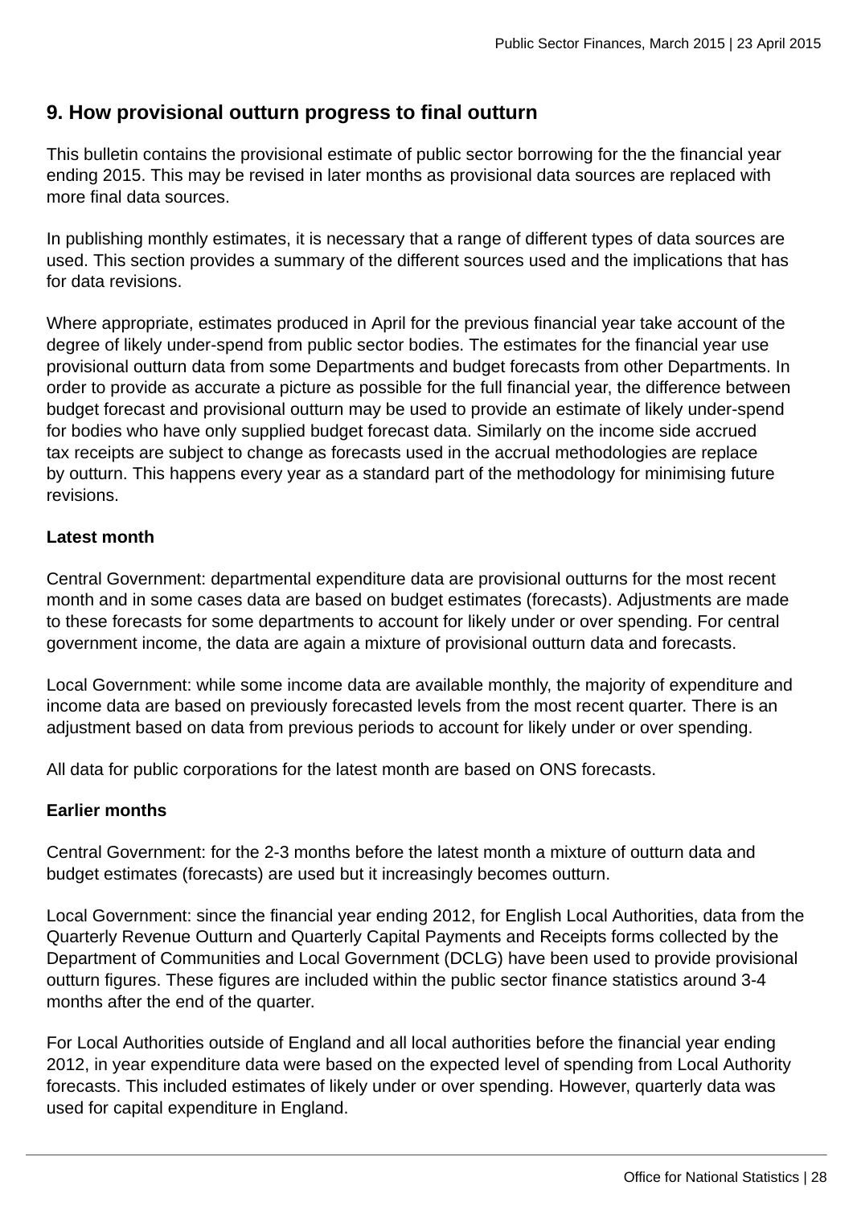## 9. How provisional outturn progress to final outturn

This bulletin contains the provisional estimate of public sector borrowing for the the financial year ending 2015. This may be revised in later months as provisional data sources are replaced with more final data sources.

In publishing monthly estimates, it is necessary that a range of different types of data sources are used. This section provides a summary of the different sources used and the implications that has for data revisions.

Where appropriate, estimates produced in April for the previous financial year take account of the degree of likely under-spend from public sector bodies. The estimates for the financial year use provisional outturn data from some Departments and budget forecasts from other Departments. In order to provide as accurate a picture as possible for the full financial year, the difference between budget forecast and provisional outturn may be used to provide an estimate of likely under-spend for bodies who have only supplied budget forecast data. Similarly on the income side accrued tax receipts are subject to change as forecasts used in the accrual methodologies are replace by outturn. This happens every year as a standard part of the methodology for minimising future revisions.

**Latest month**

Central Government: departmental expenditure data are provisional outturns for the most recent month and in some cases data are based on budget estimates (forecasts). Adjustments are made to these forecasts for some departments to account for likely under or over spending. For central government income, the data are again a mixture of provisional outturn data and forecasts.

Local Government: while some income data are available monthly, the majority of expenditure and income data are based on previously forecasted levels from the most recent quarter. There is an adjustment based on data from previous periods to account for likely under or over spending.

All data for public corporations for the latest month are based on ONS forecasts.

**Earlier months**

Central Government: for the 2-3 months before the latest month a mixture of outturn data and budget estimates (forecasts) are used but it increasingly becomes outturn.

Local Government: since the financial year ending 2012, for English Local Authorities, data from the Quarterly Revenue Outturn and Quarterly Capital Payments and Receipts forms collected by the Department of Communities and Local Government (DCLG) have been used to provide provisional outturn figures. These figures are included within the public sector finance statistics around 3-4 months after the end of the quarter.

For Local Authorities outside of England and all local authorities before the financial year ending 2012, in year expenditure data were based on the expected level of spending from Local Authority forecasts. This included estimates of likely under or over spending. However, quarterly data was used for capital expenditure in England.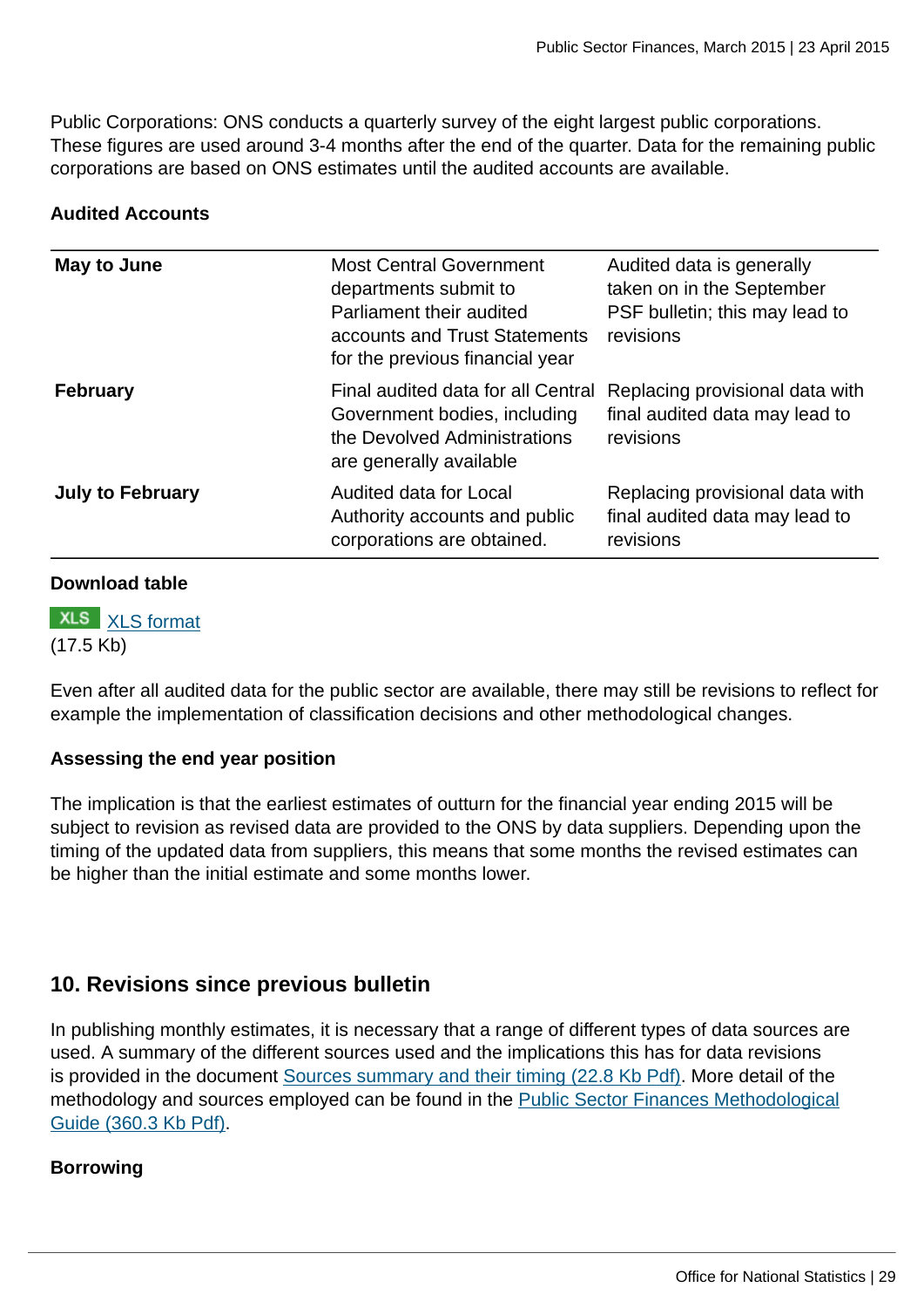Public Corporations: ONS conducts a quarterly survey of the eight largest public corporations. These figures are used around 3-4 months after the end of the quarter. Data for the remaining public corporations are based on ONS estimates until the audited accounts are available.

**Audited Accounts**

| | | |
|---|---|---|
| **May to June** | Most Central Government departments submit to Parliament their audited accounts and Trust Statements for the previous financial year | Audited data is generally taken on in the September PSF bulletin; this may lead to revisions |
| **February** | Final audited data for all Central Government bodies, including the Devolved Administrations are generally available | Replacing provisional data with final audited data may lead to revisions |
| **July to February** | Audited data for Local Authority accounts and public corporations are obtained. | Replacing provisional data with final audited data may lead to revisions |

**Download table**

XLS [XLS format](#)
(17.5 Kb)

Even after all audited data for the public sector are available, there may still be revisions to reflect for example the implementation of classification decisions and other methodological changes.

**Assessing the end year position**

The implication is that the earliest estimates of outturn for the financial year ending 2015 will be subject to revision as revised data are provided to the ONS by data suppliers. Depending upon the timing of the updated data from suppliers, this means that some months the revised estimates can be higher than the initial estimate and some months lower.

## 10. Revisions since previous bulletin

In publishing monthly estimates, it is necessary that a range of different types of data sources are used. A summary of the different sources used and the implications this has for data revisions is provided in the document [Sources summary and their timing (22.8 Kb Pdf)](#). More detail of the methodology and sources employed can be found in the [Public Sector Finances Methodological Guide (360.3 Kb Pdf)](#).

**Borrowing**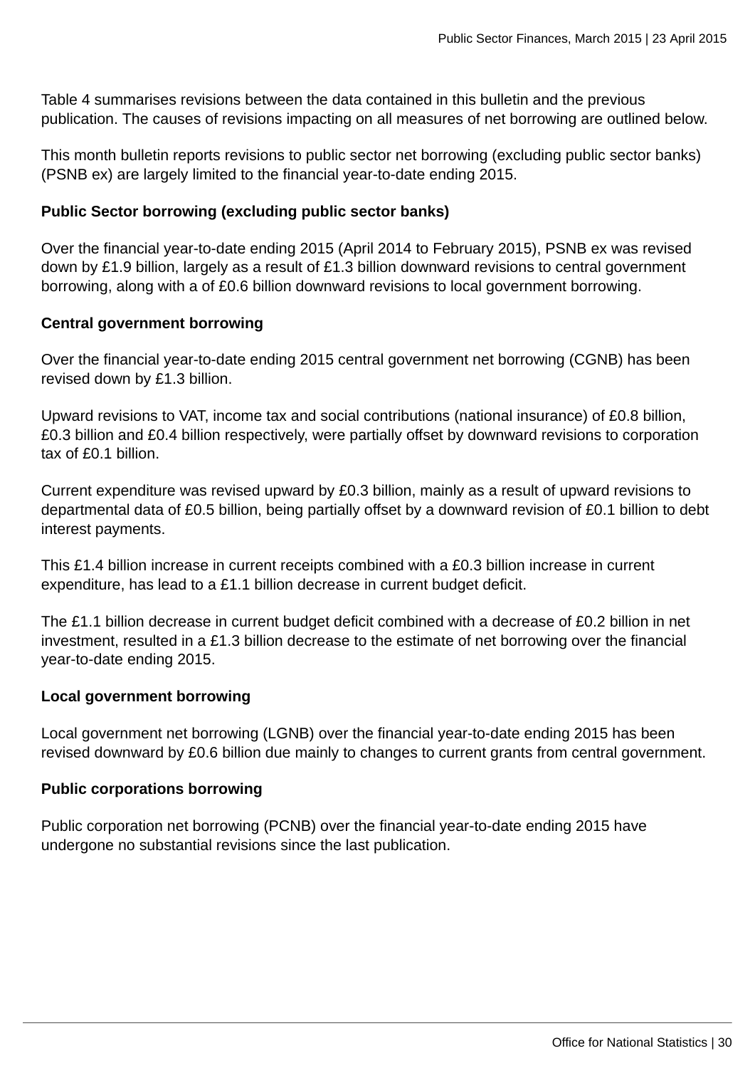Table 4 summarises revisions between the data contained in this bulletin and the previous publication. The causes of revisions impacting on all measures of net borrowing are outlined below.

This month bulletin reports revisions to public sector net borrowing (excluding public sector banks) (PSNB ex) are largely limited to the financial year-to-date ending 2015.

**Public Sector borrowing (excluding public sector banks)**

Over the financial year-to-date ending 2015 (April 2014 to February 2015), PSNB ex was revised down by £1.9 billion, largely as a result of £1.3 billion downward revisions to central government borrowing, along with a of £0.6 billion downward revisions to local government borrowing.

**Central government borrowing**

Over the financial year-to-date ending 2015 central government net borrowing (CGNB) has been revised down by £1.3 billion.

Upward revisions to VAT, income tax and social contributions (national insurance) of £0.8 billion, £0.3 billion and £0.4 billion respectively, were partially offset by downward revisions to corporation tax of £0.1 billion.

Current expenditure was revised upward by £0.3 billion, mainly as a result of upward revisions to departmental data of £0.5 billion, being partially offset by a downward revision of £0.1 billion to debt interest payments.

This £1.4 billion increase in current receipts combined with a £0.3 billion increase in current expenditure, has lead to a £1.1 billion decrease in current budget deficit.

The £1.1 billion decrease in current budget deficit combined with a decrease of £0.2 billion in net investment, resulted in a £1.3 billion decrease to the estimate of net borrowing over the financial year-to-date ending 2015.

**Local government borrowing**

Local government net borrowing (LGNB) over the financial year-to-date ending 2015 has been revised downward by £0.6 billion due mainly to changes to current grants from central government.

**Public corporations borrowing**

Public corporation net borrowing (PCNB) over the financial year-to-date ending 2015 have undergone no substantial revisions since the last publication.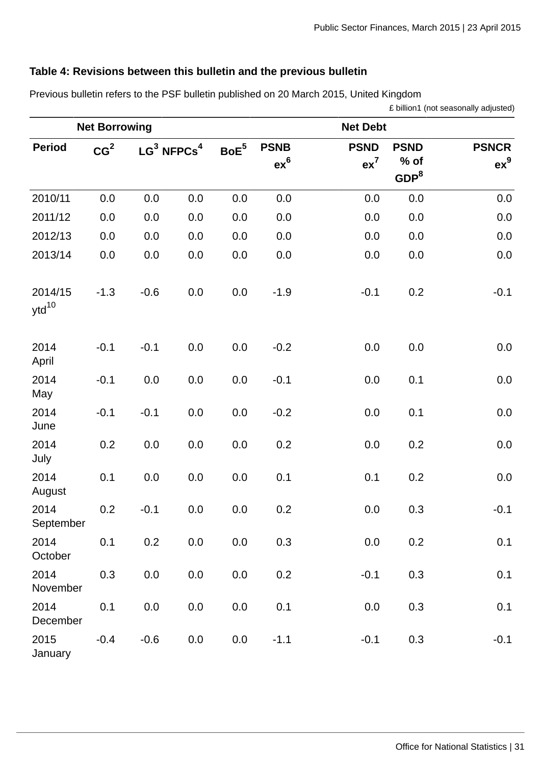### Table 4: Revisions between this bulletin and the previous bulletin

Previous bulletin refers to the PSF bulletin published on 20 March 2015, United Kingdom

£ billion1 (not seasonally adjusted)

| | Net Borrowing | | | | | Net Debt | | |
|---|---|---|---|---|---|---|---|---|
| **Period** | **CG[2]** | **LG[3]** | **NFPCs[4]** | **BoE[5]** | **PSNB ex[6]** | **PSND ex[7]** | **PSND % of GDP[8]** | **PSNCR ex[9]** |
| 2010/11 | 0.0 | 0.0 | 0.0 | 0.0 | 0.0 | 0.0 | 0.0 | 0.0 |
| 2011/12 | 0.0 | 0.0 | 0.0 | 0.0 | 0.0 | 0.0 | 0.0 | 0.0 |
| 2012/13 | 0.0 | 0.0 | 0.0 | 0.0 | 0.0 | 0.0 | 0.0 | 0.0 |
| 2013/14 | 0.0 | 0.0 | 0.0 | 0.0 | 0.0 | 0.0 | 0.0 | 0.0 |
| 2014/15 ytd[10] | -1.3 | -0.6 | 0.0 | 0.0 | -1.9 | -0.1 | 0.2 | -0.1 |
| 2014 April | -0.1 | -0.1 | 0.0 | 0.0 | -0.2 | 0.0 | 0.0 | 0.0 |
| 2014 May | -0.1 | 0.0 | 0.0 | 0.0 | -0.1 | 0.0 | 0.1 | 0.0 |
| 2014 June | -0.1 | -0.1 | 0.0 | 0.0 | -0.2 | 0.0 | 0.1 | 0.0 |
| 2014 July | 0.2 | 0.0 | 0.0 | 0.0 | 0.2 | 0.0 | 0.2 | 0.0 |
| 2014 August | 0.1 | 0.0 | 0.0 | 0.0 | 0.1 | 0.1 | 0.2 | 0.0 |
| 2014 September | 0.2 | -0.1 | 0.0 | 0.0 | 0.2 | 0.0 | 0.3 | -0.1 |
| 2014 October | 0.1 | 0.2 | 0.0 | 0.0 | 0.3 | 0.0 | 0.2 | 0.1 |
| 2014 November | 0.3 | 0.0 | 0.0 | 0.0 | 0.2 | -0.1 | 0.3 | 0.1 |
| 2014 December | 0.1 | 0.0 | 0.0 | 0.0 | 0.1 | 0.0 | 0.3 | 0.1 |
| 2015 January | -0.4 | -0.6 | 0.0 | 0.0 | -1.1 | -0.1 | 0.3 | -0.1 |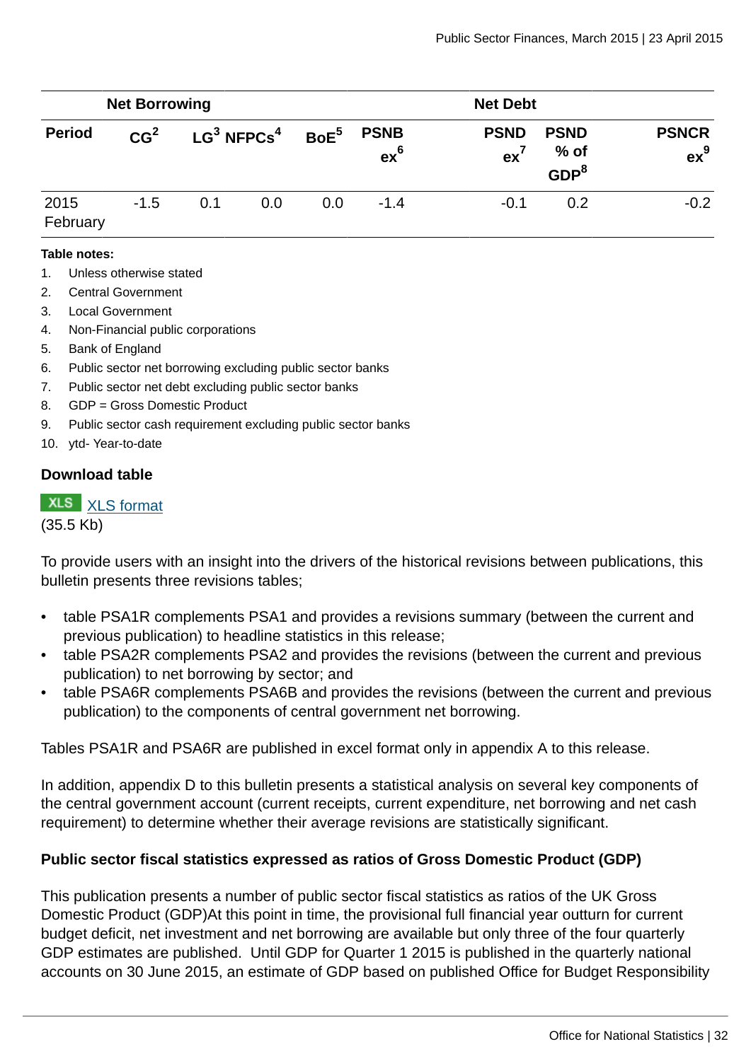| Net Borrowing | | | | | | Net Debt | | |
|---|---|---|---|---|---|---|---|---|
| Period | CG[2] | LG[3] | NFPCs[4] | BoE[5] | PSNB ex[6] | PSND ex[7] | PSND % of GDP[8] | PSNCR ex[9] |
| 2015 February | -1.5 | 0.1 | 0.0 | 0.0 | -1.4 | -0.1 | 0.2 | -0.2 |

**Table notes:**

1. Unless otherwise stated
2. Central Government
3. Local Government
4. Non-Financial public corporations
5. Bank of England
6. Public sector net borrowing excluding public sector banks
7. Public sector net debt excluding public sector banks
8. GDP = Gross Domestic Product
9. Public sector cash requirement excluding public sector banks
10. ytd- Year-to-date

**Download table**

XLS XLS format
(35.5 Kb)

To provide users with an insight into the drivers of the historical revisions between publications, this bulletin presents three revisions tables;

- table PSA1R complements PSA1 and provides a revisions summary (between the current and previous publication) to headline statistics in this release;
- table PSA2R complements PSA2 and provides the revisions (between the current and previous publication) to net borrowing by sector; and
- table PSA6R complements PSA6B and provides the revisions (between the current and previous publication) to the components of central government net borrowing.

Tables PSA1R and PSA6R are published in excel format only in appendix A to this release.

In addition, appendix D to this bulletin presents a statistical analysis on several key components of the central government account (current receipts, current expenditure, net borrowing and net cash requirement) to determine whether their average revisions are statistically significant.

**Public sector fiscal statistics expressed as ratios of Gross Domestic Product (GDP)**

This publication presents a number of public sector fiscal statistics as ratios of the UK Gross Domestic Product (GDP)At this point in time, the provisional full financial year outturn for current budget deficit, net investment and net borrowing are available but only three of the four quarterly GDP estimates are published. Until GDP for Quarter 1 2015 is published in the quarterly national accounts on 30 June 2015, an estimate of GDP based on published Office for Budget Responsibility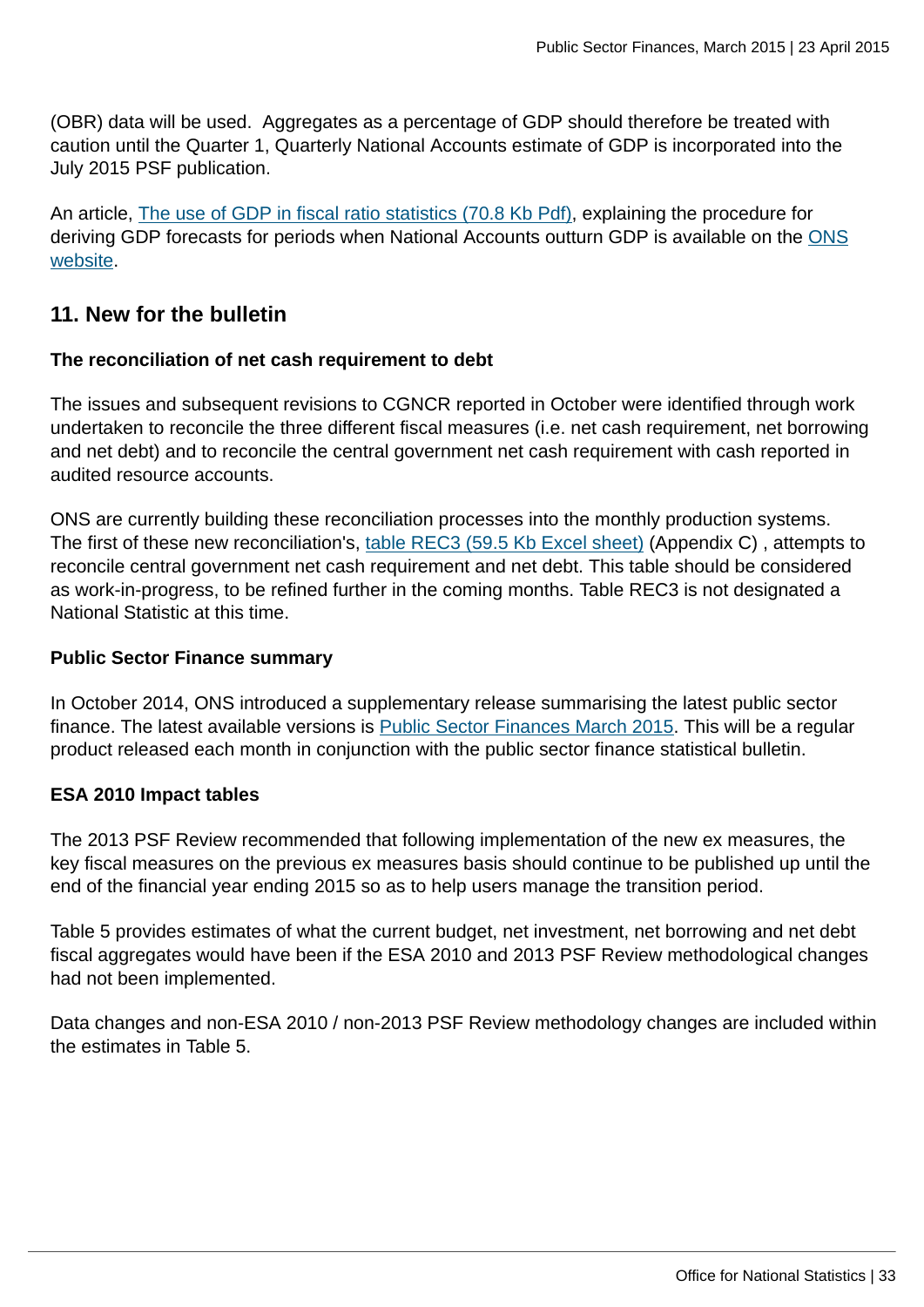(OBR) data will be used.  Aggregates as a percentage of GDP should therefore be treated with caution until the Quarter 1, Quarterly National Accounts estimate of GDP is incorporated into the July 2015 PSF publication.

An article, The use of GDP in fiscal ratio statistics (70.8 Kb Pdf), explaining the procedure for deriving GDP forecasts for periods when National Accounts outturn GDP is available on the ONS website.

## 11. New for the bulletin

**The reconciliation of net cash requirement to debt**

The issues and subsequent revisions to CGNCR reported in October were identified through work undertaken to reconcile the three different fiscal measures (i.e. net cash requirement, net borrowing and net debt) and to reconcile the central government net cash requirement with cash reported in audited resource accounts.

ONS are currently building these reconciliation processes into the monthly production systems. The first of these new reconciliation's, table REC3 (59.5 Kb Excel sheet) (Appendix C) , attempts to reconcile central government net cash requirement and net debt. This table should be considered as work-in-progress, to be refined further in the coming months. Table REC3 is not designated a National Statistic at this time.

**Public Sector Finance summary**

In October 2014, ONS introduced a supplementary release summarising the latest public sector finance. The latest available versions is Public Sector Finances March 2015. This will be a regular product released each month in conjunction with the public sector finance statistical bulletin.

**ESA 2010 Impact tables**

The 2013 PSF Review recommended that following implementation of the new ex measures, the key fiscal measures on the previous ex measures basis should continue to be published up until the end of the financial year ending 2015 so as to help users manage the transition period.

Table 5 provides estimates of what the current budget, net investment, net borrowing and net debt fiscal aggregates would have been if the ESA 2010 and 2013 PSF Review methodological changes had not been implemented.

Data changes and non-ESA 2010 / non-2013 PSF Review methodology changes are included within the estimates in Table 5.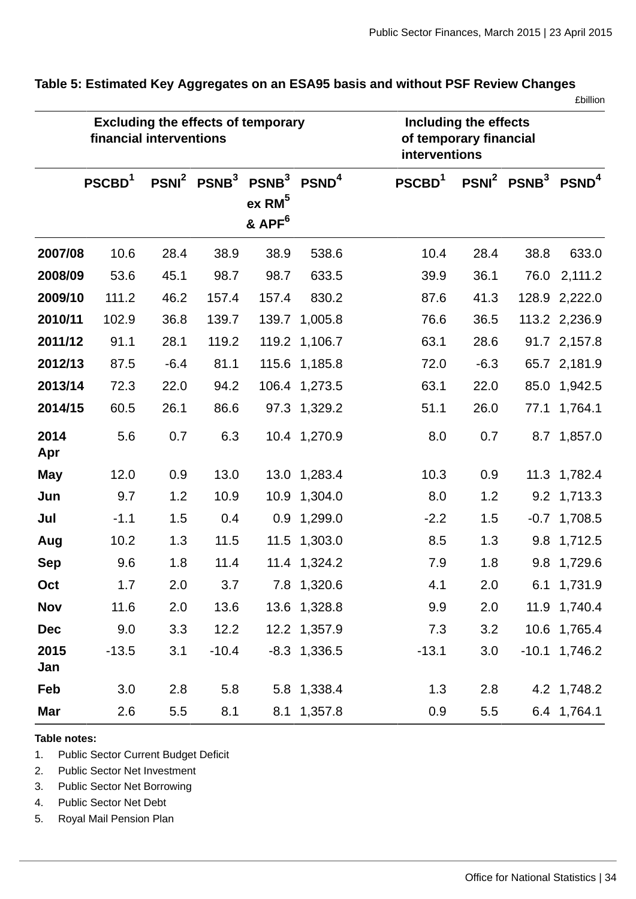**Table 5: Estimated Key Aggregates on an ESA95 basis and without PSF Review Changes**

£billion

| | Excluding the effects of temporary financial interventions | | | | | Including the effects of temporary financial interventions | | | |
|---|---|---|---|---|---|---|---|---|---|
| | PSCBD[1] | PSNI[2] | PSNB[3] | PSNB[3] ex RM[5] & APF[6] | PSND[4] | PSCBD[1] | PSNI[2] | PSNB[3] | PSND[4] |
| **2007/08** | 10.6 | 28.4 | 38.9 | 38.9 | 538.6 | 10.4 | 28.4 | 38.8 | 633.0 |
| **2008/09** | 53.6 | 45.1 | 98.7 | 98.7 | 633.5 | 39.9 | 36.1 | 76.0 | 2,111.2 |
| **2009/10** | 111.2 | 46.2 | 157.4 | 157.4 | 830.2 | 87.6 | 41.3 | 128.9 | 2,222.0 |
| **2010/11** | 102.9 | 36.8 | 139.7 | 139.7 | 1,005.8 | 76.6 | 36.5 | 113.2 | 2,236.9 |
| **2011/12** | 91.1 | 28.1 | 119.2 | 119.2 | 1,106.7 | 63.1 | 28.6 | 91.7 | 2,157.8 |
| **2012/13** | 87.5 | -6.4 | 81.1 | 115.6 | 1,185.8 | 72.0 | -6.3 | 65.7 | 2,181.9 |
| **2013/14** | 72.3 | 22.0 | 94.2 | 106.4 | 1,273.5 | 63.1 | 22.0 | 85.0 | 1,942.5 |
| **2014/15** | 60.5 | 26.1 | 86.6 | 97.3 | 1,329.2 | 51.1 | 26.0 | 77.1 | 1,764.1 |
| **2014 Apr** | 5.6 | 0.7 | 6.3 | 10.4 | 1,270.9 | 8.0 | 0.7 | 8.7 | 1,857.0 |
| **May** | 12.0 | 0.9 | 13.0 | 13.0 | 1,283.4 | 10.3 | 0.9 | 11.3 | 1,782.4 |
| **Jun** | 9.7 | 1.2 | 10.9 | 10.9 | 1,304.0 | 8.0 | 1.2 | 9.2 | 1,713.3 |
| **Jul** | -1.1 | 1.5 | 0.4 | 0.9 | 1,299.0 | -2.2 | 1.5 | -0.7 | 1,708.5 |
| **Aug** | 10.2 | 1.3 | 11.5 | 11.5 | 1,303.0 | 8.5 | 1.3 | 9.8 | 1,712.5 |
| **Sep** | 9.6 | 1.8 | 11.4 | 11.4 | 1,324.2 | 7.9 | 1.8 | 9.8 | 1,729.6 |
| **Oct** | 1.7 | 2.0 | 3.7 | 7.8 | 1,320.6 | 4.1 | 2.0 | 6.1 | 1,731.9 |
| **Nov** | 11.6 | 2.0 | 13.6 | 13.6 | 1,328.8 | 9.9 | 2.0 | 11.9 | 1,740.4 |
| **Dec** | 9.0 | 3.3 | 12.2 | 12.2 | 1,357.9 | 7.3 | 3.2 | 10.6 | 1,765.4 |
| **2015 Jan** | -13.5 | 3.1 | -10.4 | -8.3 | 1,336.5 | -13.1 | 3.0 | -10.1 | 1,746.2 |
| **Feb** | 3.0 | 2.8 | 5.8 | 5.8 | 1,338.4 | 1.3 | 2.8 | 4.2 | 1,748.2 |
| **Mar** | 2.6 | 5.5 | 8.1 | 8.1 | 1,357.8 | 0.9 | 5.5 | 6.4 | 1,764.1 |

**Table notes:**

1. Public Sector Current Budget Deficit
2. Public Sector Net Investment
3. Public Sector Net Borrowing
4. Public Sector Net Debt
5. Royal Mail Pension Plan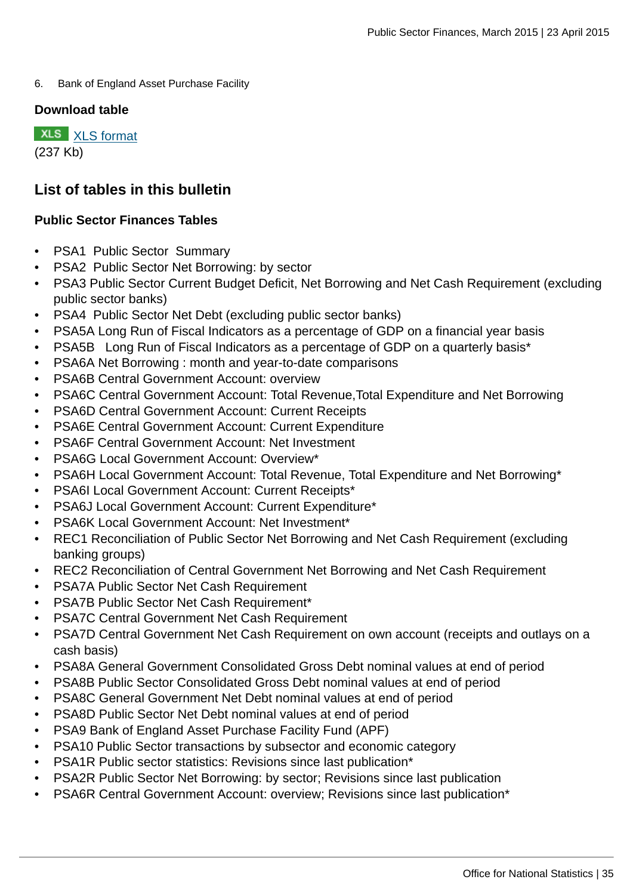6. Bank of England Asset Purchase Facility

**Download table**

XLS [XLS format](#)
(237 Kb)

## List of tables in this bulletin

### Public Sector Finances Tables

- PSA1 Public Sector Summary
- PSA2 Public Sector Net Borrowing: by sector
- PSA3 Public Sector Current Budget Deficit, Net Borrowing and Net Cash Requirement (excluding public sector banks)
- PSA4 Public Sector Net Debt (excluding public sector banks)
- PSA5A Long Run of Fiscal Indicators as a percentage of GDP on a financial year basis
- PSA5B Long Run of Fiscal Indicators as a percentage of GDP on a quarterly basis*
- PSA6A Net Borrowing : month and year-to-date comparisons
- PSA6B Central Government Account: overview
- PSA6C Central Government Account: Total Revenue,Total Expenditure and Net Borrowing
- PSA6D Central Government Account: Current Receipts
- PSA6E Central Government Account: Current Expenditure
- PSA6F Central Government Account: Net Investment
- PSA6G Local Government Account: Overview*
- PSA6H Local Government Account: Total Revenue, Total Expenditure and Net Borrowing*
- PSA6I Local Government Account: Current Receipts*
- PSA6J Local Government Account: Current Expenditure*
- PSA6K Local Government Account: Net Investment*
- REC1 Reconciliation of Public Sector Net Borrowing and Net Cash Requirement (excluding banking groups)
- REC2 Reconciliation of Central Government Net Borrowing and Net Cash Requirement
- PSA7A Public Sector Net Cash Requirement
- PSA7B Public Sector Net Cash Requirement*
- PSA7C Central Government Net Cash Requirement
- PSA7D Central Government Net Cash Requirement on own account (receipts and outlays on a cash basis)
- PSA8A General Government Consolidated Gross Debt nominal values at end of period
- PSA8B Public Sector Consolidated Gross Debt nominal values at end of period
- PSA8C General Government Net Debt nominal values at end of period
- PSA8D Public Sector Net Debt nominal values at end of period
- PSA9 Bank of England Asset Purchase Facility Fund (APF)
- PSA10 Public Sector transactions by subsector and economic category
- PSA1R Public sector statistics: Revisions since last publication*
- PSA2R Public Sector Net Borrowing: by sector; Revisions since last publication
- PSA6R Central Government Account: overview; Revisions since last publication*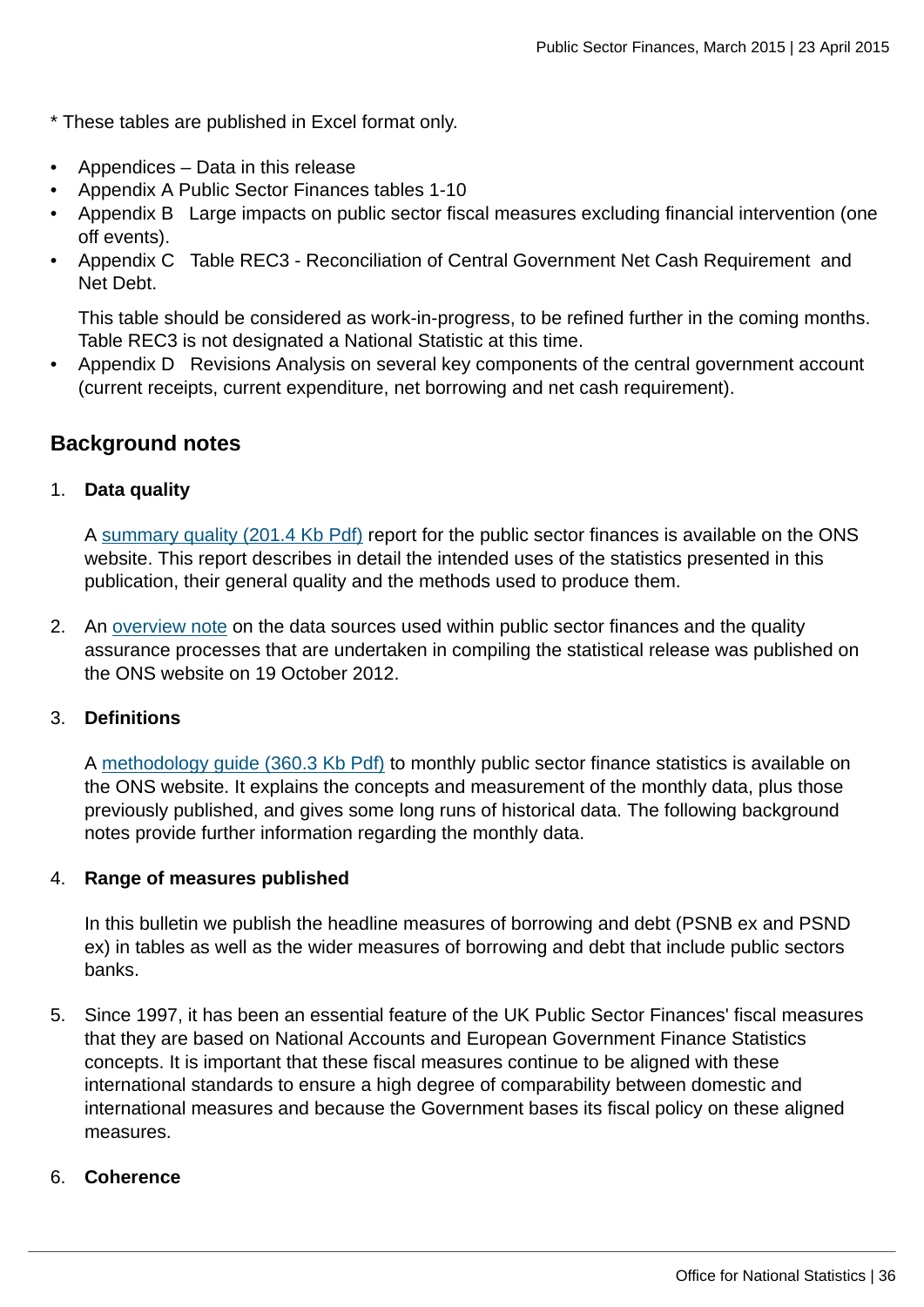* These tables are published in Excel format only.

- Appendices – Data in this release
- Appendix A Public Sector Finances tables 1-10
- Appendix B Large impacts on public sector fiscal measures excluding financial intervention (one off events).
- Appendix C Table REC3 - Reconciliation of Central Government Net Cash Requirement and Net Debt.

  This table should be considered as work-in-progress, to be refined further in the coming months. Table REC3 is not designated a National Statistic at this time.
- Appendix D Revisions Analysis on several key components of the central government account (current receipts, current expenditure, net borrowing and net cash requirement).

## Background notes

1. **Data quality**

   A summary quality (201.4 Kb Pdf) report for the public sector finances is available on the ONS website. This report describes in detail the intended uses of the statistics presented in this publication, their general quality and the methods used to produce them.

2. An overview note on the data sources used within public sector finances and the quality assurance processes that are undertaken in compiling the statistical release was published on the ONS website on 19 October 2012.

3. **Definitions**

   A methodology guide (360.3 Kb Pdf) to monthly public sector finance statistics is available on the ONS website. It explains the concepts and measurement of the monthly data, plus those previously published, and gives some long runs of historical data. The following background notes provide further information regarding the monthly data.

4. **Range of measures published**

   In this bulletin we publish the headline measures of borrowing and debt (PSNB ex and PSND ex) in tables as well as the wider measures of borrowing and debt that include public sectors banks.

5. Since 1997, it has been an essential feature of the UK Public Sector Finances' fiscal measures that they are based on National Accounts and European Government Finance Statistics concepts. It is important that these fiscal measures continue to be aligned with these international standards to ensure a high degree of comparability between domestic and international measures and because the Government bases its fiscal policy on these aligned measures.

6. **Coherence**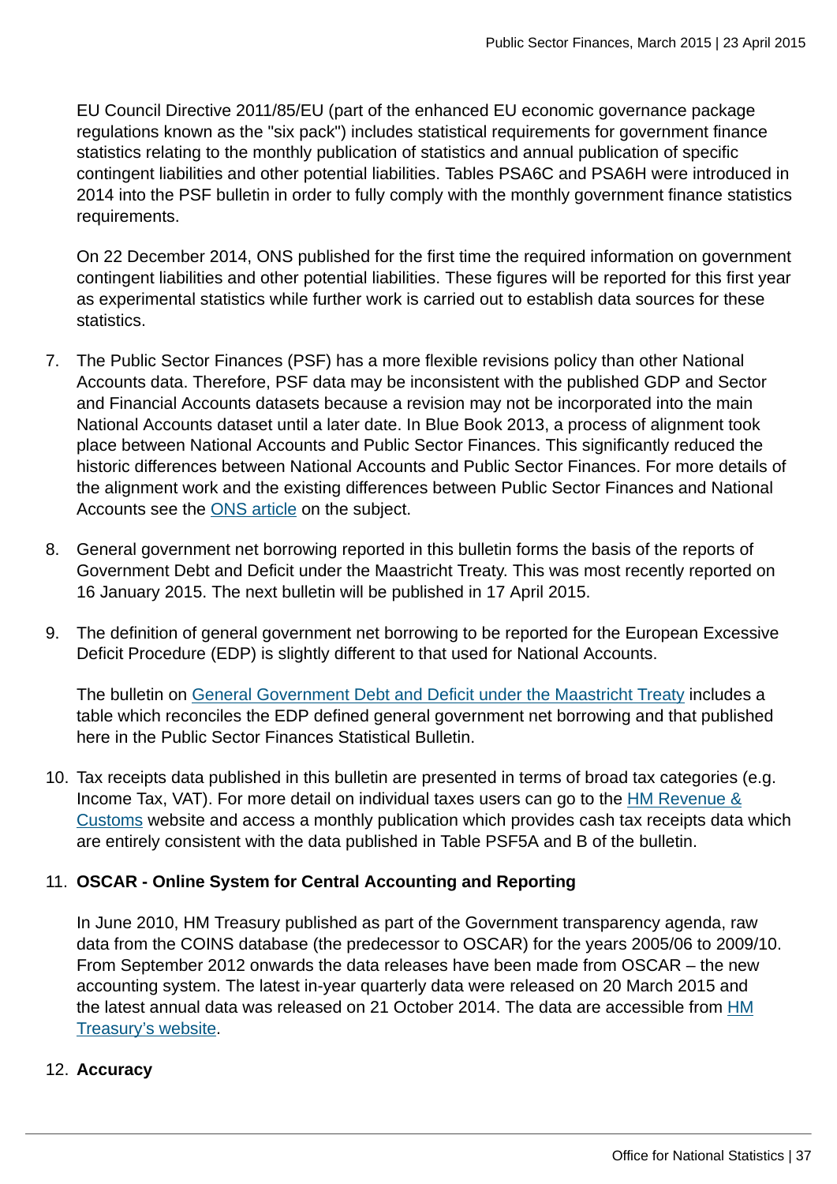EU Council Directive 2011/85/EU (part of the enhanced EU economic governance package regulations known as the "six pack") includes statistical requirements for government finance statistics relating to the monthly publication of statistics and annual publication of specific contingent liabilities and other potential liabilities. Tables PSA6C and PSA6H were introduced in 2014 into the PSF bulletin in order to fully comply with the monthly government finance statistics requirements.

On 22 December 2014, ONS published for the first time the required information on government contingent liabilities and other potential liabilities. These figures will be reported for this first year as experimental statistics while further work is carried out to establish data sources for these statistics.

7. The Public Sector Finances (PSF) has a more flexible revisions policy than other National Accounts data. Therefore, PSF data may be inconsistent with the published GDP and Sector and Financial Accounts datasets because a revision may not be incorporated into the main National Accounts dataset until a later date. In Blue Book 2013, a process of alignment took place between National Accounts and Public Sector Finances. This significantly reduced the historic differences between National Accounts and Public Sector Finances. For more details of the alignment work and the existing differences between Public Sector Finances and National Accounts see the ONS article on the subject.

8. General government net borrowing reported in this bulletin forms the basis of the reports of Government Debt and Deficit under the Maastricht Treaty. This was most recently reported on 16 January 2015. The next bulletin will be published in 17 April 2015.

9. The definition of general government net borrowing to be reported for the European Excessive Deficit Procedure (EDP) is slightly different to that used for National Accounts.

   The bulletin on General Government Debt and Deficit under the Maastricht Treaty includes a table which reconciles the EDP defined general government net borrowing and that published here in the Public Sector Finances Statistical Bulletin.

10. Tax receipts data published in this bulletin are presented in terms of broad tax categories (e.g. Income Tax, VAT). For more detail on individual taxes users can go to the HM Revenue & Customs website and access a monthly publication which provides cash tax receipts data which are entirely consistent with the data published in Table PSF5A and B of the bulletin.

11. **OSCAR - Online System for Central Accounting and Reporting**

    In June 2010, HM Treasury published as part of the Government transparency agenda, raw data from the COINS database (the predecessor to OSCAR) for the years 2005/06 to 2009/10. From September 2012 onwards the data releases have been made from OSCAR – the new accounting system. The latest in-year quarterly data were released on 20 March 2015 and the latest annual data was released on 21 October 2014. The data are accessible from HM Treasury's website.

12. **Accuracy**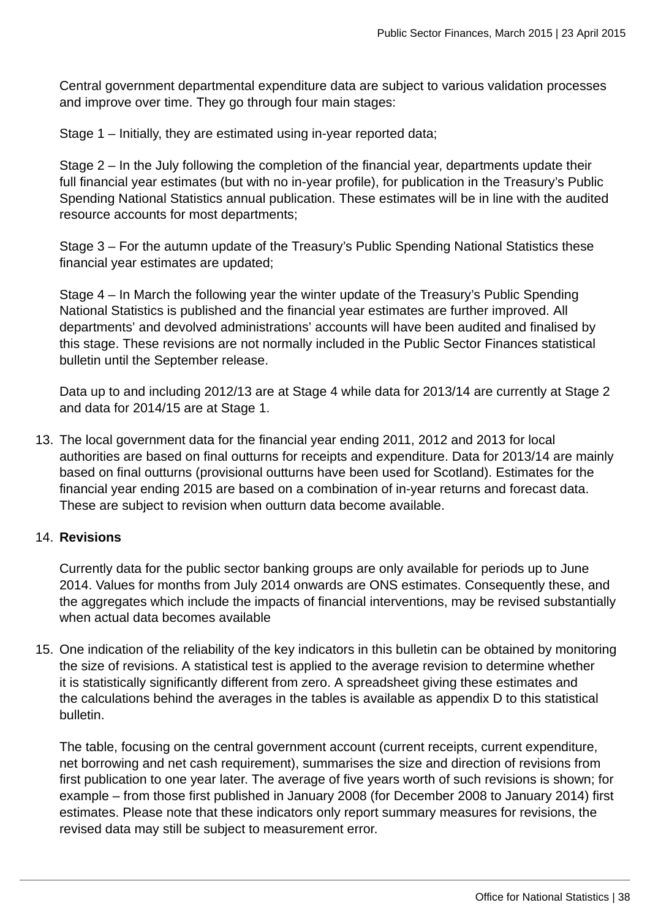Central government departmental expenditure data are subject to various validation processes and improve over time. They go through four main stages:

Stage 1 – Initially, they are estimated using in-year reported data;

Stage 2 – In the July following the completion of the financial year, departments update their full financial year estimates (but with no in-year profile), for publication in the Treasury's Public Spending National Statistics annual publication. These estimates will be in line with the audited resource accounts for most departments;

Stage 3 – For the autumn update of the Treasury's Public Spending National Statistics these financial year estimates are updated;

Stage 4 – In March the following year the winter update of the Treasury's Public Spending National Statistics is published and the financial year estimates are further improved. All departments' and devolved administrations' accounts will have been audited and finalised by this stage. These revisions are not normally included in the Public Sector Finances statistical bulletin until the September release.

Data up to and including 2012/13 are at Stage 4 while data for 2013/14 are currently at Stage 2 and data for 2014/15 are at Stage 1.

13. The local government data for the financial year ending 2011, 2012 and 2013 for local authorities are based on final outturns for receipts and expenditure. Data for 2013/14 are mainly based on final outturns (provisional outturns have been used for Scotland). Estimates for the financial year ending 2015 are based on a combination of in-year returns and forecast data. These are subject to revision when outturn data become available.

14. **Revisions**

    Currently data for the public sector banking groups are only available for periods up to June 2014. Values for months from July 2014 onwards are ONS estimates. Consequently these, and the aggregates which include the impacts of financial interventions, may be revised substantially when actual data becomes available

15. One indication of the reliability of the key indicators in this bulletin can be obtained by monitoring the size of revisions. A statistical test is applied to the average revision to determine whether it is statistically significantly different from zero. A spreadsheet giving these estimates and the calculations behind the averages in the tables is available as appendix D to this statistical bulletin.

    The table, focusing on the central government account (current receipts, current expenditure, net borrowing and net cash requirement), summarises the size and direction of revisions from first publication to one year later. The average of five years worth of such revisions is shown; for example – from those first published in January 2008 (for December 2008 to January 2014) first estimates. Please note that these indicators only report summary measures for revisions, the revised data may still be subject to measurement error.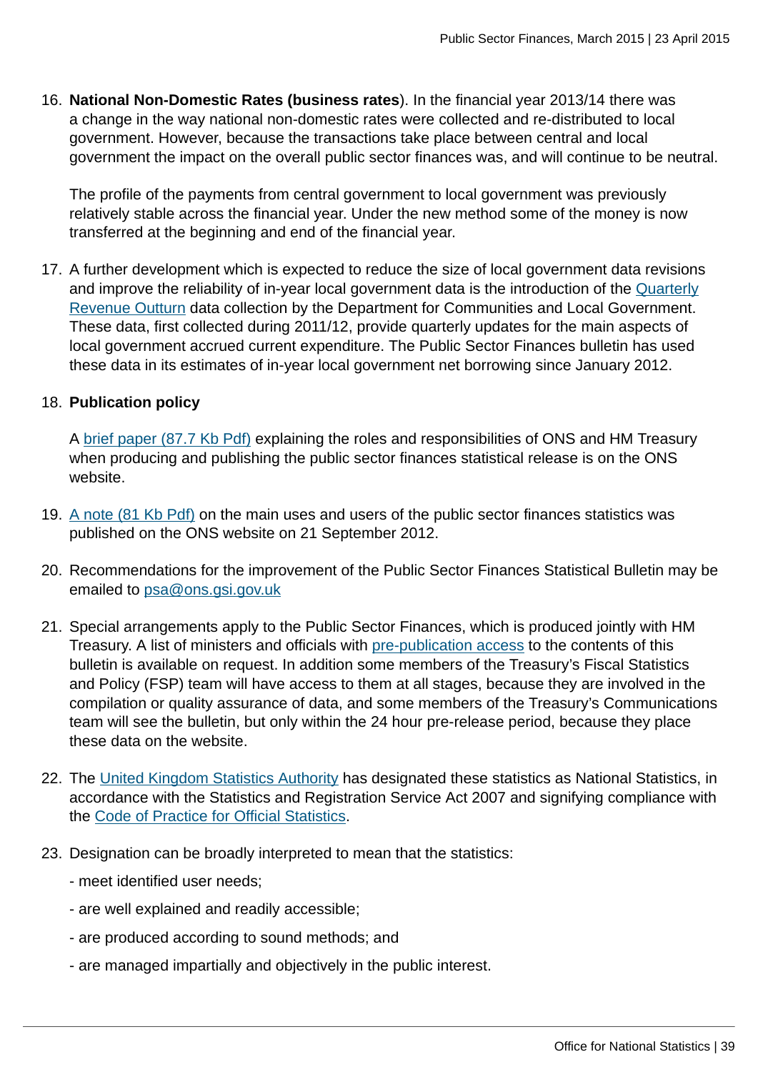16. **National Non-Domestic Rates (business rates**). In the financial year 2013/14 there was a change in the way national non-domestic rates were collected and re-distributed to local government. However, because the transactions take place between central and local government the impact on the overall public sector finances was, and will continue to be neutral.

    The profile of the payments from central government to local government was previously relatively stable across the financial year. Under the new method some of the money is now transferred at the beginning and end of the financial year.

17. A further development which is expected to reduce the size of local government data revisions and improve the reliability of in-year local government data is the introduction of the Quarterly Revenue Outturn data collection by the Department for Communities and Local Government. These data, first collected during 2011/12, provide quarterly updates for the main aspects of local government accrued current expenditure. The Public Sector Finances bulletin has used these data in its estimates of in-year local government net borrowing since January 2012.

18. **Publication policy**

    A brief paper (87.7 Kb Pdf) explaining the roles and responsibilities of ONS and HM Treasury when producing and publishing the public sector finances statistical release is on the ONS website.

19. A note (81 Kb Pdf) on the main uses and users of the public sector finances statistics was published on the ONS website on 21 September 2012.

20. Recommendations for the improvement of the Public Sector Finances Statistical Bulletin may be emailed to psa@ons.gsi.gov.uk

21. Special arrangements apply to the Public Sector Finances, which is produced jointly with HM Treasury. A list of ministers and officials with pre-publication access to the contents of this bulletin is available on request. In addition some members of the Treasury's Fiscal Statistics and Policy (FSP) team will have access to them at all stages, because they are involved in the compilation or quality assurance of data, and some members of the Treasury's Communications team will see the bulletin, but only within the 24 hour pre-release period, because they place these data on the website.

22. The United Kingdom Statistics Authority has designated these statistics as National Statistics, in accordance with the Statistics and Registration Service Act 2007 and signifying compliance with the Code of Practice for Official Statistics.

23. Designation can be broadly interpreted to mean that the statistics:

    - meet identified user needs;
    - are well explained and readily accessible;
    - are produced according to sound methods; and
    - are managed impartially and objectively in the public interest.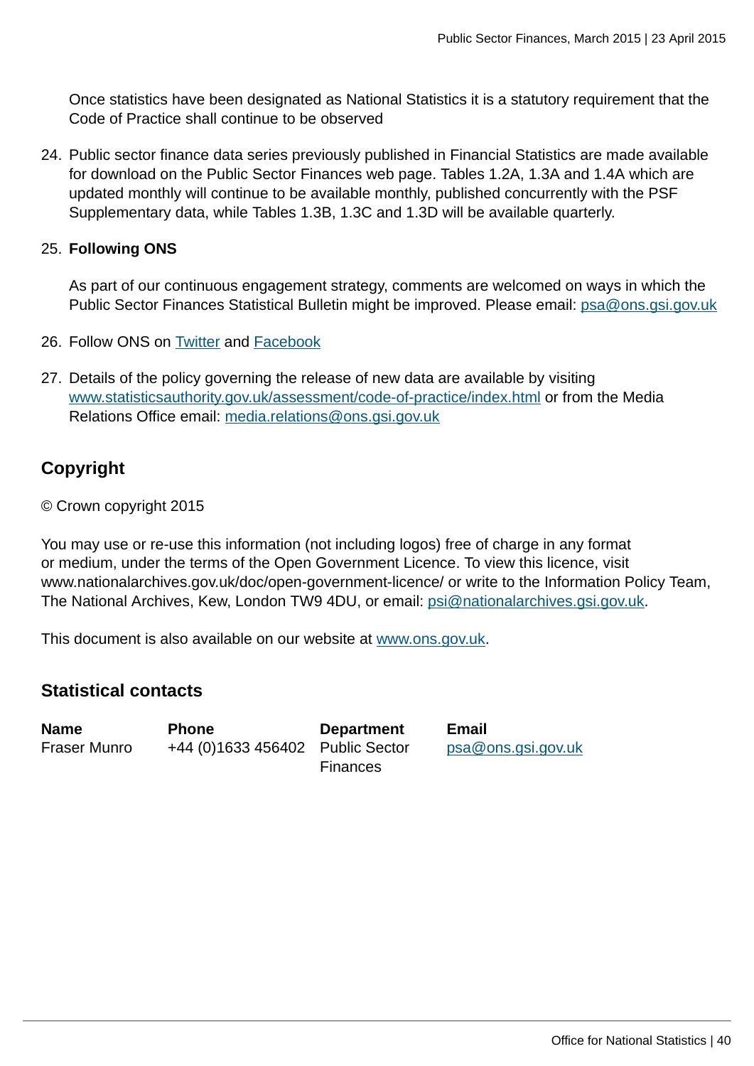Once statistics have been designated as National Statistics it is a statutory requirement that the Code of Practice shall continue to be observed

24. Public sector finance data series previously published in Financial Statistics are made available for download on the Public Sector Finances web page. Tables 1.2A, 1.3A and 1.4A which are updated monthly will continue to be available monthly, published concurrently with the PSF Supplementary data, while Tables 1.3B, 1.3C and 1.3D will be available quarterly.

25. **Following ONS**

    As part of our continuous engagement strategy, comments are welcomed on ways in which the Public Sector Finances Statistical Bulletin might be improved. Please email: psa@ons.gsi.gov.uk

26. Follow ONS on Twitter and Facebook

27. Details of the policy governing the release of new data are available by visiting www.statisticsauthority.gov.uk/assessment/code-of-practice/index.html or from the Media Relations Office email: media.relations@ons.gsi.gov.uk

## Copyright

© Crown copyright 2015

You may use or re-use this information (not including logos) free of charge in any format or medium, under the terms of the Open Government Licence. To view this licence, visit www.nationalarchives.gov.uk/doc/open-government-licence/ or write to the Information Policy Team, The National Archives, Kew, London TW9 4DU, or email: psi@nationalarchives.gsi.gov.uk.

This document is also available on our website at www.ons.gov.uk.

## Statistical contacts

| Name | Phone | Department | Email |
|---|---|---|---|
| Fraser Munro | +44 (0)1633 456402 | Public Sector Finances | psa@ons.gsi.gov.uk |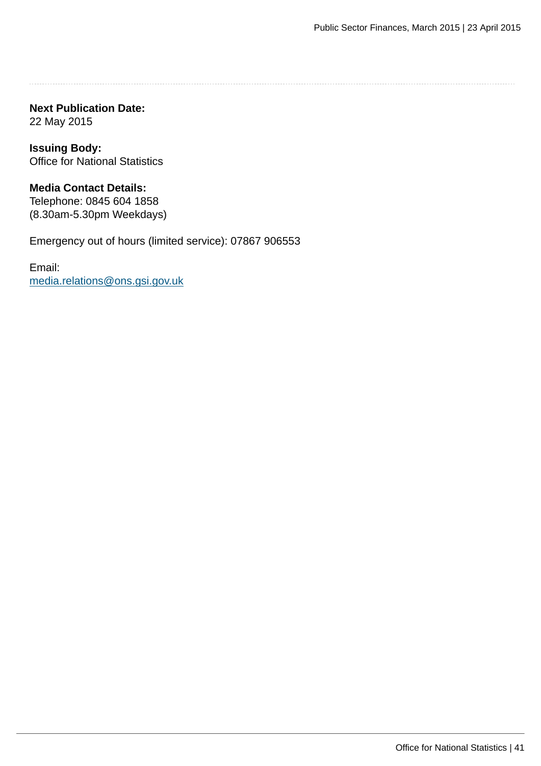**Next Publication Date:**
22 May 2015

**Issuing Body:**
Office for National Statistics

**Media Contact Details:**
Telephone: 0845 604 1858
(8.30am-5.30pm Weekdays)

Emergency out of hours (limited service): 07867 906553

Email:
[media.relations@ons.gsi.gov.uk](mailto:media.relations@ons.gsi.gov.uk)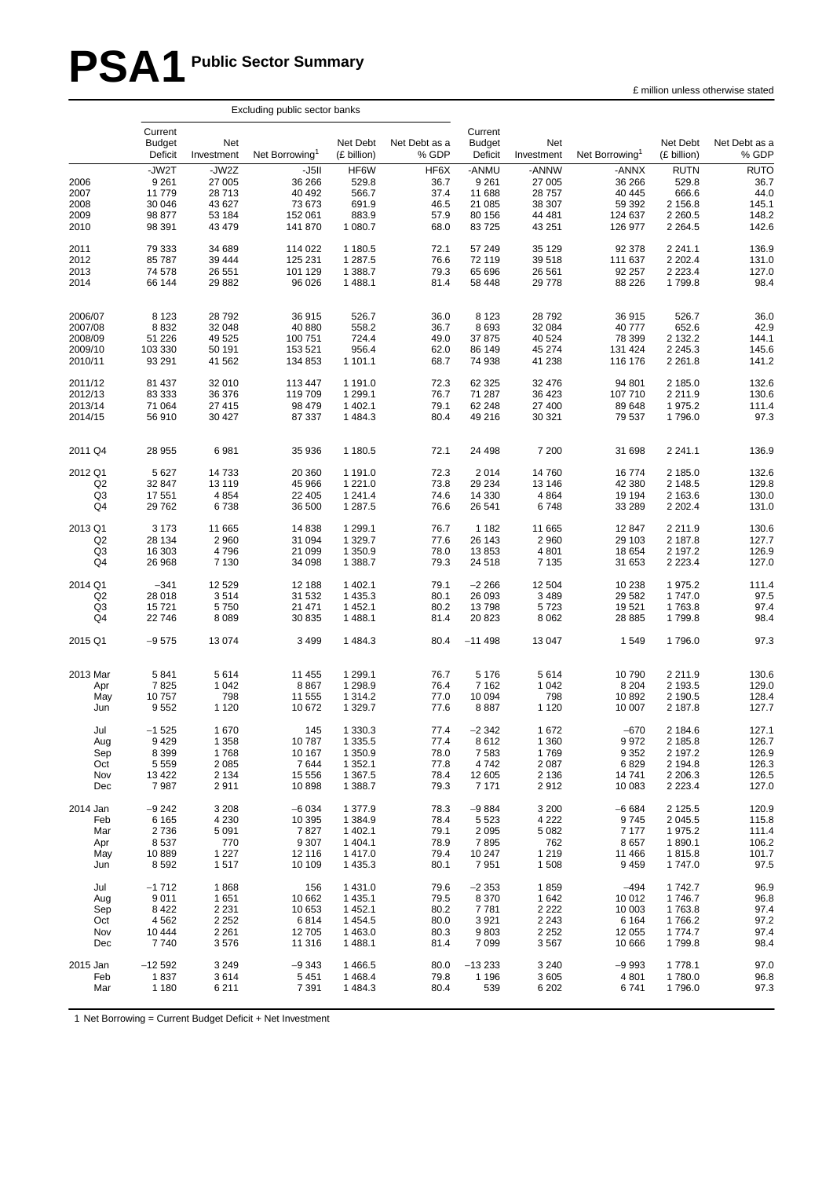# PSA1 Public Sector Summary

£ million unless otherwise stated

| | Excluding public sector banks | | | | | | | | | |
|---|---|---|---|---|---|---|---|---|---|---|
| | Current Budget Deficit | Net Investment | Net Borrowing[1] | Net Debt (£ billion) | Net Debt as a % GDP | Current Budget Deficit | Net Investment | Net Borrowing[1] | Net Debt (£ billion) | Net Debt as a % GDP |
| | -JW2T | -JW2Z | -J5II | HF6W | HF6X | -ANMU | -ANNW | -ANNX | RUTN | RUTO |
| 2006 | 9 261 | 27 005 | 36 266 | 529.8 | 36.7 | 9 261 | 27 005 | 36 266 | 529.8 | 36.7 |
| 2007 | 11 779 | 28 713 | 40 492 | 566.7 | 37.4 | 11 688 | 28 757 | 40 445 | 666.6 | 44.0 |
| 2008 | 30 046 | 43 627 | 73 673 | 691.9 | 46.5 | 21 085 | 38 307 | 59 392 | 2 156.8 | 145.1 |
| 2009 | 98 877 | 53 184 | 152 061 | 883.9 | 57.9 | 80 156 | 44 481 | 124 637 | 2 260.5 | 148.2 |
| 2010 | 98 391 | 43 479 | 141 870 | 1 080.7 | 68.0 | 83 725 | 43 251 | 126 977 | 2 264.5 | 142.6 |
| 2011 | 79 333 | 34 689 | 114 022 | 1 180.5 | 72.1 | 57 249 | 35 129 | 92 378 | 2 241.1 | 136.9 |
| 2012 | 85 787 | 39 444 | 125 231 | 1 287.5 | 76.6 | 72 119 | 39 518 | 111 637 | 2 202.4 | 131.0 |
| 2013 | 74 578 | 26 551 | 101 129 | 1 388.7 | 79.3 | 65 696 | 26 561 | 92 257 | 2 223.4 | 127.0 |
| 2014 | 66 144 | 29 882 | 96 026 | 1 488.1 | 81.4 | 58 448 | 29 778 | 88 226 | 1 799.8 | 98.4 |
| 2006/07 | 8 123 | 28 792 | 36 915 | 526.7 | 36.0 | 8 123 | 28 792 | 36 915 | 526.7 | 36.0 |
| 2007/08 | 8 832 | 32 048 | 40 880 | 558.2 | 36.7 | 8 693 | 32 084 | 40 777 | 652.6 | 42.9 |
| 2008/09 | 51 226 | 49 525 | 100 751 | 724.4 | 49.0 | 37 875 | 40 524 | 78 399 | 2 132.2 | 144.1 |
| 2009/10 | 103 330 | 50 191 | 153 521 | 956.4 | 62.0 | 86 149 | 45 274 | 131 424 | 2 245.3 | 145.6 |
| 2010/11 | 93 291 | 41 562 | 134 853 | 1 101.1 | 68.7 | 74 938 | 41 238 | 116 176 | 2 261.8 | 141.2 |
| 2011/12 | 81 437 | 32 010 | 113 447 | 1 191.0 | 72.3 | 62 325 | 32 476 | 94 801 | 2 185.0 | 132.6 |
| 2012/13 | 83 333 | 36 376 | 119 709 | 1 299.1 | 76.7 | 71 287 | 36 423 | 107 710 | 2 211.9 | 130.6 |
| 2013/14 | 71 064 | 27 415 | 98 479 | 1 402.1 | 79.1 | 62 248 | 27 400 | 89 648 | 1 975.2 | 111.4 |
| 2014/15 | 56 910 | 30 427 | 87 337 | 1 484.3 | 80.4 | 49 216 | 30 321 | 79 537 | 1 796.0 | 97.3 |
| 2011 Q4 | 28 955 | 6 981 | 35 936 | 1 180.5 | 72.1 | 24 498 | 7 200 | 31 698 | 2 241.1 | 136.9 |
| 2012 Q1 | 5 627 | 14 733 | 20 360 | 1 191.0 | 72.3 | 2 014 | 14 760 | 16 774 | 2 185.0 | 132.6 |
| Q2 | 32 847 | 13 119 | 45 966 | 1 221.0 | 73.8 | 29 234 | 13 146 | 42 380 | 2 148.5 | 129.8 |
| Q3 | 17 551 | 4 854 | 22 405 | 1 241.4 | 74.6 | 14 330 | 4 864 | 19 194 | 2 163.6 | 130.0 |
| Q4 | 29 762 | 6 738 | 36 500 | 1 287.5 | 76.6 | 26 541 | 6 748 | 33 289 | 2 202.4 | 131.0 |
| 2013 Q1 | 3 173 | 11 665 | 14 838 | 1 299.1 | 76.7 | 1 182 | 11 665 | 12 847 | 2 211.9 | 130.6 |
| Q2 | 28 134 | 2 960 | 31 094 | 1 329.7 | 77.6 | 26 143 | 2 960 | 29 103 | 2 187.8 | 127.7 |
| Q3 | 16 303 | 4 796 | 21 099 | 1 350.9 | 78.0 | 13 853 | 4 801 | 18 654 | 2 197.2 | 126.9 |
| Q4 | 26 968 | 7 130 | 34 098 | 1 388.7 | 79.3 | 24 518 | 7 135 | 31 653 | 2 223.4 | 127.0 |
| 2014 Q1 | −341 | 12 529 | 12 188 | 1 402.1 | 79.1 | −2 266 | 12 504 | 10 238 | 1 975.2 | 111.4 |
| Q2 | 28 018 | 3 514 | 31 532 | 1 435.3 | 80.1 | 26 093 | 3 489 | 29 582 | 1 747.0 | 97.5 |
| Q3 | 15 721 | 5 750 | 21 471 | 1 452.1 | 80.2 | 13 798 | 5 723 | 19 521 | 1 763.8 | 97.4 |
| Q4 | 22 746 | 8 089 | 30 835 | 1 488.1 | 81.4 | 20 823 | 8 062 | 28 885 | 1 799.8 | 98.4 |
| 2015 Q1 | −9 575 | 13 074 | 3 499 | 1 484.3 | 80.4 | −11 498 | 13 047 | 1 549 | 1 796.0 | 97.3 |
| 2013 Mar | 5 841 | 5 614 | 11 455 | 1 299.1 | 76.7 | 5 176 | 5 614 | 10 790 | 2 211.9 | 130.6 |
| Apr | 7 825 | 1 042 | 8 867 | 1 298.9 | 76.4 | 7 162 | 1 042 | 8 204 | 2 193.5 | 129.0 |
| May | 10 757 | 798 | 11 555 | 1 314.2 | 77.0 | 10 094 | 798 | 10 892 | 2 190.5 | 128.4 |
| Jun | 9 552 | 1 120 | 10 672 | 1 329.7 | 77.6 | 8 887 | 1 120 | 10 007 | 2 187.8 | 127.7 |
| Jul | −1 525 | 1 670 | 145 | 1 330.3 | 77.4 | −2 342 | 1 672 | −670 | 2 184.6 | 127.1 |
| Aug | 9 429 | 1 358 | 10 787 | 1 335.5 | 77.4 | 8 612 | 1 360 | 9 972 | 2 185.8 | 126.7 |
| Sep | 8 399 | 1 768 | 10 167 | 1 350.9 | 78.0 | 7 583 | 1 769 | 9 352 | 2 197.2 | 126.9 |
| Oct | 5 559 | 2 085 | 7 644 | 1 352.1 | 77.8 | 4 742 | 2 087 | 6 829 | 2 194.8 | 126.3 |
| Nov | 13 422 | 2 134 | 15 556 | 1 367.5 | 78.4 | 12 605 | 2 136 | 14 741 | 2 206.3 | 126.5 |
| Dec | 7 987 | 2 911 | 10 898 | 1 388.7 | 79.3 | 7 171 | 2 912 | 10 083 | 2 223.4 | 127.0 |
| 2014 Jan | −9 242 | 3 208 | −6 034 | 1 377.9 | 78.3 | −9 884 | 3 200 | −6 684 | 2 125.5 | 120.9 |
| Feb | 6 165 | 4 230 | 10 395 | 1 384.9 | 78.4 | 5 523 | 4 222 | 9 745 | 2 045.5 | 115.8 |
| Mar | 2 736 | 5 091 | 7 827 | 1 402.1 | 79.1 | 2 095 | 5 082 | 7 177 | 1 975.2 | 111.4 |
| Apr | 8 537 | 770 | 9 307 | 1 404.1 | 78.9 | 7 895 | 762 | 8 657 | 1 890.1 | 106.2 |
| May | 10 889 | 1 227 | 12 116 | 1 417.0 | 79.4 | 10 247 | 1 219 | 11 466 | 1 815.8 | 101.7 |
| Jun | 8 592 | 1 517 | 10 109 | 1 435.3 | 80.1 | 7 951 | 1 508 | 9 459 | 1 747.0 | 97.5 |
| Jul | −1 712 | 1 868 | 156 | 1 431.0 | 79.6 | −2 353 | 1 859 | −494 | 1 742.7 | 96.9 |
| Aug | 9 011 | 1 651 | 10 662 | 1 435.1 | 79.5 | 8 370 | 1 642 | 10 012 | 1 746.7 | 96.8 |
| Sep | 8 422 | 2 231 | 10 653 | 1 452.1 | 80.2 | 7 781 | 2 222 | 10 003 | 1 763.8 | 97.4 |
| Oct | 4 562 | 2 252 | 6 814 | 1 454.5 | 80.0 | 3 921 | 2 243 | 6 164 | 1 766.2 | 97.2 |
| Nov | 10 444 | 2 261 | 12 705 | 1 463.0 | 80.3 | 9 803 | 2 252 | 12 055 | 1 774.7 | 97.4 |
| Dec | 7 740 | 3 576 | 11 316 | 1 488.1 | 81.4 | 7 099 | 3 567 | 10 666 | 1 799.8 | 98.4 |
| 2015 Jan | −12 592 | 3 249 | −9 343 | 1 466.5 | 80.0 | −13 233 | 3 240 | −9 993 | 1 778.1 | 97.0 |
| Feb | 1 837 | 3 614 | 5 451 | 1 468.4 | 79.8 | 1 196 | 3 605 | 4 801 | 1 780.0 | 96.8 |
| Mar | 1 180 | 6 211 | 7 391 | 1 484.3 | 80.4 | 539 | 6 202 | 6 741 | 1 796.0 | 97.3 |

1 Net Borrowing = Current Budget Deficit + Net Investment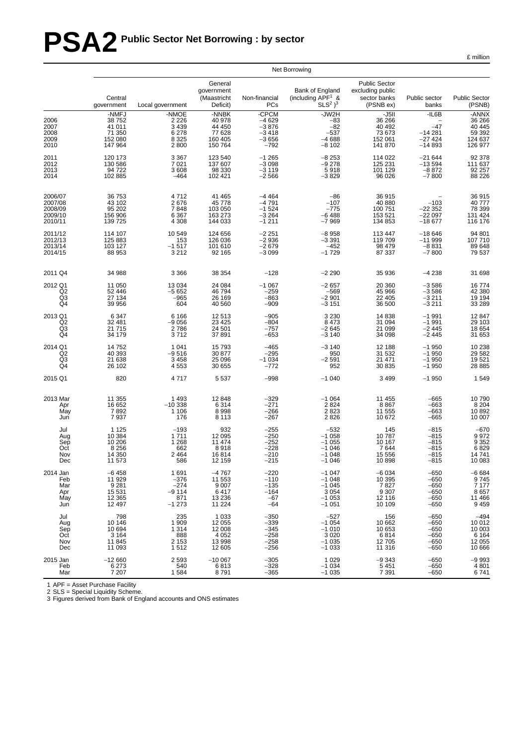# PSA2 Public Sector Net Borrowing : by sector

£ million

| | Net Borrowing | | | | | | | |
|---|---|---|---|---|---|---|---|---|
| | Central government | Local government | General government (Maastricht Deficit) | Non-financial PCs | Bank of England (including APF[1] & SLS[2] )[3] | Public Sector excluding public sector banks (PSNB ex) | Public sector banks | Public Sector (PSNB) |
| | -NMFJ | -NMOE | -NNBK | -CPCM | -JW2H | -J5II | -IL6B | -ANNX |
| 2006 | 38 752 | 2 226 | 40 978 | −4 629 | −83 | 36 266 | – | 36 266 |
| 2007 | 41 011 | 3 439 | 44 450 | −3 876 | −82 | 40 492 | −47 | 40 445 |
| 2008 | 71 350 | 6 278 | 77 628 | −3 418 | −537 | 73 673 | −14 281 | 59 392 |
| 2009 | 152 080 | 8 325 | 160 405 | −3 656 | −4 688 | 152 061 | −27 424 | 124 637 |
| 2010 | 147 964 | 2 800 | 150 764 | −792 | −8 102 | 141 870 | −14 893 | 126 977 |
| 2011 | 120 173 | 3 367 | 123 540 | −1 265 | −8 253 | 114 022 | −21 644 | 92 378 |
| 2012 | 130 586 | 7 021 | 137 607 | −3 098 | −9 278 | 125 231 | −13 594 | 111 637 |
| 2013 | 94 722 | 3 608 | 98 330 | −3 119 | 5 918 | 101 129 | −8 872 | 92 257 |
| 2014 | 102 885 | −464 | 102 421 | −2 566 | −3 829 | 96 026 | −7 800 | 88 226 |
| 2006/07 | 36 753 | 4 712 | 41 465 | −4 464 | −86 | 36 915 | – | 36 915 |
| 2007/08 | 43 102 | 2 676 | 45 778 | −4 791 | −107 | 40 880 | −103 | 40 777 |
| 2008/09 | 95 202 | 7 848 | 103 050 | −1 524 | −775 | 100 751 | −22 352 | 78 399 |
| 2009/10 | 156 906 | 6 367 | 163 273 | −3 264 | −6 488 | 153 521 | −22 097 | 131 424 |
| 2010/11 | 139 725 | 4 308 | 144 033 | −1 211 | −7 969 | 134 853 | −18 677 | 116 176 |
| 2011/12 | 114 107 | 10 549 | 124 656 | −2 251 | −8 958 | 113 447 | −18 646 | 94 801 |
| 2012/13 | 125 883 | 153 | 126 036 | −2 936 | −3 391 | 119 709 | −11 999 | 107 710 |
| 2013/14 | 103 127 | −1 517 | 101 610 | −2 679 | −452 | 98 479 | −8 831 | 89 648 |
| 2014/15 | 88 953 | 3 212 | 92 165 | −3 099 | −1 729 | 87 337 | −7 800 | 79 537 |
| 2011 Q4 | 34 988 | 3 366 | 38 354 | −128 | −2 290 | 35 936 | −4 238 | 31 698 |
| 2012 Q1 | 11 050 | 13 034 | 24 084 | −1 067 | −2 657 | 20 360 | −3 586 | 16 774 |
| Q2 | 52 446 | −5 652 | 46 794 | −259 | −569 | 45 966 | −3 586 | 42 380 |
| Q3 | 27 134 | −965 | 26 169 | −863 | −2 901 | 22 405 | −3 211 | 19 194 |
| Q4 | 39 956 | 604 | 40 560 | −909 | −3 151 | 36 500 | −3 211 | 33 289 |
| 2013 Q1 | 6 347 | 6 166 | 12 513 | −905 | 3 230 | 14 838 | −1 991 | 12 847 |
| Q2 | 32 481 | −9 056 | 23 425 | −804 | 8 473 | 31 094 | −1 991 | 29 103 |
| Q3 | 21 715 | 2 786 | 24 501 | −757 | −2 645 | 21 099 | −2 445 | 18 654 |
| Q4 | 34 179 | 3 712 | 37 891 | −653 | −3 140 | 34 098 | −2 445 | 31 653 |
| 2014 Q1 | 14 752 | 1 041 | 15 793 | −465 | −3 140 | 12 188 | −1 950 | 10 238 |
| Q2 | 40 393 | −9 516 | 30 877 | −295 | 950 | 31 532 | −1 950 | 29 582 |
| Q3 | 21 638 | 3 458 | 25 096 | −1 034 | −2 591 | 21 471 | −1 950 | 19 521 |
| Q4 | 26 102 | 4 553 | 30 655 | −772 | 952 | 30 835 | −1 950 | 28 885 |
| 2015 Q1 | 820 | 4 717 | 5 537 | −998 | −1 040 | 3 499 | −1 950 | 1 549 |
| 2013 Mar | 11 355 | 1 493 | 12 848 | −329 | −1 064 | 11 455 | −665 | 10 790 |
| Apr | 16 652 | −10 338 | 6 314 | −271 | 2 824 | 8 867 | −663 | 8 204 |
| May | 7 892 | 1 106 | 8 998 | −266 | 2 823 | 11 555 | −663 | 10 892 |
| Jun | 7 937 | 176 | 8 113 | −267 | 2 826 | 10 672 | −665 | 10 007 |
| Jul | 1 125 | −193 | 932 | −255 | −532 | 145 | −815 | −670 |
| Aug | 10 384 | 1 711 | 12 095 | −250 | −1 058 | 10 787 | −815 | 9 972 |
| Sep | 10 206 | 1 268 | 11 474 | −252 | −1 055 | 10 167 | −815 | 9 352 |
| Oct | 8 256 | 662 | 8 918 | −228 | −1 046 | 7 644 | −815 | 6 829 |
| Nov | 14 350 | 2 464 | 16 814 | −210 | −1 048 | 15 556 | −815 | 14 741 |
| Dec | 11 573 | 586 | 12 159 | −215 | −1 046 | 10 898 | −815 | 10 083 |
| 2014 Jan | −6 458 | 1 691 | −4 767 | −220 | −1 047 | −6 034 | −650 | −6 684 |
| Feb | 11 929 | −376 | 11 553 | −110 | −1 048 | 10 395 | −650 | 9 745 |
| Mar | 9 281 | −274 | 9 007 | −135 | −1 045 | 7 827 | −650 | 7 177 |
| Apr | 15 531 | −9 114 | 6 417 | −164 | 3 054 | 9 307 | −650 | 8 657 |
| May | 12 365 | 871 | 13 236 | −67 | −1 053 | 12 116 | −650 | 11 466 |
| Jun | 12 497 | −1 273 | 11 224 | −64 | −1 051 | 10 109 | −650 | 9 459 |
| Jul | 798 | 235 | 1 033 | −350 | −527 | 156 | −650 | −494 |
| Aug | 10 146 | 1 909 | 12 055 | −339 | −1 054 | 10 662 | −650 | 10 012 |
| Sep | 10 694 | 1 314 | 12 008 | −345 | −1 010 | 10 653 | −650 | 10 003 |
| Oct | 3 164 | 888 | 4 052 | −258 | 3 020 | 6 814 | −650 | 6 164 |
| Nov | 11 845 | 2 153 | 13 998 | −258 | −1 035 | 12 705 | −650 | 12 055 |
| Dec | 11 093 | 1 512 | 12 605 | −256 | −1 033 | 11 316 | −650 | 10 666 |
| 2015 Jan | −12 660 | 2 593 | −10 067 | −305 | 1 029 | −9 343 | −650 | −9 993 |
| Feb | 6 273 | 540 | 6 813 | −328 | −1 034 | 5 451 | −650 | 4 801 |
| Mar | 7 207 | 1 584 | 8 791 | −365 | −1 035 | 7 391 | −650 | 6 741 |

1 APF = Asset Purchase Facility
2 SLS = Special Liquidity Scheme.
3 Figures derived from Bank of England accounts and ONS estimates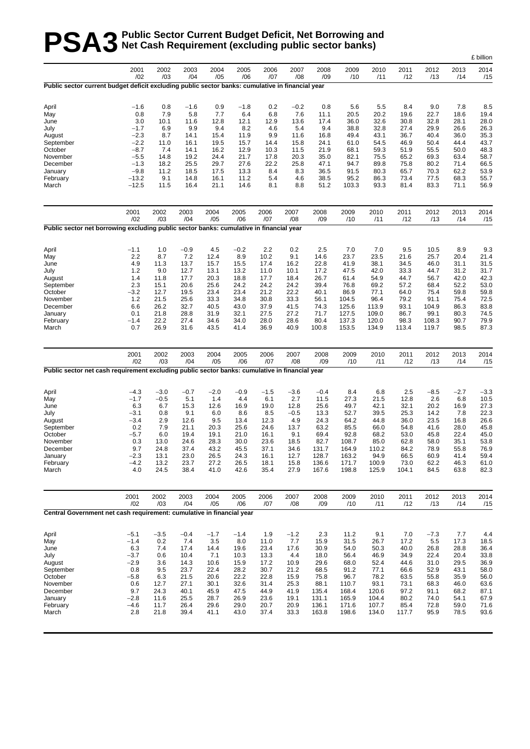# PSA3 Public Sector Current Budget Deficit, Net Borrowing and Net Cash Requirement (excluding public sector banks)

£ billion

| | 2001 /02 | 2002 /03 | 2003 /04 | 2004 /05 | 2005 /06 | 2006 /07 | 2007 /08 | 2008 /09 | 2009 /10 | 2010 /11 | 2011 /12 | 2012 /13 | 2013 /14 | 2014 /15 |
|---|---|---|---|---|---|---|---|---|---|---|---|---|---|---|
| **Public sector current budget deficit excluding public sector banks: cumulative in financial year** | | | | | | | | | | | | | | |
| April | −1.6 | 0.8 | −1.6 | 0.9 | −1.8 | 0.2 | −0.2 | 0.8 | 5.6 | 5.5 | 8.4 | 9.0 | 7.8 | 8.5 |
| May | 0.8 | 7.9 | 5.8 | 7.7 | 6.4 | 6.8 | 7.6 | 11.1 | 20.5 | 20.2 | 19.6 | 22.7 | 18.6 | 19.4 |
| June | 3.0 | 10.1 | 11.6 | 12.8 | 12.1 | 12.9 | 13.6 | 17.4 | 36.0 | 32.6 | 30.8 | 32.8 | 28.1 | 28.0 |
| July | −1.7 | 6.9 | 9.9 | 9.4 | 8.2 | 4.6 | 5.4 | 9.4 | 38.8 | 32.8 | 27.4 | 29.9 | 26.6 | 26.3 |
| August | −2.3 | 8.7 | 14.1 | 15.4 | 11.9 | 9.9 | 11.6 | 16.8 | 49.4 | 43.1 | 36.7 | 40.4 | 36.0 | 35.3 |
| September | −2.2 | 11.0 | 16.1 | 19.5 | 15.7 | 14.4 | 15.8 | 24.1 | 61.0 | 54.5 | 46.9 | 50.4 | 44.4 | 43.7 |
| October | −8.7 | 7.4 | 14.1 | 16.2 | 12.9 | 10.3 | 11.5 | 21.9 | 68.1 | 59.3 | 51.9 | 55.5 | 50.0 | 48.3 |
| November | −5.5 | 14.8 | 19.2 | 24.4 | 21.7 | 17.8 | 20.3 | 35.0 | 82.1 | 75.5 | 65.2 | 69.3 | 63.4 | 58.7 |
| December | −1.3 | 18.2 | 25.5 | 29.7 | 27.6 | 22.2 | 25.8 | 47.1 | 94.7 | 89.8 | 75.8 | 80.2 | 71.4 | 66.5 |
| January | −9.8 | 11.2 | 18.5 | 17.5 | 13.3 | 8.4 | 8.3 | 36.5 | 91.5 | 80.3 | 65.7 | 70.3 | 62.2 | 53.9 |
| February | −13.2 | 9.1 | 14.8 | 16.1 | 11.2 | 5.4 | 4.6 | 38.5 | 95.2 | 86.3 | 73.4 | 77.5 | 68.3 | 55.7 |
| March | −12.5 | 11.5 | 16.4 | 21.1 | 14.6 | 8.1 | 8.8 | 51.2 | 103.3 | 93.3 | 81.4 | 83.3 | 71.1 | 56.9 |

| | 2001 /02 | 2002 /03 | 2003 /04 | 2004 /05 | 2005 /06 | 2006 /07 | 2007 /08 | 2008 /09 | 2009 /10 | 2010 /11 | 2011 /12 | 2012 /13 | 2013 /14 | 2014 /15 |
|---|---|---|---|---|---|---|---|---|---|---|---|---|---|---|
| **Public sector net borrowing excluding public sector banks: cumulative in financial year** | | | | | | | | | | | | | | |
| April | −1.1 | 1.0 | −0.9 | 4.5 | −0.2 | 2.2 | 0.2 | 2.5 | 7.0 | 7.0 | 9.5 | 10.5 | 8.9 | 9.3 |
| May | 2.2 | 8.7 | 7.2 | 12.4 | 8.9 | 10.2 | 9.1 | 14.6 | 23.7 | 23.5 | 21.6 | 25.7 | 20.4 | 21.4 |
| June | 4.9 | 11.3 | 13.7 | 15.7 | 15.5 | 17.4 | 16.2 | 22.8 | 41.9 | 38.1 | 34.5 | 46.0 | 31.1 | 31.5 |
| July | 1.2 | 9.0 | 12.7 | 13.1 | 13.2 | 11.0 | 10.1 | 17.2 | 47.5 | 42.0 | 33.3 | 44.7 | 31.2 | 31.7 |
| August | 1.4 | 11.8 | 17.7 | 20.3 | 18.8 | 17.7 | 18.4 | 26.7 | 61.4 | 54.9 | 44.7 | 56.7 | 42.0 | 42.3 |
| September | 2.3 | 15.1 | 20.6 | 25.6 | 24.2 | 24.2 | 24.2 | 39.4 | 76.8 | 69.2 | 57.2 | 68.4 | 52.2 | 53.0 |
| October | −3.2 | 12.7 | 19.5 | 23.4 | 23.4 | 21.2 | 22.2 | 40.1 | 86.9 | 77.1 | 64.0 | 75.4 | 59.8 | 59.8 |
| November | 1.2 | 21.5 | 25.6 | 33.3 | 34.8 | 30.8 | 33.3 | 56.1 | 104.5 | 96.4 | 79.2 | 91.1 | 75.4 | 72.5 |
| December | 6.6 | 26.2 | 32.7 | 40.5 | 43.0 | 37.9 | 41.5 | 74.3 | 125.6 | 113.9 | 93.1 | 104.9 | 86.3 | 83.8 |
| January | 0.1 | 21.8 | 28.8 | 31.9 | 32.1 | 27.5 | 27.2 | 71.7 | 127.5 | 109.0 | 86.7 | 99.1 | 80.3 | 74.5 |
| February | −1.4 | 22.2 | 27.4 | 34.6 | 34.0 | 28.0 | 28.6 | 80.4 | 137.3 | 120.0 | 98.3 | 108.3 | 90.7 | 79.9 |
| March | 0.7 | 26.9 | 31.6 | 43.5 | 41.4 | 36.9 | 40.9 | 100.8 | 153.5 | 134.9 | 113.4 | 119.7 | 98.5 | 87.3 |

| | 2001 /02 | 2002 /03 | 2003 /04 | 2004 /05 | 2005 /06 | 2006 /07 | 2007 /08 | 2008 /09 | 2009 /10 | 2010 /11 | 2011 /12 | 2012 /13 | 2013 /14 | 2014 /15 |
|---|---|---|---|---|---|---|---|---|---|---|---|---|---|---|
| **Public sector net cash requirement excluding public sector banks: cumulative in financial year** | | | | | | | | | | | | | | |
| April | −4.3 | −3.0 | −0.7 | −2.0 | −0.9 | −1.5 | −3.6 | −0.4 | 8.4 | 6.8 | 2.5 | −8.5 | −2.7 | −3.3 |
| May | −1.7 | −0.5 | 5.1 | 1.4 | 4.4 | 6.1 | 2.7 | 11.5 | 27.3 | 21.5 | 12.8 | 2.6 | 6.8 | 10.5 |
| June | 6.3 | 6.7 | 15.3 | 12.6 | 16.9 | 19.0 | 12.8 | 25.6 | 49.7 | 42.1 | 32.1 | 20.2 | 16.9 | 27.3 |
| July | −3.1 | 0.8 | 9.1 | 6.0 | 8.6 | 8.5 | −0.5 | 13.3 | 52.7 | 39.5 | 25.3 | 14.2 | 7.8 | 22.3 |
| August | −3.4 | 2.9 | 12.6 | 9.5 | 13.4 | 12.3 | 4.9 | 24.3 | 64.2 | 44.8 | 36.0 | 23.5 | 16.8 | 26.6 |
| September | 0.2 | 7.9 | 21.1 | 20.3 | 25.6 | 24.6 | 13.7 | 63.2 | 85.5 | 66.0 | 54.8 | 41.6 | 28.0 | 45.8 |
| October | −5.7 | 6.0 | 19.4 | 19.1 | 21.0 | 16.1 | 9.1 | 69.4 | 92.8 | 68.2 | 53.0 | 45.8 | 22.4 | 45.0 |
| November | 0.3 | 13.0 | 24.6 | 28.3 | 30.0 | 23.6 | 18.5 | 82.7 | 108.7 | 85.0 | 62.8 | 58.0 | 35.1 | 53.8 |
| December | 9.7 | 24.8 | 37.4 | 43.2 | 45.5 | 37.1 | 34.6 | 131.7 | 164.9 | 110.2 | 84.2 | 78.9 | 55.8 | 76.9 |
| January | −2.3 | 13.1 | 23.0 | 26.5 | 24.3 | 16.1 | 12.7 | 128.7 | 163.2 | 94.9 | 66.5 | 60.9 | 41.4 | 59.4 |
| February | −4.2 | 13.2 | 23.7 | 27.2 | 26.5 | 18.1 | 15.8 | 136.6 | 171.7 | 100.9 | 73.0 | 62.2 | 46.3 | 61.0 |
| March | 4.0 | 24.5 | 38.4 | 41.0 | 42.6 | 35.4 | 27.9 | 167.6 | 198.8 | 125.9 | 104.1 | 84.5 | 63.8 | 82.3 |

| | 2001 /02 | 2002 /03 | 2003 /04 | 2004 /05 | 2005 /06 | 2006 /07 | 2007 /08 | 2008 /09 | 2009 /10 | 2010 /11 | 2011 /12 | 2012 /13 | 2013 /14 | 2014 /15 |
|---|---|---|---|---|---|---|---|---|---|---|---|---|---|---|
| **Central Government net cash requirement: cumulative in financial year** | | | | | | | | | | | | | | |
| April | −5.1 | −3.5 | −0.4 | −1.7 | −1.4 | 1.9 | −1.2 | 2.3 | 11.2 | 9.1 | 7.0 | −7.3 | 7.7 | 4.4 |
| May | −1.4 | 0.2 | 7.4 | 3.5 | 8.0 | 11.0 | 7.7 | 15.9 | 31.5 | 26.7 | 17.2 | 5.5 | 17.3 | 18.5 |
| June | 6.3 | 7.4 | 17.4 | 14.4 | 19.6 | 23.4 | 17.6 | 30.9 | 54.0 | 50.3 | 40.0 | 26.8 | 28.8 | 36.4 |
| July | −3.7 | 0.6 | 10.4 | 7.1 | 10.3 | 13.3 | 4.4 | 18.0 | 56.4 | 46.9 | 34.9 | 22.4 | 20.4 | 33.8 |
| August | −2.9 | 3.6 | 14.3 | 10.6 | 15.9 | 17.2 | 10.9 | 29.6 | 68.0 | 52.4 | 44.6 | 31.0 | 29.5 | 36.9 |
| September | 0.8 | 9.5 | 23.7 | 22.4 | 28.2 | 30.7 | 21.2 | 68.5 | 91.2 | 77.1 | 66.6 | 52.9 | 43.1 | 58.0 |
| October | −5.8 | 6.3 | 21.5 | 20.6 | 22.2 | 22.8 | 15.9 | 75.8 | 96.7 | 78.2 | 63.5 | 55.8 | 35.9 | 56.0 |
| November | 0.6 | 12.7 | 27.1 | 30.1 | 32.6 | 31.4 | 25.3 | 88.1 | 110.7 | 93.1 | 73.1 | 68.3 | 46.0 | 63.6 |
| December | 9.7 | 24.3 | 40.1 | 45.9 | 47.5 | 44.9 | 41.9 | 135.4 | 168.4 | 120.6 | 97.2 | 91.1 | 68.2 | 87.1 |
| January | −2.8 | 11.6 | 25.5 | 28.7 | 26.9 | 23.6 | 19.1 | 131.1 | 165.9 | 104.4 | 80.2 | 74.0 | 54.1 | 67.9 |
| February | −4.6 | 11.7 | 26.4 | 29.6 | 29.0 | 20.7 | 20.9 | 136.1 | 171.6 | 107.7 | 85.4 | 72.8 | 59.0 | 71.6 |
| March | 2.8 | 21.8 | 39.4 | 41.1 | 43.0 | 37.4 | 33.3 | 163.8 | 198.6 | 134.0 | 117.7 | 95.9 | 78.5 | 93.6 |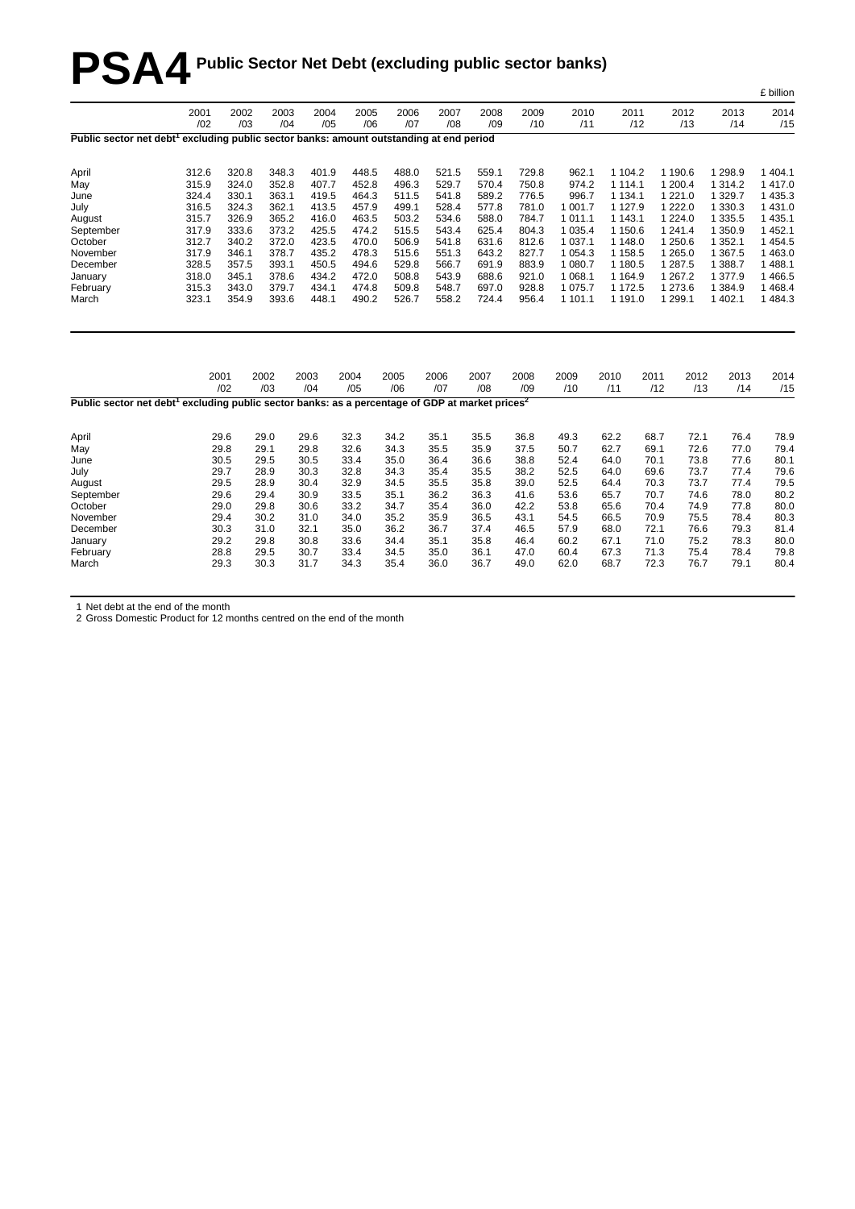# PSA4 Public Sector Net Debt (excluding public sector banks)

£ billion

| | 2001 /02 | 2002 /03 | 2003 /04 | 2004 /05 | 2005 /06 | 2006 /07 | 2007 /08 | 2008 /09 | 2009 /10 | 2010 /11 | 2011 /12 | 2012 /13 | 2013 /14 | 2014 /15 |
|---|---|---|---|---|---|---|---|---|---|---|---|---|---|---|
| **Public sector net debt[1] excluding public sector banks: amount outstanding at end period** | | | | | | | | | | | | | | |
| April | 312.6 | 320.8 | 348.3 | 401.9 | 448.5 | 488.0 | 521.5 | 559.1 | 729.8 | 962.1 | 1 104.2 | 1 190.6 | 1 298.9 | 1 404.1 |
| May | 315.9 | 324.0 | 352.8 | 407.7 | 452.8 | 496.3 | 529.7 | 570.4 | 750.8 | 974.2 | 1 114.1 | 1 200.4 | 1 314.2 | 1 417.0 |
| June | 324.4 | 330.1 | 363.1 | 419.5 | 464.3 | 511.5 | 541.8 | 589.2 | 776.5 | 996.7 | 1 134.1 | 1 221.0 | 1 329.7 | 1 435.3 |
| July | 316.5 | 324.3 | 362.1 | 413.5 | 457.9 | 499.1 | 528.4 | 577.8 | 781.0 | 1 001.7 | 1 127.9 | 1 222.0 | 1 330.3 | 1 431.0 |
| August | 315.7 | 326.9 | 365.2 | 416.0 | 463.5 | 503.2 | 534.6 | 588.0 | 784.7 | 1 011.1 | 1 143.1 | 1 224.0 | 1 335.5 | 1 435.1 |
| September | 317.9 | 333.6 | 373.2 | 425.5 | 474.2 | 515.5 | 543.4 | 625.4 | 804.3 | 1 035.4 | 1 150.6 | 1 241.4 | 1 350.9 | 1 452.1 |
| October | 312.7 | 340.2 | 372.0 | 423.5 | 470.0 | 506.9 | 541.8 | 631.6 | 812.6 | 1 037.1 | 1 148.0 | 1 250.6 | 1 352.1 | 1 454.5 |
| November | 317.9 | 346.1 | 378.7 | 435.2 | 478.3 | 515.6 | 551.3 | 643.2 | 827.7 | 1 054.3 | 1 158.5 | 1 265.0 | 1 367.5 | 1 463.0 |
| December | 328.5 | 357.5 | 393.1 | 450.5 | 494.6 | 529.8 | 566.7 | 691.9 | 883.9 | 1 080.7 | 1 180.5 | 1 287.5 | 1 388.7 | 1 488.1 |
| January | 318.0 | 345.1 | 378.6 | 434.2 | 472.0 | 508.8 | 543.9 | 688.6 | 921.0 | 1 068.1 | 1 164.9 | 1 267.2 | 1 377.9 | 1 466.5 |
| February | 315.3 | 343.0 | 379.7 | 434.1 | 474.8 | 509.8 | 548.7 | 697.0 | 928.8 | 1 075.7 | 1 172.5 | 1 273.6 | 1 384.9 | 1 468.4 |
| March | 323.1 | 354.9 | 393.6 | 448.1 | 490.2 | 526.7 | 558.2 | 724.4 | 956.4 | 1 101.1 | 1 191.0 | 1 299.1 | 1 402.1 | 1 484.3 |

| | 2001 /02 | 2002 /03 | 2003 /04 | 2004 /05 | 2005 /06 | 2006 /07 | 2007 /08 | 2008 /09 | 2009 /10 | 2010 /11 | 2011 /12 | 2012 /13 | 2013 /14 | 2014 /15 |
|---|---|---|---|---|---|---|---|---|---|---|---|---|---|---|
| **Public sector net debt[1] excluding public sector banks: as a percentage of GDP at market prices[2]** | | | | | | | | | | | | | | |
| April | 29.6 | 29.0 | 29.6 | 32.3 | 34.2 | 35.1 | 35.5 | 36.8 | 49.3 | 62.2 | 68.7 | 72.1 | 76.4 | 78.9 |
| May | 29.8 | 29.1 | 29.8 | 32.6 | 34.3 | 35.5 | 35.9 | 37.5 | 50.7 | 62.7 | 69.1 | 72.6 | 77.0 | 79.4 |
| June | 30.5 | 29.5 | 30.5 | 33.4 | 35.0 | 36.4 | 36.6 | 38.8 | 52.4 | 64.0 | 70.1 | 73.8 | 77.6 | 80.1 |
| July | 29.7 | 28.9 | 30.3 | 32.8 | 34.3 | 35.4 | 35.5 | 38.2 | 52.5 | 64.0 | 69.6 | 73.7 | 77.4 | 79.6 |
| August | 29.5 | 28.9 | 30.4 | 32.9 | 34.5 | 35.5 | 35.8 | 39.0 | 52.5 | 64.4 | 70.3 | 73.7 | 77.4 | 79.5 |
| September | 29.6 | 29.4 | 30.9 | 33.5 | 35.1 | 36.2 | 36.3 | 41.6 | 53.6 | 65.7 | 70.7 | 74.6 | 78.0 | 80.2 |
| October | 29.0 | 29.8 | 30.6 | 33.2 | 34.7 | 35.4 | 36.0 | 42.2 | 53.8 | 65.6 | 70.4 | 74.9 | 77.8 | 80.0 |
| November | 29.4 | 30.2 | 31.0 | 34.0 | 35.2 | 35.9 | 36.5 | 43.1 | 54.5 | 66.5 | 70.9 | 75.5 | 78.4 | 80.3 |
| December | 30.3 | 31.0 | 32.1 | 35.0 | 36.2 | 36.7 | 37.4 | 46.5 | 57.9 | 68.0 | 72.1 | 76.6 | 79.3 | 81.4 |
| January | 29.2 | 29.8 | 30.8 | 33.6 | 34.4 | 35.1 | 35.8 | 46.4 | 60.2 | 67.1 | 71.0 | 75.2 | 78.3 | 80.0 |
| February | 28.8 | 29.5 | 30.7 | 33.4 | 34.5 | 35.0 | 36.1 | 47.0 | 60.4 | 67.3 | 71.3 | 75.4 | 78.4 | 79.8 |
| March | 29.3 | 30.3 | 31.7 | 34.3 | 35.4 | 36.0 | 36.7 | 49.0 | 62.0 | 68.7 | 72.3 | 76.7 | 79.1 | 80.4 |

1 Net debt at the end of the month
2 Gross Domestic Product for 12 months centred on the end of the month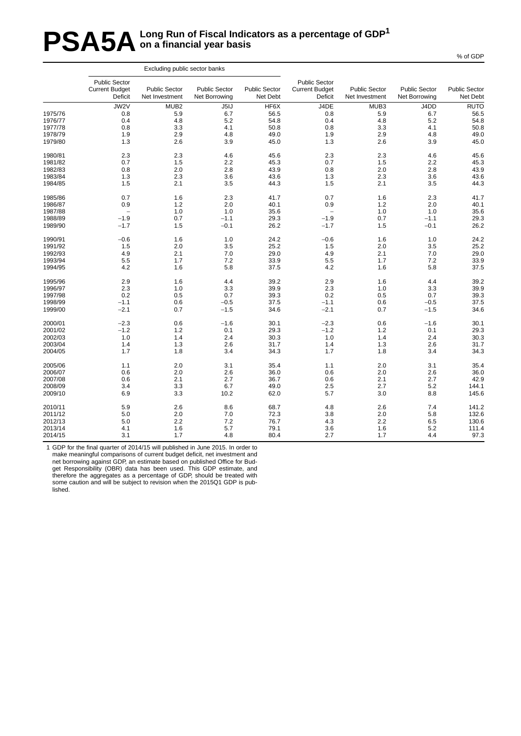# PSA5A Long Run of Fiscal Indicators as a percentage of GDP[1] on a financial year basis

% of GDP

| | Excluding public sector banks | | | | | | | |
|---|---|---|---|---|---|---|---|---|
| | Public Sector Current Budget Deficit | Public Sector Net Investment | Public Sector Net Borrowing | Public Sector Net Debt | Public Sector Current Budget Deficit | Public Sector Net Investment | Public Sector Net Borrowing | Public Sector Net Debt |
| | JW2V | MUB2 | J5IJ | HF6X | J4DE | MUB3 | J4DD | RUTO |
| 1975/76 | 0.8 | 5.9 | 6.7 | 56.5 | 0.8 | 5.9 | 6.7 | 56.5 |
| 1976/77 | 0.4 | 4.8 | 5.2 | 54.8 | 0.4 | 4.8 | 5.2 | 54.8 |
| 1977/78 | 0.8 | 3.3 | 4.1 | 50.8 | 0.8 | 3.3 | 4.1 | 50.8 |
| 1978/79 | 1.9 | 2.9 | 4.8 | 49.0 | 1.9 | 2.9 | 4.8 | 49.0 |
| 1979/80 | 1.3 | 2.6 | 3.9 | 45.0 | 1.3 | 2.6 | 3.9 | 45.0 |
| 1980/81 | 2.3 | 2.3 | 4.6 | 45.6 | 2.3 | 2.3 | 4.6 | 45.6 |
| 1981/82 | 0.7 | 1.5 | 2.2 | 45.3 | 0.7 | 1.5 | 2.2 | 45.3 |
| 1982/83 | 0.8 | 2.0 | 2.8 | 43.9 | 0.8 | 2.0 | 2.8 | 43.9 |
| 1983/84 | 1.3 | 2.3 | 3.6 | 43.6 | 1.3 | 2.3 | 3.6 | 43.6 |
| 1984/85 | 1.5 | 2.1 | 3.5 | 44.3 | 1.5 | 2.1 | 3.5 | 44.3 |
| 1985/86 | 0.7 | 1.6 | 2.3 | 41.7 | 0.7 | 1.6 | 2.3 | 41.7 |
| 1986/87 | 0.9 | 1.2 | 2.0 | 40.1 | 0.9 | 1.2 | 2.0 | 40.1 |
| 1987/88 | – | 1.0 | 1.0 | 35.6 | – | 1.0 | 1.0 | 35.6 |
| 1988/89 | −1.9 | 0.7 | −1.1 | 29.3 | −1.9 | 0.7 | −1.1 | 29.3 |
| 1989/90 | −1.7 | 1.5 | −0.1 | 26.2 | −1.7 | 1.5 | −0.1 | 26.2 |
| 1990/91 | −0.6 | 1.6 | 1.0 | 24.2 | −0.6 | 1.6 | 1.0 | 24.2 |
| 1991/92 | 1.5 | 2.0 | 3.5 | 25.2 | 1.5 | 2.0 | 3.5 | 25.2 |
| 1992/93 | 4.9 | 2.1 | 7.0 | 29.0 | 4.9 | 2.1 | 7.0 | 29.0 |
| 1993/94 | 5.5 | 1.7 | 7.2 | 33.9 | 5.5 | 1.7 | 7.2 | 33.9 |
| 1994/95 | 4.2 | 1.6 | 5.8 | 37.5 | 4.2 | 1.6 | 5.8 | 37.5 |
| 1995/96 | 2.9 | 1.6 | 4.4 | 39.2 | 2.9 | 1.6 | 4.4 | 39.2 |
| 1996/97 | 2.3 | 1.0 | 3.3 | 39.9 | 2.3 | 1.0 | 3.3 | 39.9 |
| 1997/98 | 0.2 | 0.5 | 0.7 | 39.3 | 0.2 | 0.5 | 0.7 | 39.3 |
| 1998/99 | −1.1 | 0.6 | −0.5 | 37.5 | −1.1 | 0.6 | −0.5 | 37.5 |
| 1999/00 | −2.1 | 0.7 | −1.5 | 34.6 | −2.1 | 0.7 | −1.5 | 34.6 |
| 2000/01 | −2.3 | 0.6 | −1.6 | 30.1 | −2.3 | 0.6 | −1.6 | 30.1 |
| 2001/02 | −1.2 | 1.2 | 0.1 | 29.3 | −1.2 | 1.2 | 0.1 | 29.3 |
| 2002/03 | 1.0 | 1.4 | 2.4 | 30.3 | 1.0 | 1.4 | 2.4 | 30.3 |
| 2003/04 | 1.4 | 1.3 | 2.6 | 31.7 | 1.4 | 1.3 | 2.6 | 31.7 |
| 2004/05 | 1.7 | 1.8 | 3.4 | 34.3 | 1.7 | 1.8 | 3.4 | 34.3 |
| 2005/06 | 1.1 | 2.0 | 3.1 | 35.4 | 1.1 | 2.0 | 3.1 | 35.4 |
| 2006/07 | 0.6 | 2.0 | 2.6 | 36.0 | 0.6 | 2.0 | 2.6 | 36.0 |
| 2007/08 | 0.6 | 2.1 | 2.7 | 36.7 | 0.6 | 2.1 | 2.7 | 42.9 |
| 2008/09 | 3.4 | 3.3 | 6.7 | 49.0 | 2.5 | 2.7 | 5.2 | 144.1 |
| 2009/10 | 6.9 | 3.3 | 10.2 | 62.0 | 5.7 | 3.0 | 8.8 | 145.6 |
| 2010/11 | 5.9 | 2.6 | 8.6 | 68.7 | 4.8 | 2.6 | 7.4 | 141.2 |
| 2011/12 | 5.0 | 2.0 | 7.0 | 72.3 | 3.8 | 2.0 | 5.8 | 132.6 |
| 2012/13 | 5.0 | 2.2 | 7.2 | 76.7 | 4.3 | 2.2 | 6.5 | 130.6 |
| 2013/14 | 4.1 | 1.6 | 5.7 | 79.1 | 3.6 | 1.6 | 5.2 | 111.4 |
| 2014/15 | 3.1 | 1.7 | 4.8 | 80.4 | 2.7 | 1.7 | 4.4 | 97.3 |

1 GDP for the final quarter of 2014/15 will published in June 2015. In order to make meaningful comparisons of current budget deficit, net investment and net borrowing against GDP, an estimate based on published Office for Budget Responsibility (OBR) data has been used. This GDP estimate, and therefore the aggregates as a percentage of GDP, should be treated with some caution and will be subject to revision when the 2015Q1 GDP is published.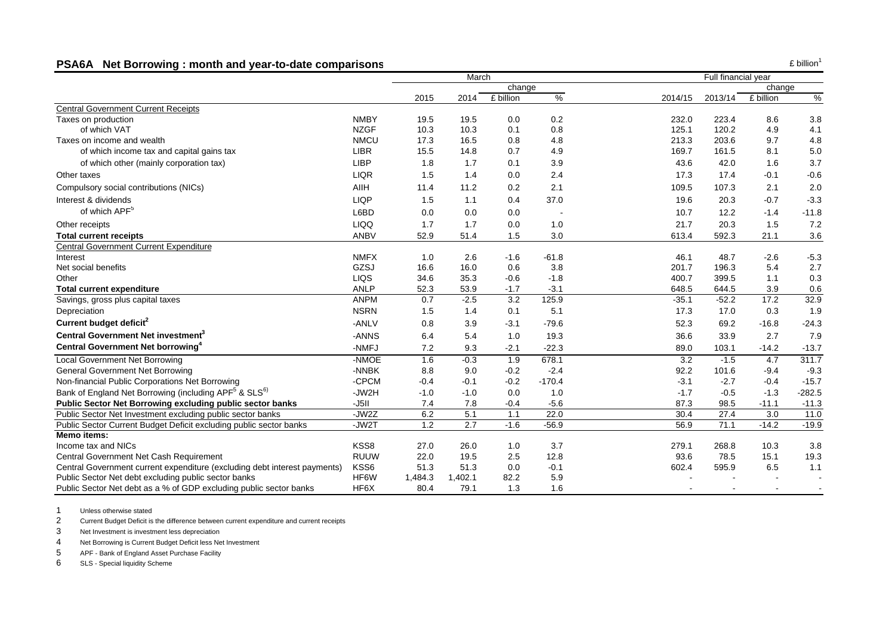## PSA6A Net Borrowing : month and year-to-date comparisons

£ billion[1]

| | | March | | | | Full financial year | | | |
|---|---|---|---|---|---|---|---|---|---|
| | | | | change | | | | change | |
| | | 2015 | 2014 | £ billion | % | 2014/15 | 2013/14 | £ billion | % |
| Central Government Current Receipts | | | | | | | | | |
| Taxes on production | NMBY | 19.5 | 19.5 | 0.0 | 0.2 | 232.0 | 223.4 | 8.6 | 3.8 |
| of which VAT | NZGF | 10.3 | 10.3 | 0.1 | 0.8 | 125.1 | 120.2 | 4.9 | 4.1 |
| Taxes on income and wealth | NMCU | 17.3 | 16.5 | 0.8 | 4.8 | 213.3 | 203.6 | 9.7 | 4.8 |
| of which income tax and capital gains tax | LIBR | 15.5 | 14.8 | 0.7 | 4.9 | 169.7 | 161.5 | 8.1 | 5.0 |
| of which other (mainly corporation tax) | LIBP | 1.8 | 1.7 | 0.1 | 3.9 | 43.6 | 42.0 | 1.6 | 3.7 |
| Other taxes | LIQR | 1.5 | 1.4 | 0.0 | 2.4 | 17.3 | 17.4 | -0.1 | -0.6 |
| Compulsory social contributions (NICs) | AIIH | 11.4 | 11.2 | 0.2 | 2.1 | 109.5 | 107.3 | 2.1 | 2.0 |
| Interest & dividends | LIQP | 1.5 | 1.1 | 0.4 | 37.0 | 19.6 | 20.3 | -0.7 | -3.3 |
| of which APF[5] | L6BD | 0.0 | 0.0 | 0.0 | - | 10.7 | 12.2 | -1.4 | -11.8 |
| Other receipts | LIQQ | 1.7 | 1.7 | 0.0 | 1.0 | 21.7 | 20.3 | 1.5 | 7.2 |
| **Total current receipts** | ANBV | 52.9 | 51.4 | 1.5 | 3.0 | 613.4 | 592.3 | 21.1 | 3.6 |
| Central Government Current Expenditure | | | | | | | | | |
| Interest | NMFX | 1.0 | 2.6 | -1.6 | -61.8 | 46.1 | 48.7 | -2.6 | -5.3 |
| Net social benefits | GZSJ | 16.6 | 16.0 | 0.6 | 3.8 | 201.7 | 196.3 | 5.4 | 2.7 |
| Other | LIQS | 34.6 | 35.3 | -0.6 | -1.8 | 400.7 | 399.5 | 1.1 | 0.3 |
| **Total current expenditure** | ANLP | 52.3 | 53.9 | -1.7 | -3.1 | 648.5 | 644.5 | 3.9 | 0.6 |
| Savings, gross plus capital taxes | ANPM | 0.7 | -2.5 | 3.2 | 125.9 | -35.1 | -52.2 | 17.2 | 32.9 |
| Depreciation | NSRN | 1.5 | 1.4 | 0.1 | 5.1 | 17.3 | 17.0 | 0.3 | 1.9 |
| **Current budget deficit[2]** | -ANLV | 0.8 | 3.9 | -3.1 | -79.6 | 52.3 | 69.2 | -16.8 | -24.3 |
| **Central Government Net investment[3]** | -ANNS | 6.4 | 5.4 | 1.0 | 19.3 | 36.6 | 33.9 | 2.7 | 7.9 |
| **Central Government Net borrowing[4]** | -NMFJ | 7.2 | 9.3 | -2.1 | -22.3 | 89.0 | 103.1 | -14.2 | -13.7 |
| Local Government Net Borrowing | -NMOE | 1.6 | -0.3 | 1.9 | 678.1 | 3.2 | -1.5 | 4.7 | 311.7 |
| General Government Net Borrowing | -NNBK | 8.8 | 9.0 | -0.2 | -2.4 | 92.2 | 101.6 | -9.4 | -9.3 |
| Non-financial Public Corporations Net Borrowing | -CPCM | -0.4 | -0.1 | -0.2 | -170.4 | -3.1 | -2.7 | -0.4 | -15.7 |
| Bank of England Net Borrowing (including APF[5] & SLS[6]) | -JW2H | -1.0 | -1.0 | 0.0 | 1.0 | -1.7 | -0.5 | -1.3 | -282.5 |
| **Public Sector Net Borrowing excluding public sector banks** | -J5II | 7.4 | 7.8 | -0.4 | -5.6 | 87.3 | 98.5 | -11.1 | -11.3 |
| Public Sector Net Investment excluding public sector banks | -JW2Z | 6.2 | 5.1 | 1.1 | 22.0 | 30.4 | 27.4 | 3.0 | 11.0 |
| Public Sector Current Budget Deficit excluding public sector banks | -JW2T | 1.2 | 2.7 | -1.6 | -56.9 | 56.9 | 71.1 | -14.2 | -19.9 |
| **Memo items:** | | | | | | | | | |
| Income tax and NICs | KSS8 | 27.0 | 26.0 | 1.0 | 3.7 | 279.1 | 268.8 | 10.3 | 3.8 |
| Central Government Net Cash Requirement | RUUW | 22.0 | 19.5 | 2.5 | 12.8 | 93.6 | 78.5 | 15.1 | 19.3 |
| Central Government current expenditure (excluding debt interest payments) | KSS6 | 51.3 | 51.3 | 0.0 | -0.1 | 602.4 | 595.9 | 6.5 | 1.1 |
| Public Sector Net debt excluding public sector banks | HF6W | 1,484.3 | 1,402.1 | 82.2 | 5.9 | - | - | - | - |
| Public Sector Net debt as a % of GDP excluding public sector banks | HF6X | 80.4 | 79.1 | 1.3 | 1.6 | - | - | - | - |

1 Unless otherwise stated

2 Current Budget Deficit is the difference between current expenditure and current receipts

3 Net Investment is investment less depreciation

4 Net Borrowing is Current Budget Deficit less Net Investment

5 APF - Bank of England Asset Purchase Facility

6 SLS - Special liquidity Scheme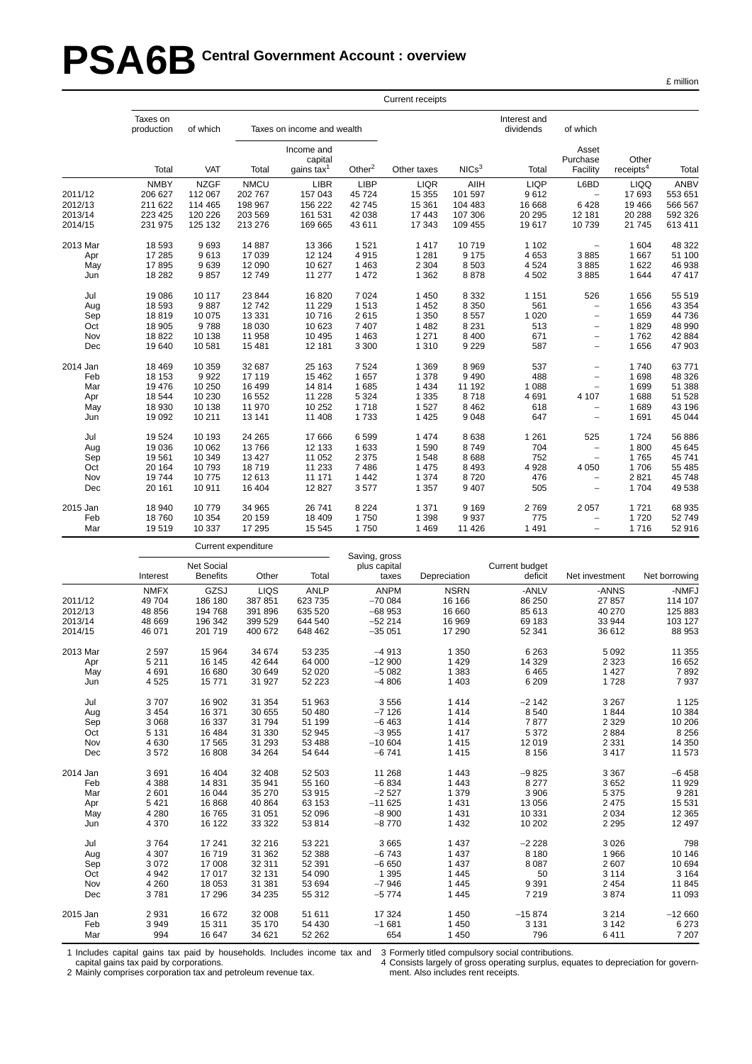# PSA6B Central Government Account : overview

£ million

| | Current receipts | | | | | | | | | | |
|---|---|---|---|---|---|---|---|---|---|---|---|
| | Taxes on production | of which | Taxes on income and wealth | | | | | Interest and dividends | of which | | |
| | Total | VAT | Total | Income and capital gains tax[1] | Other[2] | Other taxes | NICs[3] | Total | Asset Purchase Facility | Other receipts[4] | Total |
| | NMBY | NZGF | NMCU | LIBR | LIBP | LIQR | AIIH | LIQP | L6BD | LIQQ | ANBV |
| 2011/12 | 206 627 | 112 067 | 202 767 | 157 043 | 45 724 | 15 355 | 101 597 | 9 612 | – | 17 693 | 553 651 |
| 2012/13 | 211 622 | 114 465 | 198 967 | 156 222 | 42 745 | 15 361 | 104 483 | 16 668 | 6 428 | 19 466 | 566 567 |
| 2013/14 | 223 425 | 120 226 | 203 569 | 161 531 | 42 038 | 17 443 | 107 306 | 20 295 | 12 181 | 20 288 | 592 326 |
| 2014/15 | 231 975 | 125 132 | 213 276 | 169 665 | 43 611 | 17 343 | 109 455 | 19 617 | 10 739 | 21 745 | 613 411 |
| 2013 Mar | 18 593 | 9 693 | 14 887 | 13 366 | 1 521 | 1 417 | 10 719 | 1 102 | – | 1 604 | 48 322 |
| Apr | 17 285 | 9 613 | 17 039 | 12 124 | 4 915 | 1 281 | 9 175 | 4 653 | 3 885 | 1 667 | 51 100 |
| May | 17 895 | 9 639 | 12 090 | 10 627 | 1 463 | 2 304 | 8 503 | 4 524 | 3 885 | 1 622 | 46 938 |
| Jun | 18 282 | 9 857 | 12 749 | 11 277 | 1 472 | 1 362 | 8 878 | 4 502 | 3 885 | 1 644 | 47 417 |
| Jul | 19 086 | 10 117 | 23 844 | 16 820 | 7 024 | 1 450 | 8 332 | 1 151 | 526 | 1 656 | 55 519 |
| Aug | 18 593 | 9 887 | 12 742 | 11 229 | 1 513 | 1 452 | 8 350 | 561 | – | 1 656 | 43 354 |
| Sep | 18 819 | 10 075 | 13 331 | 10 716 | 2 615 | 1 350 | 8 557 | 1 020 | – | 1 659 | 44 736 |
| Oct | 18 905 | 9 788 | 18 030 | 10 623 | 7 407 | 1 482 | 8 231 | 513 | – | 1 829 | 48 990 |
| Nov | 18 822 | 10 138 | 11 958 | 10 495 | 1 463 | 1 271 | 8 400 | 671 | – | 1 762 | 42 884 |
| Dec | 19 640 | 10 581 | 15 481 | 12 181 | 3 300 | 1 310 | 9 229 | 587 | – | 1 656 | 47 903 |
| 2014 Jan | 18 469 | 10 359 | 32 687 | 25 163 | 7 524 | 1 369 | 8 969 | 537 | – | 1 740 | 63 771 |
| Feb | 18 153 | 9 922 | 17 119 | 15 462 | 1 657 | 1 378 | 9 490 | 488 | – | 1 698 | 48 326 |
| Mar | 19 476 | 10 250 | 16 499 | 14 814 | 1 685 | 1 434 | 11 192 | 1 088 | – | 1 699 | 51 388 |
| Apr | 18 544 | 10 230 | 16 552 | 11 228 | 5 324 | 1 335 | 8 718 | 4 691 | 4 107 | 1 688 | 51 528 |
| May | 18 930 | 10 138 | 11 970 | 10 252 | 1 718 | 1 527 | 8 462 | 618 | – | 1 689 | 43 196 |
| Jun | 19 092 | 10 211 | 13 141 | 11 408 | 1 733 | 1 425 | 9 048 | 647 | – | 1 691 | 45 044 |
| Jul | 19 524 | 10 193 | 24 265 | 17 666 | 6 599 | 1 474 | 8 638 | 1 261 | 525 | 1 724 | 56 886 |
| Aug | 19 036 | 10 062 | 13 766 | 12 133 | 1 633 | 1 590 | 8 749 | 704 | – | 1 800 | 45 645 |
| Sep | 19 561 | 10 349 | 13 427 | 11 052 | 2 375 | 1 548 | 8 688 | 752 | – | 1 765 | 45 741 |
| Oct | 20 164 | 10 793 | 18 719 | 11 233 | 7 486 | 1 475 | 8 493 | 4 928 | 4 050 | 1 706 | 55 485 |
| Nov | 19 744 | 10 775 | 12 613 | 11 171 | 1 442 | 1 374 | 8 720 | 476 | – | 2 821 | 45 748 |
| Dec | 20 161 | 10 911 | 16 404 | 12 827 | 3 577 | 1 357 | 9 407 | 505 | – | 1 704 | 49 538 |
| 2015 Jan | 18 940 | 10 779 | 34 965 | 26 741 | 8 224 | 1 371 | 9 169 | 2 769 | 2 057 | 1 721 | 68 935 |
| Feb | 18 760 | 10 354 | 20 159 | 18 409 | 1 750 | 1 398 | 9 937 | 775 | – | 1 720 | 52 749 |
| Mar | 19 519 | 10 337 | 17 295 | 15 545 | 1 750 | 1 469 | 11 426 | 1 491 | – | 1 716 | 52 916 |

| | Current expenditure | | | | | | | | |
|---|---|---|---|---|---|---|---|---|---|
| | Interest | Net Social Benefits | Other | Total | Saving, gross plus capital taxes | Depreciation | Current budget deficit | Net investment | Net borrowing |
| | NMFX | GZSJ | LIQS | ANLP | ANPM | NSRN | -ANLV | -ANNS | -NMFJ |
| 2011/12 | 49 704 | 186 180 | 387 851 | 623 735 | −70 084 | 16 166 | 86 250 | 27 857 | 114 107 |
| 2012/13 | 48 856 | 194 768 | 391 896 | 635 520 | −68 953 | 16 660 | 85 613 | 40 270 | 125 883 |
| 2013/14 | 48 669 | 196 342 | 399 529 | 644 540 | −52 214 | 16 969 | 69 183 | 33 944 | 103 127 |
| 2014/15 | 46 071 | 201 719 | 400 672 | 648 462 | −35 051 | 17 290 | 52 341 | 36 612 | 88 953 |
| 2013 Mar | 2 597 | 15 964 | 34 674 | 53 235 | −4 913 | 1 350 | 6 263 | 5 092 | 11 355 |
| Apr | 5 211 | 16 145 | 42 644 | 64 000 | −12 900 | 1 429 | 14 329 | 2 323 | 16 652 |
| May | 4 691 | 16 680 | 30 649 | 52 020 | −5 082 | 1 383 | 6 465 | 1 427 | 7 892 |
| Jun | 4 525 | 15 771 | 31 927 | 52 223 | −4 806 | 1 403 | 6 209 | 1 728 | 7 937 |
| Jul | 3 707 | 16 902 | 31 354 | 51 963 | 3 556 | 1 414 | −2 142 | 3 267 | 1 125 |
| Aug | 3 454 | 16 371 | 30 655 | 50 480 | −7 126 | 1 414 | 8 540 | 1 844 | 10 384 |
| Sep | 3 068 | 16 337 | 31 794 | 51 199 | −6 463 | 1 414 | 7 877 | 2 329 | 10 206 |
| Oct | 5 131 | 16 484 | 31 330 | 52 945 | −3 955 | 1 417 | 5 372 | 2 884 | 8 256 |
| Nov | 4 630 | 17 565 | 31 293 | 53 488 | −10 604 | 1 415 | 12 019 | 2 331 | 14 350 |
| Dec | 3 572 | 16 808 | 34 264 | 54 644 | −6 741 | 1 415 | 8 156 | 3 417 | 11 573 |
| 2014 Jan | 3 691 | 16 404 | 32 408 | 52 503 | 11 268 | 1 443 | −9 825 | 3 367 | −6 458 |
| Feb | 4 388 | 14 831 | 35 941 | 55 160 | −6 834 | 1 443 | 8 277 | 3 652 | 11 929 |
| Mar | 2 601 | 16 044 | 35 270 | 53 915 | −2 527 | 1 379 | 3 906 | 5 375 | 9 281 |
| Apr | 5 421 | 16 868 | 40 864 | 63 153 | −11 625 | 1 431 | 13 056 | 2 475 | 15 531 |
| May | 4 280 | 16 765 | 31 051 | 52 096 | −8 900 | 1 431 | 10 331 | 2 034 | 12 365 |
| Jun | 4 370 | 16 122 | 33 322 | 53 814 | −8 770 | 1 432 | 10 202 | 2 295 | 12 497 |
| Jul | 3 764 | 17 241 | 32 216 | 53 221 | 3 665 | 1 437 | −2 228 | 3 026 | 798 |
| Aug | 4 307 | 16 719 | 31 362 | 52 388 | −6 743 | 1 437 | 8 180 | 1 966 | 10 146 |
| Sep | 3 072 | 17 008 | 32 311 | 52 391 | −6 650 | 1 437 | 8 087 | 2 607 | 10 694 |
| Oct | 4 942 | 17 017 | 32 131 | 54 090 | 1 395 | 1 445 | 50 | 3 114 | 3 164 |
| Nov | 4 260 | 18 053 | 31 381 | 53 694 | −7 946 | 1 445 | 9 391 | 2 454 | 11 845 |
| Dec | 3 781 | 17 296 | 34 235 | 55 312 | −5 774 | 1 445 | 7 219 | 3 874 | 11 093 |
| 2015 Jan | 2 931 | 16 672 | 32 008 | 51 611 | 17 324 | 1 450 | −15 874 | 3 214 | −12 660 |
| Feb | 3 949 | 15 311 | 35 170 | 54 430 | −1 681 | 1 450 | 3 131 | 3 142 | 6 273 |
| Mar | 994 | 16 647 | 34 621 | 52 262 | 654 | 1 450 | 796 | 6 411 | 7 207 |

1 Includes capital gains tax paid by households. Includes income tax and capital gains tax paid by corporations.
2 Mainly comprises corporation tax and petroleum revenue tax.
3 Formerly titled compulsory social contributions.
4 Consists largely of gross operating surplus, equates to depreciation for government. Also includes rent receipts.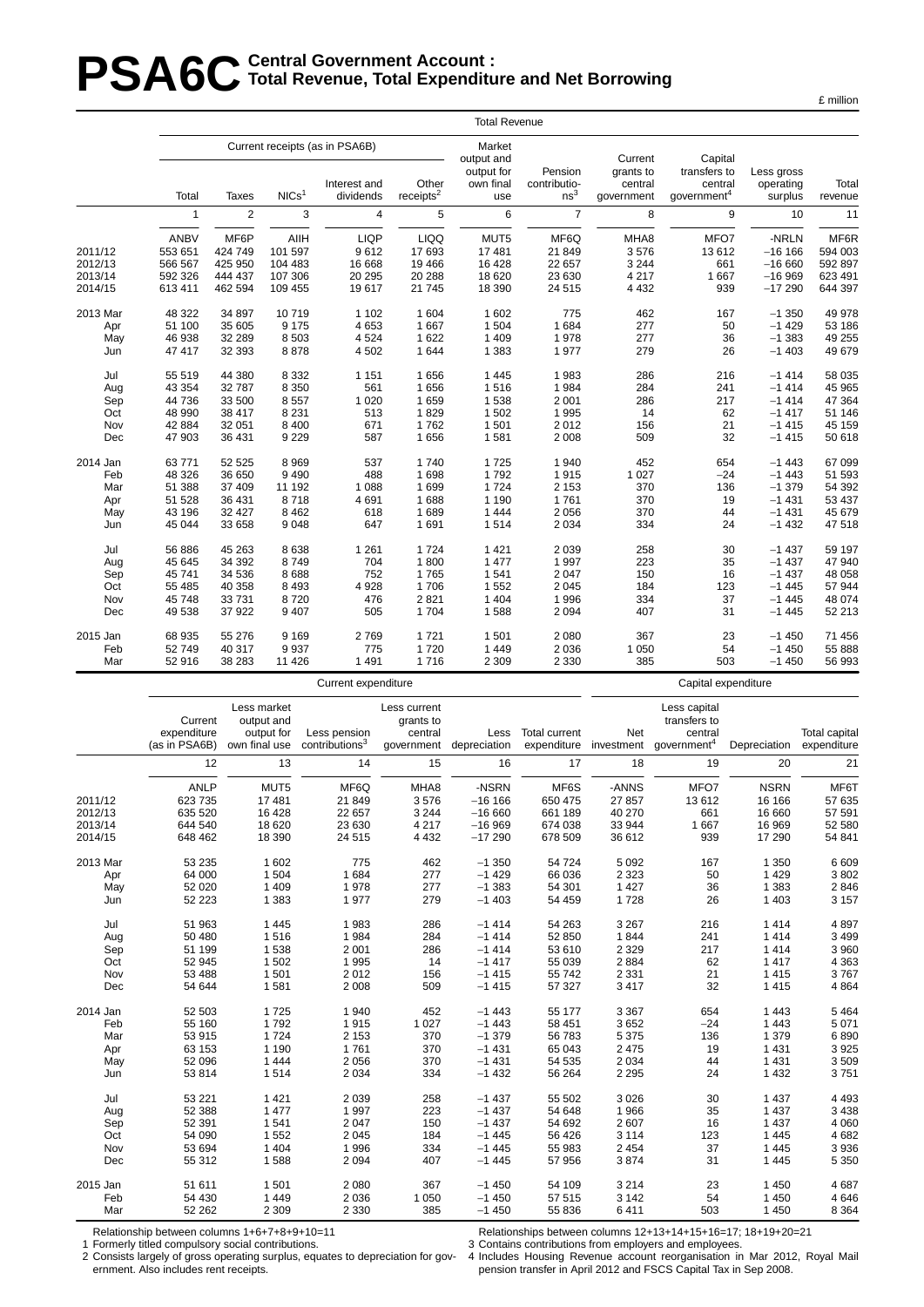# PSA6C Central Government Account : Total Revenue, Total Expenditure and Net Borrowing

£ million

| | Total Revenue | | | | | | | | | | |
|---|---|---|---|---|---|---|---|---|---|---|---|
| | Current receipts (as in PSA6B) | | | | | Market output and output for own final use | Pension contributions[3] | Current grants to central government | Capital transfers to central government[4] | Less gross operating surplus | Total revenue |
| | Total | Taxes | NICs[1] | Interest and dividends | Other receipts[2] | | | | | | |
| | 1 | 2 | 3 | 4 | 5 | 6 | 7 | 8 | 9 | 10 | 11 |
| | ANBV | MF6P | AIIH | LIQP | LIQQ | MUT5 | MF6Q | MHA8 | MFO7 | -NRLN | MF6R |
| 2011/12 | 553 651 | 424 749 | 101 597 | 9 612 | 17 693 | 17 481 | 21 849 | 3 576 | 13 612 | −16 166 | 594 003 |
| 2012/13 | 566 567 | 425 950 | 104 483 | 16 668 | 19 466 | 16 428 | 22 657 | 3 244 | 661 | −16 660 | 592 897 |
| 2013/14 | 592 326 | 444 437 | 107 306 | 20 295 | 20 288 | 18 620 | 23 630 | 4 217 | 1 667 | −16 969 | 623 491 |
| 2014/15 | 613 411 | 462 594 | 109 455 | 19 617 | 21 745 | 18 390 | 24 515 | 4 432 | 939 | −17 290 | 644 397 |
| 2013 Mar | 48 322 | 34 897 | 10 719 | 1 102 | 1 604 | 1 602 | 775 | 462 | 167 | −1 350 | 49 978 |
| Apr | 51 100 | 35 605 | 9 175 | 4 653 | 1 667 | 1 504 | 1 684 | 277 | 50 | −1 429 | 53 186 |
| May | 46 938 | 32 289 | 8 503 | 4 524 | 1 622 | 1 409 | 1 978 | 277 | 36 | −1 383 | 49 255 |
| Jun | 47 417 | 32 393 | 8 878 | 4 502 | 1 644 | 1 383 | 1 977 | 279 | 26 | −1 403 | 49 679 |
| Jul | 55 519 | 44 380 | 8 332 | 1 151 | 1 656 | 1 445 | 1 983 | 286 | 216 | −1 414 | 58 035 |
| Aug | 43 354 | 32 787 | 8 350 | 561 | 1 656 | 1 516 | 1 984 | 284 | 241 | −1 414 | 45 965 |
| Sep | 44 736 | 33 500 | 8 557 | 1 020 | 1 659 | 1 538 | 2 001 | 286 | 217 | −1 414 | 47 364 |
| Oct | 48 990 | 38 417 | 8 231 | 513 | 1 829 | 1 502 | 1 995 | 14 | 62 | −1 417 | 51 146 |
| Nov | 42 884 | 32 051 | 8 400 | 671 | 1 762 | 1 501 | 2 012 | 156 | 21 | −1 415 | 45 159 |
| Dec | 47 903 | 36 431 | 9 229 | 587 | 1 656 | 1 581 | 2 008 | 509 | 32 | −1 415 | 50 618 |
| 2014 Jan | 63 771 | 52 525 | 8 969 | 537 | 1 740 | 1 725 | 1 940 | 452 | 654 | −1 443 | 67 099 |
| Feb | 48 326 | 36 650 | 9 490 | 488 | 1 698 | 1 792 | 1 915 | 1 027 | −24 | −1 443 | 51 593 |
| Mar | 51 388 | 37 409 | 11 192 | 1 088 | 1 699 | 1 724 | 2 153 | 370 | 136 | −1 379 | 54 392 |
| Apr | 51 528 | 36 431 | 8 718 | 4 691 | 1 688 | 1 190 | 1 761 | 370 | 19 | −1 431 | 53 437 |
| May | 43 196 | 32 427 | 8 462 | 618 | 1 689 | 1 444 | 2 056 | 370 | 44 | −1 431 | 45 679 |
| Jun | 45 044 | 33 658 | 9 048 | 647 | 1 691 | 1 514 | 2 034 | 334 | 24 | −1 432 | 47 518 |
| Jul | 56 886 | 45 263 | 8 638 | 1 261 | 1 724 | 1 421 | 2 039 | 258 | 30 | −1 437 | 59 197 |
| Aug | 45 645 | 34 392 | 8 749 | 704 | 1 800 | 1 477 | 1 997 | 223 | 35 | −1 437 | 47 940 |
| Sep | 45 741 | 34 536 | 8 688 | 752 | 1 765 | 1 541 | 2 047 | 150 | 16 | −1 437 | 48 058 |
| Oct | 55 485 | 40 358 | 8 493 | 4 928 | 1 706 | 1 552 | 2 045 | 184 | 123 | −1 445 | 57 944 |
| Nov | 45 748 | 33 731 | 8 720 | 476 | 2 821 | 1 404 | 1 996 | 334 | 37 | −1 445 | 48 074 |
| Dec | 49 538 | 37 922 | 9 407 | 505 | 1 704 | 1 588 | 2 094 | 407 | 31 | −1 445 | 52 213 |
| 2015 Jan | 68 935 | 55 276 | 9 169 | 2 769 | 1 721 | 1 501 | 2 080 | 367 | 23 | −1 450 | 71 456 |
| Feb | 52 749 | 40 317 | 9 937 | 775 | 1 720 | 1 449 | 2 036 | 1 050 | 54 | −1 450 | 55 888 |
| Mar | 52 916 | 38 283 | 11 426 | 1 491 | 1 716 | 2 309 | 2 330 | 385 | 503 | −1 450 | 56 993 |

| | Current expenditure | | | | | | Capital expenditure | | | |
|---|---|---|---|---|---|---|---|---|---|---|
| | Current expenditure (as in PSA6B) | Less market output and output for own final use | Less pension contributions[3] | Less current grants to central government | Less depreciation | Total current expenditure | Net investment | Less capital transfers to central government[4] | Depreciation | Total capital expenditure |
| | 12 | 13 | 14 | 15 | 16 | 17 | 18 | 19 | 20 | 21 |
| | ANLP | MUT5 | MF6Q | MHA8 | -NSRN | MF6S | -ANNS | MFO7 | NSRN | MF6T |
| 2011/12 | 623 735 | 17 481 | 21 849 | 3 576 | −16 166 | 650 475 | 27 857 | 13 612 | 16 166 | 57 635 |
| 2012/13 | 635 520 | 16 428 | 22 657 | 3 244 | −16 660 | 661 189 | 40 270 | 661 | 16 660 | 57 591 |
| 2013/14 | 644 540 | 18 620 | 23 630 | 4 217 | −16 969 | 674 038 | 33 944 | 1 667 | 16 969 | 52 580 |
| 2014/15 | 648 462 | 18 390 | 24 515 | 4 432 | −17 290 | 678 509 | 36 612 | 939 | 17 290 | 54 841 |
| 2013 Mar | 53 235 | 1 602 | 775 | 462 | −1 350 | 54 724 | 5 092 | 167 | 1 350 | 6 609 |
| Apr | 64 000 | 1 504 | 1 684 | 277 | −1 429 | 66 036 | 2 323 | 50 | 1 429 | 3 802 |
| May | 52 020 | 1 409 | 1 978 | 277 | −1 383 | 54 301 | 1 427 | 36 | 1 383 | 2 846 |
| Jun | 52 223 | 1 383 | 1 977 | 279 | −1 403 | 54 459 | 1 728 | 26 | 1 403 | 3 157 |
| Jul | 51 963 | 1 445 | 1 983 | 286 | −1 414 | 54 263 | 3 267 | 216 | 1 414 | 4 897 |
| Aug | 50 480 | 1 516 | 1 984 | 284 | −1 414 | 52 850 | 1 844 | 241 | 1 414 | 3 499 |
| Sep | 51 199 | 1 538 | 2 001 | 286 | −1 414 | 53 610 | 2 329 | 217 | 1 414 | 3 960 |
| Oct | 52 945 | 1 502 | 1 995 | 14 | −1 417 | 55 039 | 2 884 | 62 | 1 417 | 4 363 |
| Nov | 53 488 | 1 501 | 2 012 | 156 | −1 415 | 55 742 | 2 331 | 21 | 1 415 | 3 767 |
| Dec | 54 644 | 1 581 | 2 008 | 509 | −1 415 | 57 327 | 3 417 | 32 | 1 415 | 4 864 |
| 2014 Jan | 52 503 | 1 725 | 1 940 | 452 | −1 443 | 55 177 | 3 367 | 654 | 1 443 | 5 464 |
| Feb | 55 160 | 1 792 | 1 915 | 1 027 | −1 443 | 58 451 | 3 652 | −24 | 1 443 | 5 071 |
| Mar | 53 915 | 1 724 | 2 153 | 370 | −1 379 | 56 783 | 5 375 | 136 | 1 379 | 6 890 |
| Apr | 63 153 | 1 190 | 1 761 | 370 | −1 431 | 65 043 | 2 475 | 19 | 1 431 | 3 925 |
| May | 52 096 | 1 444 | 2 056 | 370 | −1 431 | 54 535 | 2 034 | 44 | 1 431 | 3 509 |
| Jun | 53 814 | 1 514 | 2 034 | 334 | −1 432 | 56 264 | 2 295 | 24 | 1 432 | 3 751 |
| Jul | 53 221 | 1 421 | 2 039 | 258 | −1 437 | 55 502 | 3 026 | 30 | 1 437 | 4 493 |
| Aug | 52 388 | 1 477 | 1 997 | 223 | −1 437 | 54 648 | 1 966 | 35 | 1 437 | 3 438 |
| Sep | 52 391 | 1 541 | 2 047 | 150 | −1 437 | 54 692 | 2 607 | 16 | 1 437 | 4 060 |
| Oct | 54 090 | 1 552 | 2 045 | 184 | −1 445 | 56 426 | 3 114 | 123 | 1 445 | 4 682 |
| Nov | 53 694 | 1 404 | 1 996 | 334 | −1 445 | 55 983 | 2 454 | 37 | 1 445 | 3 936 |
| Dec | 55 312 | 1 588 | 2 094 | 407 | −1 445 | 57 956 | 3 874 | 31 | 1 445 | 5 350 |
| 2015 Jan | 51 611 | 1 501 | 2 080 | 367 | −1 450 | 54 109 | 3 214 | 23 | 1 450 | 4 687 |
| Feb | 54 430 | 1 449 | 2 036 | 1 050 | −1 450 | 57 515 | 3 142 | 54 | 1 450 | 4 646 |
| Mar | 52 262 | 2 309 | 2 330 | 385 | −1 450 | 55 836 | 6 411 | 503 | 1 450 | 8 364 |

Relationship between columns 1+6+7+8+9+10=11

Relationships between columns 12+13+14+15+16=17; 18+19+20=21

1 Formerly titled compulsory social contributions.
2 Consists largely of gross operating surplus, equates to depreciation for government. Also includes rent receipts.
3 Contains contributions from employers and employees.
4 Includes Housing Revenue account reorganisation in Mar 2012, Royal Mail pension transfer in April 2012 and FSCS Capital Tax in Sep 2008.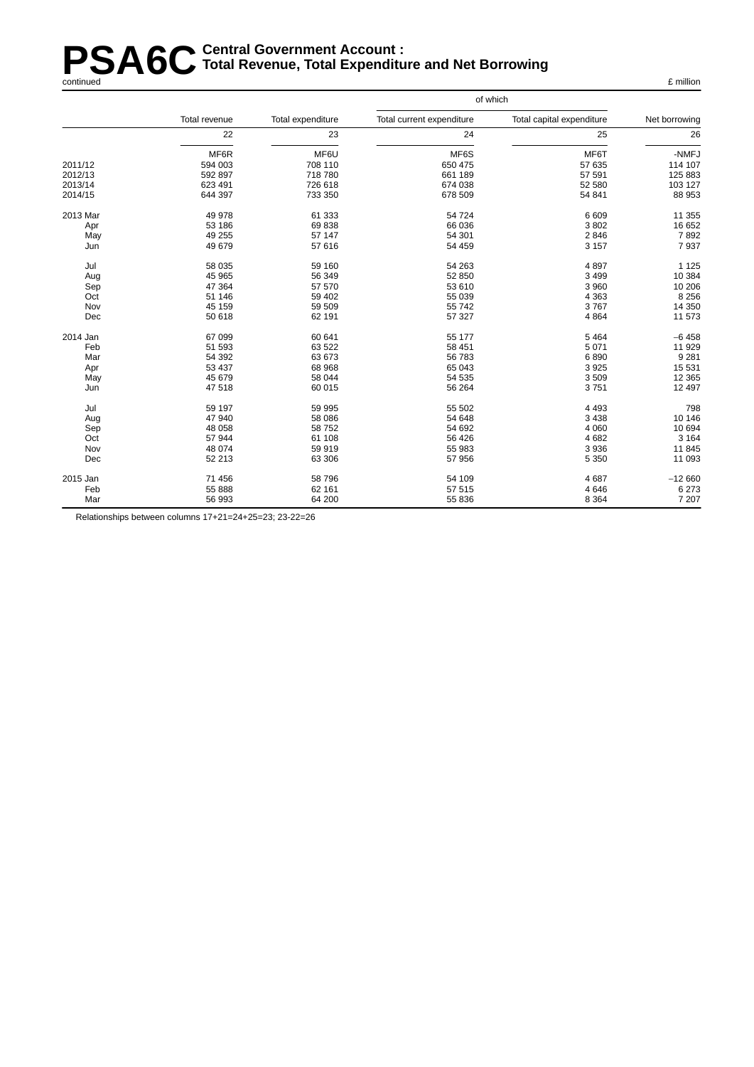# PSA6C Central Government Account : Total Revenue, Total Expenditure and Net Borrowing

continued

£ million

| | Total revenue | Total expenditure | of which Total current expenditure | Total capital expenditure | Net borrowing |
|---|---|---|---|---|---|
| | 22 | 23 | 24 | 25 | 26 |
| | MF6R | MF6U | MF6S | MF6T | -NMFJ |
| 2011/12 | 594 003 | 708 110 | 650 475 | 57 635 | 114 107 |
| 2012/13 | 592 897 | 718 780 | 661 189 | 57 591 | 125 883 |
| 2013/14 | 623 491 | 726 618 | 674 038 | 52 580 | 103 127 |
| 2014/15 | 644 397 | 733 350 | 678 509 | 54 841 | 88 953 |
| 2013 Mar | 49 978 | 61 333 | 54 724 | 6 609 | 11 355 |
| Apr | 53 186 | 69 838 | 66 036 | 3 802 | 16 652 |
| May | 49 255 | 57 147 | 54 301 | 2 846 | 7 892 |
| Jun | 49 679 | 57 616 | 54 459 | 3 157 | 7 937 |
| Jul | 58 035 | 59 160 | 54 263 | 4 897 | 1 125 |
| Aug | 45 965 | 56 349 | 52 850 | 3 499 | 10 384 |
| Sep | 47 364 | 57 570 | 53 610 | 3 960 | 10 206 |
| Oct | 51 146 | 59 402 | 55 039 | 4 363 | 8 256 |
| Nov | 45 159 | 59 509 | 55 742 | 3 767 | 14 350 |
| Dec | 50 618 | 62 191 | 57 327 | 4 864 | 11 573 |
| 2014 Jan | 67 099 | 60 641 | 55 177 | 5 464 | −6 458 |
| Feb | 51 593 | 63 522 | 58 451 | 5 071 | 11 929 |
| Mar | 54 392 | 63 673 | 56 783 | 6 890 | 9 281 |
| Apr | 53 437 | 68 968 | 65 043 | 3 925 | 15 531 |
| May | 45 679 | 58 044 | 54 535 | 3 509 | 12 365 |
| Jun | 47 518 | 60 015 | 56 264 | 3 751 | 12 497 |
| Jul | 59 197 | 59 995 | 55 502 | 4 493 | 798 |
| Aug | 47 940 | 58 086 | 54 648 | 3 438 | 10 146 |
| Sep | 48 058 | 58 752 | 54 692 | 4 060 | 10 694 |
| Oct | 57 944 | 61 108 | 56 426 | 4 682 | 3 164 |
| Nov | 48 074 | 59 919 | 55 983 | 3 936 | 11 845 |
| Dec | 52 213 | 63 306 | 57 956 | 5 350 | 11 093 |
| 2015 Jan | 71 456 | 58 796 | 54 109 | 4 687 | −12 660 |
| Feb | 55 888 | 62 161 | 57 515 | 4 646 | 6 273 |
| Mar | 56 993 | 64 200 | 55 836 | 8 364 | 7 207 |

Relationships between columns 17+21=24+25=23; 23-22=26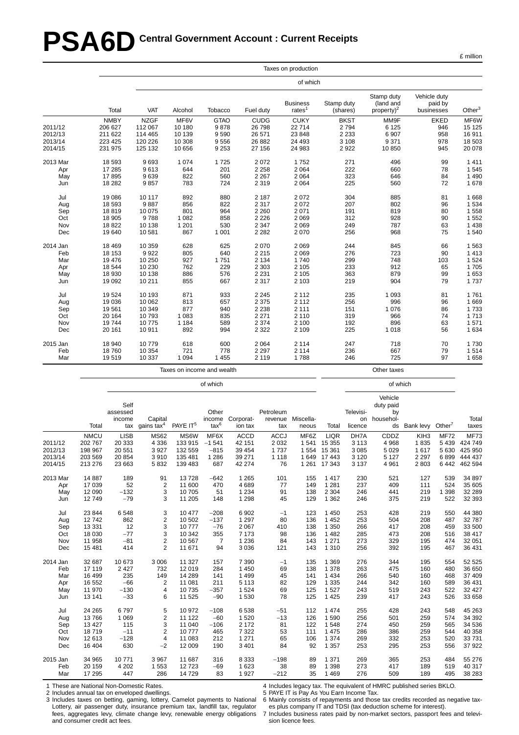# PSA6D Central Government Account : Current Receipts

£ million

| | Taxes on production | | | | | | | | | | |
|---|---|---|---|---|---|---|---|---|---|---|---|
| | | of which | | | | | | | | | |
| | Total | VAT | Alcohol | Tobacco | Fuel duty | Business rates[1] | Stamp duty (shares) | Stamp duty (land and property)[2] | Vehicle duty paid by businesses | Other[3] |
| | NMBY | NZGF | MF6V | GTAO | CUDG | CUKY | BKST | MM9F | EKED | MF6W |
| 2011/12 | 206 627 | 112 067 | 10 180 | 9 878 | 26 798 | 22 714 | 2 794 | 6 125 | 946 | 15 125 |
| 2012/13 | 211 622 | 114 465 | 10 139 | 9 590 | 26 571 | 23 848 | 2 233 | 6 907 | 958 | 16 911 |
| 2013/14 | 223 425 | 120 226 | 10 308 | 9 556 | 26 882 | 24 493 | 3 108 | 9 371 | 978 | 18 503 |
| 2014/15 | 231 975 | 125 132 | 10 656 | 9 253 | 27 156 | 24 983 | 2 922 | 10 850 | 945 | 20 078 |
| 2013 Mar | 18 593 | 9 693 | 1 074 | 1 725 | 2 072 | 1 752 | 271 | 496 | 99 | 1 411 |
| Apr | 17 285 | 9 613 | 644 | 201 | 2 258 | 2 064 | 222 | 660 | 78 | 1 545 |
| May | 17 895 | 9 639 | 822 | 560 | 2 267 | 2 064 | 323 | 646 | 84 | 1 490 |
| Jun | 18 282 | 9 857 | 783 | 724 | 2 319 | 2 064 | 225 | 560 | 72 | 1 678 |
| Jul | 19 086 | 10 117 | 892 | 880 | 2 187 | 2 072 | 304 | 885 | 81 | 1 668 |
| Aug | 18 593 | 9 887 | 856 | 822 | 2 317 | 2 072 | 207 | 802 | 96 | 1 534 |
| Sep | 18 819 | 10 075 | 801 | 964 | 2 260 | 2 071 | 191 | 819 | 80 | 1 558 |
| Oct | 18 905 | 9 788 | 1 082 | 858 | 2 226 | 2 069 | 312 | 928 | 90 | 1 552 |
| Nov | 18 822 | 10 138 | 1 201 | 530 | 2 347 | 2 069 | 249 | 787 | 63 | 1 438 |
| Dec | 19 640 | 10 581 | 867 | 1 001 | 2 282 | 2 070 | 256 | 968 | 75 | 1 540 |
| 2014 Jan | 18 469 | 10 359 | 628 | 625 | 2 070 | 2 069 | 244 | 845 | 66 | 1 563 |
| Feb | 18 153 | 9 922 | 805 | 640 | 2 215 | 2 069 | 276 | 723 | 90 | 1 413 |
| Mar | 19 476 | 10 250 | 927 | 1 751 | 2 134 | 1 740 | 299 | 748 | 103 | 1 524 |
| Apr | 18 544 | 10 230 | 762 | 229 | 2 303 | 2 105 | 233 | 912 | 65 | 1 705 |
| May | 18 930 | 10 138 | 886 | 576 | 2 231 | 2 105 | 363 | 879 | 99 | 1 653 |
| Jun | 19 092 | 10 211 | 855 | 667 | 2 317 | 2 103 | 219 | 904 | 79 | 1 737 |
| Jul | 19 524 | 10 193 | 871 | 933 | 2 245 | 2 112 | 235 | 1 093 | 81 | 1 761 |
| Aug | 19 036 | 10 062 | 813 | 657 | 2 375 | 2 112 | 256 | 996 | 96 | 1 669 |
| Sep | 19 561 | 10 349 | 877 | 940 | 2 238 | 2 111 | 151 | 1 076 | 86 | 1 733 |
| Oct | 20 164 | 10 793 | 1 083 | 835 | 2 271 | 2 110 | 319 | 966 | 74 | 1 713 |
| Nov | 19 744 | 10 775 | 1 184 | 589 | 2 374 | 2 100 | 192 | 896 | 63 | 1 571 |
| Dec | 20 161 | 10 911 | 892 | 994 | 2 322 | 2 109 | 225 | 1 018 | 56 | 1 634 |
| 2015 Jan | 18 940 | 10 779 | 618 | 600 | 2 064 | 2 114 | 247 | 718 | 70 | 1 730 |
| Feb | 18 760 | 10 354 | 721 | 778 | 2 297 | 2 114 | 236 | 667 | 79 | 1 514 |
| Mar | 19 519 | 10 337 | 1 094 | 1 455 | 2 119 | 1 788 | 246 | 725 | 97 | 1 658 |

| | Taxes on income and wealth | | | | | | | | Other taxes | | | | | |
|---|---|---|---|---|---|---|---|---|---|---|---|---|---|---|
| | | of which | | | | | | | | of which | | | | |
| | Total | Self assessed income tax | Capital gains tax[4] | PAYE IT[5] | Other income tax[6] | Corporation tax | Petroleum revenue tax | Miscellaneous | Total | Television licence | Vehicle duty paid by households | Bank levy | Other[7] | Total taxes |
| | NMCU | LISB | MS62 | MS6W | MF6X | ACCD | ACCJ | MF6Z | LIQR | DH7A | CDDZ | KIH3 | MF72 | MF73 |
| 2011/12 | 202 767 | 20 333 | 4 336 | 133 915 | −1 541 | 42 151 | 2 032 | 1 541 | 15 355 | 3 113 | 4 968 | 1 835 | 5 439 | 424 749 |
| 2012/13 | 198 967 | 20 551 | 3 927 | 132 559 | −815 | 39 454 | 1 737 | 1 554 | 15 361 | 3 085 | 5 029 | 1 617 | 5 630 | 425 950 |
| 2013/14 | 203 569 | 20 854 | 3 910 | 135 481 | 1 286 | 39 271 | 1 118 | 1 649 | 17 443 | 3 120 | 5 127 | 2 297 | 6 899 | 444 437 |
| 2014/15 | 213 276 | 23 663 | 5 832 | 139 483 | 687 | 42 274 | 76 | 1 261 | 17 343 | 3 137 | 4 961 | 2 803 | 6 442 | 462 594 |
| 2013 Mar | 14 887 | 189 | 91 | 13 728 | −642 | 1 265 | 101 | 155 | 1 417 | 230 | 521 | 127 | 539 | 34 897 |
| Apr | 17 039 | 52 | 2 | 11 600 | 470 | 4 689 | 77 | 149 | 1 281 | 237 | 409 | 111 | 524 | 35 605 |
| May | 12 090 | −132 | 3 | 10 705 | 51 | 1 234 | 91 | 138 | 2 304 | 246 | 441 | 219 | 1 398 | 32 289 |
| Jun | 12 749 | −79 | 3 | 11 205 | 148 | 1 298 | 45 | 129 | 1 362 | 246 | 375 | 219 | 522 | 32 393 |
| Jul | 23 844 | 6 548 | 3 | 10 477 | −208 | 6 902 | −1 | 123 | 1 450 | 253 | 428 | 219 | 550 | 44 380 |
| Aug | 12 742 | 862 | 2 | 10 502 | −137 | 1 297 | 80 | 136 | 1 452 | 253 | 504 | 208 | 487 | 32 787 |
| Sep | 13 331 | 12 | 3 | 10 777 | −76 | 2 067 | 410 | 138 | 1 350 | 266 | 417 | 208 | 459 | 33 500 |
| Oct | 18 030 | −77 | 3 | 10 342 | 355 | 7 173 | 98 | 136 | 1 482 | 285 | 473 | 208 | 516 | 38 417 |
| Nov | 11 958 | −81 | 2 | 10 567 | 7 | 1 236 | 84 | 143 | 1 271 | 273 | 329 | 195 | 474 | 32 051 |
| Dec | 15 481 | 414 | 2 | 11 671 | 94 | 3 036 | 121 | 143 | 1 310 | 256 | 392 | 195 | 467 | 36 431 |
| 2014 Jan | 32 687 | 10 673 | 3 006 | 11 327 | 157 | 7 390 | −1 | 135 | 1 369 | 276 | 344 | 195 | 554 | 52 525 |
| Feb | 17 119 | 2 427 | 732 | 12 019 | 284 | 1 450 | 69 | 138 | 1 378 | 263 | 475 | 160 | 480 | 36 650 |
| Mar | 16 499 | 235 | 149 | 14 289 | 141 | 1 499 | 45 | 141 | 1 434 | 266 | 540 | 160 | 468 | 37 409 |
| Apr | 16 552 | −66 | 2 | 11 081 | 211 | 5 113 | 82 | 129 | 1 335 | 244 | 342 | 160 | 589 | 36 431 |
| May | 11 970 | −130 | 4 | 10 735 | −357 | 1 524 | 69 | 125 | 1 527 | 243 | 519 | 243 | 522 | 32 427 |
| Jun | 13 141 | −33 | 6 | 11 525 | −90 | 1 530 | 78 | 125 | 1 425 | 239 | 417 | 243 | 526 | 33 658 |
| Jul | 24 265 | 6 797 | 5 | 10 972 | −108 | 6 538 | −51 | 112 | 1 474 | 255 | 428 | 243 | 548 | 45 263 |
| Aug | 13 766 | 1 069 | 2 | 11 122 | −60 | 1 520 | −13 | 126 | 1 590 | 256 | 501 | 259 | 574 | 34 392 |
| Sep | 13 427 | 115 | 3 | 11 040 | −106 | 2 172 | 81 | 122 | 1 548 | 274 | 450 | 259 | 565 | 34 536 |
| Oct | 18 719 | −11 | 2 | 10 777 | 465 | 7 322 | 53 | 111 | 1 475 | 286 | 386 | 259 | 544 | 40 358 |
| Nov | 12 613 | −128 | 4 | 11 083 | 212 | 1 271 | 65 | 106 | 1 374 | 269 | 332 | 253 | 520 | 33 731 |
| Dec | 16 404 | 630 | −2 | 12 009 | 190 | 3 401 | 84 | 92 | 1 357 | 253 | 295 | 253 | 556 | 37 922 |
| 2015 Jan | 34 965 | 10 771 | 3 967 | 11 687 | 316 | 8 333 | −198 | 89 | 1 371 | 269 | 365 | 253 | 484 | 55 276 |
| Feb | 20 159 | 4 202 | 1 553 | 12 723 | −69 | 1 623 | 38 | 89 | 1 398 | 273 | 417 | 189 | 519 | 40 317 |
| Mar | 17 295 | 447 | 286 | 14 729 | 83 | 1 927 | −212 | 35 | 1 469 | 276 | 509 | 189 | 495 | 38 283 |

1 These are National Non-Domestic Rates.
2 Includes annual tax on enveloped dwellings.
3 Includes taxes on betting, gaming, lottery, Camelot payments to National Lottery, air passenger duty, insurance premium tax, landfill tax, regulator fees, aggregates levy, climate change levy, renewable energy obligations and consumer credit act fees.
4 Includes legacy tax. The equivalent of HMRC published series BKLO.
5 PAYE IT is Pay As You Earn Income Tax.
6 Mainly consists of repayments and those tax credits recorded as negative taxes plus company IT and TDSI (tax deduction scheme for interest).
7 Includes business rates paid by non-market sectors, passport fees and television licence fees.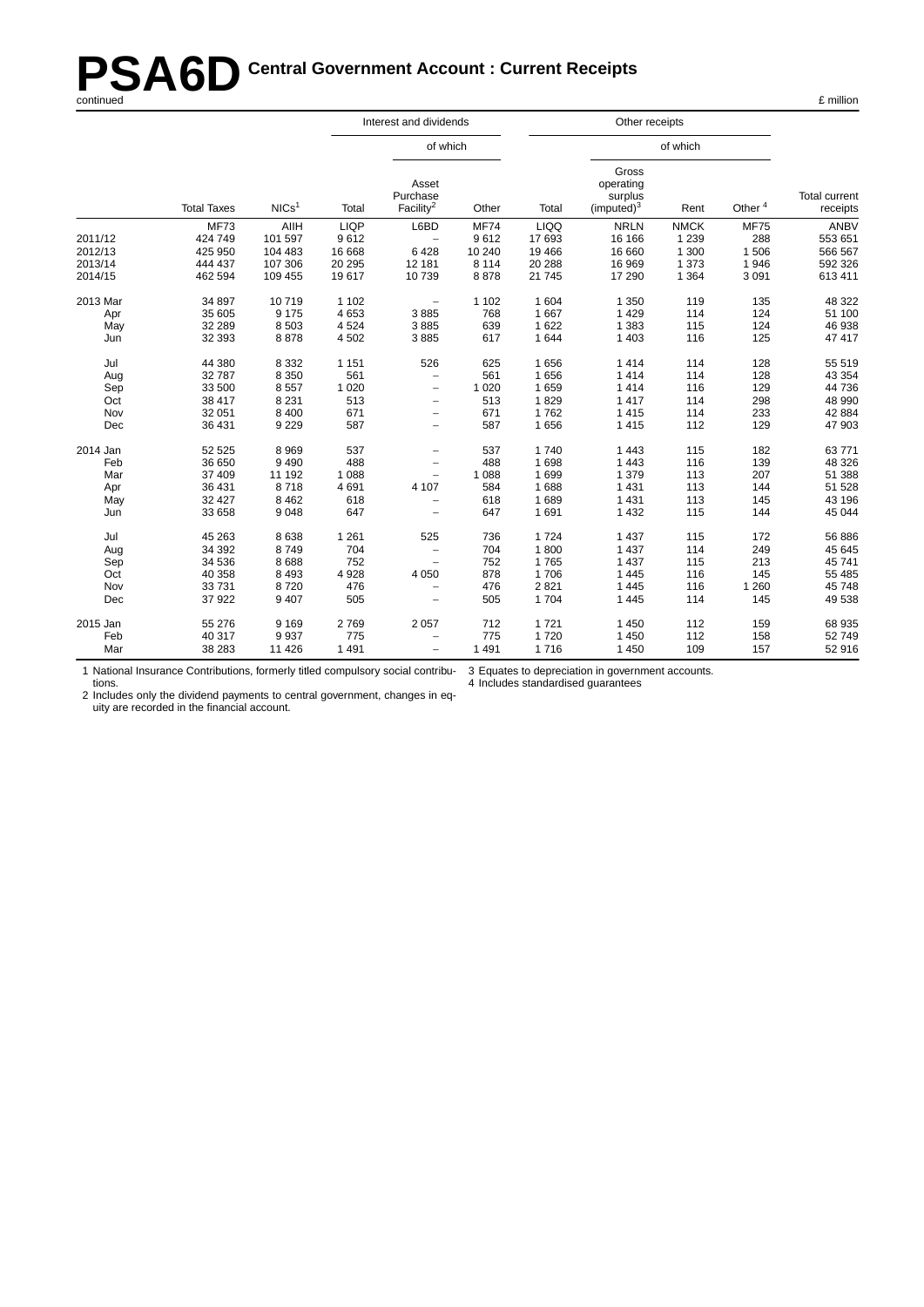# PSA6D Central Government Account : Current Receipts

continued

£ million

| | Total Taxes | NICs[1] | Interest and dividends Total | of which Asset Purchase Facility[2] | of which Other | Other receipts Total | of which Gross operating surplus (imputed)[3] | of which Rent | of which Other [4] | Total current receipts |
|---|---|---|---|---|---|---|---|---|---|---|
| | MF73 | AIIH | LIQP | L6BD | MF74 | LIQQ | NRLN | NMCK | MF75 | ANBV |
| 2011/12 | 424 749 | 101 597 | 9 612 | – | 9 612 | 17 693 | 16 166 | 1 239 | 288 | 553 651 |
| 2012/13 | 425 950 | 104 483 | 16 668 | 6 428 | 10 240 | 19 466 | 16 660 | 1 300 | 1 506 | 566 567 |
| 2013/14 | 444 437 | 107 306 | 20 295 | 12 181 | 8 114 | 20 288 | 16 969 | 1 373 | 1 946 | 592 326 |
| 2014/15 | 462 594 | 109 455 | 19 617 | 10 739 | 8 878 | 21 745 | 17 290 | 1 364 | 3 091 | 613 411 |
| 2013 Mar | 34 897 | 10 719 | 1 102 | – | 1 102 | 1 604 | 1 350 | 119 | 135 | 48 322 |
| Apr | 35 605 | 9 175 | 4 653 | 3 885 | 768 | 1 667 | 1 429 | 114 | 124 | 51 100 |
| May | 32 289 | 8 503 | 4 524 | 3 885 | 639 | 1 622 | 1 383 | 115 | 124 | 46 938 |
| Jun | 32 393 | 8 878 | 4 502 | 3 885 | 617 | 1 644 | 1 403 | 116 | 125 | 47 417 |
| Jul | 44 380 | 8 332 | 1 151 | 526 | 625 | 1 656 | 1 414 | 114 | 128 | 55 519 |
| Aug | 32 787 | 8 350 | 561 | – | 561 | 1 656 | 1 414 | 114 | 128 | 43 354 |
| Sep | 33 500 | 8 557 | 1 020 | – | 1 020 | 1 659 | 1 414 | 116 | 129 | 44 736 |
| Oct | 38 417 | 8 231 | 513 | – | 513 | 1 829 | 1 417 | 114 | 298 | 48 990 |
| Nov | 32 051 | 8 400 | 671 | – | 671 | 1 762 | 1 415 | 114 | 233 | 42 884 |
| Dec | 36 431 | 9 229 | 587 | – | 587 | 1 656 | 1 415 | 112 | 129 | 47 903 |
| 2014 Jan | 52 525 | 8 969 | 537 | – | 537 | 1 740 | 1 443 | 115 | 182 | 63 771 |
| Feb | 36 650 | 9 490 | 488 | – | 488 | 1 698 | 1 443 | 116 | 139 | 48 326 |
| Mar | 37 409 | 11 192 | 1 088 | – | 1 088 | 1 699 | 1 379 | 113 | 207 | 51 388 |
| Apr | 36 431 | 8 718 | 4 691 | 4 107 | 584 | 1 688 | 1 431 | 113 | 144 | 51 528 |
| May | 32 427 | 8 462 | 618 | – | 618 | 1 689 | 1 431 | 113 | 145 | 43 196 |
| Jun | 33 658 | 9 048 | 647 | – | 647 | 1 691 | 1 432 | 115 | 144 | 45 044 |
| Jul | 45 263 | 8 638 | 1 261 | 525 | 736 | 1 724 | 1 437 | 115 | 172 | 56 886 |
| Aug | 34 392 | 8 749 | 704 | – | 704 | 1 800 | 1 437 | 114 | 249 | 45 645 |
| Sep | 34 536 | 8 688 | 752 | – | 752 | 1 765 | 1 437 | 115 | 213 | 45 741 |
| Oct | 40 358 | 8 493 | 4 928 | 4 050 | 878 | 1 706 | 1 445 | 116 | 145 | 55 485 |
| Nov | 33 731 | 8 720 | 476 | – | 476 | 2 821 | 1 445 | 116 | 1 260 | 45 748 |
| Dec | 37 922 | 9 407 | 505 | – | 505 | 1 704 | 1 445 | 114 | 145 | 49 538 |
| 2015 Jan | 55 276 | 9 169 | 2 769 | 2 057 | 712 | 1 721 | 1 450 | 112 | 159 | 68 935 |
| Feb | 40 317 | 9 937 | 775 | – | 775 | 1 720 | 1 450 | 112 | 158 | 52 749 |
| Mar | 38 283 | 11 426 | 1 491 | – | 1 491 | 1 716 | 1 450 | 109 | 157 | 52 916 |

1 National Insurance Contributions, formerly titled compulsory social contributions.
2 Includes only the dividend payments to central government, changes in equity are recorded in the financial account.
3 Equates to depreciation in government accounts.
4 Includes standardised guarantees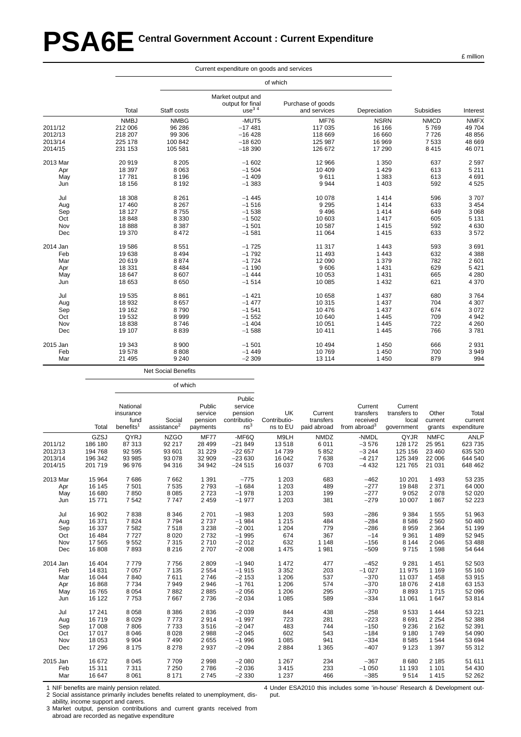# PSA6E Central Government Account : Current Expenditure

£ million

| | Current expenditure on goods and services | | | | | | |
|---|---|---|---|---|---|---|---|
| | | of which | | | | | |
| | Total | Staff costs | Market output and output for final use[3 4] | Purchase of goods and services | Depreciation | Subsidies | Interest |
| | NMBJ | NMBG | -MUT5 | MF76 | NSRN | NMCD | NMFX |
| 2011/12 | 212 006 | 96 286 | −17 481 | 117 035 | 16 166 | 5 769 | 49 704 |
| 2012/13 | 218 207 | 99 306 | −16 428 | 118 669 | 16 660 | 7 726 | 48 856 |
| 2013/14 | 225 178 | 100 842 | −18 620 | 125 987 | 16 969 | 7 533 | 48 669 |
| 2014/15 | 231 153 | 105 581 | −18 390 | 126 672 | 17 290 | 8 415 | 46 071 |
| 2013 Mar | 20 919 | 8 205 | −1 602 | 12 966 | 1 350 | 637 | 2 597 |
| Apr | 18 397 | 8 063 | −1 504 | 10 409 | 1 429 | 613 | 5 211 |
| May | 17 781 | 8 196 | −1 409 | 9 611 | 1 383 | 613 | 4 691 |
| Jun | 18 156 | 8 192 | −1 383 | 9 944 | 1 403 | 592 | 4 525 |
| Jul | 18 308 | 8 261 | −1 445 | 10 078 | 1 414 | 596 | 3 707 |
| Aug | 17 460 | 8 267 | −1 516 | 9 295 | 1 414 | 633 | 3 454 |
| Sep | 18 127 | 8 755 | −1 538 | 9 496 | 1 414 | 649 | 3 068 |
| Oct | 18 848 | 8 330 | −1 502 | 10 603 | 1 417 | 605 | 5 131 |
| Nov | 18 888 | 8 387 | −1 501 | 10 587 | 1 415 | 592 | 4 630 |
| Dec | 19 370 | 8 472 | −1 581 | 11 064 | 1 415 | 633 | 3 572 |
| 2014 Jan | 19 586 | 8 551 | −1 725 | 11 317 | 1 443 | 593 | 3 691 |
| Feb | 19 638 | 8 494 | −1 792 | 11 493 | 1 443 | 632 | 4 388 |
| Mar | 20 619 | 8 874 | −1 724 | 12 090 | 1 379 | 782 | 2 601 |
| Apr | 18 331 | 8 484 | −1 190 | 9 606 | 1 431 | 629 | 5 421 |
| May | 18 647 | 8 607 | −1 444 | 10 053 | 1 431 | 665 | 4 280 |
| Jun | 18 653 | 8 650 | −1 514 | 10 085 | 1 432 | 621 | 4 370 |
| Jul | 19 535 | 8 861 | −1 421 | 10 658 | 1 437 | 680 | 3 764 |
| Aug | 18 932 | 8 657 | −1 477 | 10 315 | 1 437 | 704 | 4 307 |
| Sep | 19 162 | 8 790 | −1 541 | 10 476 | 1 437 | 674 | 3 072 |
| Oct | 19 532 | 8 999 | −1 552 | 10 640 | 1 445 | 709 | 4 942 |
| Nov | 18 838 | 8 746 | −1 404 | 10 051 | 1 445 | 722 | 4 260 |
| Dec | 19 107 | 8 839 | −1 588 | 10 411 | 1 445 | 766 | 3 781 |
| 2015 Jan | 19 343 | 8 900 | −1 501 | 10 494 | 1 450 | 666 | 2 931 |
| Feb | 19 578 | 8 808 | −1 449 | 10 769 | 1 450 | 700 | 3 949 |
| Mar | 21 495 | 9 240 | −2 309 | 13 114 | 1 450 | 879 | 994 |

| | Net Social Benefits | | | | | | | | | | | |
|---|---|---|---|---|---|---|---|---|---|---|---|---|
| | | of which | | | | | | | | | | |
| | Total | National insurance fund benefits[1] | Social assistance[2] | Public service pension payments | Public service pension contributions[3] | UK Contributions to EU | Current transfers paid abroad | Current transfers received from abroad[3] | Current transfers to local government | Other current grants | Total current expenditure |
| | GZSJ | QYRJ | NZGO | MF77 | -MF6Q | M9LH | NMDZ | -NMDL | QYJR | NMFC | ANLP |
| 2011/12 | 186 180 | 87 313 | 92 217 | 28 499 | −21 849 | 13 518 | 6 011 | −3 576 | 128 172 | 25 951 | 623 735 |
| 2012/13 | 194 768 | 92 595 | 93 601 | 31 229 | −22 657 | 14 739 | 5 852 | −3 244 | 125 156 | 23 460 | 635 520 |
| 2013/14 | 196 342 | 93 985 | 93 078 | 32 909 | −23 630 | 16 042 | 7 638 | −4 217 | 125 349 | 22 006 | 644 540 |
| 2014/15 | 201 719 | 96 976 | 94 316 | 34 942 | −24 515 | 16 037 | 6 703 | −4 432 | 121 765 | 21 031 | 648 462 |
| 2013 Mar | 15 964 | 7 686 | 7 662 | 1 391 | −775 | 1 203 | 683 | −462 | 10 201 | 1 493 | 53 235 |
| Apr | 16 145 | 7 501 | 7 535 | 2 793 | −1 684 | 1 203 | 489 | −277 | 19 848 | 2 371 | 64 000 |
| May | 16 680 | 7 850 | 8 085 | 2 723 | −1 978 | 1 203 | 199 | −277 | 9 052 | 2 078 | 52 020 |
| Jun | 15 771 | 7 542 | 7 747 | 2 459 | −1 977 | 1 203 | 381 | −279 | 10 007 | 1 867 | 52 223 |
| Jul | 16 902 | 7 838 | 8 346 | 2 701 | −1 983 | 1 203 | 593 | −286 | 9 384 | 1 555 | 51 963 |
| Aug | 16 371 | 7 824 | 7 794 | 2 737 | −1 984 | 1 215 | 484 | −284 | 8 586 | 2 560 | 50 480 |
| Sep | 16 337 | 7 582 | 7 518 | 3 238 | −2 001 | 1 204 | 779 | −286 | 8 959 | 2 364 | 51 199 |
| Oct | 16 484 | 7 727 | 8 020 | 2 732 | −1 995 | 674 | 367 | −14 | 9 361 | 1 489 | 52 945 |
| Nov | 17 565 | 9 552 | 7 315 | 2 710 | −2 012 | 632 | 1 148 | −156 | 8 144 | 2 046 | 53 488 |
| Dec | 16 808 | 7 893 | 8 216 | 2 707 | −2 008 | 1 475 | 1 981 | −509 | 9 715 | 1 598 | 54 644 |
| 2014 Jan | 16 404 | 7 779 | 7 756 | 2 809 | −1 940 | 1 472 | 477 | −452 | 9 281 | 1 451 | 52 503 |
| Feb | 14 831 | 7 057 | 7 135 | 2 554 | −1 915 | 3 352 | 203 | −1 027 | 11 975 | 1 169 | 55 160 |
| Mar | 16 044 | 7 840 | 7 611 | 2 746 | −2 153 | 1 206 | 537 | −370 | 11 037 | 1 458 | 53 915 |
| Apr | 16 868 | 7 734 | 7 949 | 2 946 | −1 761 | 1 206 | 574 | −370 | 18 076 | 2 418 | 63 153 |
| May | 16 765 | 8 054 | 7 882 | 2 885 | −2 056 | 1 206 | 295 | −370 | 8 893 | 1 715 | 52 096 |
| Jun | 16 122 | 7 753 | 7 667 | 2 736 | −2 034 | 1 085 | 589 | −334 | 11 061 | 1 647 | 53 814 |
| Jul | 17 241 | 8 058 | 8 386 | 2 836 | −2 039 | 844 | 438 | −258 | 9 533 | 1 444 | 53 221 |
| Aug | 16 719 | 8 029 | 7 773 | 2 914 | −1 997 | 723 | 281 | −223 | 8 691 | 2 254 | 52 388 |
| Sep | 17 008 | 7 806 | 7 733 | 3 516 | −2 047 | 483 | 744 | −150 | 9 236 | 2 162 | 52 391 |
| Oct | 17 017 | 8 046 | 8 028 | 2 988 | −2 045 | 602 | 543 | −184 | 9 180 | 1 749 | 54 090 |
| Nov | 18 053 | 9 904 | 7 490 | 2 655 | −1 996 | 1 085 | 941 | −334 | 8 585 | 1 544 | 53 694 |
| Dec | 17 296 | 8 175 | 8 278 | 2 937 | −2 094 | 2 884 | 1 365 | −407 | 9 123 | 1 397 | 55 312 |
| 2015 Jan | 16 672 | 8 045 | 7 709 | 2 998 | −2 080 | 1 267 | 234 | −367 | 8 680 | 2 185 | 51 611 |
| Feb | 15 311 | 7 311 | 7 250 | 2 786 | −2 036 | 3 415 | 233 | −1 050 | 11 193 | 1 101 | 54 430 |
| Mar | 16 647 | 8 061 | 8 171 | 2 745 | −2 330 | 1 237 | 466 | −385 | 9 514 | 1 415 | 52 262 |

1 NIF benefits are mainly pension related.
2 Social assistance primarily includes benefits related to unemployment, disability, income support and carers.
3 Market output, pension contributions and current grants received from abroad are recorded as negative expenditure
4 Under ESA2010 this includes some 'in-house' Research & Development output.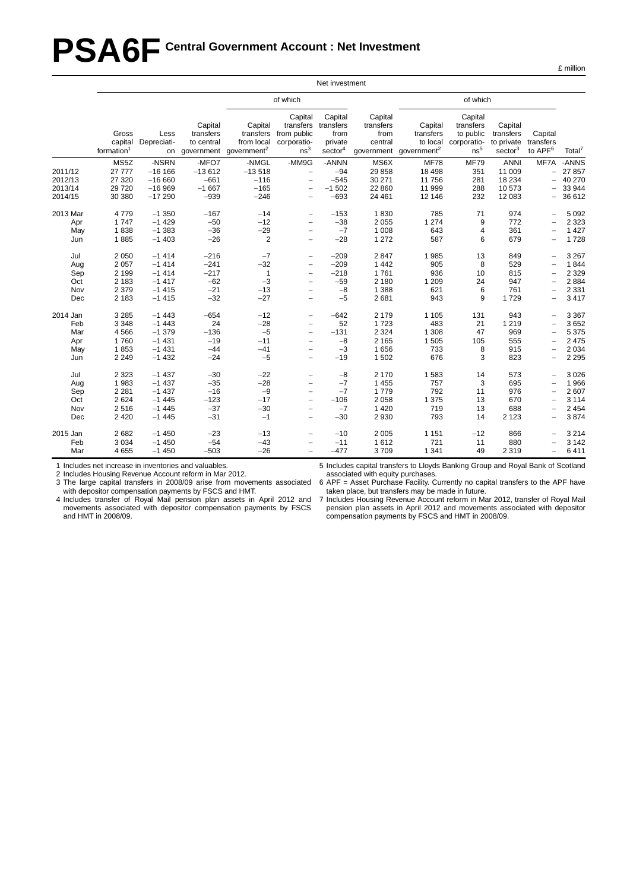# PSA6F Central Government Account : Net Investment

£ million

| | Net investment | | | | | | | | | | | |
|---|---|---|---|---|---|---|---|---|---|---|---|---|
| | | | | of which | | | | of which | | | | |
| | Gross capital formation[1] | Less Depreciation | Capital transfers to central government | Capital transfers from local government[2] | Capital transfers from public corporations[3] | Capital transfers from private sector[4] | Capital transfers from central government | Capital transfers to local government[2] | Capital transfers to public corporations[5] | Capital transfers to private sector[3] | Capital transfers to APF[6] | Total[7] |
| | MS5Z | -NSRN | -MFO7 | -NMGL | -MM9G | -ANNN | MS6X | MF78 | MF79 | ANNI | MF7A | -ANNS |
| 2011/12 | 27 777 | −16 166 | −13 612 | −13 518 | – | −94 | 29 858 | 18 498 | 351 | 11 009 | – | 27 857 |
| 2012/13 | 27 320 | −16 660 | −661 | −116 | – | −545 | 30 271 | 11 756 | 281 | 18 234 | – | 40 270 |
| 2013/14 | 29 720 | −16 969 | −1 667 | −165 | – | −1 502 | 22 860 | 11 999 | 288 | 10 573 | – | 33 944 |
| 2014/15 | 30 380 | −17 290 | −939 | −246 | – | −693 | 24 461 | 12 146 | 232 | 12 083 | – | 36 612 |
| 2013 Mar | 4 779 | −1 350 | −167 | −14 | – | −153 | 1 830 | 785 | 71 | 974 | – | 5 092 |
| Apr | 1 747 | −1 429 | −50 | −12 | – | −38 | 2 055 | 1 274 | 9 | 772 | – | 2 323 |
| May | 1 838 | −1 383 | −36 | −29 | – | −7 | 1 008 | 643 | 4 | 361 | – | 1 427 |
| Jun | 1 885 | −1 403 | −26 | 2 | – | −28 | 1 272 | 587 | 6 | 679 | – | 1 728 |
| Jul | 2 050 | −1 414 | −216 | −7 | – | −209 | 2 847 | 1 985 | 13 | 849 | – | 3 267 |
| Aug | 2 057 | −1 414 | −241 | −32 | – | −209 | 1 442 | 905 | 8 | 529 | – | 1 844 |
| Sep | 2 199 | −1 414 | −217 | 1 | – | −218 | 1 761 | 936 | 10 | 815 | – | 2 329 |
| Oct | 2 183 | −1 417 | −62 | −3 | – | −59 | 2 180 | 1 209 | 24 | 947 | – | 2 884 |
| Nov | 2 379 | −1 415 | −21 | −13 | – | −8 | 1 388 | 621 | 6 | 761 | – | 2 331 |
| Dec | 2 183 | −1 415 | −32 | −27 | – | −5 | 2 681 | 943 | 9 | 1 729 | – | 3 417 |
| 2014 Jan | 3 285 | −1 443 | −654 | −12 | – | −642 | 2 179 | 1 105 | 131 | 943 | – | 3 367 |
| Feb | 3 348 | −1 443 | 24 | −28 | – | 52 | 1 723 | 483 | 21 | 1 219 | – | 3 652 |
| Mar | 4 566 | −1 379 | −136 | −5 | – | −131 | 2 324 | 1 308 | 47 | 969 | – | 5 375 |
| Apr | 1 760 | −1 431 | −19 | −11 | – | −8 | 2 165 | 1 505 | 105 | 555 | – | 2 475 |
| May | 1 853 | −1 431 | −44 | −41 | – | −3 | 1 656 | 733 | 8 | 915 | – | 2 034 |
| Jun | 2 249 | −1 432 | −24 | −5 | – | −19 | 1 502 | 676 | 3 | 823 | – | 2 295 |
| Jul | 2 323 | −1 437 | −30 | −22 | – | −8 | 2 170 | 1 583 | 14 | 573 | – | 3 026 |
| Aug | 1 983 | −1 437 | −35 | −28 | – | −7 | 1 455 | 757 | 3 | 695 | – | 1 966 |
| Sep | 2 281 | −1 437 | −16 | −9 | – | −7 | 1 779 | 792 | 11 | 976 | – | 2 607 |
| Oct | 2 624 | −1 445 | −123 | −17 | – | −106 | 2 058 | 1 375 | 13 | 670 | – | 3 114 |
| Nov | 2 516 | −1 445 | −37 | −30 | – | −7 | 1 420 | 719 | 13 | 688 | – | 2 454 |
| Dec | 2 420 | −1 445 | −31 | −1 | – | −30 | 2 930 | 793 | 14 | 2 123 | – | 3 874 |
| 2015 Jan | 2 682 | −1 450 | −23 | −13 | – | −10 | 2 005 | 1 151 | −12 | 866 | – | 3 214 |
| Feb | 3 034 | −1 450 | −54 | −43 | – | −11 | 1 612 | 721 | 11 | 880 | – | 3 142 |
| Mar | 4 655 | −1 450 | −503 | −26 | – | −477 | 3 709 | 1 341 | 49 | 2 319 | – | 6 411 |

1 Includes net increase in inventories and valuables.
2 Includes Housing Revenue Account reform in Mar 2012.
3 The large capital transfers in 2008/09 arise from movements associated with depositor compensation payments by FSCS and HMT.
4 Includes transfer of Royal Mail pension plan assets in April 2012 and movements associated with depositor compensation payments by FSCS and HMT in 2008/09.
5 Includes capital transfers to Lloyds Banking Group and Royal Bank of Scotland associated with equity purchases.
6 APF = Asset Purchase Facility. Currently no capital transfers to the APF have taken place, but transfers may be made in future.
7 Includes Housing Revenue Account reform in Mar 2012, transfer of Royal Mail pension plan assets in April 2012 and movements associated with depositor compensation payments by FSCS and HMT in 2008/09.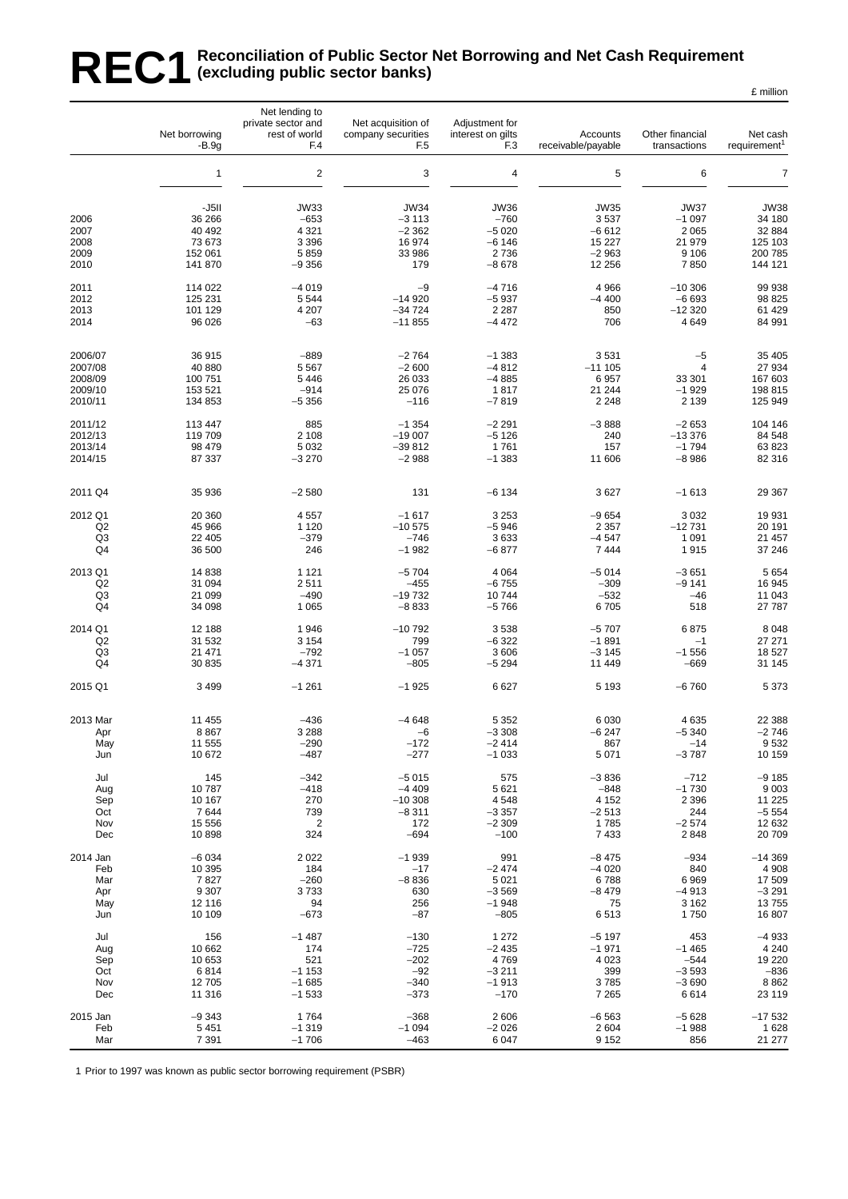# REC1 Reconciliation of Public Sector Net Borrowing and Net Cash Requirement (excluding public sector banks)

£ million

| | Net borrowing -B.9g | Net lending to private sector and rest of world F.4 | Net acquisition of company securities F.5 | Adjustment for interest on gilts F.3 | Accounts receivable/payable | Other financial transactions | Net cash requirement[1] |
|---|---|---|---|---|---|---|---|
| | 1 | 2 | 3 | 4 | 5 | 6 | 7 |
| | -J5II | JW33 | JW34 | JW36 | JW35 | JW37 | JW38 |
| 2006 | 36 266 | −653 | −3 113 | −760 | 3 537 | −1 097 | 34 180 |
| 2007 | 40 492 | 4 321 | −2 362 | −5 020 | −6 612 | 2 065 | 32 884 |
| 2008 | 73 673 | 3 396 | 16 974 | −6 146 | 15 227 | 21 979 | 125 103 |
| 2009 | 152 061 | 5 859 | 33 986 | 2 736 | −2 963 | 9 106 | 200 785 |
| 2010 | 141 870 | −9 356 | 179 | −8 678 | 12 256 | 7 850 | 144 121 |
| 2011 | 114 022 | −4 019 | −9 | −4 716 | 4 966 | −10 306 | 99 938 |
| 2012 | 125 231 | 5 544 | −14 920 | −5 937 | −4 400 | −6 693 | 98 825 |
| 2013 | 101 129 | 4 207 | −34 724 | 2 287 | 850 | −12 320 | 61 429 |
| 2014 | 96 026 | −63 | −11 855 | −4 472 | 706 | 4 649 | 84 991 |
| 2006/07 | 36 915 | −889 | −2 764 | −1 383 | 3 531 | −5 | 35 405 |
| 2007/08 | 40 880 | 5 567 | −2 600 | −4 812 | −11 105 | 4 | 27 934 |
| 2008/09 | 100 751 | 5 446 | 26 033 | −4 885 | 6 957 | 33 301 | 167 603 |
| 2009/10 | 153 521 | −914 | 25 076 | 1 817 | 21 244 | −1 929 | 198 815 |
| 2010/11 | 134 853 | −5 356 | −116 | −7 819 | 2 248 | 2 139 | 125 949 |
| 2011/12 | 113 447 | 885 | −1 354 | −2 291 | −3 888 | −2 653 | 104 146 |
| 2012/13 | 119 709 | 2 108 | −19 007 | −5 126 | 240 | −13 376 | 84 548 |
| 2013/14 | 98 479 | 5 032 | −39 812 | 1 761 | 157 | −1 794 | 63 823 |
| 2014/15 | 87 337 | −3 270 | −2 988 | −1 383 | 11 606 | −8 986 | 82 316 |
| 2011 Q4 | 35 936 | −2 580 | 131 | −6 134 | 3 627 | −1 613 | 29 367 |
| 2012 Q1 | 20 360 | 4 557 | −1 617 | 3 253 | −9 654 | 3 032 | 19 931 |
| Q2 | 45 966 | 1 120 | −10 575 | −5 946 | 2 357 | −12 731 | 20 191 |
| Q3 | 22 405 | −379 | −746 | 3 633 | −4 547 | 1 091 | 21 457 |
| Q4 | 36 500 | 246 | −1 982 | −6 877 | 7 444 | 1 915 | 37 246 |
| 2013 Q1 | 14 838 | 1 121 | −5 704 | 4 064 | −5 014 | −3 651 | 5 654 |
| Q2 | 31 094 | 2 511 | −455 | −6 755 | −309 | −9 141 | 16 945 |
| Q3 | 21 099 | −490 | −19 732 | 10 744 | −532 | −46 | 11 043 |
| Q4 | 34 098 | 1 065 | −8 833 | −5 766 | 6 705 | 518 | 27 787 |
| 2014 Q1 | 12 188 | 1 946 | −10 792 | 3 538 | −5 707 | 6 875 | 8 048 |
| Q2 | 31 532 | 3 154 | 799 | −6 322 | −1 891 | −1 | 27 271 |
| Q3 | 21 471 | −792 | −1 057 | 3 606 | −3 145 | −1 556 | 18 527 |
| Q4 | 30 835 | −4 371 | −805 | −5 294 | 11 449 | −669 | 31 145 |
| 2015 Q1 | 3 499 | −1 261 | −1 925 | 6 627 | 5 193 | −6 760 | 5 373 |
| 2013 Mar | 11 455 | −436 | −4 648 | 5 352 | 6 030 | 4 635 | 22 388 |
| Apr | 8 867 | 3 288 | −6 | −3 308 | −6 247 | −5 340 | −2 746 |
| May | 11 555 | −290 | −172 | −2 414 | 867 | −14 | 9 532 |
| Jun | 10 672 | −487 | −277 | −1 033 | 5 071 | −3 787 | 10 159 |
| Jul | 145 | −342 | −5 015 | 575 | −3 836 | −712 | −9 185 |
| Aug | 10 787 | −418 | −4 409 | 5 621 | −848 | −1 730 | 9 003 |
| Sep | 10 167 | 270 | −10 308 | 4 548 | 4 152 | 2 396 | 11 225 |
| Oct | 7 644 | 739 | −8 311 | −3 357 | −2 513 | 244 | −5 554 |
| Nov | 15 556 | 2 | 172 | −2 309 | 1 785 | −2 574 | 12 632 |
| Dec | 10 898 | 324 | −694 | −100 | 7 433 | 2 848 | 20 709 |
| 2014 Jan | −6 034 | 2 022 | −1 939 | 991 | −8 475 | −934 | −14 369 |
| Feb | 10 395 | 184 | −17 | −2 474 | −4 020 | 840 | 4 908 |
| Mar | 7 827 | −260 | −8 836 | 5 021 | 6 788 | 6 969 | 17 509 |
| Apr | 9 307 | 3 733 | 630 | −3 569 | −8 479 | −4 913 | −3 291 |
| May | 12 116 | 94 | 256 | −1 948 | 75 | 3 162 | 13 755 |
| Jun | 10 109 | −673 | −87 | −805 | 6 513 | 1 750 | 16 807 |
| Jul | 156 | −1 487 | −130 | 1 272 | −5 197 | 453 | −4 933 |
| Aug | 10 662 | 174 | −725 | −2 435 | −1 971 | −1 465 | 4 240 |
| Sep | 10 653 | 521 | −202 | 4 769 | 4 023 | −544 | 19 220 |
| Oct | 6 814 | −1 153 | −92 | −3 211 | 399 | −3 593 | −836 |
| Nov | 12 705 | −1 685 | −340 | −1 913 | 3 785 | −3 690 | 8 862 |
| Dec | 11 316 | −1 533 | −373 | −170 | 7 265 | 6 614 | 23 119 |
| 2015 Jan | −9 343 | 1 764 | −368 | 2 606 | −6 563 | −5 628 | −17 532 |
| Feb | 5 451 | −1 319 | −1 094 | −2 026 | 2 604 | −1 988 | 1 628 |
| Mar | 7 391 | −1 706 | −463 | 6 047 | 9 152 | 856 | 21 277 |

1 Prior to 1997 was known as public sector borrowing requirement (PSBR)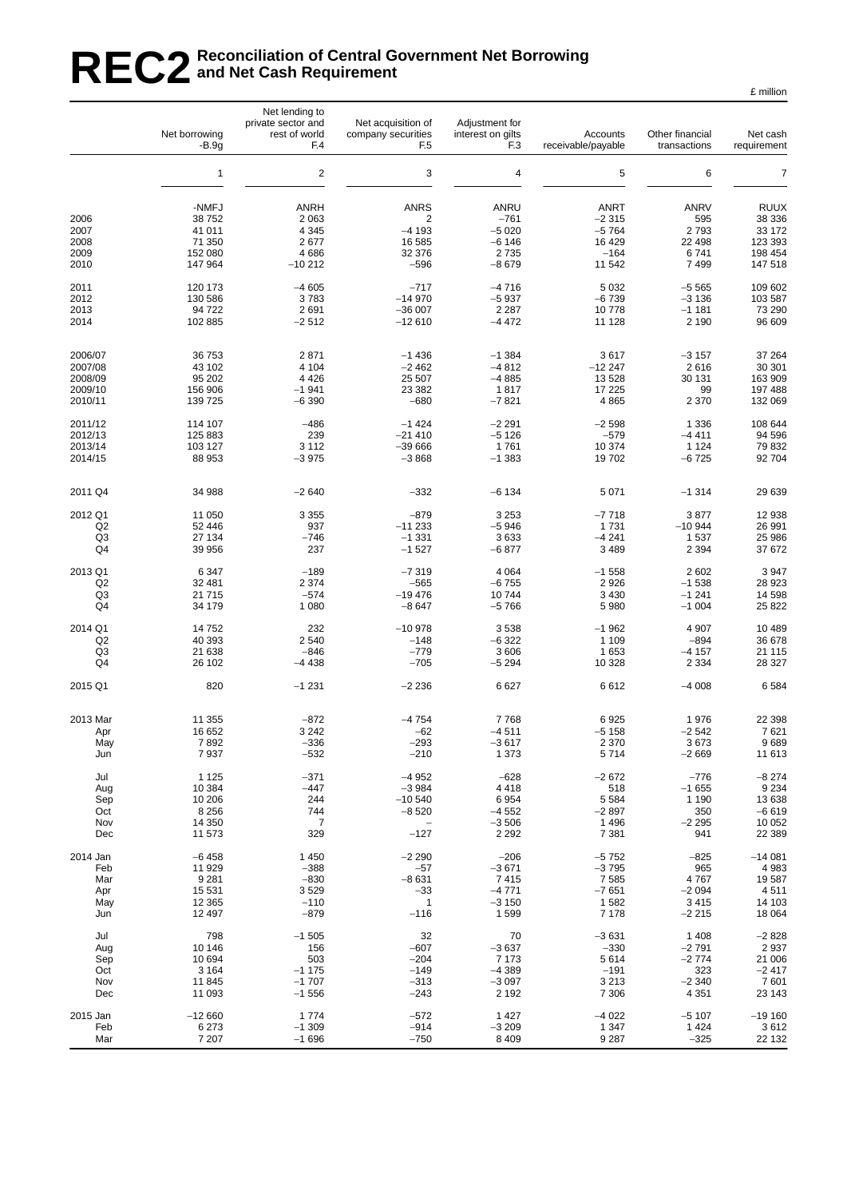# REC2 Reconciliation of Central Government Net Borrowing and Net Cash Requirement

£ million

| | Net borrowing -B.9g | Net lending to private sector and rest of world F.4 | Net acquisition of company securities F.5 | Adjustment for interest on gilts F.3 | Accounts receivable/payable | Other financial transactions | Net cash requirement |
|---|---|---|---|---|---|---|---|
| | 1 | 2 | 3 | 4 | 5 | 6 | 7 |
| | -NMFJ | ANRH | ANRS | ANRU | ANRT | ANRV | RUUX |
| 2006 | 38 752 | 2 063 | 2 | −761 | −2 315 | 595 | 38 336 |
| 2007 | 41 011 | 4 345 | −4 193 | −5 020 | −5 764 | 2 793 | 33 172 |
| 2008 | 71 350 | 2 677 | 16 585 | −6 146 | 16 429 | 22 498 | 123 393 |
| 2009 | 152 080 | 4 686 | 32 376 | 2 735 | −164 | 6 741 | 198 454 |
| 2010 | 147 964 | −10 212 | −596 | −8 679 | 11 542 | 7 499 | 147 518 |
| 2011 | 120 173 | −4 605 | −717 | −4 716 | 5 032 | −5 565 | 109 602 |
| 2012 | 130 586 | 3 783 | −14 970 | −5 937 | −6 739 | −3 136 | 103 587 |
| 2013 | 94 722 | 2 691 | −36 007 | 2 287 | 10 778 | −1 181 | 73 290 |
| 2014 | 102 885 | −2 512 | −12 610 | −4 472 | 11 128 | 2 190 | 96 609 |
| 2006/07 | 36 753 | 2 871 | −1 436 | −1 384 | 3 617 | −3 157 | 37 264 |
| 2007/08 | 43 102 | 4 104 | −2 462 | −4 812 | −12 247 | 2 616 | 30 301 |
| 2008/09 | 95 202 | 4 426 | 25 507 | −4 885 | 13 528 | 30 131 | 163 909 |
| 2009/10 | 156 906 | −1 941 | 23 382 | 1 817 | 17 225 | 99 | 197 488 |
| 2010/11 | 139 725 | −6 390 | −680 | −7 821 | 4 865 | 2 370 | 132 069 |
| 2011/12 | 114 107 | −486 | −1 424 | −2 291 | −2 598 | 1 336 | 108 644 |
| 2012/13 | 125 883 | 239 | −21 410 | −5 126 | −579 | −4 411 | 94 596 |
| 2013/14 | 103 127 | 3 112 | −39 666 | 1 761 | 10 374 | 1 124 | 79 832 |
| 2014/15 | 88 953 | −3 975 | −3 868 | −1 383 | 19 702 | −6 725 | 92 704 |
| 2011 Q4 | 34 988 | −2 640 | −332 | −6 134 | 5 071 | −1 314 | 29 639 |
| 2012 Q1 | 11 050 | 3 355 | −879 | 3 253 | −7 718 | 3 877 | 12 938 |
| Q2 | 52 446 | 937 | −11 233 | −5 946 | 1 731 | −10 944 | 26 991 |
| Q3 | 27 134 | −746 | −1 331 | 3 633 | −4 241 | 1 537 | 25 986 |
| Q4 | 39 956 | 237 | −1 527 | −6 877 | 3 489 | 2 394 | 37 672 |
| 2013 Q1 | 6 347 | −189 | −7 319 | 4 064 | −1 558 | 2 602 | 3 947 |
| Q2 | 32 481 | 2 374 | −565 | −6 755 | 2 926 | −1 538 | 28 923 |
| Q3 | 21 715 | −574 | −19 476 | 10 744 | 3 430 | −1 241 | 14 598 |
| Q4 | 34 179 | 1 080 | −8 647 | −5 766 | 5 980 | −1 004 | 25 822 |
| 2014 Q1 | 14 752 | 232 | −10 978 | 3 538 | −1 962 | 4 907 | 10 489 |
| Q2 | 40 393 | 2 540 | −148 | −6 322 | 1 109 | −894 | 36 678 |
| Q3 | 21 638 | −846 | −779 | 3 606 | 1 653 | −4 157 | 21 115 |
| Q4 | 26 102 | −4 438 | −705 | −5 294 | 10 328 | 2 334 | 28 327 |
| 2015 Q1 | 820 | −1 231 | −2 236 | 6 627 | 6 612 | −4 008 | 6 584 |
| 2013 Mar | 11 355 | −872 | −4 754 | 7 768 | 6 925 | 1 976 | 22 398 |
| Apr | 16 652 | 3 242 | −62 | −4 511 | −5 158 | −2 542 | 7 621 |
| May | 7 892 | −336 | −293 | −3 617 | 2 370 | 3 673 | 9 689 |
| Jun | 7 937 | −532 | −210 | 1 373 | 5 714 | −2 669 | 11 613 |
| Jul | 1 125 | −371 | −4 952 | −628 | −2 672 | −776 | −8 274 |
| Aug | 10 384 | −447 | −3 984 | 4 418 | 518 | −1 655 | 9 234 |
| Sep | 10 206 | 244 | −10 540 | 6 954 | 5 584 | 1 190 | 13 638 |
| Oct | 8 256 | 744 | −8 520 | −4 552 | −2 897 | 350 | −6 619 |
| Nov | 14 350 | 7 | – | −3 506 | 1 496 | −2 295 | 10 052 |
| Dec | 11 573 | 329 | −127 | 2 292 | 7 381 | 941 | 22 389 |
| 2014 Jan | −6 458 | 1 450 | −2 290 | −206 | −5 752 | −825 | −14 081 |
| Feb | 11 929 | −388 | −57 | −3 671 | −3 795 | 965 | 4 983 |
| Mar | 9 281 | −830 | −8 631 | 7 415 | 7 585 | 4 767 | 19 587 |
| Apr | 15 531 | 3 529 | −33 | −4 771 | −7 651 | −2 094 | 4 511 |
| May | 12 365 | −110 | 1 | −3 150 | 1 582 | 3 415 | 14 103 |
| Jun | 12 497 | −879 | −116 | 1 599 | 7 178 | −2 215 | 18 064 |
| Jul | 798 | −1 505 | 32 | 70 | −3 631 | 1 408 | −2 828 |
| Aug | 10 146 | 156 | −607 | −3 637 | −330 | −2 791 | 2 937 |
| Sep | 10 694 | 503 | −204 | 7 173 | 5 614 | −2 774 | 21 006 |
| Oct | 3 164 | −1 175 | −149 | −4 389 | −191 | 323 | −2 417 |
| Nov | 11 845 | −1 707 | −313 | −3 097 | 3 213 | −2 340 | 7 601 |
| Dec | 11 093 | −1 556 | −243 | 2 192 | 7 306 | 4 351 | 23 143 |
| 2015 Jan | −12 660 | 1 774 | −572 | 1 427 | −4 022 | −5 107 | −19 160 |
| Feb | 6 273 | −1 309 | −914 | −3 209 | 1 347 | 1 424 | 3 612 |
| Mar | 7 207 | −1 696 | −750 | 8 409 | 9 287 | −325 | 22 132 |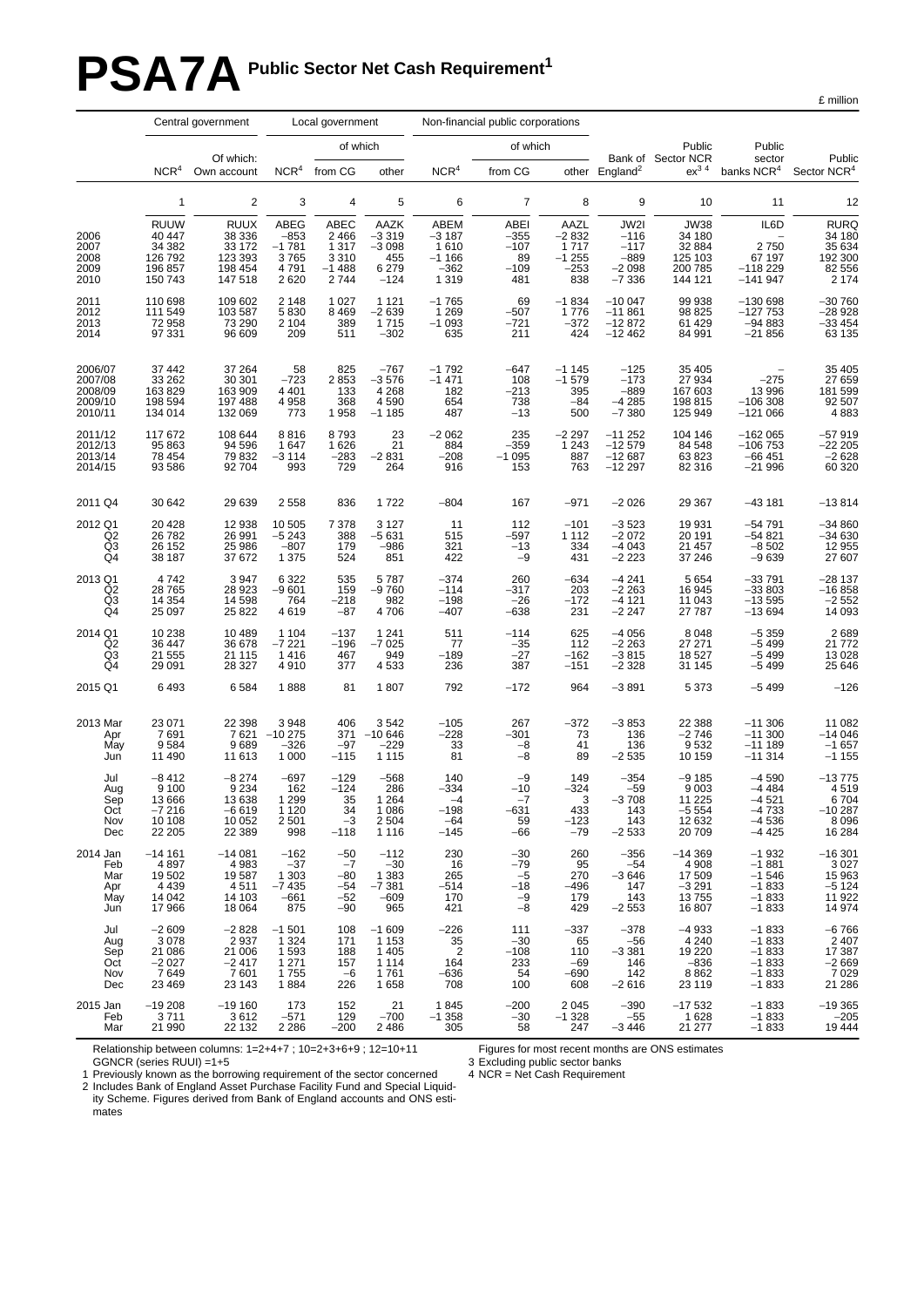# PSA7A Public Sector Net Cash Requirement[1]

£ million

| | Central government | | Local government | | | Non-financial public corporations | | | | | | |
|---|---|---|---|---|---|---|---|---|---|---|---|---|
| | | Of which: | | of which | | | of which | | | | | |
| | NCR[4] | Own account | NCR[4] | from CG | other | NCR[4] | from CG | other | Bank of England[2] | Public Sector NCR ex[3 4] | Public sector banks NCR[4] | Public Sector NCR[4] |
| | 1 | 2 | 3 | 4 | 5 | 6 | 7 | 8 | 9 | 10 | 11 | 12 |
| | RUUW | RUUX | ABEG | ABEC | AAZK | ABEM | ABEI | AAZL | JW2I | JW38 | IL6D | RURQ |
| 2006 | 40 447 | 38 336 | –853 | 2 466 | –3 319 | –3 187 | –355 | –2 832 | –116 | 34 180 | – | 34 180 |
| 2007 | 34 382 | 33 172 | –1 781 | 1 317 | –3 098 | 1 610 | –107 | 1 717 | –117 | 32 884 | 2 750 | 35 634 |
| 2008 | 126 792 | 123 393 | 3 765 | 3 310 | 455 | –1 166 | 89 | –1 255 | –889 | 125 103 | 67 197 | 192 300 |
| 2009 | 196 857 | 198 454 | 4 791 | –1 488 | 6 279 | –362 | –109 | –253 | –2 098 | 200 785 | –118 229 | 82 556 |
| 2010 | 150 743 | 147 518 | 2 620 | 2 744 | –124 | 1 319 | 481 | 838 | –7 336 | 144 121 | –141 947 | 2 174 |
| 2011 | 110 698 | 109 602 | 2 148 | 1 027 | 1 121 | –1 765 | 69 | –1 834 | –10 047 | 99 938 | –130 698 | –30 760 |
| 2012 | 111 549 | 103 587 | 5 830 | 8 469 | –2 639 | 1 269 | –507 | 1 776 | –11 861 | 98 825 | –127 753 | –28 928 |
| 2013 | 72 958 | 73 290 | 2 104 | 389 | 1 715 | –1 093 | –721 | –372 | –12 872 | 61 429 | –94 883 | –33 454 |
| 2014 | 97 331 | 96 609 | 209 | 511 | –302 | 635 | 211 | 424 | –12 462 | 84 991 | –21 856 | 63 135 |
| 2006/07 | 37 442 | 37 264 | 58 | 825 | –767 | –1 792 | –647 | –1 145 | –125 | 35 405 | – | 35 405 |
| 2007/08 | 33 262 | 30 301 | –723 | 2 853 | –3 576 | –1 471 | 108 | –1 579 | –173 | 27 934 | –275 | 27 659 |
| 2008/09 | 163 829 | 163 909 | 4 401 | 133 | 4 268 | 182 | –213 | 395 | –889 | 167 603 | 13 996 | 181 599 |
| 2009/10 | 198 594 | 197 488 | 4 958 | 368 | 4 590 | 654 | 738 | –84 | –4 285 | 198 815 | –106 308 | 92 507 |
| 2010/11 | 134 014 | 132 069 | 773 | 1 958 | –1 185 | 487 | –13 | 500 | –7 380 | 125 949 | –121 066 | 4 883 |
| 2011/12 | 117 672 | 108 644 | 8 816 | 8 793 | 23 | –2 062 | 235 | –2 297 | –11 252 | 104 146 | –162 065 | –57 919 |
| 2012/13 | 95 863 | 94 596 | 1 647 | 1 626 | 21 | 884 | –359 | 1 243 | –12 579 | 84 548 | –106 753 | –22 205 |
| 2013/14 | 78 454 | 79 832 | –3 114 | –283 | –2 831 | –208 | –1 095 | 887 | –12 687 | 63 823 | –66 451 | –2 628 |
| 2014/15 | 93 586 | 92 704 | 993 | 729 | 264 | 916 | 153 | 763 | –12 297 | 82 316 | –21 996 | 60 320 |
| 2011 Q4 | 30 642 | 29 639 | 2 558 | 836 | 1 722 | –804 | 167 | –971 | –2 026 | 29 367 | –43 181 | –13 814 |
| 2012 Q1 | 20 428 | 12 938 | 10 505 | 7 378 | 3 127 | 11 | 112 | –101 | –3 523 | 19 931 | –54 791 | –34 860 |
| Q2 | 26 782 | 26 991 | –5 243 | 388 | –5 631 | 515 | –597 | 1 112 | –2 072 | 20 191 | –54 821 | –34 630 |
| Q3 | 26 152 | 25 986 | –807 | 179 | –986 | 321 | –13 | 334 | –4 043 | 21 457 | –8 502 | 12 955 |
| Q4 | 38 187 | 37 672 | 1 375 | 524 | 851 | 422 | –9 | 431 | –2 223 | 37 246 | –9 639 | 27 607 |
| 2013 Q1 | 4 742 | 3 947 | 6 322 | 535 | 5 787 | –374 | 260 | –634 | –4 241 | 5 654 | –33 791 | –28 137 |
| Q2 | 28 765 | 28 923 | –9 601 | 159 | –9 760 | –114 | –317 | 203 | –2 263 | 16 945 | –33 803 | –16 858 |
| Q3 | 14 354 | 14 598 | 764 | –218 | 982 | –198 | –26 | –172 | –4 121 | 11 043 | –13 595 | –2 552 |
| Q4 | 25 097 | 25 822 | 4 619 | –87 | 4 706 | –407 | –638 | 231 | –2 247 | 27 787 | –13 694 | 14 093 |
| 2014 Q1 | 10 238 | 10 489 | 1 104 | –137 | 1 241 | 511 | –114 | 625 | –4 056 | 8 048 | –5 359 | 2 689 |
| Q2 | 36 447 | 36 678 | –7 221 | –196 | –7 025 | 77 | –35 | 112 | –2 263 | 27 271 | –5 499 | 21 772 |
| Q3 | 21 555 | 21 115 | 1 416 | 467 | 949 | –189 | –27 | –162 | –3 815 | 18 527 | –5 499 | 13 028 |
| Q4 | 29 091 | 28 327 | 4 910 | 377 | 4 533 | 236 | 387 | –151 | –2 328 | 31 145 | –5 499 | 25 646 |
| 2015 Q1 | 6 493 | 6 584 | 1 888 | 81 | 1 807 | 792 | –172 | 964 | –3 891 | 5 373 | –5 499 | –126 |
| 2013 Mar | 23 071 | 22 398 | 3 948 | 406 | 3 542 | –105 | 267 | –372 | –3 853 | 22 388 | –11 306 | 11 082 |
| Apr | 7 691 | 7 621 | –10 275 | 371 | –10 646 | –228 | –301 | 73 | 136 | –2 746 | –11 300 | –14 046 |
| May | 9 584 | 9 689 | –326 | –97 | –229 | 33 | –8 | 41 | 136 | 9 532 | –11 189 | –1 657 |
| Jun | 11 490 | 11 613 | 1 000 | –115 | 1 115 | 81 | –8 | 89 | –2 535 | 10 159 | –11 314 | –1 155 |
| Jul | –8 412 | –8 274 | –697 | –129 | –568 | 140 | –9 | 149 | –354 | –9 185 | –4 590 | –13 775 |
| Aug | 9 100 | 9 234 | 162 | –124 | 286 | –334 | –10 | –324 | –59 | 9 003 | –4 484 | 4 519 |
| Sep | 13 666 | 13 638 | 1 299 | 35 | 1 264 | –4 | –7 | 3 | –3 708 | 11 225 | –4 521 | 6 704 |
| Oct | –7 216 | –6 619 | 1 120 | 34 | 1 086 | –198 | –631 | 433 | 143 | –5 554 | –4 733 | –10 287 |
| Nov | 10 108 | 10 052 | 2 501 | –3 | 2 504 | –64 | 59 | –123 | 143 | 12 632 | –4 536 | 8 096 |
| Dec | 22 205 | 22 389 | 998 | –118 | 1 116 | –145 | –66 | –79 | –2 533 | 20 709 | –4 425 | 16 284 |
| 2014 Jan | –14 161 | –14 081 | –162 | –50 | –112 | 230 | –30 | 260 | –356 | –14 369 | –1 932 | –16 301 |
| Feb | 4 897 | 4 983 | –37 | –7 | –30 | 16 | –79 | 95 | –54 | 4 908 | –1 881 | 3 027 |
| Mar | 19 502 | 19 587 | 1 303 | –80 | 1 383 | 265 | –5 | 270 | –3 646 | 17 509 | –1 546 | 15 963 |
| Apr | 4 439 | 4 511 | –7 435 | –54 | –7 381 | –514 | –18 | –496 | 147 | –3 291 | –1 833 | –5 124 |
| May | 14 042 | 14 103 | –661 | –52 | –609 | 170 | –9 | 179 | 143 | 13 755 | –1 833 | 11 922 |
| Jun | 17 966 | 18 064 | 875 | –90 | 965 | 421 | –8 | 429 | –2 553 | 16 807 | –1 833 | 14 974 |
| Jul | –2 609 | –2 828 | –1 501 | 108 | –1 609 | –226 | 111 | –337 | –378 | –4 933 | –1 833 | –6 766 |
| Aug | 3 078 | 2 937 | 1 324 | 171 | 1 153 | 35 | –30 | 65 | –56 | 4 240 | –1 833 | 2 407 |
| Sep | 21 086 | 21 006 | 1 593 | 188 | 1 405 | 2 | –108 | 110 | –3 381 | 19 220 | –1 833 | 17 387 |
| Oct | –2 027 | –2 417 | 1 271 | 157 | 1 114 | 164 | 233 | –69 | 146 | –836 | –1 833 | –2 669 |
| Nov | 7 649 | 7 601 | 1 755 | –6 | 1 761 | –636 | 54 | –690 | 142 | 8 862 | –1 833 | 7 029 |
| Dec | 23 469 | 23 143 | 1 884 | 226 | 1 658 | 708 | 100 | 608 | –2 616 | 23 119 | –1 833 | 21 286 |
| 2015 Jan | –19 208 | –19 160 | 173 | 152 | 21 | 1 845 | –200 | 2 045 | –390 | –17 532 | –1 833 | –19 365 |
| Feb | 3 711 | 3 612 | –571 | 129 | –700 | –1 358 | –30 | –1 328 | –55 | 1 628 | –1 833 | –205 |
| Mar | 21 990 | 22 132 | 2 286 | –200 | 2 486 | 305 | 58 | 247 | –3 446 | 21 277 | –1 833 | 19 444 |

Relationship between columns: 1=2+4+7 ; 10=2+3+6+9 ; 12=10+11
GGNCR (series RUUI) =1+5

1 Previously known as the borrowing requirement of the sector concerned
2 Includes Bank of England Asset Purchase Facility Fund and Special Liquidity Scheme. Figures derived from Bank of England accounts and ONS estimates

Figures for most recent months are ONS estimates
3 Excluding public sector banks
4 NCR = Net Cash Requirement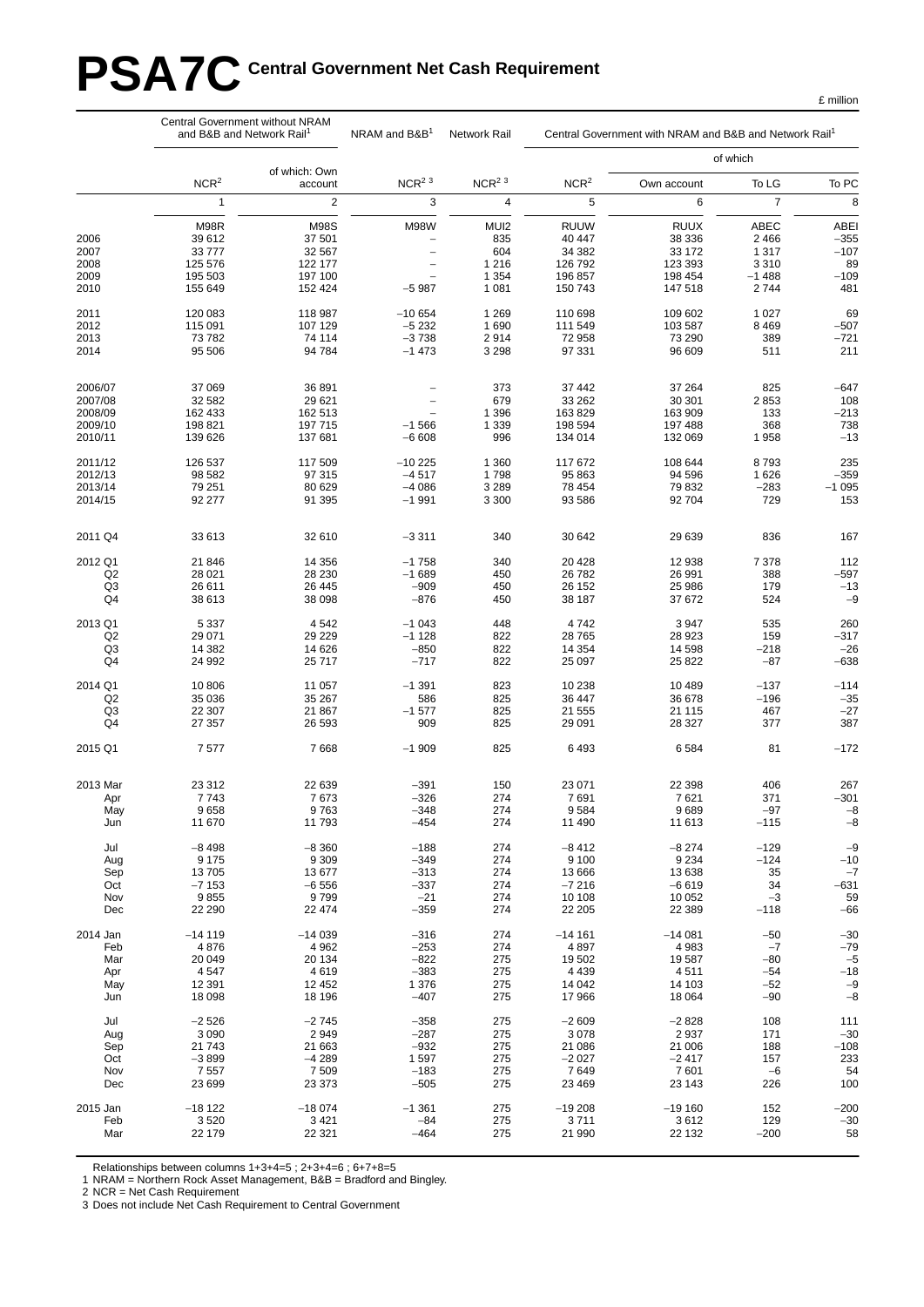# PSA7C Central Government Net Cash Requirement

£ million

| | Central Government without NRAM and B&B and Network Rail[1] | | NRAM and B&B[1] | Network Rail | Central Government with NRAM and B&B and Network Rail[1] | | | |
|---|---|---|---|---|---|---|---|---|
| | | | | | | of which | | |
| | NCR[2] | of which: Own account | NCR[2 3] | NCR[2 3] | NCR[2] | Own account | To LG | To PC |
| | 1 | 2 | 3 | 4 | 5 | 6 | 7 | 8 |
| | M98R | M98S | M98W | MUI2 | RUUW | RUUX | ABEC | ABEI |
| 2006 | 39 612 | 37 501 | – | 835 | 40 447 | 38 336 | 2 466 | –355 |
| 2007 | 33 777 | 32 567 | – | 604 | 34 382 | 33 172 | 1 317 | –107 |
| 2008 | 125 576 | 122 177 | – | 1 216 | 126 792 | 123 393 | 3 310 | 89 |
| 2009 | 195 503 | 197 100 | – | 1 354 | 196 857 | 198 454 | –1 488 | –109 |
| 2010 | 155 649 | 152 424 | –5 987 | 1 081 | 150 743 | 147 518 | 2 744 | 481 |
| 2011 | 120 083 | 118 987 | –10 654 | 1 269 | 110 698 | 109 602 | 1 027 | 69 |
| 2012 | 115 091 | 107 129 | –5 232 | 1 690 | 111 549 | 103 587 | 8 469 | –507 |
| 2013 | 73 782 | 74 114 | –3 738 | 2 914 | 72 958 | 73 290 | 389 | –721 |
| 2014 | 95 506 | 94 784 | –1 473 | 3 298 | 97 331 | 96 609 | 511 | 211 |
| 2006/07 | 37 069 | 36 891 | – | 373 | 37 442 | 37 264 | 825 | –647 |
| 2007/08 | 32 582 | 29 621 | – | 679 | 33 262 | 30 301 | 2 853 | 108 |
| 2008/09 | 162 433 | 162 513 | – | 1 396 | 163 829 | 163 909 | 133 | –213 |
| 2009/10 | 198 821 | 197 715 | –1 566 | 1 339 | 198 594 | 197 488 | 368 | 738 |
| 2010/11 | 139 626 | 137 681 | –6 608 | 996 | 134 014 | 132 069 | 1 958 | –13 |
| 2011/12 | 126 537 | 117 509 | –10 225 | 1 360 | 117 672 | 108 644 | 8 793 | 235 |
| 2012/13 | 98 582 | 97 315 | –4 517 | 1 798 | 95 863 | 94 596 | 1 626 | –359 |
| 2013/14 | 79 251 | 80 629 | –4 086 | 3 289 | 78 454 | 79 832 | –283 | –1 095 |
| 2014/15 | 92 277 | 91 395 | –1 991 | 3 300 | 93 586 | 92 704 | 729 | 153 |
| 2011 Q4 | 33 613 | 32 610 | –3 311 | 340 | 30 642 | 29 639 | 836 | 167 |
| 2012 Q1 | 21 846 | 14 356 | –1 758 | 340 | 20 428 | 12 938 | 7 378 | 112 |
| Q2 | 28 021 | 28 230 | –1 689 | 450 | 26 782 | 26 991 | 388 | –597 |
| Q3 | 26 611 | 26 445 | –909 | 450 | 26 152 | 25 986 | 179 | –13 |
| Q4 | 38 613 | 38 098 | –876 | 450 | 38 187 | 37 672 | 524 | –9 |
| 2013 Q1 | 5 337 | 4 542 | –1 043 | 448 | 4 742 | 3 947 | 535 | 260 |
| Q2 | 29 071 | 29 229 | –1 128 | 822 | 28 765 | 28 923 | 159 | –317 |
| Q3 | 14 382 | 14 626 | –850 | 822 | 14 354 | 14 598 | –218 | –26 |
| Q4 | 24 992 | 25 717 | –717 | 822 | 25 097 | 25 822 | –87 | –638 |
| 2014 Q1 | 10 806 | 11 057 | –1 391 | 823 | 10 238 | 10 489 | –137 | –114 |
| Q2 | 35 036 | 35 267 | 586 | 825 | 36 447 | 36 678 | –196 | –35 |
| Q3 | 22 307 | 21 867 | –1 577 | 825 | 21 555 | 21 115 | 467 | –27 |
| Q4 | 27 357 | 26 593 | 909 | 825 | 29 091 | 28 327 | 377 | 387 |
| 2015 Q1 | 7 577 | 7 668 | –1 909 | 825 | 6 493 | 6 584 | 81 | –172 |
| 2013 Mar | 23 312 | 22 639 | –391 | 150 | 23 071 | 22 398 | 406 | 267 |
| Apr | 7 743 | 7 673 | –326 | 274 | 7 691 | 7 621 | 371 | –301 |
| May | 9 658 | 9 763 | –348 | 274 | 9 584 | 9 689 | –97 | –8 |
| Jun | 11 670 | 11 793 | –454 | 274 | 11 490 | 11 613 | –115 | –8 |
| Jul | –8 498 | –8 360 | –188 | 274 | –8 412 | –8 274 | –129 | –9 |
| Aug | 9 175 | 9 309 | –349 | 274 | 9 100 | 9 234 | –124 | –10 |
| Sep | 13 705 | 13 677 | –313 | 274 | 13 666 | 13 638 | 35 | –7 |
| Oct | –7 153 | –6 556 | –337 | 274 | –7 216 | –6 619 | 34 | –631 |
| Nov | 9 855 | 9 799 | –21 | 274 | 10 108 | 10 052 | –3 | 59 |
| Dec | 22 290 | 22 474 | –359 | 274 | 22 205 | 22 389 | –118 | –66 |
| 2014 Jan | –14 119 | –14 039 | –316 | 274 | –14 161 | –14 081 | –50 | –30 |
| Feb | 4 876 | 4 962 | –253 | 274 | 4 897 | 4 983 | –7 | –79 |
| Mar | 20 049 | 20 134 | –822 | 275 | 19 502 | 19 587 | –80 | –5 |
| Apr | 4 547 | 4 619 | –383 | 275 | 4 439 | 4 511 | –54 | –18 |
| May | 12 391 | 12 452 | 1 376 | 275 | 14 042 | 14 103 | –52 | –9 |
| Jun | 18 098 | 18 196 | –407 | 275 | 17 966 | 18 064 | –90 | –8 |
| Jul | –2 526 | –2 745 | –358 | 275 | –2 609 | –2 828 | 108 | 111 |
| Aug | 3 090 | 2 949 | –287 | 275 | 3 078 | 2 937 | 171 | –30 |
| Sep | 21 743 | 21 663 | –932 | 275 | 21 086 | 21 006 | 188 | –108 |
| Oct | –3 899 | –4 289 | 1 597 | 275 | –2 027 | –2 417 | 157 | 233 |
| Nov | 7 557 | 7 509 | –183 | 275 | 7 649 | 7 601 | –6 | 54 |
| Dec | 23 699 | 23 373 | –505 | 275 | 23 469 | 23 143 | 226 | 100 |
| 2015 Jan | –18 122 | –18 074 | –1 361 | 275 | –19 208 | –19 160 | 152 | –200 |
| Feb | 3 520 | 3 421 | –84 | 275 | 3 711 | 3 612 | 129 | –30 |
| Mar | 22 179 | 22 321 | –464 | 275 | 21 990 | 22 132 | –200 | 58 |

Relationships between columns 1+3+4=5 ; 2+3+4=6 ; 6+7+8=5

1 NRAM = Northern Rock Asset Management, B&B = Bradford and Bingley.

2 NCR = Net Cash Requirement

3 Does not include Net Cash Requirement to Central Government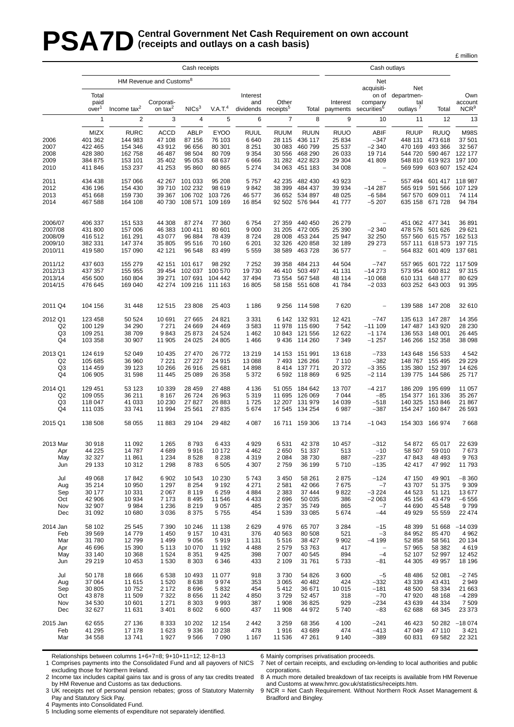# PSA7D Central Government Net Cash Requirement on own account (receipts and outlays on a cash basis)

£ million

| | Cash receipts | | | | | | | | Cash outlays | | | | |
|---|---|---|---|---|---|---|---|---|---|---|---|---|---|
| | HM Revenue and Customs[8] | | | | | | | | | | | | |
| | Total paid over[1] | Income tax[2] | Corporation tax[2] | NICs[3] | V.A.T.[4] | Interest and dividends | Other receipts[5] | Total | Interest payments | Net acquisition of company securities[6] | Net departmental outlays[7] | Total | Own account NCR[9] |
| | 1 | 2 | 3 | 4 | 5 | 6 | 7 | 8 | 9 | 10 | 11 | 12 | 13 |
| | MIZX | RURC | ACCD | ABLP | EYOO | RUUL | RUUM | RUUN | RUUO | ABIF | RUUP | RUUQ | M98S |
| 2006 | 401 362 | 144 983 | 47 108 | 87 156 | 76 103 | 6 640 | 28 115 | 436 117 | 25 834 | −347 | 448 131 | 473 618 | 37 501 |
| 2007 | 422 465 | 154 346 | 43 912 | 96 656 | 80 301 | 8 251 | 30 083 | 460 799 | 25 537 | −2 340 | 470 169 | 493 366 | 32 567 |
| 2008 | 428 380 | 162 758 | 46 487 | 98 504 | 80 709 | 9 354 | 30 556 | 468 290 | 26 033 | 19 714 | 544 720 | 590 467 | 122 177 |
| 2009 | 384 875 | 153 101 | 35 402 | 95 053 | 68 637 | 6 666 | 31 282 | 422 823 | 29 304 | 41 809 | 548 810 | 619 923 | 197 100 |
| 2010 | 411 846 | 153 237 | 41 253 | 95 860 | 80 865 | 5 274 | 34 063 | 451 183 | 34 008 | – | 569 599 | 603 607 | 152 424 |
| 2011 | 434 438 | 157 066 | 42 267 | 101 033 | 95 208 | 5 757 | 42 235 | 482 430 | 43 923 | – | 557 494 | 601 417 | 118 987 |
| 2012 | 436 196 | 154 430 | 39 710 | 102 232 | 98 619 | 9 842 | 38 399 | 484 437 | 39 934 | −14 287 | 565 919 | 591 566 | 107 129 |
| 2013 | 451 668 | 159 730 | 39 367 | 106 702 | 103 726 | 46 577 | 36 652 | 534 897 | 48 025 | −6 584 | 567 570 | 609 011 | 74 114 |
| 2014 | 467 588 | 164 108 | 40 730 | 108 571 | 109 169 | 16 854 | 92 502 | 576 944 | 41 777 | −5 207 | 635 158 | 671 728 | 94 784 |
| 2006/07 | 406 337 | 151 533 | 44 308 | 87 274 | 77 360 | 6 754 | 27 359 | 440 450 | 26 279 | – | 451 062 | 477 341 | 36 891 |
| 2007/08 | 431 800 | 157 006 | 46 383 | 100 411 | 80 601 | 9 000 | 31 205 | 472 005 | 25 390 | −2 340 | 478 576 | 501 626 | 29 621 |
| 2008/09 | 416 512 | 161 291 | 43 077 | 96 884 | 78 439 | 8 724 | 28 008 | 453 244 | 25 947 | 32 250 | 557 560 | 615 757 | 162 513 |
| 2009/10 | 382 331 | 147 374 | 35 805 | 95 516 | 70 160 | 6 201 | 32 326 | 420 858 | 32 189 | 29 273 | 557 111 | 618 573 | 197 715 |
| 2010/11 | 419 580 | 157 090 | 42 121 | 96 548 | 83 499 | 5 559 | 38 589 | 463 728 | 36 577 | – | 564 832 | 601 409 | 137 681 |
| 2011/12 | 437 603 | 155 279 | 42 151 | 101 617 | 98 292 | 7 252 | 39 358 | 484 213 | 44 504 | −747 | 557 965 | 601 722 | 117 509 |
| 2012/13 | 437 357 | 155 955 | 39 454 | 102 037 | 100 570 | 19 730 | 46 410 | 503 497 | 41 131 | −14 273 | 573 954 | 600 812 | 97 315 |
| 2013/14 | 456 500 | 160 804 | 39 271 | 107 691 | 104 442 | 37 494 | 73 554 | 567 548 | 48 114 | −10 068 | 610 131 | 648 177 | 80 629 |
| 2014/15 | 476 645 | 169 040 | 42 274 | 109 216 | 111 163 | 16 805 | 58 158 | 551 608 | 41 784 | −2 033 | 603 252 | 643 003 | 91 395 |
| 2011 Q4 | 104 156 | 31 448 | 12 515 | 23 808 | 25 403 | 1 186 | 9 256 | 114 598 | 7 620 | – | 139 588 | 147 208 | 32 610 |
| 2012 Q1 | 123 458 | 50 524 | 10 691 | 27 665 | 24 821 | 3 331 | 6 142 | 132 931 | 12 421 | −747 | 135 613 | 147 287 | 14 356 |
| Q2 | 100 129 | 34 290 | 7 271 | 24 669 | 24 469 | 3 583 | 11 978 | 115 690 | 7 542 | −11 109 | 147 487 | 143 920 | 28 230 |
| Q3 | 109 251 | 38 709 | 9 843 | 25 873 | 24 524 | 1 462 | 10 843 | 121 556 | 12 622 | −1 174 | 136 553 | 148 001 | 26 445 |
| Q4 | 103 358 | 30 907 | 11 905 | 24 025 | 24 805 | 1 466 | 9 436 | 114 260 | 7 349 | −1 257 | 146 266 | 152 358 | 38 098 |
| 2013 Q1 | 124 619 | 52 049 | 10 435 | 27 470 | 26 772 | 13 219 | 14 153 | 151 991 | 13 618 | −733 | 143 648 | 156 533 | 4 542 |
| Q2 | 105 685 | 36 960 | 7 221 | 27 227 | 24 915 | 13 088 | 7 493 | 126 266 | 7 110 | −382 | 148 767 | 155 495 | 29 229 |
| Q3 | 114 459 | 39 123 | 10 266 | 26 916 | 25 681 | 14 898 | 8 414 | 137 771 | 20 372 | −3 355 | 135 380 | 152 397 | 14 626 |
| Q4 | 106 905 | 31 598 | 11 445 | 25 089 | 26 358 | 5 372 | 6 592 | 118 869 | 6 925 | −2 114 | 139 775 | 144 586 | 25 717 |
| 2014 Q1 | 129 451 | 53 123 | 10 339 | 28 459 | 27 488 | 4 136 | 51 055 | 184 642 | 13 707 | −4 217 | 186 209 | 195 699 | 11 057 |
| Q2 | 109 055 | 36 211 | 8 167 | 26 724 | 26 963 | 5 319 | 11 695 | 126 069 | 7 044 | −85 | 154 377 | 161 336 | 35 267 |
| Q3 | 118 047 | 41 033 | 10 230 | 27 827 | 26 883 | 1 725 | 12 207 | 131 979 | 14 039 | −518 | 140 325 | 153 846 | 21 867 |
| Q4 | 111 035 | 33 741 | 11 994 | 25 561 | 27 835 | 5 674 | 17 545 | 134 254 | 6 987 | −387 | 154 247 | 160 847 | 26 593 |
| 2015 Q1 | 138 508 | 58 055 | 11 883 | 29 104 | 29 482 | 4 087 | 16 711 | 159 306 | 13 714 | −1 043 | 154 303 | 166 974 | 7 668 |
| 2013 Mar | 30 918 | 11 092 | 1 265 | 8 793 | 6 433 | 4 929 | 6 531 | 42 378 | 10 457 | −312 | 54 872 | 65 017 | 22 639 |
| Apr | 44 225 | 14 787 | 4 689 | 9 916 | 10 172 | 4 462 | 2 650 | 51 337 | 513 | −10 | 58 507 | 59 010 | 7 673 |
| May | 32 327 | 11 861 | 1 234 | 8 528 | 8 238 | 4 319 | 2 084 | 38 730 | 887 | −237 | 47 843 | 48 493 | 9 763 |
| Jun | 29 133 | 10 312 | 1 298 | 8 783 | 6 505 | 4 307 | 2 759 | 36 199 | 5 710 | −135 | 42 417 | 47 992 | 11 793 |
| Jul | 49 068 | 17 842 | 6 902 | 10 543 | 10 230 | 5 743 | 3 450 | 58 261 | 2 875 | −124 | 47 150 | 49 901 | −8 360 |
| Aug | 35 214 | 10 950 | 1 297 | 8 254 | 9 192 | 4 271 | 2 581 | 42 066 | 7 675 | −7 | 43 707 | 51 375 | 9 309 |
| Sep | 30 177 | 10 331 | 2 067 | 8 119 | 6 259 | 4 884 | 2 383 | 37 444 | 9 822 | −3 224 | 44 523 | 51 121 | 13 677 |
| Oct | 42 906 | 10 934 | 7 173 | 8 495 | 11 546 | 4 433 | 2 696 | 50 035 | 386 | −2 063 | 45 156 | 43 479 | −6 556 |
| Nov | 32 907 | 9 984 | 1 236 | 8 219 | 9 057 | 485 | 2 357 | 35 749 | 865 | −7 | 44 690 | 45 548 | 9 799 |
| Dec | 31 092 | 10 680 | 3 036 | 8 375 | 5 755 | 454 | 1 539 | 33 085 | 5 674 | −44 | 49 929 | 55 559 | 22 474 |
| 2014 Jan | 58 102 | 25 545 | 7 390 | 10 246 | 11 138 | 2 629 | 4 976 | 65 707 | 3 284 | −15 | 48 399 | 51 668 | −14 039 |
| Feb | 39 569 | 14 779 | 1 450 | 9 157 | 10 431 | 376 | 40 563 | 80 508 | 521 | −3 | 84 952 | 85 470 | 4 962 |
| Mar | 31 780 | 12 799 | 1 499 | 9 056 | 5 919 | 1 131 | 5 516 | 38 427 | 9 902 | −4 199 | 52 858 | 58 561 | 20 134 |
| Apr | 46 696 | 15 390 | 5 113 | 10 070 | 11 192 | 4 488 | 2 579 | 53 763 | 417 | – | 57 965 | 58 382 | 4 619 |
| May | 33 140 | 10 368 | 1 524 | 8 351 | 9 425 | 398 | 7 007 | 40 545 | 894 | −4 | 52 107 | 52 997 | 12 452 |
| Jun | 29 219 | 10 453 | 1 530 | 8 303 | 6 346 | 433 | 2 109 | 31 761 | 5 733 | −81 | 44 305 | 49 957 | 18 196 |
| Jul | 50 178 | 18 666 | 6 538 | 10 493 | 11 077 | 918 | 3 730 | 54 826 | 3 600 | −5 | 48 486 | 52 081 | −2 745 |
| Aug | 37 064 | 11 615 | 1 520 | 8 638 | 9 974 | 353 | 3 065 | 40 482 | 424 | −332 | 43 339 | 43 431 | 2 949 |
| Sep | 30 805 | 10 752 | 2 172 | 8 696 | 5 832 | 454 | 5 412 | 36 671 | 10 015 | −181 | 48 500 | 58 334 | 21 663 |
| Oct | 43 878 | 11 509 | 7 322 | 8 656 | 11 242 | 4 850 | 3 729 | 52 457 | 318 | −70 | 47 920 | 48 168 | −4 289 |
| Nov | 34 530 | 10 601 | 1 271 | 8 303 | 9 993 | 387 | 1 908 | 36 825 | 929 | −234 | 43 639 | 44 334 | 7 509 |
| Dec | 32 627 | 11 631 | 3 401 | 8 602 | 6 600 | 437 | 11 908 | 44 972 | 5 740 | −83 | 62 688 | 68 345 | 23 373 |
| 2015 Jan | 62 655 | 27 136 | 8 333 | 10 202 | 12 154 | 2 442 | 3 259 | 68 356 | 4 100 | −241 | 46 423 | 50 282 | −18 074 |
| Feb | 41 295 | 17 178 | 1 623 | 9 336 | 10 238 | 478 | 1 916 | 43 689 | 474 | −413 | 47 049 | 47 110 | 3 421 |
| Mar | 34 558 | 13 741 | 1 927 | 9 566 | 7 090 | 1 167 | 11 536 | 47 261 | 9 140 | −389 | 60 831 | 69 582 | 22 321 |

Relationships between columns 1+6+7=8; 9+10+11=12; 12-8=13

1 Comprises payments into the Consolidated Fund and all payovers of NICS excluding those for Northern Ireland.

2 Income tax includes capital gains tax and is gross of any tax credits treated by HM Revenue and Customs as tax deductions.

3 UK receipts net of personal pension rebates; gross of Statutory Maternity Pay and Statutory Sick Pay.

4 Payments into Consolidated Fund.

5 Including some elements of expenditure not separately identified.

6 Mainly comprises privatisation proceeds.

7 Net of certain receipts, and excluding on-lending to local authorities and public corporations.

8 A much more detailed breakdown of tax receipts is available from HM Revenue and Customs at www.hmrc.gov.uk/statistics/receipts.htm.

9 NCR = Net Cash Requirement. Without Northern Rock Asset Management & Bradford and Bingley.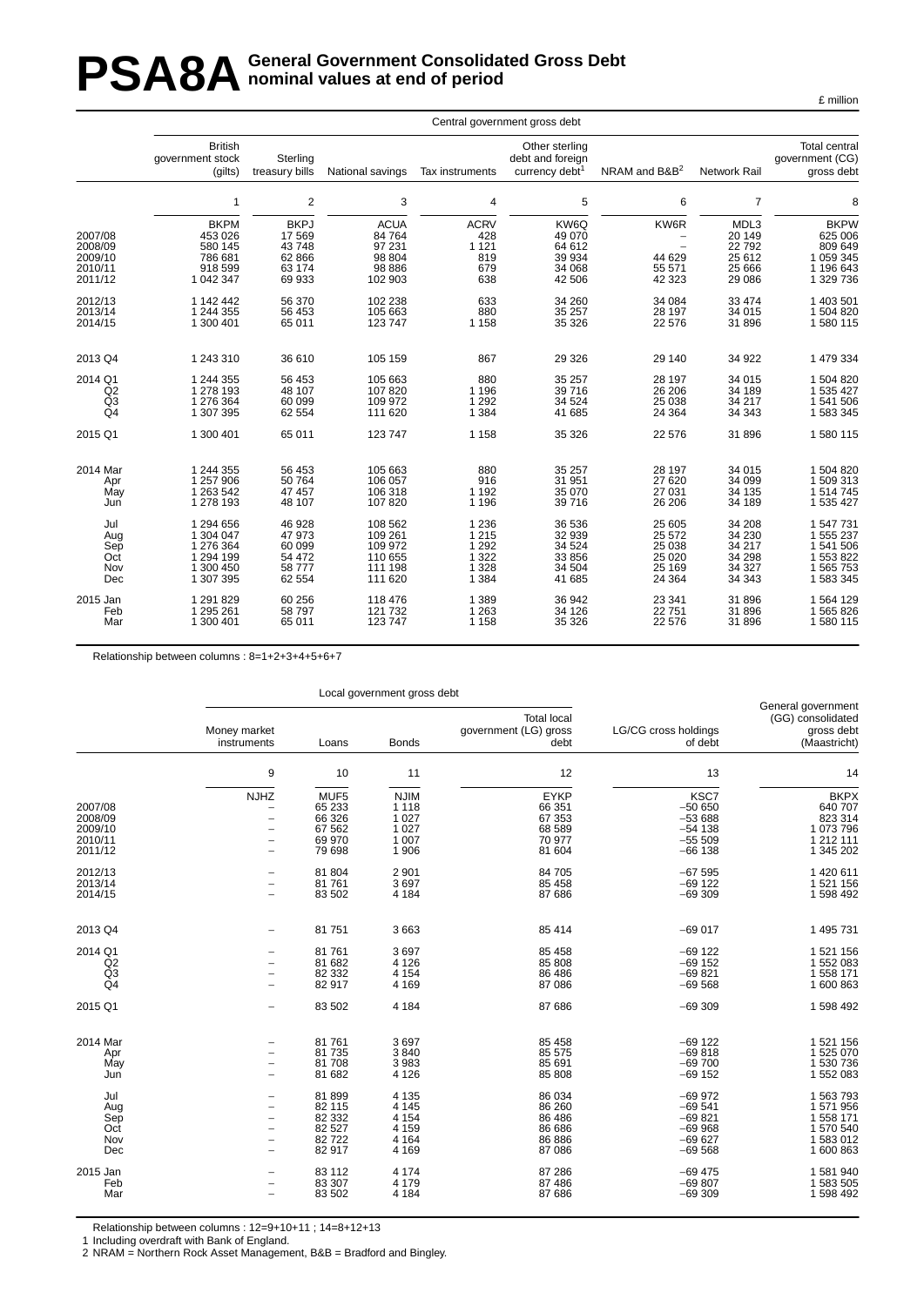# PSA8A General Government Consolidated Gross Debt nominal values at end of period

£ million

| | Central government gross debt | | | | | | | |
|---|---|---|---|---|---|---|---|---|
| | British government stock (gilts) | Sterling treasury bills | National savings | Tax instruments | Other sterling debt and foreign currency debt[1] | NRAM and B&B[2] | Network Rail | Total central government (CG) gross debt |
| | 1 | 2 | 3 | 4 | 5 | 6 | 7 | 8 |
| | BKPM | BKPJ | ACUA | ACRV | KW6Q | KW6R | MDL3 | BKPW |
| 2007/08 | 453 026 | 17 569 | 84 764 | 428 | 49 070 | – | 20 149 | 625 006 |
| 2008/09 | 580 145 | 43 748 | 97 231 | 1 121 | 64 612 | – | 22 792 | 809 649 |
| 2009/10 | 786 681 | 62 866 | 98 804 | 819 | 39 934 | 44 629 | 25 612 | 1 059 345 |
| 2010/11 | 918 599 | 63 174 | 98 886 | 679 | 34 068 | 55 571 | 25 666 | 1 196 643 |
| 2011/12 | 1 042 347 | 69 933 | 102 903 | 638 | 42 506 | 42 323 | 29 086 | 1 329 736 |
| 2012/13 | 1 142 442 | 56 370 | 102 238 | 633 | 34 260 | 34 084 | 33 474 | 1 403 501 |
| 2013/14 | 1 244 355 | 56 453 | 105 663 | 880 | 35 257 | 28 197 | 34 015 | 1 504 820 |
| 2014/15 | 1 300 401 | 65 011 | 123 747 | 1 158 | 35 326 | 22 576 | 31 896 | 1 580 115 |
| 2013 Q4 | 1 243 310 | 36 610 | 105 159 | 867 | 29 326 | 29 140 | 34 922 | 1 479 334 |
| 2014 Q1 | 1 244 355 | 56 453 | 105 663 | 880 | 35 257 | 28 197 | 34 015 | 1 504 820 |
| Q2 | 1 278 193 | 48 107 | 107 820 | 1 196 | 39 716 | 26 206 | 34 189 | 1 535 427 |
| Q3 | 1 276 364 | 60 099 | 109 972 | 1 292 | 34 524 | 25 038 | 34 217 | 1 541 506 |
| Q4 | 1 307 395 | 62 554 | 111 620 | 1 384 | 41 685 | 24 364 | 34 343 | 1 583 345 |
| 2015 Q1 | 1 300 401 | 65 011 | 123 747 | 1 158 | 35 326 | 22 576 | 31 896 | 1 580 115 |
| 2014 Mar | 1 244 355 | 56 453 | 105 663 | 880 | 35 257 | 28 197 | 34 015 | 1 504 820 |
| Apr | 1 257 906 | 50 764 | 106 057 | 916 | 31 951 | 27 620 | 34 099 | 1 509 313 |
| May | 1 263 542 | 47 457 | 106 318 | 1 192 | 35 070 | 27 031 | 34 135 | 1 514 745 |
| Jun | 1 278 193 | 48 107 | 107 820 | 1 196 | 39 716 | 26 206 | 34 189 | 1 535 427 |
| Jul | 1 294 656 | 46 928 | 108 562 | 1 236 | 36 536 | 25 605 | 34 208 | 1 547 731 |
| Aug | 1 304 047 | 47 973 | 109 261 | 1 215 | 32 939 | 25 572 | 34 230 | 1 555 237 |
| Sep | 1 276 364 | 60 099 | 109 972 | 1 292 | 34 524 | 25 038 | 34 217 | 1 541 506 |
| Oct | 1 294 199 | 54 472 | 110 655 | 1 322 | 33 856 | 25 020 | 34 298 | 1 553 822 |
| Nov | 1 300 450 | 58 777 | 111 198 | 1 328 | 34 504 | 25 169 | 34 327 | 1 565 753 |
| Dec | 1 307 395 | 62 554 | 111 620 | 1 384 | 41 685 | 24 364 | 34 343 | 1 583 345 |
| 2015 Jan | 1 291 829 | 60 256 | 118 476 | 1 389 | 36 942 | 23 341 | 31 896 | 1 564 129 |
| Feb | 1 295 261 | 58 797 | 121 732 | 1 263 | 34 126 | 22 751 | 31 896 | 1 565 826 |
| Mar | 1 300 401 | 65 011 | 123 747 | 1 158 | 35 326 | 22 576 | 31 896 | 1 580 115 |

Relationship between columns : 8=1+2+3+4+5+6+7

| | Local government gross debt | | | | | |
|---|---|---|---|---|---|---|
| | Money market instruments | Loans | Bonds | Total local government (LG) gross debt | LG/CG cross holdings of debt | General government (GG) consolidated gross debt (Maastricht) |
| | 9 | 10 | 11 | 12 | 13 | 14 |
| | NJHZ | MUF5 | NJIM | EYKP | KSC7 | BKPX |
| 2007/08 | – | 65 233 | 1 118 | 66 351 | −50 650 | 640 707 |
| 2008/09 | – | 66 326 | 1 027 | 67 353 | −53 688 | 823 314 |
| 2009/10 | – | 67 562 | 1 027 | 68 589 | −54 138 | 1 073 796 |
| 2010/11 | – | 69 970 | 1 007 | 70 977 | −55 509 | 1 212 111 |
| 2011/12 | – | 79 698 | 1 906 | 81 604 | −66 138 | 1 345 202 |
| 2012/13 | – | 81 804 | 2 901 | 84 705 | −67 595 | 1 420 611 |
| 2013/14 | – | 81 761 | 3 697 | 85 458 | −69 122 | 1 521 156 |
| 2014/15 | – | 83 502 | 4 184 | 87 686 | −69 309 | 1 598 492 |
| 2013 Q4 | – | 81 751 | 3 663 | 85 414 | −69 017 | 1 495 731 |
| 2014 Q1 | – | 81 761 | 3 697 | 85 458 | −69 122 | 1 521 156 |
| Q2 | – | 81 682 | 4 126 | 85 808 | −69 152 | 1 552 083 |
| Q3 | – | 82 332 | 4 154 | 86 486 | −69 821 | 1 558 171 |
| Q4 | – | 82 917 | 4 169 | 87 086 | −69 568 | 1 600 863 |
| 2015 Q1 | – | 83 502 | 4 184 | 87 686 | −69 309 | 1 598 492 |
| 2014 Mar | – | 81 761 | 3 697 | 85 458 | −69 122 | 1 521 156 |
| Apr | – | 81 735 | 3 840 | 85 575 | −69 818 | 1 525 070 |
| May | – | 81 708 | 3 983 | 85 691 | −69 700 | 1 530 736 |
| Jun | – | 81 682 | 4 126 | 85 808 | −69 152 | 1 552 083 |
| Jul | – | 81 899 | 4 135 | 86 034 | −69 972 | 1 563 793 |
| Aug | – | 82 115 | 4 145 | 86 260 | −69 541 | 1 571 956 |
| Sep | – | 82 332 | 4 154 | 86 486 | −69 821 | 1 558 171 |
| Oct | – | 82 527 | 4 159 | 86 686 | −69 968 | 1 570 540 |
| Nov | – | 82 722 | 4 164 | 86 886 | −69 627 | 1 583 012 |
| Dec | – | 82 917 | 4 169 | 87 086 | −69 568 | 1 600 863 |
| 2015 Jan | – | 83 112 | 4 174 | 87 286 | −69 475 | 1 581 940 |
| Feb | – | 83 307 | 4 179 | 87 486 | −69 807 | 1 583 505 |
| Mar | – | 83 502 | 4 184 | 87 686 | −69 309 | 1 598 492 |

Relationship between columns : 12=9+10+11 ; 14=8+12+13

1 Including overdraft with Bank of England.

2 NRAM = Northern Rock Asset Management, B&B = Bradford and Bingley.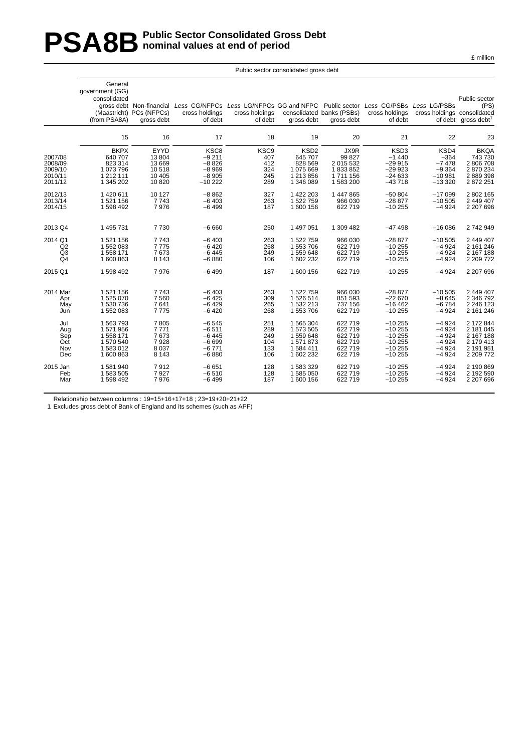# PSA8B Public Sector Consolidated Gross Debt nominal values at end of period

£ million

| | Public sector consolidated gross debt | | | | | | | | |
|---|---|---|---|---|---|---|---|---|---|
| | General government (GG) consolidated gross debt (Maastricht) (from PSA8A) | Non-financial PCs (NFPCs) gross debt | *Less* CG/NFPCs cross holdings of debt | *Less* LG/NFPCs cross holdings of debt | GG and NFPC consolidated gross debt | Public sector banks (PSBs) gross debt | *Less* CG/PSBs cross holdings of debt | *Less* LG/PSBs cross holdings of debt | Public sector (PS) consolidated gross debt[1] |
| | 15 | 16 | 17 | 18 | 19 | 20 | 21 | 22 | 23 |
| | BKPX | EYYD | KSC8 | KSC9 | KSD2 | JX9R | KSD3 | KSD4 | BKQA |
| 2007/08 | 640 707 | 13 804 | −9 211 | 407 | 645 707 | 99 827 | −1 440 | −364 | 743 730 |
| 2008/09 | 823 314 | 13 669 | −8 826 | 412 | 828 569 | 2 015 532 | −29 915 | −7 478 | 2 806 708 |
| 2009/10 | 1 073 796 | 10 518 | −8 969 | 324 | 1 075 669 | 1 833 852 | −29 923 | −9 364 | 2 870 234 |
| 2010/11 | 1 212 111 | 10 405 | −8 905 | 245 | 1 213 856 | 1 711 156 | −24 633 | −10 981 | 2 889 398 |
| 2011/12 | 1 345 202 | 10 820 | −10 222 | 289 | 1 346 089 | 1 583 200 | −43 718 | −13 320 | 2 872 251 |
| 2012/13 | 1 420 611 | 10 127 | −8 862 | 327 | 1 422 203 | 1 447 865 | −50 804 | −17 099 | 2 802 165 |
| 2013/14 | 1 521 156 | 7 743 | −6 403 | 263 | 1 522 759 | 966 030 | −28 877 | −10 505 | 2 449 407 |
| 2014/15 | 1 598 492 | 7 976 | −6 499 | 187 | 1 600 156 | 622 719 | −10 255 | −4 924 | 2 207 696 |
| 2013 Q4 | 1 495 731 | 7 730 | −6 660 | 250 | 1 497 051 | 1 309 482 | −47 498 | −16 086 | 2 742 949 |
| 2014 Q1 | 1 521 156 | 7 743 | −6 403 | 263 | 1 522 759 | 966 030 | −28 877 | −10 505 | 2 449 407 |
| Q2 | 1 552 083 | 7 775 | −6 420 | 268 | 1 553 706 | 622 719 | −10 255 | −4 924 | 2 161 246 |
| Q3 | 1 558 171 | 7 673 | −6 445 | 249 | 1 559 648 | 622 719 | −10 255 | −4 924 | 2 167 188 |
| Q4 | 1 600 863 | 8 143 | −6 880 | 106 | 1 602 232 | 622 719 | −10 255 | −4 924 | 2 209 772 |
| 2015 Q1 | 1 598 492 | 7 976 | −6 499 | 187 | 1 600 156 | 622 719 | −10 255 | −4 924 | 2 207 696 |
| 2014 Mar | 1 521 156 | 7 743 | −6 403 | 263 | 1 522 759 | 966 030 | −28 877 | −10 505 | 2 449 407 |
| Apr | 1 525 070 | 7 560 | −6 425 | 309 | 1 526 514 | 851 593 | −22 670 | −8 645 | 2 346 792 |
| May | 1 530 736 | 7 641 | −6 429 | 265 | 1 532 213 | 737 156 | −16 462 | −6 784 | 2 246 123 |
| Jun | 1 552 083 | 7 775 | −6 420 | 268 | 1 553 706 | 622 719 | −10 255 | −4 924 | 2 161 246 |
| Jul | 1 563 793 | 7 805 | −6 545 | 251 | 1 565 304 | 622 719 | −10 255 | −4 924 | 2 172 844 |
| Aug | 1 571 956 | 7 771 | −6 511 | 289 | 1 573 505 | 622 719 | −10 255 | −4 924 | 2 181 045 |
| Sep | 1 558 171 | 7 673 | −6 445 | 249 | 1 559 648 | 622 719 | −10 255 | −4 924 | 2 167 188 |
| Oct | 1 570 540 | 7 928 | −6 699 | 104 | 1 571 873 | 622 719 | −10 255 | −4 924 | 2 179 413 |
| Nov | 1 583 012 | 8 037 | −6 771 | 133 | 1 584 411 | 622 719 | −10 255 | −4 924 | 2 191 951 |
| Dec | 1 600 863 | 8 143 | −6 880 | 106 | 1 602 232 | 622 719 | −10 255 | −4 924 | 2 209 772 |
| 2015 Jan | 1 581 940 | 7 912 | −6 651 | 128 | 1 583 329 | 622 719 | −10 255 | −4 924 | 2 190 869 |
| Feb | 1 583 505 | 7 927 | −6 510 | 128 | 1 585 050 | 622 719 | −10 255 | −4 924 | 2 192 590 |
| Mar | 1 598 492 | 7 976 | −6 499 | 187 | 1 600 156 | 622 719 | −10 255 | −4 924 | 2 207 696 |

Relationship between columns : 19=15+16+17+18 ; 23=19+20+21+22

1 Excludes gross debt of Bank of England and its schemes (such as APF)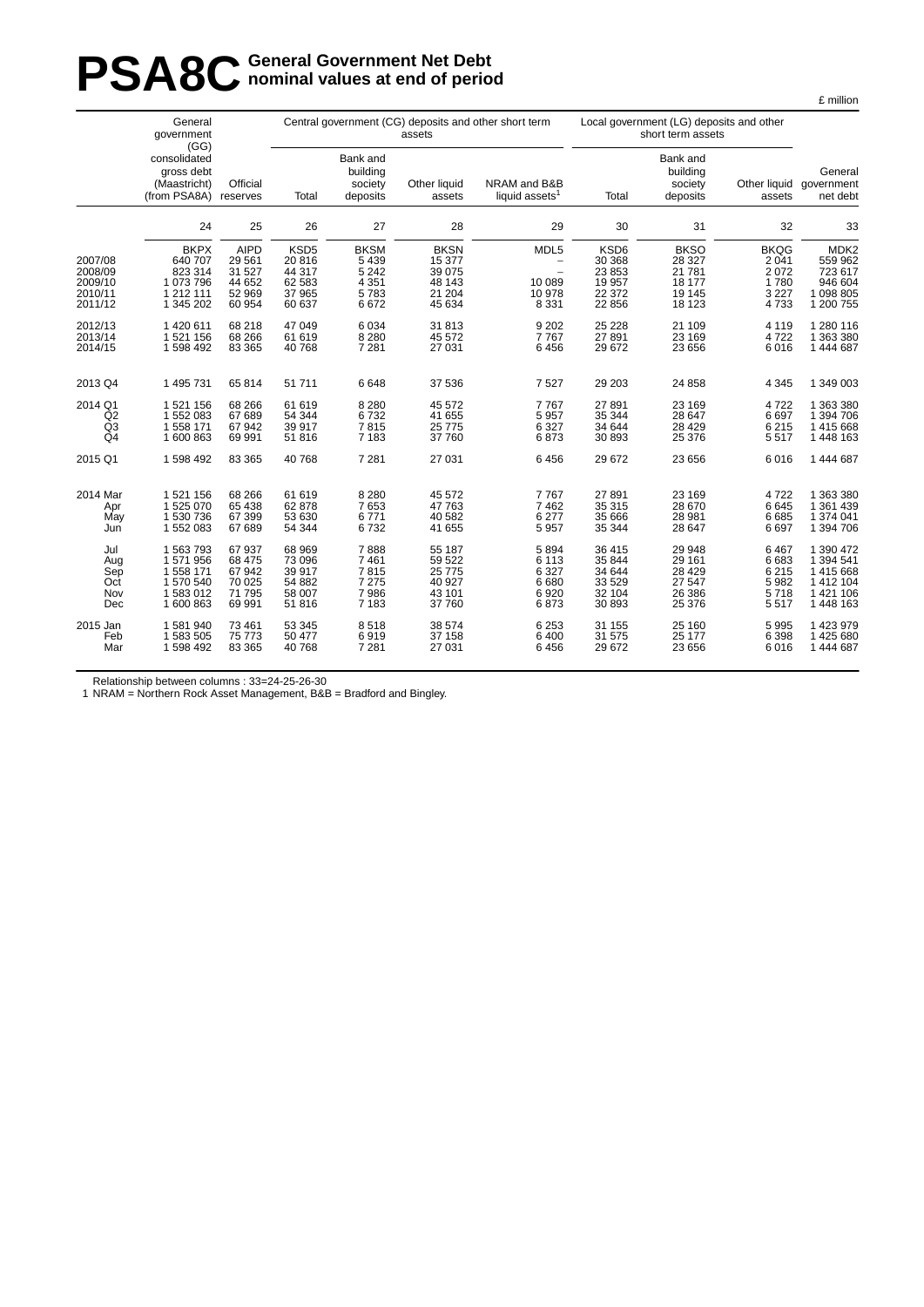# PSA8C General Government Net Debt nominal values at end of period

£ million

| | General government (GG) consolidated gross debt (Maastricht) (from PSA8A) | Official reserves | Central government (CG) deposits and other short term assets | | | | Local government (LG) deposits and other short term assets | | | General government net debt |
|---|---|---|---|---|---|---|---|---|---|---|
| | | | Total | Bank and building society deposits | Other liquid assets | NRAM and B&B liquid assets[1] | Total | Bank and building society deposits | Other liquid assets | |
| | 24 | 25 | 26 | 27 | 28 | 29 | 30 | 31 | 32 | 33 |
| | BKPX | AIPD | KSD5 | BKSM | BKSN | MDL5 | KSD6 | BKSO | BKQG | MDK2 |
| 2007/08 | 640 707 | 29 561 | 20 816 | 5 439 | 15 377 | – | 30 368 | 28 327 | 2 041 | 559 962 |
| 2008/09 | 823 314 | 31 527 | 44 317 | 5 242 | 39 075 | – | 23 853 | 21 781 | 2 072 | 723 617 |
| 2009/10 | 1 073 796 | 44 652 | 62 583 | 4 351 | 48 143 | 10 089 | 19 957 | 18 177 | 1 780 | 946 604 |
| 2010/11 | 1 212 111 | 52 969 | 37 965 | 5 783 | 21 204 | 10 978 | 22 372 | 19 145 | 3 227 | 1 098 805 |
| 2011/12 | 1 345 202 | 60 954 | 60 637 | 6 672 | 45 634 | 8 331 | 22 856 | 18 123 | 4 733 | 1 200 755 |
| 2012/13 | 1 420 611 | 68 218 | 47 049 | 6 034 | 31 813 | 9 202 | 25 228 | 21 109 | 4 119 | 1 280 116 |
| 2013/14 | 1 521 156 | 68 266 | 61 619 | 8 280 | 45 572 | 7 767 | 27 891 | 23 169 | 4 722 | 1 363 380 |
| 2014/15 | 1 598 492 | 83 365 | 40 768 | 7 281 | 27 031 | 6 456 | 29 672 | 23 656 | 6 016 | 1 444 687 |
| 2013 Q4 | 1 495 731 | 65 814 | 51 711 | 6 648 | 37 536 | 7 527 | 29 203 | 24 858 | 4 345 | 1 349 003 |
| 2014 Q1 | 1 521 156 | 68 266 | 61 619 | 8 280 | 45 572 | 7 767 | 27 891 | 23 169 | 4 722 | 1 363 380 |
| Q2 | 1 552 083 | 67 689 | 54 344 | 6 732 | 41 655 | 5 957 | 35 344 | 28 647 | 6 697 | 1 394 706 |
| Q3 | 1 558 171 | 67 942 | 39 917 | 7 815 | 25 775 | 6 327 | 34 644 | 28 429 | 6 215 | 1 415 668 |
| Q4 | 1 600 863 | 69 991 | 51 816 | 7 183 | 37 760 | 6 873 | 30 893 | 25 376 | 5 517 | 1 448 163 |
| 2015 Q1 | 1 598 492 | 83 365 | 40 768 | 7 281 | 27 031 | 6 456 | 29 672 | 23 656 | 6 016 | 1 444 687 |
| 2014 Mar | 1 521 156 | 68 266 | 61 619 | 8 280 | 45 572 | 7 767 | 27 891 | 23 169 | 4 722 | 1 363 380 |
| Apr | 1 525 070 | 65 438 | 62 878 | 7 653 | 47 763 | 7 462 | 35 315 | 28 670 | 6 645 | 1 361 439 |
| May | 1 530 736 | 67 399 | 53 630 | 6 771 | 40 582 | 6 277 | 35 666 | 28 981 | 6 685 | 1 374 041 |
| Jun | 1 552 083 | 67 689 | 54 344 | 6 732 | 41 655 | 5 957 | 35 344 | 28 647 | 6 697 | 1 394 706 |
| Jul | 1 563 793 | 67 937 | 68 969 | 7 888 | 55 187 | 5 894 | 36 415 | 29 948 | 6 467 | 1 390 472 |
| Aug | 1 571 956 | 68 475 | 73 096 | 7 461 | 59 522 | 6 113 | 35 844 | 29 161 | 6 683 | 1 394 541 |
| Sep | 1 558 171 | 67 942 | 39 917 | 7 815 | 25 775 | 6 327 | 34 644 | 28 429 | 6 215 | 1 415 668 |
| Oct | 1 570 540 | 70 025 | 54 882 | 7 275 | 40 927 | 6 680 | 33 529 | 27 547 | 5 982 | 1 412 104 |
| Nov | 1 583 012 | 71 795 | 58 007 | 7 986 | 43 101 | 6 920 | 32 104 | 26 386 | 5 718 | 1 421 106 |
| Dec | 1 600 863 | 69 991 | 51 816 | 7 183 | 37 760 | 6 873 | 30 893 | 25 376 | 5 517 | 1 448 163 |
| 2015 Jan | 1 581 940 | 73 461 | 53 345 | 8 518 | 38 574 | 6 253 | 31 155 | 25 160 | 5 995 | 1 423 979 |
| Feb | 1 583 505 | 75 773 | 50 477 | 6 919 | 37 158 | 6 400 | 31 575 | 25 177 | 6 398 | 1 425 680 |
| Mar | 1 598 492 | 83 365 | 40 768 | 7 281 | 27 031 | 6 456 | 29 672 | 23 656 | 6 016 | 1 444 687 |

Relationship between columns : 33=24-25-26-30

1 NRAM = Northern Rock Asset Management, B&B = Bradford and Bingley.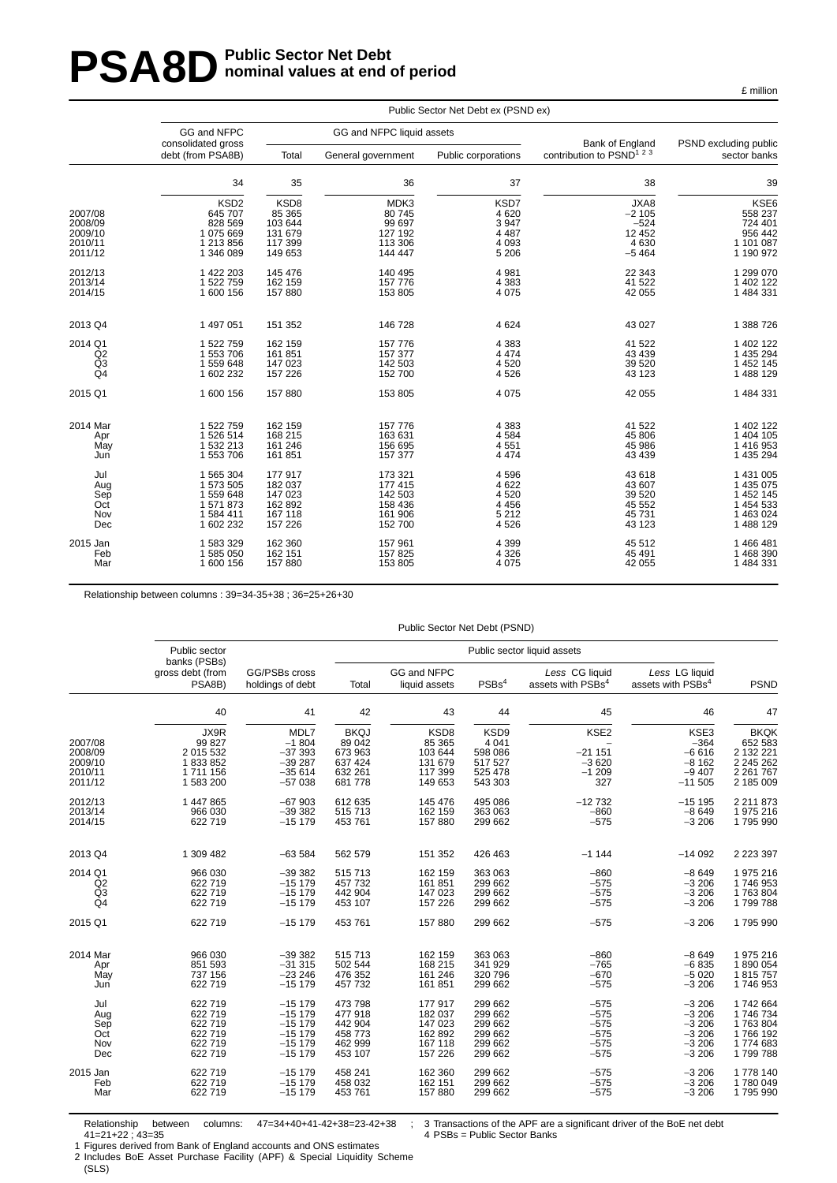# PSA8D Public Sector Net Debt nominal values at end of period

£ million

| | Public Sector Net Debt ex (PSND ex) | | | | | |
|---|---|---|---|---|---|---|
| | GG and NFPC consolidated gross debt (from PSA8B) | GG and NFPC liquid assets | | | Bank of England contribution to PSND[1 2 3] | PSND excluding public sector banks |
| | | Total | General government | Public corporations | | |
| | 34 | 35 | 36 | 37 | 38 | 39 |
| | KSD2 | KSD8 | MDK3 | KSD7 | JXA8 | KSE6 |
| 2007/08 | 645 707 | 85 365 | 80 745 | 4 620 | −2 105 | 558 237 |
| 2008/09 | 828 569 | 103 644 | 99 697 | 3 947 | −524 | 724 401 |
| 2009/10 | 1 075 669 | 131 679 | 127 192 | 4 487 | 12 452 | 956 442 |
| 2010/11 | 1 213 856 | 117 399 | 113 306 | 4 093 | 4 630 | 1 101 087 |
| 2011/12 | 1 346 089 | 149 653 | 144 447 | 5 206 | −5 464 | 1 190 972 |
| 2012/13 | 1 422 203 | 145 476 | 140 495 | 4 981 | 22 343 | 1 299 070 |
| 2013/14 | 1 522 759 | 162 159 | 157 776 | 4 383 | 41 522 | 1 402 122 |
| 2014/15 | 1 600 156 | 157 880 | 153 805 | 4 075 | 42 055 | 1 484 331 |
| 2013 Q4 | 1 497 051 | 151 352 | 146 728 | 4 624 | 43 027 | 1 388 726 |
| 2014 Q1 | 1 522 759 | 162 159 | 157 776 | 4 383 | 41 522 | 1 402 122 |
| Q2 | 1 553 706 | 161 851 | 157 377 | 4 474 | 43 439 | 1 435 294 |
| Q3 | 1 559 648 | 147 023 | 142 503 | 4 520 | 39 520 | 1 452 145 |
| Q4 | 1 602 232 | 157 226 | 152 700 | 4 526 | 43 123 | 1 488 129 |
| 2015 Q1 | 1 600 156 | 157 880 | 153 805 | 4 075 | 42 055 | 1 484 331 |
| 2014 Mar | 1 522 759 | 162 159 | 157 776 | 4 383 | 41 522 | 1 402 122 |
| Apr | 1 526 514 | 168 215 | 163 631 | 4 584 | 45 806 | 1 404 105 |
| May | 1 532 213 | 161 246 | 156 695 | 4 551 | 45 986 | 1 416 953 |
| Jun | 1 553 706 | 161 851 | 157 377 | 4 474 | 43 439 | 1 435 294 |
| Jul | 1 565 304 | 177 917 | 173 321 | 4 596 | 43 618 | 1 431 005 |
| Aug | 1 573 505 | 182 037 | 177 415 | 4 622 | 43 607 | 1 435 075 |
| Sep | 1 559 648 | 147 023 | 142 503 | 4 520 | 39 520 | 1 452 145 |
| Oct | 1 571 873 | 162 892 | 158 436 | 4 456 | 45 552 | 1 454 533 |
| Nov | 1 584 411 | 167 118 | 161 906 | 5 212 | 45 731 | 1 463 024 |
| Dec | 1 602 232 | 157 226 | 152 700 | 4 526 | 43 123 | 1 488 129 |
| 2015 Jan | 1 583 329 | 162 360 | 157 961 | 4 399 | 45 512 | 1 466 481 |
| Feb | 1 585 050 | 162 151 | 157 825 | 4 326 | 45 491 | 1 468 390 |
| Mar | 1 600 156 | 157 880 | 153 805 | 4 075 | 42 055 | 1 484 331 |

Relationship between columns : 39=34-35+38 ; 36=25+26+30

| | Public Sector Net Debt (PSND) | | | | | | | |
|---|---|---|---|---|---|---|---|---|
| | Public sector banks (PSBs) gross debt (from PSA8B) | GG/PSBs cross holdings of debt | Public sector liquid assets | | | | | PSND |
| | | | Total | GG and NFPC liquid assets | PSBs[4] | *Less* CG liquid assets with PSBs[4] | *Less* LG liquid assets with PSBs[4] | |
| | 40 | 41 | 42 | 43 | 44 | 45 | 46 | 47 |
| | JX9R | MDL7 | BKQJ | KSD8 | KSD9 | KSE2 | KSE3 | BKQK |
| 2007/08 | 99 827 | −1 804 | 89 042 | 85 365 | 4 041 | – | −364 | 652 583 |
| 2008/09 | 2 015 532 | −37 393 | 673 963 | 103 644 | 598 086 | −21 151 | −6 616 | 2 132 221 |
| 2009/10 | 1 833 852 | −39 287 | 637 424 | 131 679 | 517 527 | −3 620 | −8 162 | 2 245 262 |
| 2010/11 | 1 711 156 | −35 614 | 632 261 | 117 399 | 525 478 | −1 209 | −9 407 | 2 261 767 |
| 2011/12 | 1 583 200 | −57 038 | 681 778 | 149 653 | 543 303 | 327 | −11 505 | 2 185 009 |
| 2012/13 | 1 447 865 | −67 903 | 612 635 | 145 476 | 495 086 | −12 732 | −15 195 | 2 211 873 |
| 2013/14 | 966 030 | −39 382 | 515 713 | 162 159 | 363 063 | −860 | −8 649 | 1 975 216 |
| 2014/15 | 622 719 | −15 179 | 453 761 | 157 880 | 299 662 | −575 | −3 206 | 1 795 990 |
| 2013 Q4 | 1 309 482 | −63 584 | 562 579 | 151 352 | 426 463 | −1 144 | −14 092 | 2 223 397 |
| 2014 Q1 | 966 030 | −39 382 | 515 713 | 162 159 | 363 063 | −860 | −8 649 | 1 975 216 |
| Q2 | 622 719 | −15 179 | 457 732 | 161 851 | 299 662 | −575 | −3 206 | 1 746 953 |
| Q3 | 622 719 | −15 179 | 442 904 | 147 023 | 299 662 | −575 | −3 206 | 1 763 804 |
| Q4 | 622 719 | −15 179 | 453 107 | 157 226 | 299 662 | −575 | −3 206 | 1 799 788 |
| 2015 Q1 | 622 719 | −15 179 | 453 761 | 157 880 | 299 662 | −575 | −3 206 | 1 795 990 |
| 2014 Mar | 966 030 | −39 382 | 515 713 | 162 159 | 363 063 | −860 | −8 649 | 1 975 216 |
| Apr | 851 593 | −31 315 | 502 544 | 168 215 | 341 929 | −765 | −6 835 | 1 890 054 |
| May | 737 156 | −23 246 | 476 352 | 161 246 | 320 796 | −670 | −5 020 | 1 815 757 |
| Jun | 622 719 | −15 179 | 457 732 | 161 851 | 299 662 | −575 | −3 206 | 1 746 953 |
| Jul | 622 719 | −15 179 | 473 798 | 177 917 | 299 662 | −575 | −3 206 | 1 742 664 |
| Aug | 622 719 | −15 179 | 477 918 | 182 037 | 299 662 | −575 | −3 206 | 1 746 734 |
| Sep | 622 719 | −15 179 | 442 904 | 147 023 | 299 662 | −575 | −3 206 | 1 763 804 |
| Oct | 622 719 | −15 179 | 458 773 | 162 892 | 299 662 | −575 | −3 206 | 1 766 192 |
| Nov | 622 719 | −15 179 | 462 999 | 167 118 | 299 662 | −575 | −3 206 | 1 774 683 |
| Dec | 622 719 | −15 179 | 453 107 | 157 226 | 299 662 | −575 | −3 206 | 1 799 788 |
| 2015 Jan | 622 719 | −15 179 | 458 241 | 162 360 | 299 662 | −575 | −3 206 | 1 778 140 |
| Feb | 622 719 | −15 179 | 458 032 | 162 151 | 299 662 | −575 | −3 206 | 1 780 049 |
| Mar | 622 719 | −15 179 | 453 761 | 157 880 | 299 662 | −575 | −3 206 | 1 795 990 |

Relationship between columns: 47=34+40+41-42+38=23-42+38 ; 41=21+22 ; 43=35

1 Figures derived from Bank of England accounts and ONS estimates

2 Includes BoE Asset Purchase Facility (APF) & Special Liquidity Scheme (SLS)

3 Transactions of the APF are a significant driver of the BoE net debt

4 PSBs = Public Sector Banks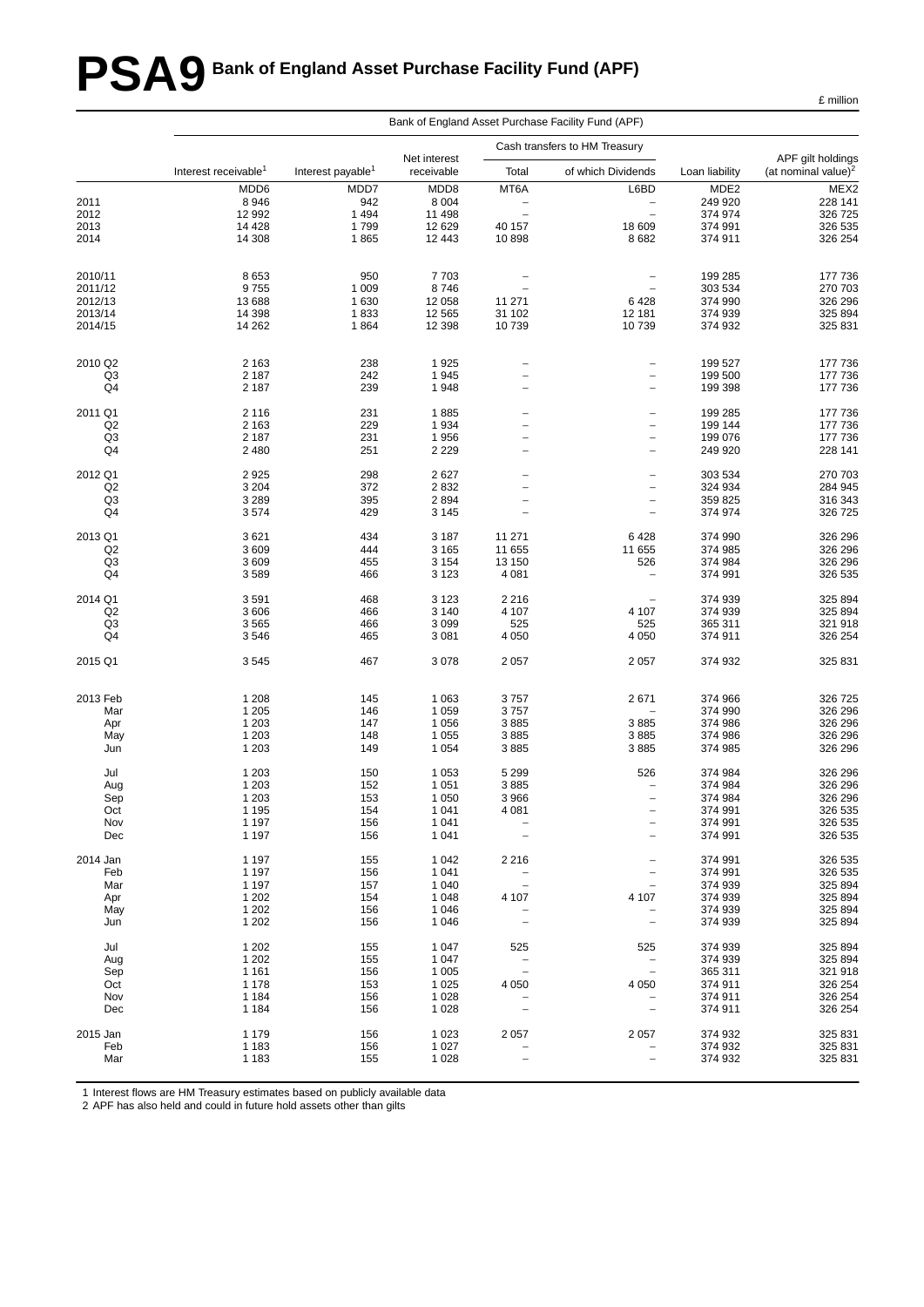# PSA9 Bank of England Asset Purchase Facility Fund (APF)

£ million

| | Bank of England Asset Purchase Facility Fund (APF) | | | | | | |
|---|---|---|---|---|---|---|---|
| | | | | Cash transfers to HM Treasury | | | |
| | Interest receivable[1] | Interest payable[1] | Net interest receivable | Total | of which Dividends | Loan liability | APF gilt holdings (at nominal value)[2] |
| | MDD6 | MDD7 | MDD8 | MT6A | L6BD | MDE2 | MEX2 |
| 2011 | 8 946 | 942 | 8 004 | – | – | 249 920 | 228 141 |
| 2012 | 12 992 | 1 494 | 11 498 | – | – | 374 974 | 326 725 |
| 2013 | 14 428 | 1 799 | 12 629 | 40 157 | 18 609 | 374 991 | 326 535 |
| 2014 | 14 308 | 1 865 | 12 443 | 10 898 | 8 682 | 374 911 | 326 254 |
| | | | | | | | |
| 2010/11 | 8 653 | 950 | 7 703 | – | – | 199 285 | 177 736 |
| 2011/12 | 9 755 | 1 009 | 8 746 | – | – | 303 534 | 270 703 |
| 2012/13 | 13 688 | 1 630 | 12 058 | 11 271 | 6 428 | 374 990 | 326 296 |
| 2013/14 | 14 398 | 1 833 | 12 565 | 31 102 | 12 181 | 374 939 | 325 894 |
| 2014/15 | 14 262 | 1 864 | 12 398 | 10 739 | 10 739 | 374 932 | 325 831 |
| | | | | | | | |
| 2010 Q2 | 2 163 | 238 | 1 925 | – | – | 199 527 | 177 736 |
| Q3 | 2 187 | 242 | 1 945 | – | – | 199 500 | 177 736 |
| Q4 | 2 187 | 239 | 1 948 | – | – | 199 398 | 177 736 |
| | | | | | | | |
| 2011 Q1 | 2 116 | 231 | 1 885 | – | – | 199 285 | 177 736 |
| Q2 | 2 163 | 229 | 1 934 | – | – | 199 144 | 177 736 |
| Q3 | 2 187 | 231 | 1 956 | – | – | 199 076 | 177 736 |
| Q4 | 2 480 | 251 | 2 229 | – | – | 249 920 | 228 141 |
| | | | | | | | |
| 2012 Q1 | 2 925 | 298 | 2 627 | – | – | 303 534 | 270 703 |
| Q2 | 3 204 | 372 | 2 832 | – | – | 324 934 | 284 945 |
| Q3 | 3 289 | 395 | 2 894 | – | – | 359 825 | 316 343 |
| Q4 | 3 574 | 429 | 3 145 | – | – | 374 974 | 326 725 |
| | | | | | | | |
| 2013 Q1 | 3 621 | 434 | 3 187 | 11 271 | 6 428 | 374 990 | 326 296 |
| Q2 | 3 609 | 444 | 3 165 | 11 655 | 11 655 | 374 985 | 326 296 |
| Q3 | 3 609 | 455 | 3 154 | 13 150 | 526 | 374 984 | 326 296 |
| Q4 | 3 589 | 466 | 3 123 | 4 081 | – | 374 991 | 326 535 |
| | | | | | | | |
| 2014 Q1 | 3 591 | 468 | 3 123 | 2 216 | – | 374 939 | 325 894 |
| Q2 | 3 606 | 466 | 3 140 | 4 107 | 4 107 | 374 939 | 325 894 |
| Q3 | 3 565 | 466 | 3 099 | 525 | 525 | 365 311 | 321 918 |
| Q4 | 3 546 | 465 | 3 081 | 4 050 | 4 050 | 374 911 | 326 254 |
| | | | | | | | |
| 2015 Q1 | 3 545 | 467 | 3 078 | 2 057 | 2 057 | 374 932 | 325 831 |
| | | | | | | | |
| 2013 Feb | 1 208 | 145 | 1 063 | 3 757 | 2 671 | 374 966 | 326 725 |
| Mar | 1 205 | 146 | 1 059 | 3 757 | – | 374 990 | 326 296 |
| Apr | 1 203 | 147 | 1 056 | 3 885 | 3 885 | 374 986 | 326 296 |
| May | 1 203 | 148 | 1 055 | 3 885 | 3 885 | 374 986 | 326 296 |
| Jun | 1 203 | 149 | 1 054 | 3 885 | 3 885 | 374 985 | 326 296 |
| | | | | | | | |
| Jul | 1 203 | 150 | 1 053 | 5 299 | 526 | 374 984 | 326 296 |
| Aug | 1 203 | 152 | 1 051 | 3 885 | – | 374 984 | 326 296 |
| Sep | 1 203 | 153 | 1 050 | 3 966 | – | 374 984 | 326 296 |
| Oct | 1 195 | 154 | 1 041 | 4 081 | – | 374 991 | 326 535 |
| Nov | 1 197 | 156 | 1 041 | – | – | 374 991 | 326 535 |
| Dec | 1 197 | 156 | 1 041 | – | – | 374 991 | 326 535 |
| | | | | | | | |
| 2014 Jan | 1 197 | 155 | 1 042 | 2 216 | – | 374 991 | 326 535 |
| Feb | 1 197 | 156 | 1 041 | – | – | 374 991 | 326 535 |
| Mar | 1 197 | 157 | 1 040 | – | – | 374 939 | 325 894 |
| Apr | 1 202 | 154 | 1 048 | 4 107 | 4 107 | 374 939 | 325 894 |
| May | 1 202 | 156 | 1 046 | – | – | 374 939 | 325 894 |
| Jun | 1 202 | 156 | 1 046 | – | – | 374 939 | 325 894 |
| | | | | | | | |
| Jul | 1 202 | 155 | 1 047 | 525 | 525 | 374 939 | 325 894 |
| Aug | 1 202 | 155 | 1 047 | – | – | 374 939 | 325 894 |
| Sep | 1 161 | 156 | 1 005 | – | – | 365 311 | 321 918 |
| Oct | 1 178 | 153 | 1 025 | 4 050 | 4 050 | 374 911 | 326 254 |
| Nov | 1 184 | 156 | 1 028 | – | – | 374 911 | 326 254 |
| Dec | 1 184 | 156 | 1 028 | – | – | 374 911 | 326 254 |
| | | | | | | | |
| 2015 Jan | 1 179 | 156 | 1 023 | 2 057 | 2 057 | 374 932 | 325 831 |
| Feb | 1 183 | 156 | 1 027 | – | – | 374 932 | 325 831 |
| Mar | 1 183 | 155 | 1 028 | – | – | 374 932 | 325 831 |

1 Interest flows are HM Treasury estimates based on publicly available data
2 APF has also held and could in future hold assets other than gilts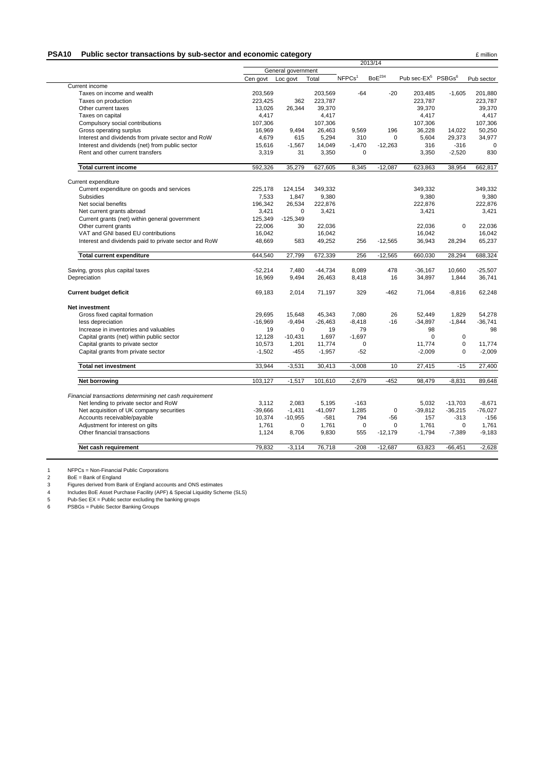## PSA10 Public sector transactions by sub-sector and economic category

£ million

| | 2013/14 | | | | | | | |
|---|---|---|---|---|---|---|---|---|
| | General government | | | | | | | |
| | Cen govt | Loc govt | Total | NFPCs[1] | BoE[234] | Pub sec-EX[5] | PSBGs[6] | Pub sector |
| **Current income** | | | | | | | | |
| Taxes on income and wealth | 203,569 | | 203,569 | -64 | -20 | 203,485 | -1,605 | 201,880 |
| Taxes on production | 223,425 | 362 | 223,787 | | | 223,787 | | 223,787 |
| Other current taxes | 13,026 | 26,344 | 39,370 | | | 39,370 | | 39,370 |
| Taxes on capital | 4,417 | | 4,417 | | | 4,417 | | 4,417 |
| Compulsory social contributions | 107,306 | | 107,306 | | | 107,306 | | 107,306 |
| Gross operating surplus | 16,969 | 9,494 | 26,463 | 9,569 | 196 | 36,228 | 14,022 | 50,250 |
| Interest and dividends from private sector and RoW | 4,679 | 615 | 5,294 | 310 | 0 | 5,604 | 29,373 | 34,977 |
| Interest and dividends (net) from public sector | 15,616 | -1,567 | 14,049 | -1,470 | -12,263 | 316 | -316 | 0 |
| Rent and other current transfers | 3,319 | 31 | 3,350 | 0 | | 3,350 | -2,520 | 830 |
| **Total current income** | 592,326 | 35,279 | 627,605 | 8,345 | -12,087 | 623,863 | 38,954 | 662,817 |
| **Current expenditure** | | | | | | | | |
| Current expenditure on goods and services | 225,178 | 124,154 | 349,332 | | | 349,332 | | 349,332 |
| Subsidies | 7,533 | 1,847 | 9,380 | | | 9,380 | | 9,380 |
| Net social benefits | 196,342 | 26,534 | 222,876 | | | 222,876 | | 222,876 |
| Net current grants abroad | 3,421 | 0 | 3,421 | | | 3,421 | | 3,421 |
| Current grants (net) within general government | 125,349 | -125,349 | | | | | | |
| Other current grants | 22,006 | 30 | 22,036 | | | 22,036 | 0 | 22,036 |
| VAT and GNI based EU contributions | 16,042 | | 16,042 | | | 16,042 | | 16,042 |
| Interest and dividends paid to private sector and RoW | 48,669 | 583 | 49,252 | 256 | -12,565 | 36,943 | 28,294 | 65,237 |
| **Total current expenditure** | 644,540 | 27,799 | 672,339 | 256 | -12,565 | 660,030 | 28,294 | 688,324 |
| Saving, gross plus capital taxes | -52,214 | 7,480 | -44,734 | 8,089 | 478 | -36,167 | 10,660 | -25,507 |
| Depreciation | 16,969 | 9,494 | 26,463 | 8,418 | 16 | 34,897 | 1,844 | 36,741 |
| **Current budget deficit** | 69,183 | 2,014 | 71,197 | 329 | -462 | 71,064 | -8,816 | 62,248 |
| **Net investment** | | | | | | | | |
| Gross fixed capital formation | 29,695 | 15,648 | 45,343 | 7,080 | 26 | 52,449 | 1,829 | 54,278 |
| less depreciation | -16,969 | -9,494 | -26,463 | -8,418 | -16 | -34,897 | -1,844 | -36,741 |
| Increase in inventories and valuables | 19 | 0 | 19 | 79 | | 98 | | 98 |
| Capital grants (net) within public sector | 12,128 | -10,431 | 1,697 | -1,697 | | 0 | 0 | |
| Capital grants to private sector | 10,573 | 1,201 | 11,774 | 0 | | 11,774 | 0 | 11,774 |
| Capital grants from private sector | -1,502 | -455 | -1,957 | -52 | | -2,009 | 0 | -2,009 |
| **Total net investment** | 33,944 | -3,531 | 30,413 | -3,008 | 10 | 27,415 | -15 | 27,400 |
| **Net borrowing** | 103,127 | -1,517 | 101,610 | -2,679 | -452 | 98,479 | -8,831 | 89,648 |
| *Financial transactions determining net cash requirement* | | | | | | | | |
| Net lending to private sector and RoW | 3,112 | 2,083 | 5,195 | -163 | | 5,032 | -13,703 | -8,671 |
| Net acquisition of UK company securities | -39,666 | -1,431 | -41,097 | 1,285 | 0 | -39,812 | -36,215 | -76,027 |
| Accounts receivable/payable | 10,374 | -10,955 | -581 | 794 | -56 | 157 | -313 | -156 |
| Adjustment for interest on gilts | 1,761 | 0 | 1,761 | 0 | 0 | 1,761 | 0 | 1,761 |
| Other financial transactions | 1,124 | 8,706 | 9,830 | 555 | -12,179 | -1,794 | -7,389 | -9,183 |
| **Net cash requirement** | 79,832 | -3,114 | 76,718 | -208 | -12,687 | 63,823 | -66,451 | -2,628 |

1 NFPCs = Non-Financial Public Corporations
2 BoE = Bank of England
3 Figures derived from Bank of England accounts and ONS estimates
4 Includes BoE Asset Purchase Facility (APF) & Special Liquidity Scheme (SLS)
5 Pub-Sec EX = Public sector excluding the banking groups
6 PSBGs = Public Sector Banking Groups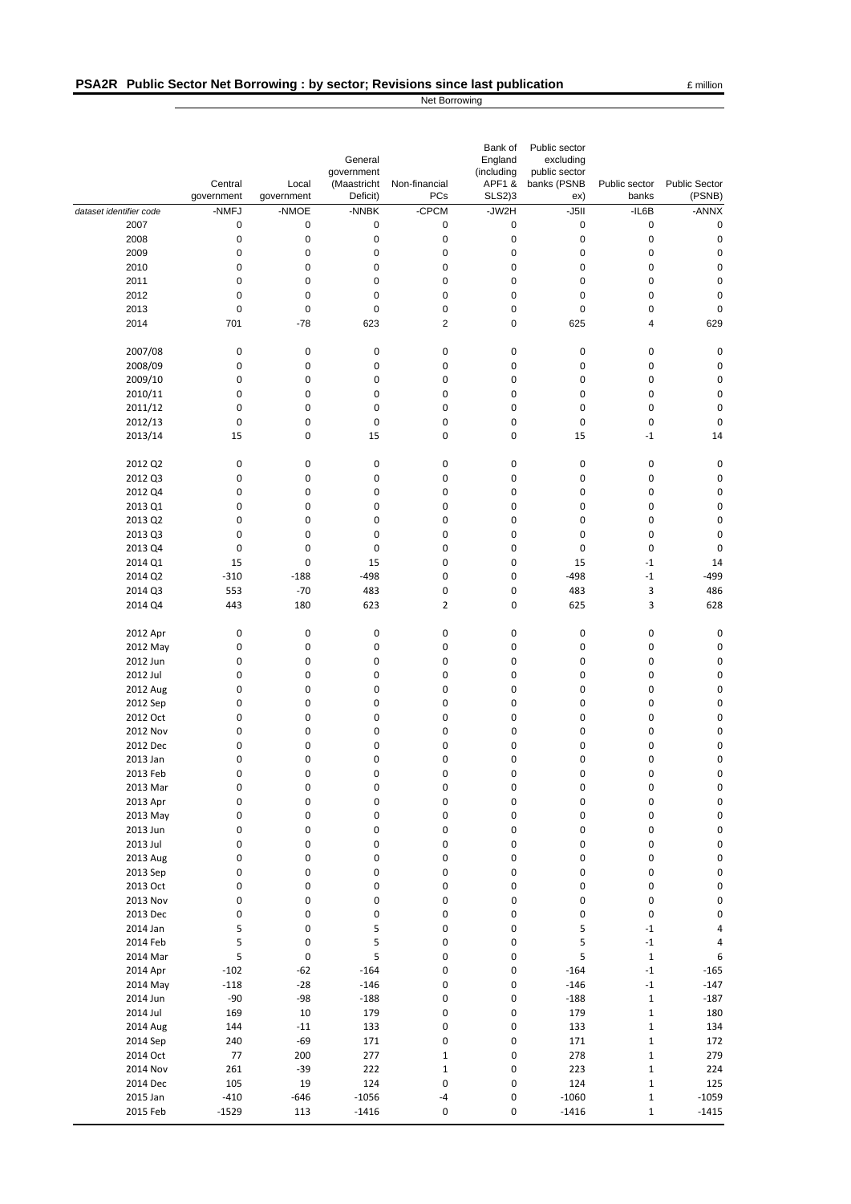## PSA2R Public Sector Net Borrowing : by sector; Revisions since last publication

£ million

| | Net Borrowing | | | | | | | |
|---|---|---|---|---|---|---|---|---|
| | Central government | Local government | General government (Maastricht Deficit) | Non-financial PCs | Bank of England (including APF1 & SLS2)3 | Public sector excluding public sector banks (PSNB ex) | Public sector banks | Public Sector (PSNB) |
| *dataset identifier code* | -NMFJ | -NMOE | -NNBK | -CPCM | -JW2H | -J5II | -IL6B | -ANNX |
| 2007 | 0 | 0 | 0 | 0 | 0 | 0 | 0 | 0 |
| 2008 | 0 | 0 | 0 | 0 | 0 | 0 | 0 | 0 |
| 2009 | 0 | 0 | 0 | 0 | 0 | 0 | 0 | 0 |
| 2010 | 0 | 0 | 0 | 0 | 0 | 0 | 0 | 0 |
| 2011 | 0 | 0 | 0 | 0 | 0 | 0 | 0 | 0 |
| 2012 | 0 | 0 | 0 | 0 | 0 | 0 | 0 | 0 |
| 2013 | 0 | 0 | 0 | 0 | 0 | 0 | 0 | 0 |
| 2014 | 701 | -78 | 623 | 2 | 0 | 625 | 4 | 629 |
| | | | | | | | | |
| 2007/08 | 0 | 0 | 0 | 0 | 0 | 0 | 0 | 0 |
| 2008/09 | 0 | 0 | 0 | 0 | 0 | 0 | 0 | 0 |
| 2009/10 | 0 | 0 | 0 | 0 | 0 | 0 | 0 | 0 |
| 2010/11 | 0 | 0 | 0 | 0 | 0 | 0 | 0 | 0 |
| 2011/12 | 0 | 0 | 0 | 0 | 0 | 0 | 0 | 0 |
| 2012/13 | 0 | 0 | 0 | 0 | 0 | 0 | 0 | 0 |
| 2013/14 | 15 | 0 | 15 | 0 | 0 | 15 | -1 | 14 |
| | | | | | | | | |
| 2012 Q2 | 0 | 0 | 0 | 0 | 0 | 0 | 0 | 0 |
| 2012 Q3 | 0 | 0 | 0 | 0 | 0 | 0 | 0 | 0 |
| 2012 Q4 | 0 | 0 | 0 | 0 | 0 | 0 | 0 | 0 |
| 2013 Q1 | 0 | 0 | 0 | 0 | 0 | 0 | 0 | 0 |
| 2013 Q2 | 0 | 0 | 0 | 0 | 0 | 0 | 0 | 0 |
| 2013 Q3 | 0 | 0 | 0 | 0 | 0 | 0 | 0 | 0 |
| 2013 Q4 | 0 | 0 | 0 | 0 | 0 | 0 | 0 | 0 |
| 2014 Q1 | 15 | 0 | 15 | 0 | 0 | 15 | -1 | 14 |
| 2014 Q2 | -310 | -188 | -498 | 0 | 0 | -498 | -1 | -499 |
| 2014 Q3 | 553 | -70 | 483 | 0 | 0 | 483 | 3 | 486 |
| 2014 Q4 | 443 | 180 | 623 | 2 | 0 | 625 | 3 | 628 |
| | | | | | | | | |
| 2012 Apr | 0 | 0 | 0 | 0 | 0 | 0 | 0 | 0 |
| 2012 May | 0 | 0 | 0 | 0 | 0 | 0 | 0 | 0 |
| 2012 Jun | 0 | 0 | 0 | 0 | 0 | 0 | 0 | 0 |
| 2012 Jul | 0 | 0 | 0 | 0 | 0 | 0 | 0 | 0 |
| 2012 Aug | 0 | 0 | 0 | 0 | 0 | 0 | 0 | 0 |
| 2012 Sep | 0 | 0 | 0 | 0 | 0 | 0 | 0 | 0 |
| 2012 Oct | 0 | 0 | 0 | 0 | 0 | 0 | 0 | 0 |
| 2012 Nov | 0 | 0 | 0 | 0 | 0 | 0 | 0 | 0 |
| 2012 Dec | 0 | 0 | 0 | 0 | 0 | 0 | 0 | 0 |
| 2013 Jan | 0 | 0 | 0 | 0 | 0 | 0 | 0 | 0 |
| 2013 Feb | 0 | 0 | 0 | 0 | 0 | 0 | 0 | 0 |
| 2013 Mar | 0 | 0 | 0 | 0 | 0 | 0 | 0 | 0 |
| 2013 Apr | 0 | 0 | 0 | 0 | 0 | 0 | 0 | 0 |
| 2013 May | 0 | 0 | 0 | 0 | 0 | 0 | 0 | 0 |
| 2013 Jun | 0 | 0 | 0 | 0 | 0 | 0 | 0 | 0 |
| 2013 Jul | 0 | 0 | 0 | 0 | 0 | 0 | 0 | 0 |
| 2013 Aug | 0 | 0 | 0 | 0 | 0 | 0 | 0 | 0 |
| 2013 Sep | 0 | 0 | 0 | 0 | 0 | 0 | 0 | 0 |
| 2013 Oct | 0 | 0 | 0 | 0 | 0 | 0 | 0 | 0 |
| 2013 Nov | 0 | 0 | 0 | 0 | 0 | 0 | 0 | 0 |
| 2013 Dec | 0 | 0 | 0 | 0 | 0 | 0 | 0 | 0 |
| 2014 Jan | 5 | 0 | 5 | 0 | 0 | 5 | -1 | 4 |
| 2014 Feb | 5 | 0 | 5 | 0 | 0 | 5 | -1 | 4 |
| 2014 Mar | 5 | 0 | 5 | 0 | 0 | 5 | 1 | 6 |
| 2014 Apr | -102 | -62 | -164 | 0 | 0 | -164 | -1 | -165 |
| 2014 May | -118 | -28 | -146 | 0 | 0 | -146 | -1 | -147 |
| 2014 Jun | -90 | -98 | -188 | 0 | 0 | -188 | 1 | -187 |
| 2014 Jul | 169 | 10 | 179 | 0 | 0 | 179 | 1 | 180 |
| 2014 Aug | 144 | -11 | 133 | 0 | 0 | 133 | 1 | 134 |
| 2014 Sep | 240 | -69 | 171 | 0 | 0 | 171 | 1 | 172 |
| 2014 Oct | 77 | 200 | 277 | 1 | 0 | 278 | 1 | 279 |
| 2014 Nov | 261 | -39 | 222 | 1 | 0 | 223 | 1 | 224 |
| 2014 Dec | 105 | 19 | 124 | 0 | 0 | 124 | 1 | 125 |
| 2015 Jan | -410 | -646 | -1056 | -4 | 0 | -1060 | 1 | -1059 |
| 2015 Feb | -1529 | 113 | -1416 | 0 | 0 | -1416 | 1 | -1415 |